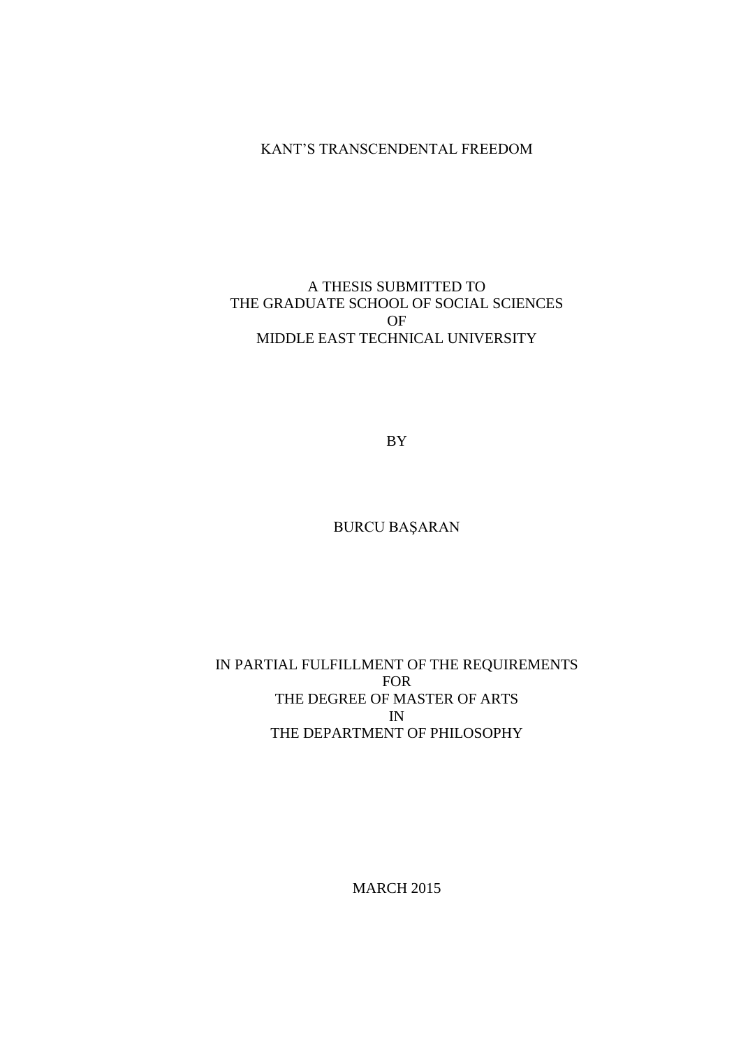# KANT'S TRANSCENDENTAL FREEDOM

A THESIS SUBMITTED TO
THE GRADUATE SCHOOL OF SOCIAL SCIENCES
OF
MIDDLE EAST TECHNICAL UNIVERSITY

BY

BURCU BAŞARAN

IN PARTIAL FULFILLMENT OF THE REQUIREMENTS
FOR
THE DEGREE OF MASTER OF ARTS
IN
THE DEPARTMENT OF PHILOSOPHY

MARCH 2015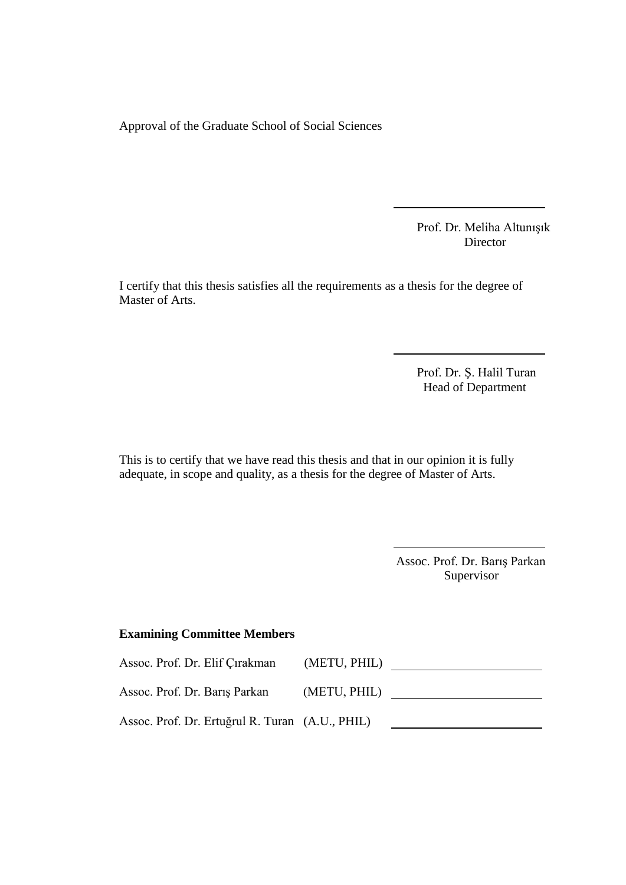Approval of the Graduate School of Social Sciences

Prof. Dr. Meliha Altunışık
Director

I certify that this thesis satisfies all the requirements as a thesis for the degree of Master of Arts.

Prof. Dr. Ş. Halil Turan
Head of Department

This is to certify that we have read this thesis and that in our opinion it is fully adequate, in scope and quality, as a thesis for the degree of Master of Arts.

Assoc. Prof. Dr. Barış Parkan
Supervisor

**Examining Committee Members**

| | | |
|---|---|---|
| Assoc. Prof. Dr. Elif Çırakman | (METU, PHIL) | |
| Assoc. Prof. Dr. Barış Parkan | (METU, PHIL) | |
| Assoc. Prof. Dr. Ertuğrul R. Turan | (A.U., PHIL) | |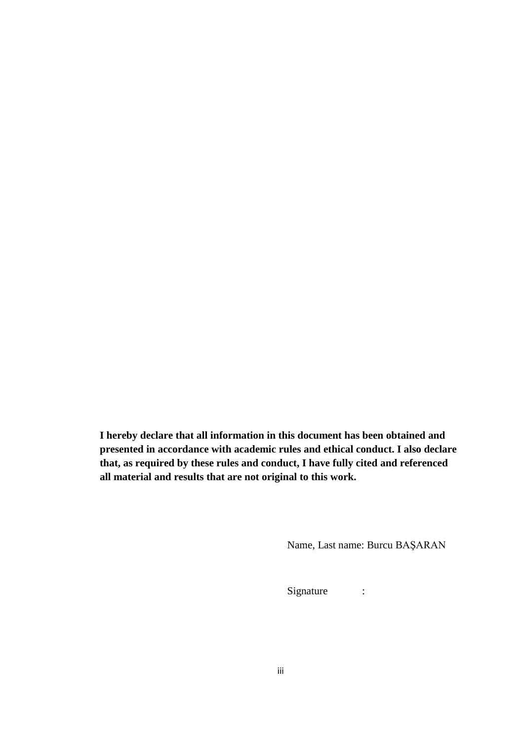**I hereby declare that all information in this document has been obtained and presented in accordance with academic rules and ethical conduct. I also declare that, as required by these rules and conduct, I have fully cited and referenced all material and results that are not original to this work.**

Name, Last name: Burcu BAŞARAN

Signature :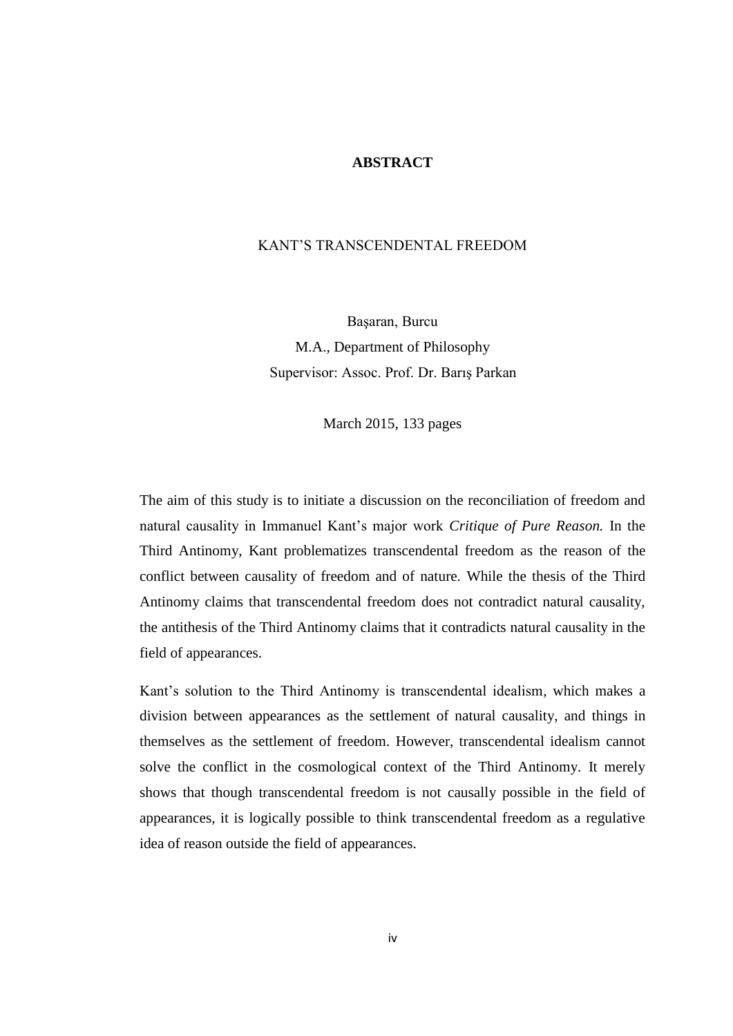# ABSTRACT

## KANT'S TRANSCENDENTAL FREEDOM

Başaran, Burcu
M.A., Department of Philosophy
Supervisor: Assoc. Prof. Dr. Barış Parkan

March 2015, 133 pages

The aim of this study is to initiate a discussion on the reconciliation of freedom and natural causality in Immanuel Kant's major work *Critique of Pure Reason.* In the Third Antinomy, Kant problematizes transcendental freedom as the reason of the conflict between causality of freedom and of nature. While the thesis of the Third Antinomy claims that transcendental freedom does not contradict natural causality, the antithesis of the Third Antinomy claims that it contradicts natural causality in the field of appearances.

Kant's solution to the Third Antinomy is transcendental idealism, which makes a division between appearances as the settlement of natural causality, and things in themselves as the settlement of freedom. However, transcendental idealism cannot solve the conflict in the cosmological context of the Third Antinomy. It merely shows that though transcendental freedom is not causally possible in the field of appearances, it is logically possible to think transcendental freedom as a regulative idea of reason outside the field of appearances.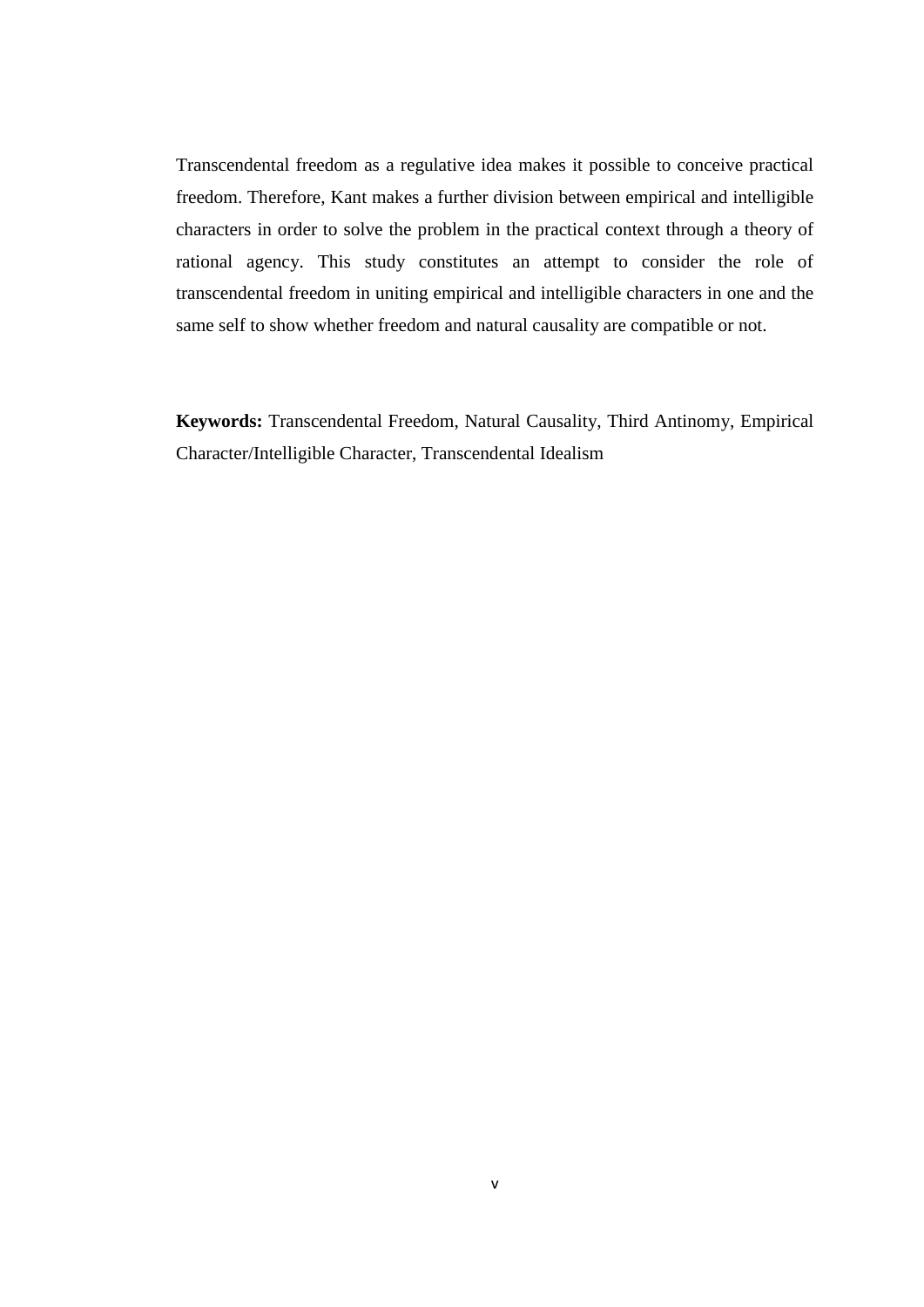Transcendental freedom as a regulative idea makes it possible to conceive practical freedom. Therefore, Kant makes a further division between empirical and intelligible characters in order to solve the problem in the practical context through a theory of rational agency. This study constitutes an attempt to consider the role of transcendental freedom in uniting empirical and intelligible characters in one and the same self to show whether freedom and natural causality are compatible or not.

**Keywords:** Transcendental Freedom, Natural Causality, Third Antinomy, Empirical Character/Intelligible Character, Transcendental Idealism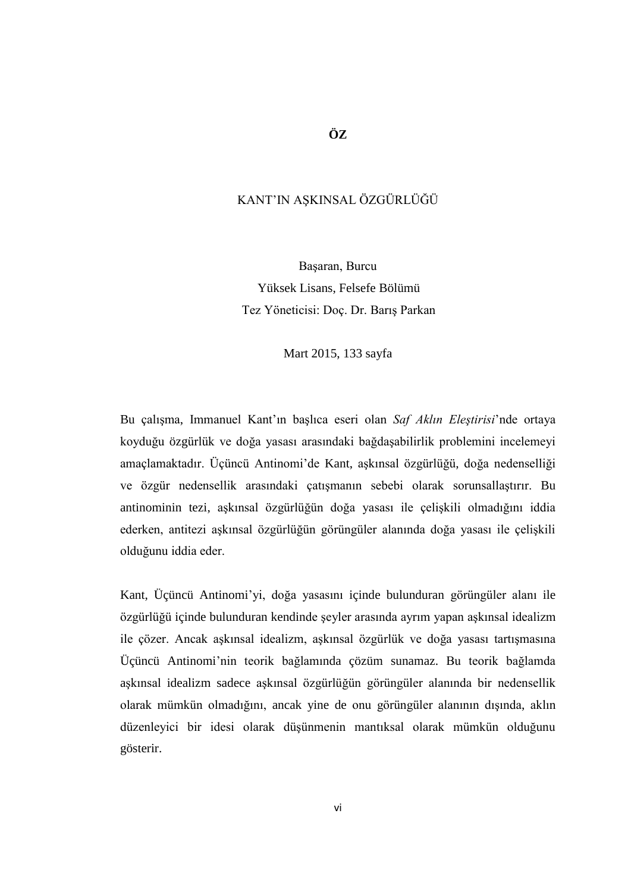# ÖZ

## KANT'IN AŞKINSAL ÖZGÜRLÜĞÜ

Başaran, Burcu
Yüksek Lisans, Felsefe Bölümü
Tez Yöneticisi: Doç. Dr. Barış Parkan

Mart 2015, 133 sayfa

Bu çalışma, Immanuel Kant'ın başlıca eseri olan *Saf Aklın Eleştirisi*'nde ortaya koyduğu özgürlük ve doğa yasası arasındaki bağdaşabilirlik problemini incelemeyi amaçlamaktadır. Üçüncü Antinomi'de Kant, aşkınsal özgürlüğü, doğa nedenselliği ve özgür nedensellik arasındaki çatışmanın sebebi olarak sorunsallaştırır. Bu antinominin tezi, aşkınsal özgürlüğün doğa yasası ile çelişkili olmadığını iddia ederken, antitezi aşkınsal özgürlüğün görüngüler alanında doğa yasası ile çelişkili olduğunu iddia eder.

Kant, Üçüncü Antinomi'yi, doğa yasasını içinde bulunduran görüngüler alanı ile özgürlüğü içinde bulunduran kendinde şeyler arasında ayrım yapan aşkınsal idealizm ile çözer. Ancak aşkınsal idealizm, aşkınsal özgürlük ve doğa yasası tartışmasına Üçüncü Antinomi'nin teorik bağlamında çözüm sunamaz. Bu teorik bağlamda aşkınsal idealizm sadece aşkınsal özgürlüğün görüngüler alanında bir nedensellik olarak mümkün olmadığını, ancak yine de onu görüngüler alanının dışında, aklın düzenleyici bir idesi olarak düşünmenin mantıksal olarak mümkün olduğunu gösterir.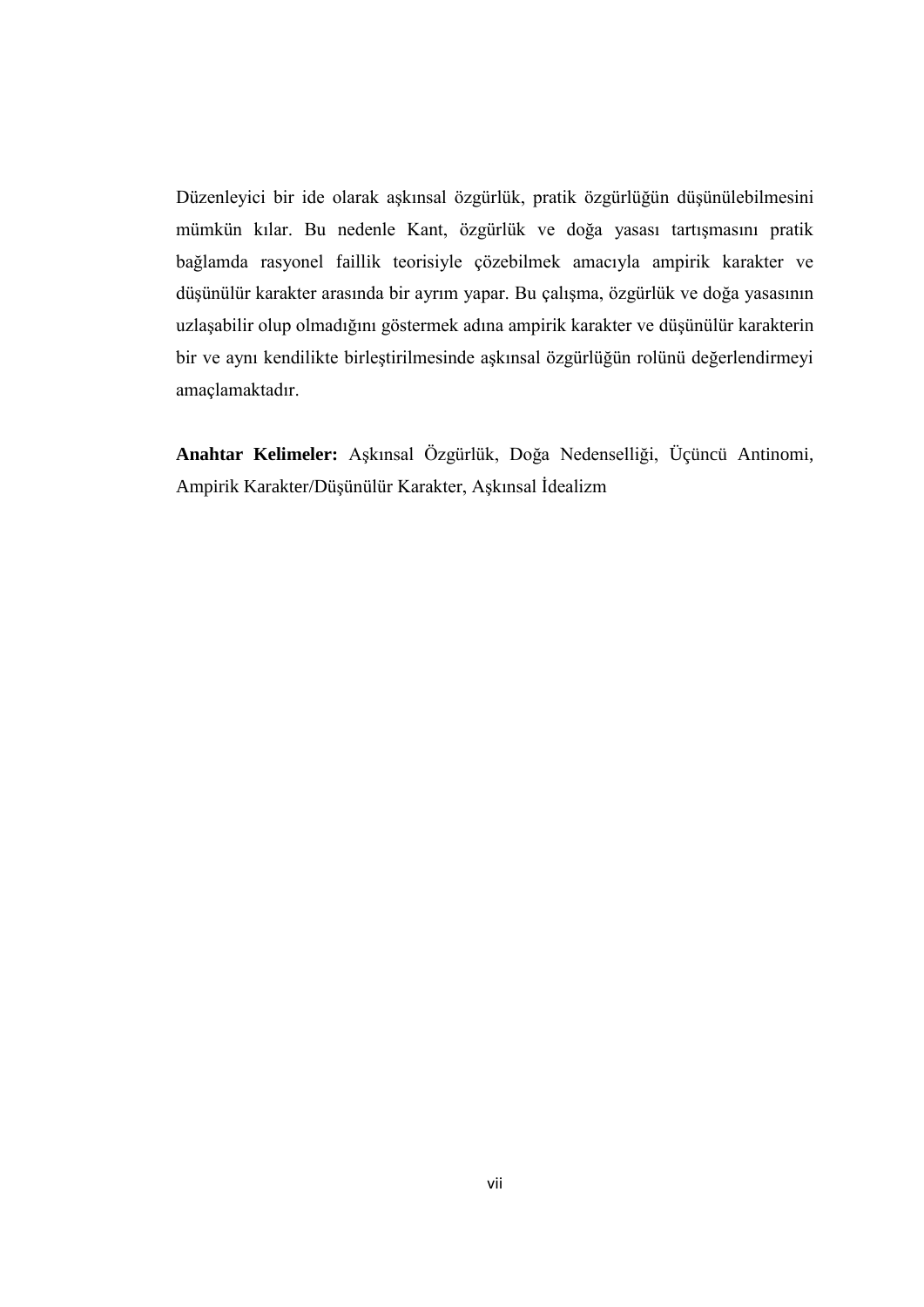Düzenleyici bir ide olarak aşkınsal özgürlük, pratik özgürlüğün düşünülebilmesini mümkün kılar. Bu nedenle Kant, özgürlük ve doğa yasası tartışmasını pratik bağlamda rasyonel faillik teorisiyle çözebilmek amacıyla ampirik karakter ve düşünülür karakter arasında bir ayrım yapar. Bu çalışma, özgürlük ve doğa yasasının uzlaşabilir olup olmadığını göstermek adına ampirik karakter ve düşünülür karakterin bir ve aynı kendilikte birleştirilmesinde aşkınsal özgürlüğün rolünü değerlendirmeyi amaçlamaktadır.

**Anahtar Kelimeler:** Aşkınsal Özgürlük, Doğa Nedenselliği, Üçüncü Antinomi, Ampirik Karakter/Düşünülür Karakter, Aşkınsal İdealizm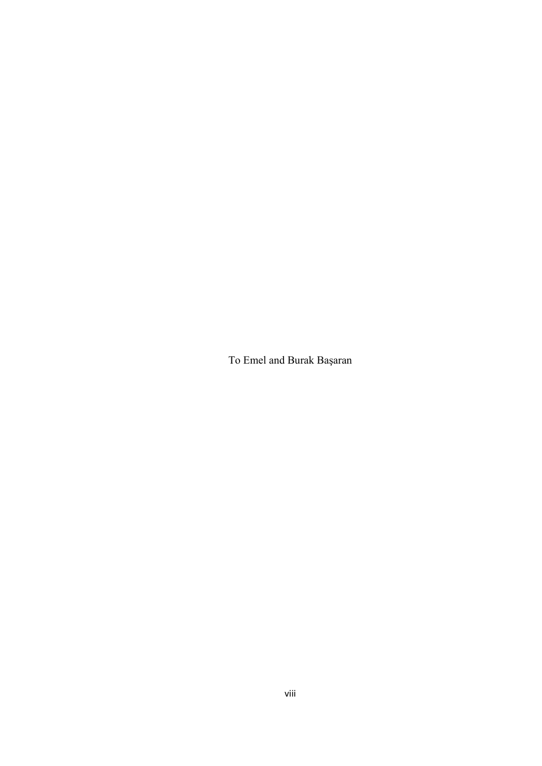To Emel and Burak Başaran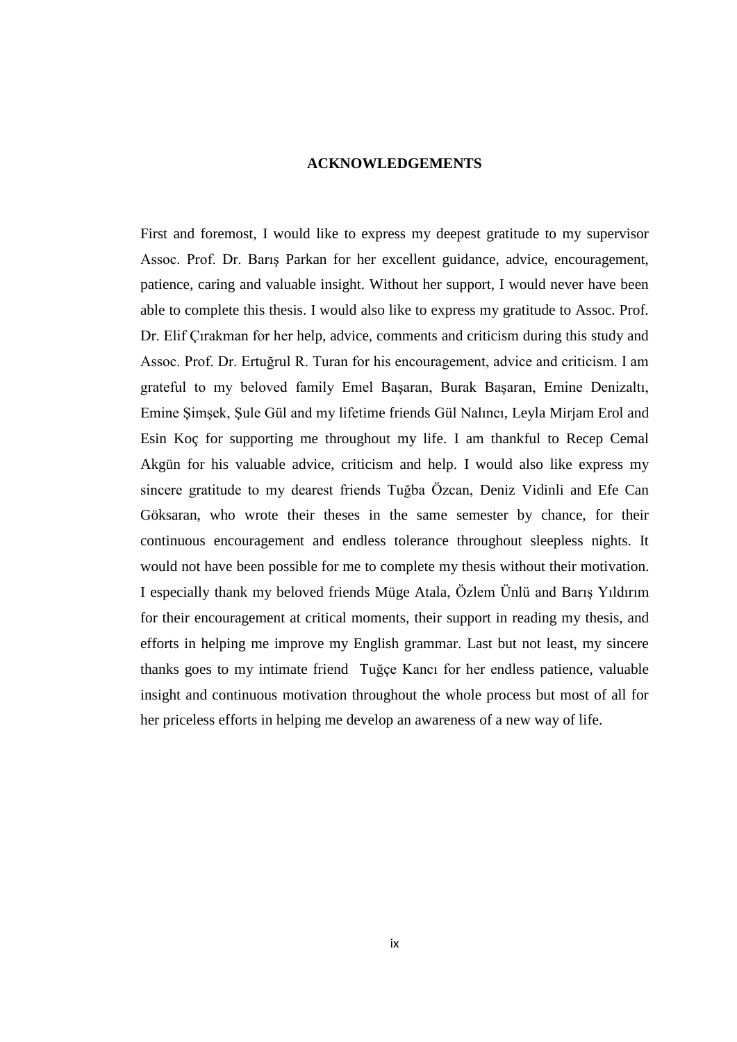# ACKNOWLEDGEMENTS

First and foremost, I would like to express my deepest gratitude to my supervisor Assoc. Prof. Dr. Barış Parkan for her excellent guidance, advice, encouragement, patience, caring and valuable insight. Without her support, I would never have been able to complete this thesis. I would also like to express my gratitude to Assoc. Prof. Dr. Elif Çırakman for her help, advice, comments and criticism during this study and Assoc. Prof. Dr. Ertuğrul R. Turan for his encouragement, advice and criticism. I am grateful to my beloved family Emel Başaran, Burak Başaran, Emine Denizaltı, Emine Şimşek, Şule Gül and my lifetime friends Gül Nalıncı, Leyla Mirjam Erol and Esin Koç for supporting me throughout my life. I am thankful to Recep Cemal Akgün for his valuable advice, criticism and help. I would also like express my sincere gratitude to my dearest friends Tuğba Özcan, Deniz Vidinli and Efe Can Göksaran, who wrote their theses in the same semester by chance, for their continuous encouragement and endless tolerance throughout sleepless nights. It would not have been possible for me to complete my thesis without their motivation. I especially thank my beloved friends Müge Atala, Özlem Ünlü and Barış Yıldırım for their encouragement at critical moments, their support in reading my thesis, and efforts in helping me improve my English grammar. Last but not least, my sincere thanks goes to my intimate friend Tuğçe Kancı for her endless patience, valuable insight and continuous motivation throughout the whole process but most of all for her priceless efforts in helping me develop an awareness of a new way of life.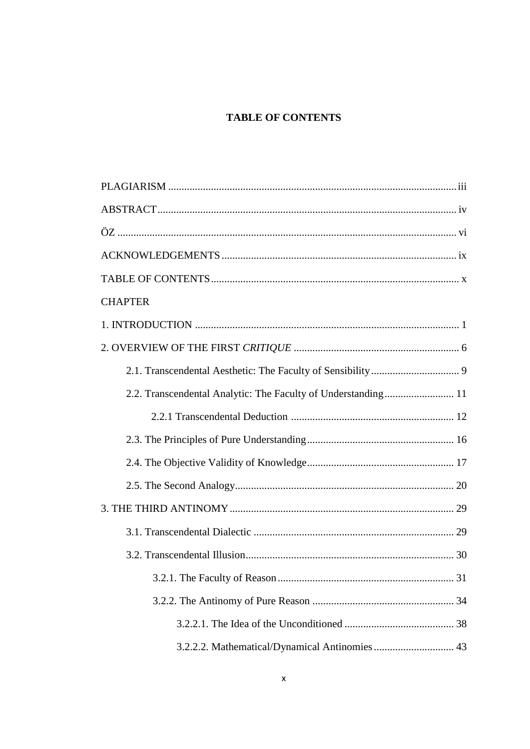**TABLE OF CONTENTS**

PLAGIARISM ........................................................................................................... iii

ABSTRACT ............................................................................................................... iv

ÖZ ............................................................................................................................. vi

ACKNOWLEDGEMENTS ....................................................................................... ix

TABLE OF CONTENTS ............................................................................................ x

CHAPTER

1. INTRODUCTION .................................................................................................. 1

2. OVERVIEW OF THE FIRST *CRITIQUE* ............................................................. 6

  2.1. Transcendental Aesthetic: The Faculty of Sensibility ................................ 9

  2.2. Transcendental Analytic: The Faculty of Understanding ......................... 11

    2.2.1 Transcendental Deduction ............................................................ 12

  2.3. The Principles of Pure Understanding ...................................................... 16

  2.4. The Objective Validity of Knowledge ...................................................... 17

  2.5. The Second Analogy ................................................................................. 20

3. THE THIRD ANTINOMY ................................................................................... 29

  3.1. Transcendental Dialectic .......................................................................... 29

  3.2. Transcendental Illusion ............................................................................. 30

    3.2.1. The Faculty of Reason ................................................................. 31

    3.2.2. The Antinomy of Pure Reason ..................................................... 34

      3.2.2.1. The Idea of the Unconditioned ........................................ 38

      3.2.2.2. Mathematical/Dynamical Antinomies ............................. 43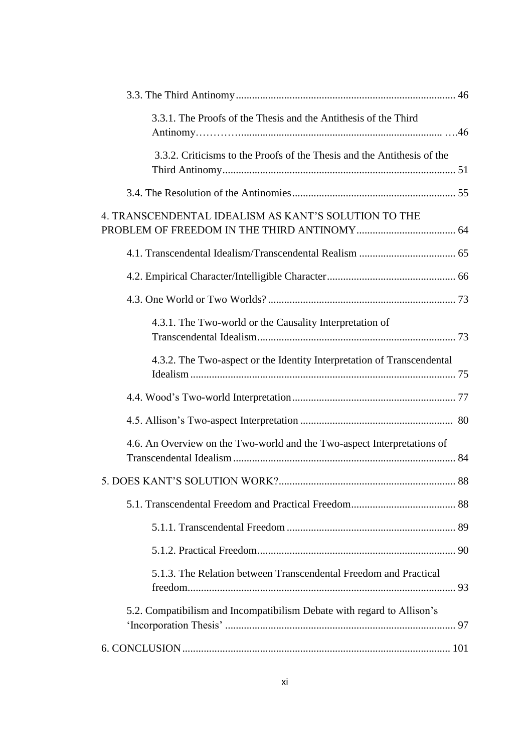3.3. The Third Antinomy ........................................................................ 46

3.3.1. The Proofs of the Thesis and the Antithesis of the Third Antinomy………….......................................................................... ….46

3.3.2. Criticisms to the Proofs of the Thesis and the Antithesis of the Third Antinomy..................................................................................... 51

3.4. The Resolution of the Antinomies............................................................ 55

4. TRANSCENDENTAL IDEALISM AS KANT'S SOLUTION TO THE PROBLEM OF FREEDOM IN THE THIRD ANTINOMY.................................... 64

4.1. Transcendental Idealism/Transcendental Realism .................................... 65

4.2. Empirical Character/Intelligible Character................................................ 66

4.3. One World or Two Worlds? ...................................................................... 73

4.3.1. The Two-world or the Causality Interpretation of Transcendental Idealism.......................................................................... 73

4.3.2. The Two-aspect or the Identity Interpretation of Transcendental Idealism.................................................................................................. 75

4.4. Wood's Two-world Interpretation............................................................. 77

4.5. Allison's Two-aspect Interpretation ......................................................... 80

4.6. An Overview on the Two-world and the Two-aspect Interpretations of Transcendental Idealism.................................................................................. 84

5. DOES KANT'S SOLUTION WORK?.................................................................. 88

5.1. Transcendental Freedom and Practical Freedom....................................... 88

5.1.1. Transcendental Freedom ............................................................... 89

5.1.2. Practical Freedom.......................................................................... 90

5.1.3. The Relation between Transcendental Freedom and Practical freedom.................................................................................................... 93

5.2. Compatibilism and Incompatibilism Debate with regard to Allison's 'Incorporation Thesis' ...................................................................................... 97

6. CONCLUSION................................................................................................... 101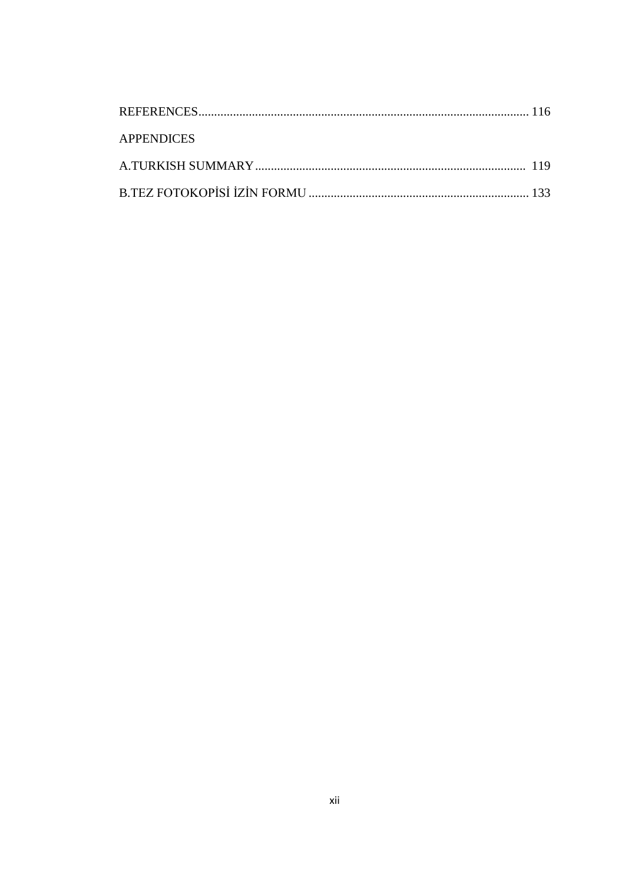REFERENCES........................................................................................................ 116

APPENDICES

A.TURKISH SUMMARY..................................................................................... 119

B.TEZ FOTOKOPİSİ İZİN FORMU ..................................................................... 133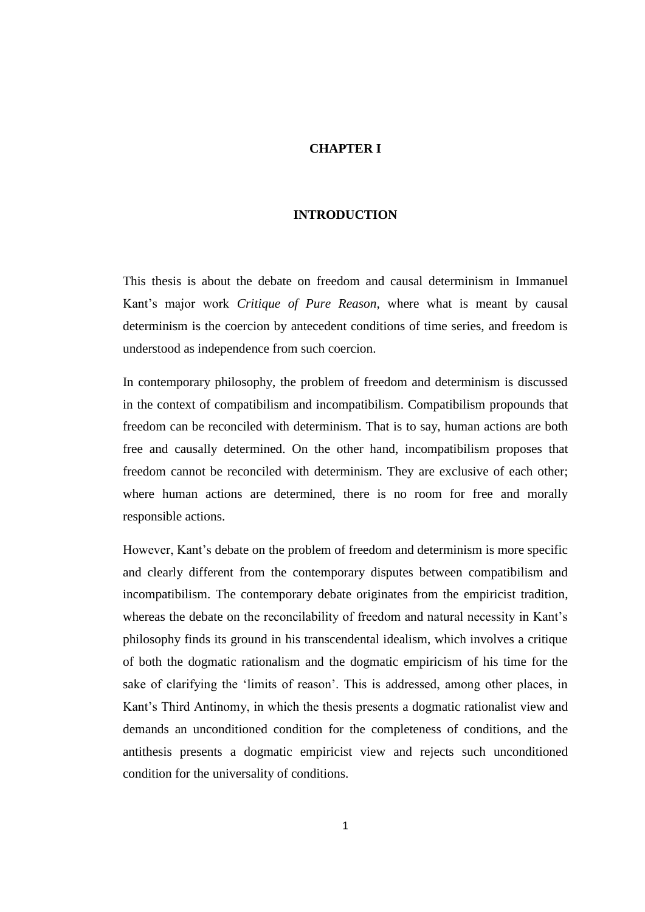# CHAPTER I

# INTRODUCTION

This thesis is about the debate on freedom and causal determinism in Immanuel Kant's major work *Critique of Pure Reason*, where what is meant by causal determinism is the coercion by antecedent conditions of time series, and freedom is understood as independence from such coercion.

In contemporary philosophy, the problem of freedom and determinism is discussed in the context of compatibilism and incompatibilism. Compatibilism propounds that freedom can be reconciled with determinism. That is to say, human actions are both free and causally determined. On the other hand, incompatibilism proposes that freedom cannot be reconciled with determinism. They are exclusive of each other; where human actions are determined, there is no room for free and morally responsible actions.

However, Kant's debate on the problem of freedom and determinism is more specific and clearly different from the contemporary disputes between compatibilism and incompatibilism. The contemporary debate originates from the empiricist tradition, whereas the debate on the reconcilability of freedom and natural necessity in Kant's philosophy finds its ground in his transcendental idealism, which involves a critique of both the dogmatic rationalism and the dogmatic empiricism of his time for the sake of clarifying the 'limits of reason'. This is addressed, among other places, in Kant's Third Antinomy, in which the thesis presents a dogmatic rationalist view and demands an unconditioned condition for the completeness of conditions, and the antithesis presents a dogmatic empiricist view and rejects such unconditioned condition for the universality of conditions.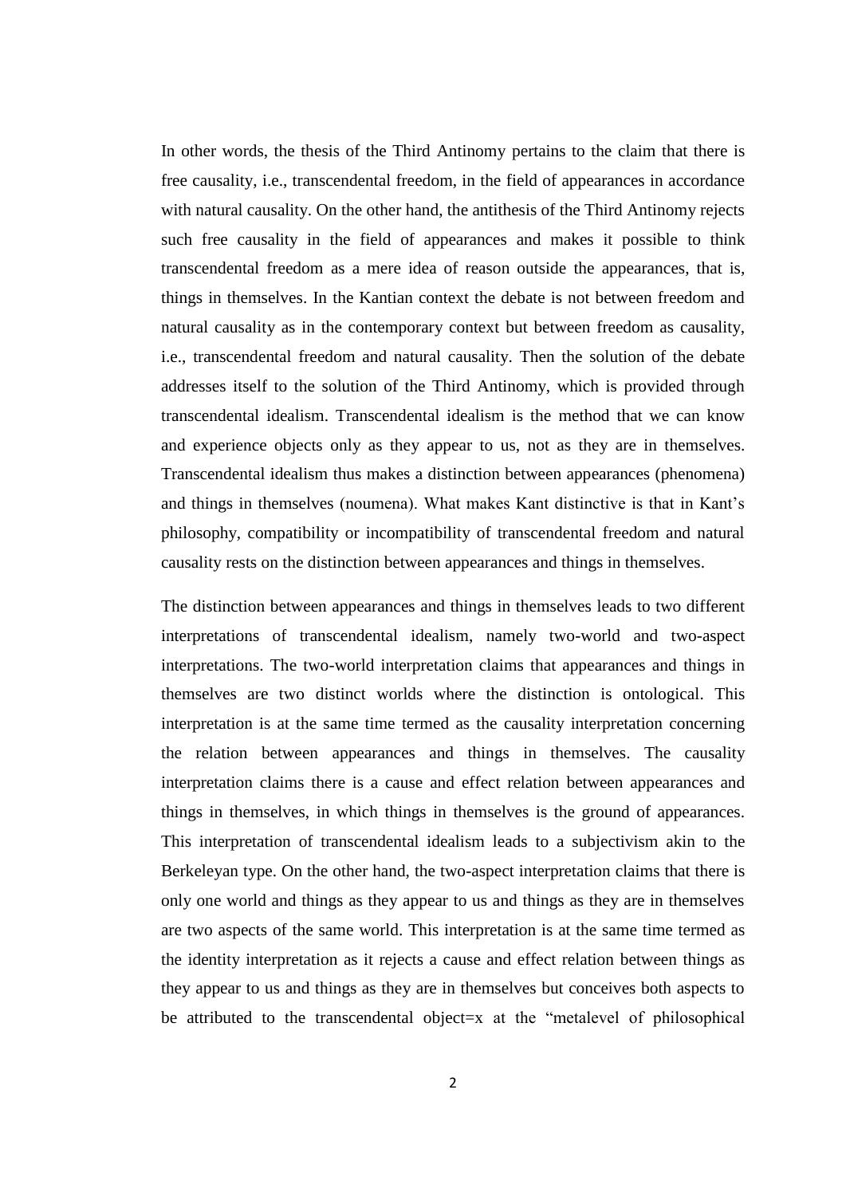In other words, the thesis of the Third Antinomy pertains to the claim that there is free causality, i.e., transcendental freedom, in the field of appearances in accordance with natural causality. On the other hand, the antithesis of the Third Antinomy rejects such free causality in the field of appearances and makes it possible to think transcendental freedom as a mere idea of reason outside the appearances, that is, things in themselves. In the Kantian context the debate is not between freedom and natural causality as in the contemporary context but between freedom as causality, i.e., transcendental freedom and natural causality. Then the solution of the debate addresses itself to the solution of the Third Antinomy, which is provided through transcendental idealism. Transcendental idealism is the method that we can know and experience objects only as they appear to us, not as they are in themselves. Transcendental idealism thus makes a distinction between appearances (phenomena) and things in themselves (noumena). What makes Kant distinctive is that in Kant's philosophy, compatibility or incompatibility of transcendental freedom and natural causality rests on the distinction between appearances and things in themselves.

The distinction between appearances and things in themselves leads to two different interpretations of transcendental idealism, namely two-world and two-aspect interpretations. The two-world interpretation claims that appearances and things in themselves are two distinct worlds where the distinction is ontological. This interpretation is at the same time termed as the causality interpretation concerning the relation between appearances and things in themselves. The causality interpretation claims there is a cause and effect relation between appearances and things in themselves, in which things in themselves is the ground of appearances. This interpretation of transcendental idealism leads to a subjectivism akin to the Berkeleyan type. On the other hand, the two-aspect interpretation claims that there is only one world and things as they appear to us and things as they are in themselves are two aspects of the same world. This interpretation is at the same time termed as the identity interpretation as it rejects a cause and effect relation between things as they appear to us and things as they are in themselves but conceives both aspects to be attributed to the transcendental object=x at the "metalevel of philosophical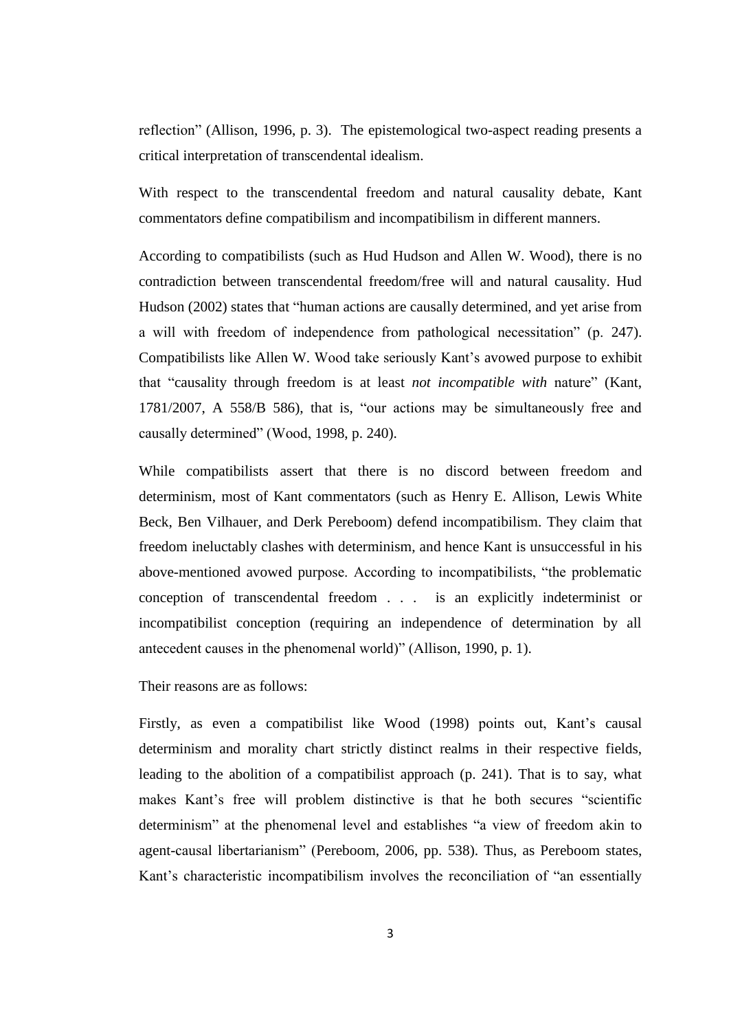reflection" (Allison, 1996, p. 3). The epistemological two-aspect reading presents a critical interpretation of transcendental idealism.

With respect to the transcendental freedom and natural causality debate, Kant commentators define compatibilism and incompatibilism in different manners.

According to compatibilists (such as Hud Hudson and Allen W. Wood), there is no contradiction between transcendental freedom/free will and natural causality. Hud Hudson (2002) states that "human actions are causally determined, and yet arise from a will with freedom of independence from pathological necessitation" (p. 247). Compatibilists like Allen W. Wood take seriously Kant's avowed purpose to exhibit that "causality through freedom is at least *not incompatible with* nature" (Kant, 1781/2007, A 558/B 586), that is, "our actions may be simultaneously free and causally determined" (Wood, 1998, p. 240).

While compatibilists assert that there is no discord between freedom and determinism, most of Kant commentators (such as Henry E. Allison, Lewis White Beck, Ben Vilhauer, and Derk Pereboom) defend incompatibilism. They claim that freedom ineluctably clashes with determinism, and hence Kant is unsuccessful in his above-mentioned avowed purpose. According to incompatibilists, "the problematic conception of transcendental freedom . . . is an explicitly indeterminist or incompatibilist conception (requiring an independence of determination by all antecedent causes in the phenomenal world)" (Allison, 1990, p. 1).

Their reasons are as follows:

Firstly, as even a compatibilist like Wood (1998) points out, Kant's causal determinism and morality chart strictly distinct realms in their respective fields, leading to the abolition of a compatibilist approach (p. 241). That is to say, what makes Kant's free will problem distinctive is that he both secures "scientific determinism" at the phenomenal level and establishes "a view of freedom akin to agent-causal libertarianism" (Pereboom, 2006, pp. 538). Thus, as Pereboom states, Kant's characteristic incompatibilism involves the reconciliation of "an essentially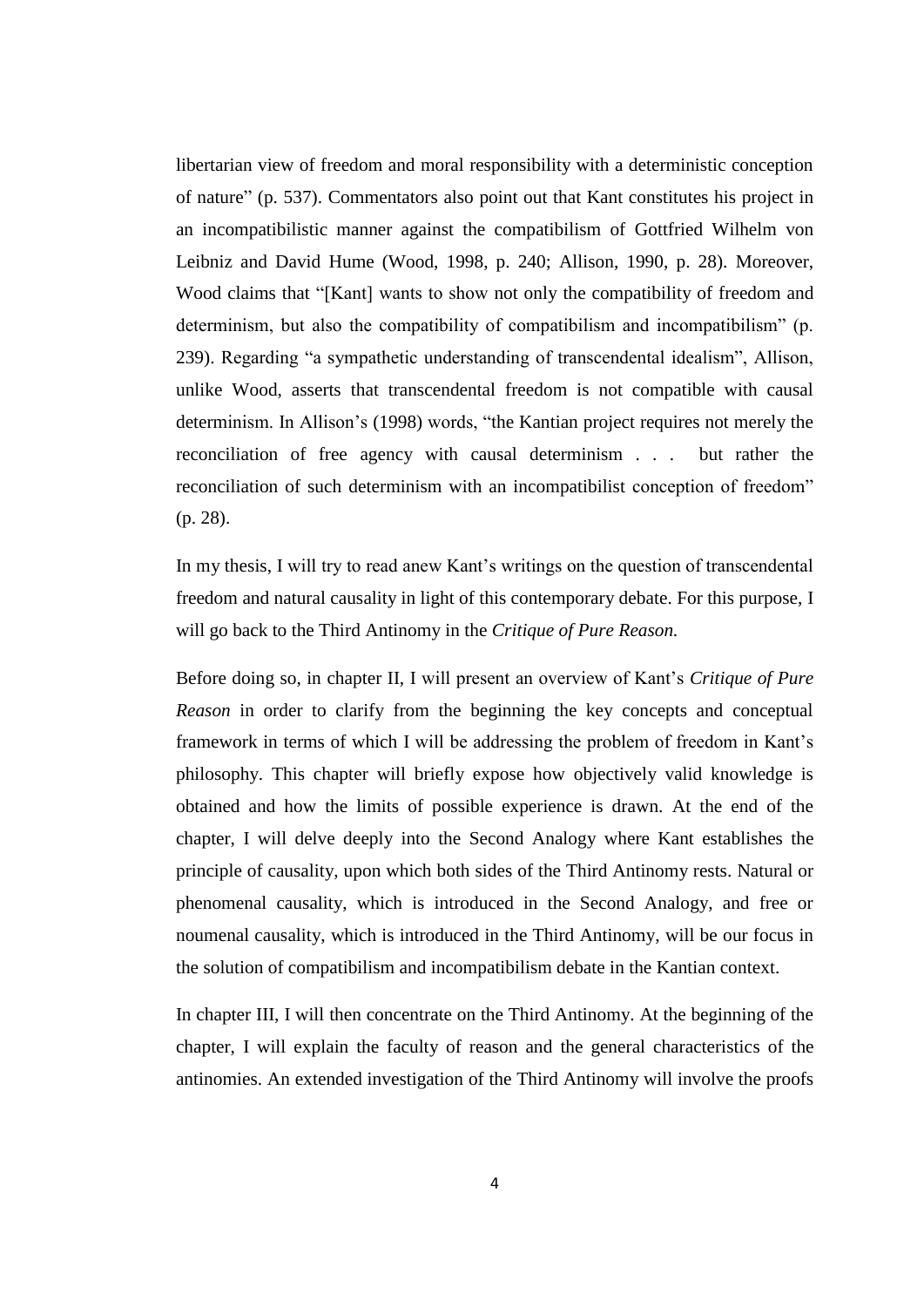libertarian view of freedom and moral responsibility with a deterministic conception of nature" (p. 537). Commentators also point out that Kant constitutes his project in an incompatibilistic manner against the compatibilism of Gottfried Wilhelm von Leibniz and David Hume (Wood, 1998, p. 240; Allison, 1990, p. 28). Moreover, Wood claims that "[Kant] wants to show not only the compatibility of freedom and determinism, but also the compatibility of compatibilism and incompatibilism" (p. 239). Regarding "a sympathetic understanding of transcendental idealism", Allison, unlike Wood, asserts that transcendental freedom is not compatible with causal determinism. In Allison's (1998) words, "the Kantian project requires not merely the reconciliation of free agency with causal determinism . . . but rather the reconciliation of such determinism with an incompatibilist conception of freedom" (p. 28).

In my thesis, I will try to read anew Kant's writings on the question of transcendental freedom and natural causality in light of this contemporary debate. For this purpose, I will go back to the Third Antinomy in the *Critique of Pure Reason.*

Before doing so, in chapter II, I will present an overview of Kant's *Critique of Pure Reason* in order to clarify from the beginning the key concepts and conceptual framework in terms of which I will be addressing the problem of freedom in Kant's philosophy. This chapter will briefly expose how objectively valid knowledge is obtained and how the limits of possible experience is drawn. At the end of the chapter, I will delve deeply into the Second Analogy where Kant establishes the principle of causality, upon which both sides of the Third Antinomy rests. Natural or phenomenal causality, which is introduced in the Second Analogy, and free or noumenal causality, which is introduced in the Third Antinomy, will be our focus in the solution of compatibilism and incompatibilism debate in the Kantian context.

In chapter III, I will then concentrate on the Third Antinomy. At the beginning of the chapter, I will explain the faculty of reason and the general characteristics of the antinomies. An extended investigation of the Third Antinomy will involve the proofs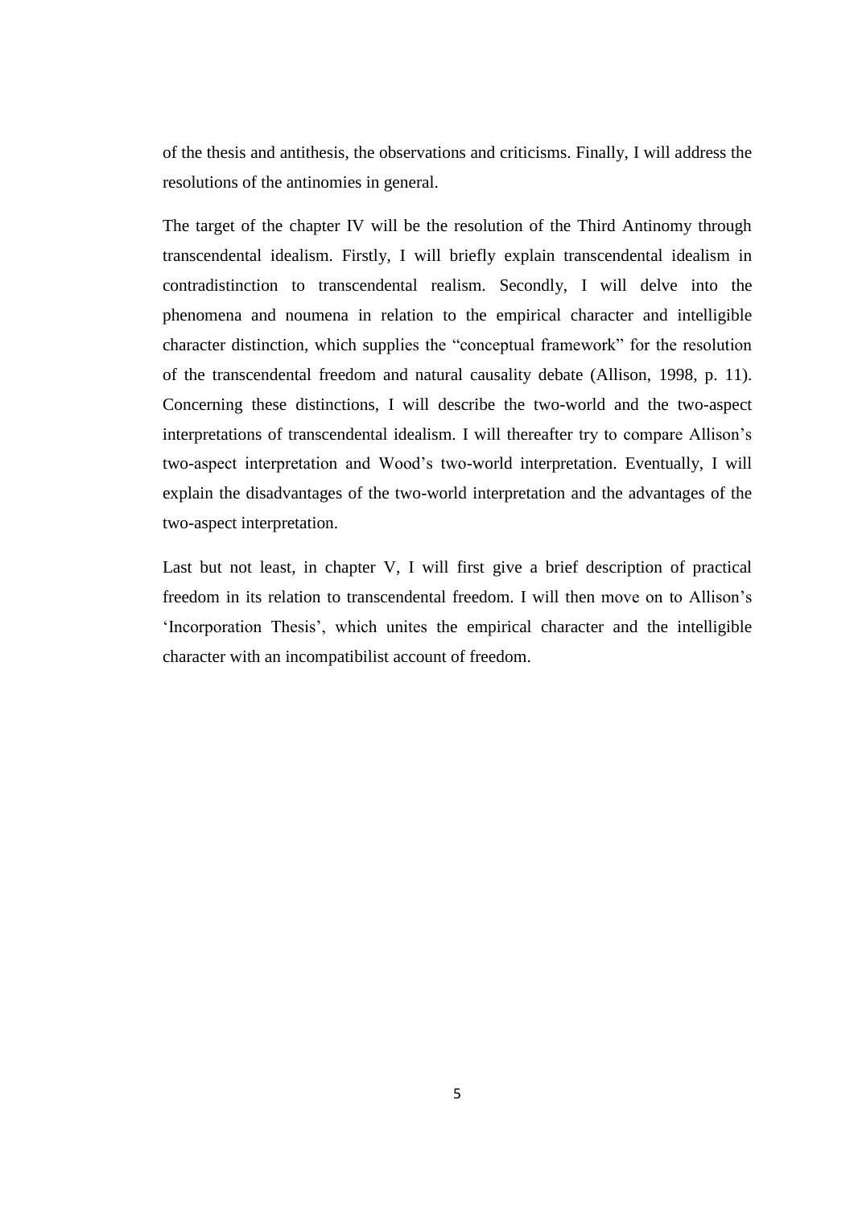of the thesis and antithesis, the observations and criticisms. Finally, I will address the resolutions of the antinomies in general.

The target of the chapter IV will be the resolution of the Third Antinomy through transcendental idealism. Firstly, I will briefly explain transcendental idealism in contradistinction to transcendental realism. Secondly, I will delve into the phenomena and noumena in relation to the empirical character and intelligible character distinction, which supplies the "conceptual framework" for the resolution of the transcendental freedom and natural causality debate (Allison, 1998, p. 11). Concerning these distinctions, I will describe the two-world and the two-aspect interpretations of transcendental idealism. I will thereafter try to compare Allison's two-aspect interpretation and Wood's two-world interpretation. Eventually, I will explain the disadvantages of the two-world interpretation and the advantages of the two-aspect interpretation.

Last but not least, in chapter V, I will first give a brief description of practical freedom in its relation to transcendental freedom. I will then move on to Allison's 'Incorporation Thesis', which unites the empirical character and the intelligible character with an incompatibilist account of freedom.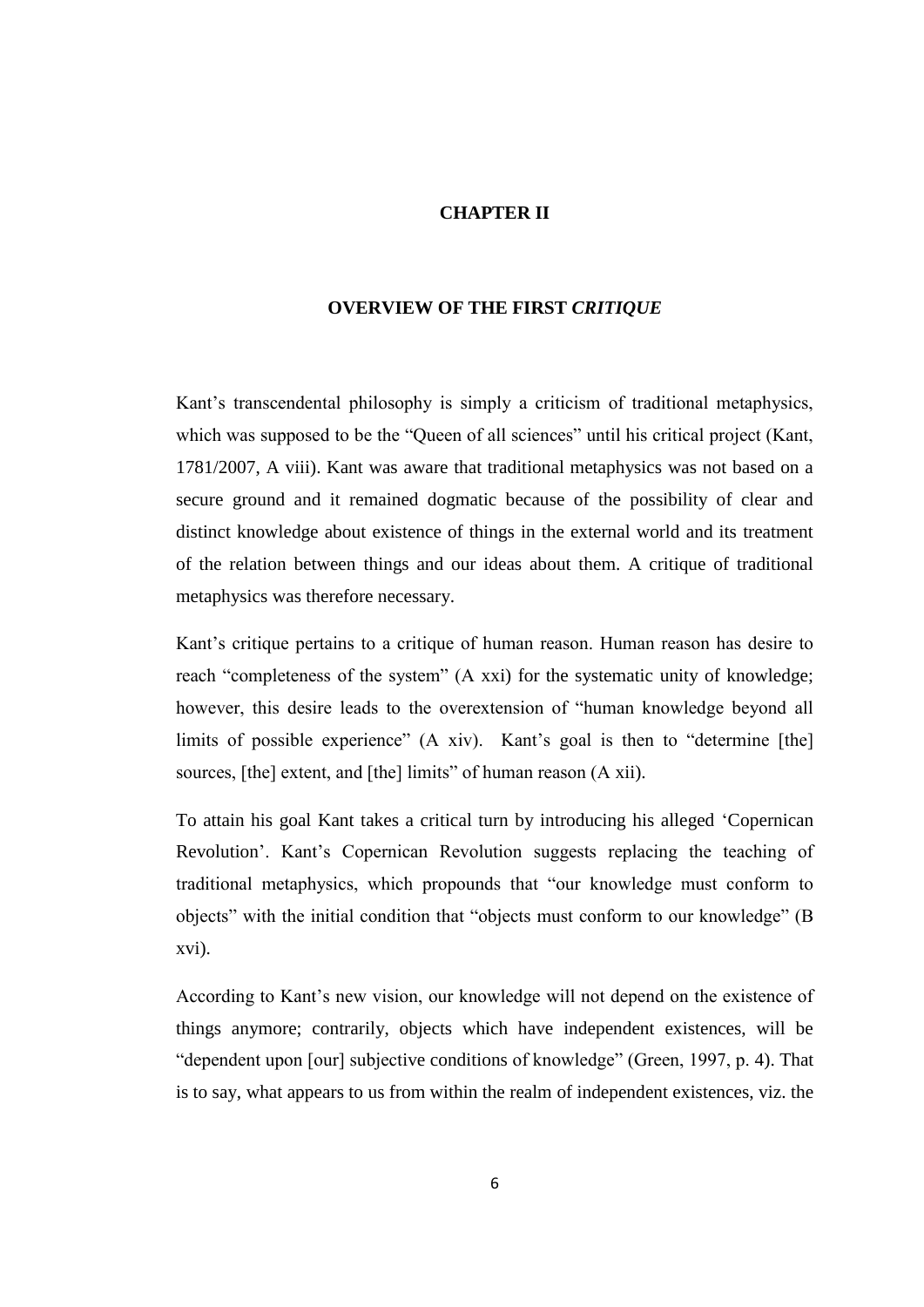# CHAPTER II

## OVERVIEW OF THE FIRST *CRITIQUE*

Kant's transcendental philosophy is simply a criticism of traditional metaphysics, which was supposed to be the "Queen of all sciences" until his critical project (Kant, 1781/2007, A viii). Kant was aware that traditional metaphysics was not based on a secure ground and it remained dogmatic because of the possibility of clear and distinct knowledge about existence of things in the external world and its treatment of the relation between things and our ideas about them. A critique of traditional metaphysics was therefore necessary.

Kant's critique pertains to a critique of human reason. Human reason has desire to reach "completeness of the system" (A xxi) for the systematic unity of knowledge; however, this desire leads to the overextension of "human knowledge beyond all limits of possible experience" (A xiv). Kant's goal is then to "determine [the] sources, [the] extent, and [the] limits" of human reason (A xii).

To attain his goal Kant takes a critical turn by introducing his alleged 'Copernican Revolution'. Kant's Copernican Revolution suggests replacing the teaching of traditional metaphysics, which propounds that "our knowledge must conform to objects" with the initial condition that "objects must conform to our knowledge" (B xvi).

According to Kant's new vision, our knowledge will not depend on the existence of things anymore; contrarily, objects which have independent existences, will be "dependent upon [our] subjective conditions of knowledge" (Green, 1997, p. 4). That is to say, what appears to us from within the realm of independent existences, viz. the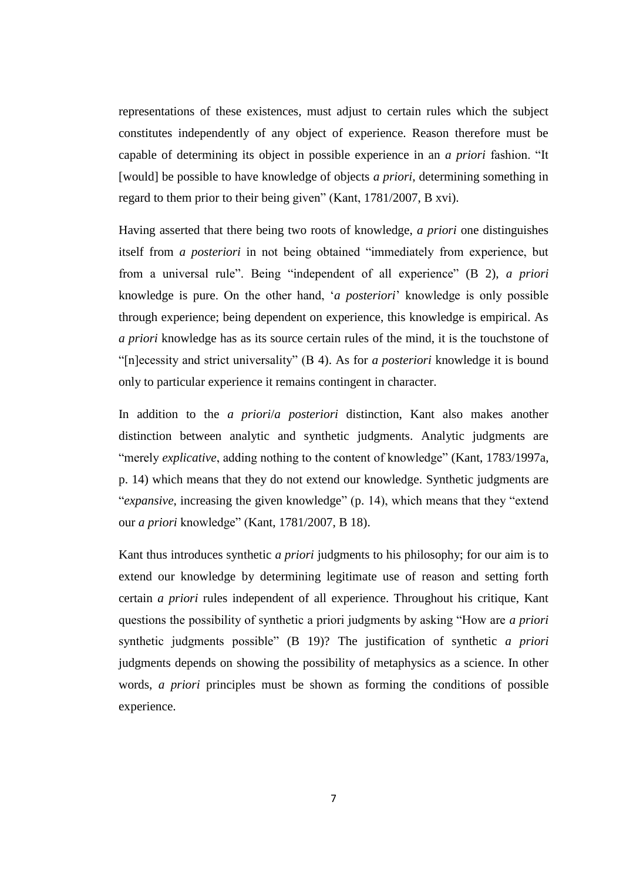representations of these existences, must adjust to certain rules which the subject constitutes independently of any object of experience. Reason therefore must be capable of determining its object in possible experience in an *a priori* fashion. "It [would] be possible to have knowledge of objects *a priori*, determining something in regard to them prior to their being given" (Kant, 1781/2007, B xvi).

Having asserted that there being two roots of knowledge, *a priori* one distinguishes itself from *a posteriori* in not being obtained "immediately from experience, but from a universal rule". Being "independent of all experience" (B 2), *a priori* knowledge is pure. On the other hand, '*a posteriori*' knowledge is only possible through experience; being dependent on experience, this knowledge is empirical. As *a priori* knowledge has as its source certain rules of the mind, it is the touchstone of "[n]ecessity and strict universality" (B 4). As for *a posteriori* knowledge it is bound only to particular experience it remains contingent in character.

In addition to the *a priori*/*a posteriori* distinction, Kant also makes another distinction between analytic and synthetic judgments. Analytic judgments are "merely *explicative*, adding nothing to the content of knowledge" (Kant, 1783/1997a, p. 14) which means that they do not extend our knowledge. Synthetic judgments are "*expansive*, increasing the given knowledge" (p. 14), which means that they "extend our *a priori* knowledge" (Kant, 1781/2007, B 18).

Kant thus introduces synthetic *a priori* judgments to his philosophy; for our aim is to extend our knowledge by determining legitimate use of reason and setting forth certain *a priori* rules independent of all experience. Throughout his critique, Kant questions the possibility of synthetic a priori judgments by asking "How are *a priori* synthetic judgments possible" (B 19)? The justification of synthetic *a priori* judgments depends on showing the possibility of metaphysics as a science. In other words, *a priori* principles must be shown as forming the conditions of possible experience.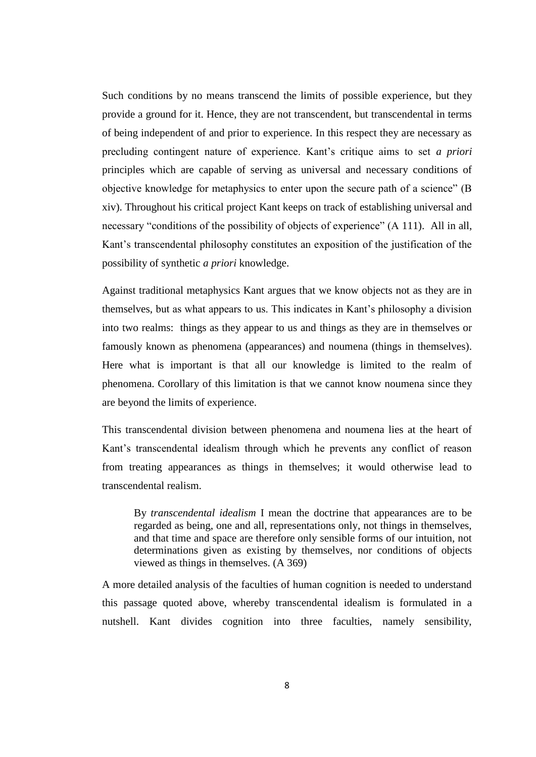Such conditions by no means transcend the limits of possible experience, but they provide a ground for it. Hence, they are not transcendent, but transcendental in terms of being independent of and prior to experience. In this respect they are necessary as precluding contingent nature of experience. Kant's critique aims to set *a priori* principles which are capable of serving as universal and necessary conditions of objective knowledge for metaphysics to enter upon the secure path of a science" (B xiv). Throughout his critical project Kant keeps on track of establishing universal and necessary "conditions of the possibility of objects of experience" (A 111). All in all, Kant's transcendental philosophy constitutes an exposition of the justification of the possibility of synthetic *a priori* knowledge.

Against traditional metaphysics Kant argues that we know objects not as they are in themselves, but as what appears to us. This indicates in Kant's philosophy a division into two realms: things as they appear to us and things as they are in themselves or famously known as phenomena (appearances) and noumena (things in themselves). Here what is important is that all our knowledge is limited to the realm of phenomena. Corollary of this limitation is that we cannot know noumena since they are beyond the limits of experience.

This transcendental division between phenomena and noumena lies at the heart of Kant's transcendental idealism through which he prevents any conflict of reason from treating appearances as things in themselves; it would otherwise lead to transcendental realism.

> By *transcendental idealism* I mean the doctrine that appearances are to be regarded as being, one and all, representations only, not things in themselves, and that time and space are therefore only sensible forms of our intuition, not determinations given as existing by themselves, nor conditions of objects viewed as things in themselves. (A 369)

A more detailed analysis of the faculties of human cognition is needed to understand this passage quoted above, whereby transcendental idealism is formulated in a nutshell. Kant divides cognition into three faculties, namely sensibility,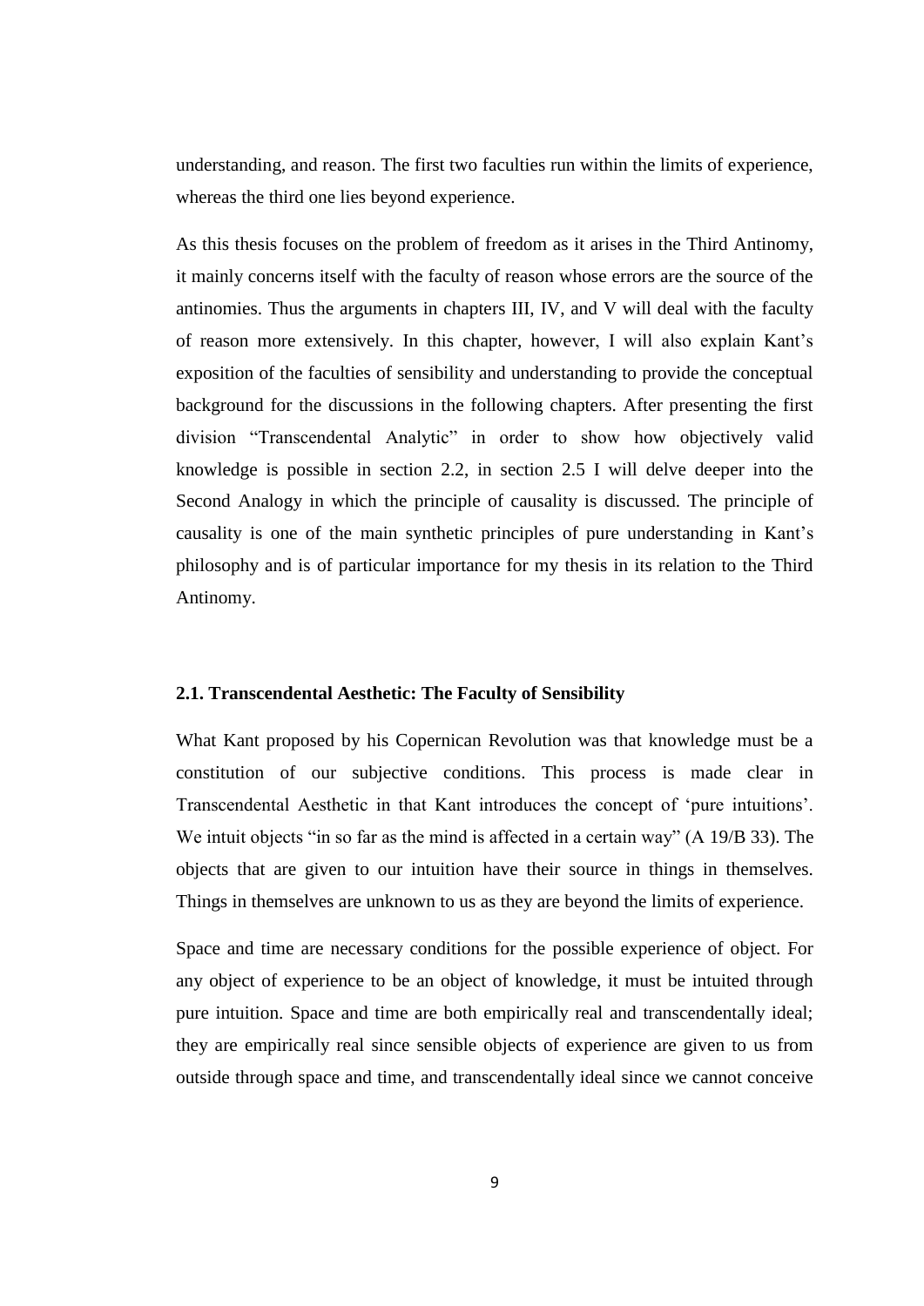understanding, and reason. The first two faculties run within the limits of experience, whereas the third one lies beyond experience.

As this thesis focuses on the problem of freedom as it arises in the Third Antinomy, it mainly concerns itself with the faculty of reason whose errors are the source of the antinomies. Thus the arguments in chapters III, IV, and V will deal with the faculty of reason more extensively. In this chapter, however, I will also explain Kant's exposition of the faculties of sensibility and understanding to provide the conceptual background for the discussions in the following chapters. After presenting the first division "Transcendental Analytic" in order to show how objectively valid knowledge is possible in section 2.2, in section 2.5 I will delve deeper into the Second Analogy in which the principle of causality is discussed. The principle of causality is one of the main synthetic principles of pure understanding in Kant's philosophy and is of particular importance for my thesis in its relation to the Third Antinomy.

### 2.1. Transcendental Aesthetic: The Faculty of Sensibility

What Kant proposed by his Copernican Revolution was that knowledge must be a constitution of our subjective conditions. This process is made clear in Transcendental Aesthetic in that Kant introduces the concept of 'pure intuitions'. We intuit objects "in so far as the mind is affected in a certain way" (A 19/B 33). The objects that are given to our intuition have their source in things in themselves. Things in themselves are unknown to us as they are beyond the limits of experience.

Space and time are necessary conditions for the possible experience of object. For any object of experience to be an object of knowledge, it must be intuited through pure intuition. Space and time are both empirically real and transcendentally ideal; they are empirically real since sensible objects of experience are given to us from outside through space and time, and transcendentally ideal since we cannot conceive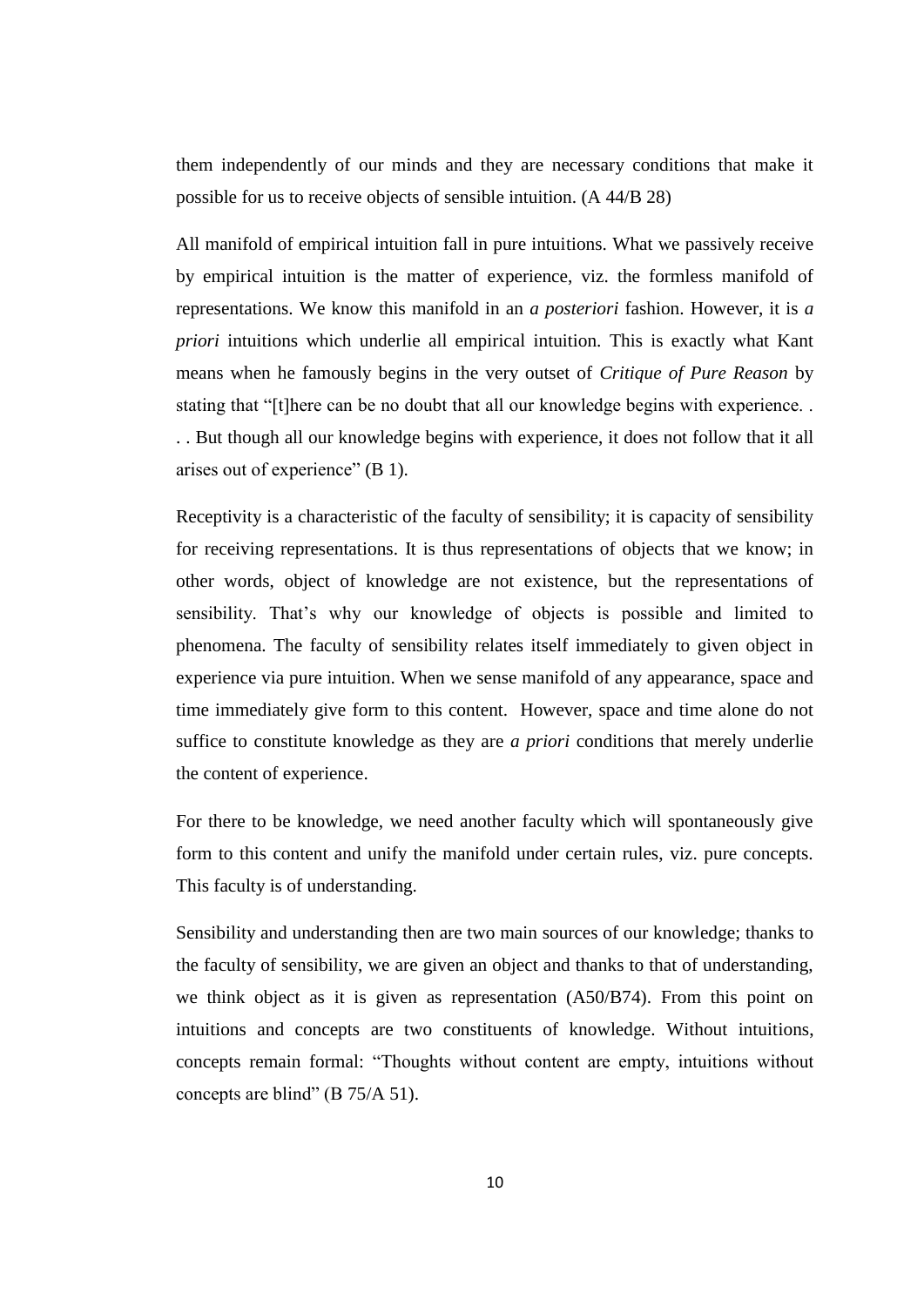them independently of our minds and they are necessary conditions that make it possible for us to receive objects of sensible intuition. (A 44/B 28)

All manifold of empirical intuition fall in pure intuitions. What we passively receive by empirical intuition is the matter of experience, viz. the formless manifold of representations. We know this manifold in an *a posteriori* fashion. However, it is *a priori* intuitions which underlie all empirical intuition. This is exactly what Kant means when he famously begins in the very outset of *Critique of Pure Reason* by stating that "[t]here can be no doubt that all our knowledge begins with experience. . . . But though all our knowledge begins with experience, it does not follow that it all arises out of experience" (B 1).

Receptivity is a characteristic of the faculty of sensibility; it is capacity of sensibility for receiving representations. It is thus representations of objects that we know; in other words, object of knowledge are not existence, but the representations of sensibility. That's why our knowledge of objects is possible and limited to phenomena. The faculty of sensibility relates itself immediately to given object in experience via pure intuition. When we sense manifold of any appearance, space and time immediately give form to this content. However, space and time alone do not suffice to constitute knowledge as they are *a priori* conditions that merely underlie the content of experience.

For there to be knowledge, we need another faculty which will spontaneously give form to this content and unify the manifold under certain rules, viz. pure concepts. This faculty is of understanding.

Sensibility and understanding then are two main sources of our knowledge; thanks to the faculty of sensibility, we are given an object and thanks to that of understanding, we think object as it is given as representation (A50/B74). From this point on intuitions and concepts are two constituents of knowledge. Without intuitions, concepts remain formal: "Thoughts without content are empty, intuitions without concepts are blind" (B 75/A 51).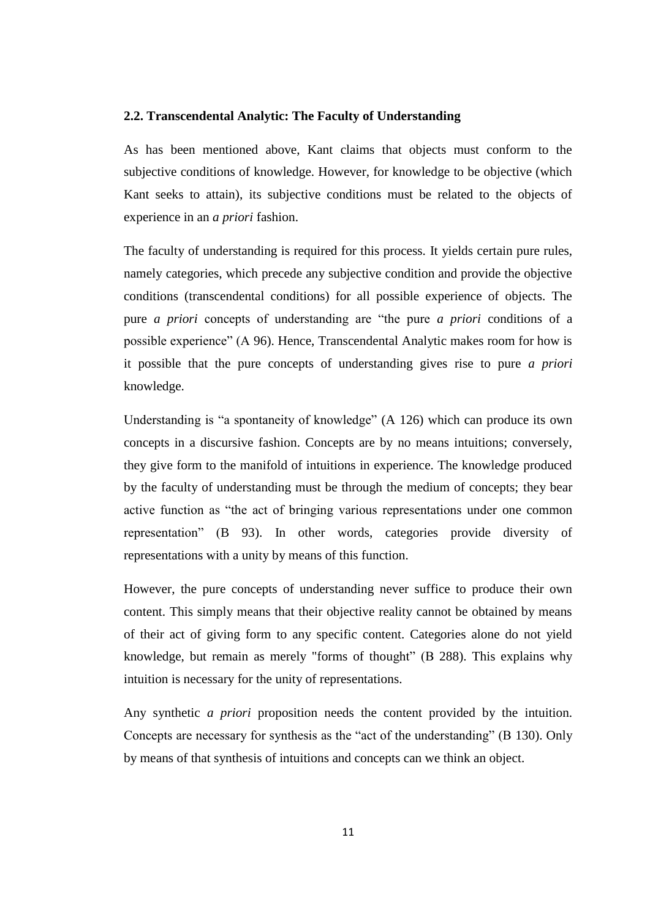### 2.2. Transcendental Analytic: The Faculty of Understanding

As has been mentioned above, Kant claims that objects must conform to the subjective conditions of knowledge. However, for knowledge to be objective (which Kant seeks to attain), its subjective conditions must be related to the objects of experience in an *a priori* fashion.

The faculty of understanding is required for this process. It yields certain pure rules, namely categories, which precede any subjective condition and provide the objective conditions (transcendental conditions) for all possible experience of objects. The pure *a priori* concepts of understanding are "the pure *a priori* conditions of a possible experience" (A 96). Hence, Transcendental Analytic makes room for how is it possible that the pure concepts of understanding gives rise to pure *a priori* knowledge.

Understanding is "a spontaneity of knowledge" (A 126) which can produce its own concepts in a discursive fashion. Concepts are by no means intuitions; conversely, they give form to the manifold of intuitions in experience. The knowledge produced by the faculty of understanding must be through the medium of concepts; they bear active function as "the act of bringing various representations under one common representation" (B 93). In other words, categories provide diversity of representations with a unity by means of this function.

However, the pure concepts of understanding never suffice to produce their own content. This simply means that their objective reality cannot be obtained by means of their act of giving form to any specific content. Categories alone do not yield knowledge, but remain as merely "forms of thought" (B 288). This explains why intuition is necessary for the unity of representations.

Any synthetic *a priori* proposition needs the content provided by the intuition. Concepts are necessary for synthesis as the "act of the understanding" (B 130). Only by means of that synthesis of intuitions and concepts can we think an object.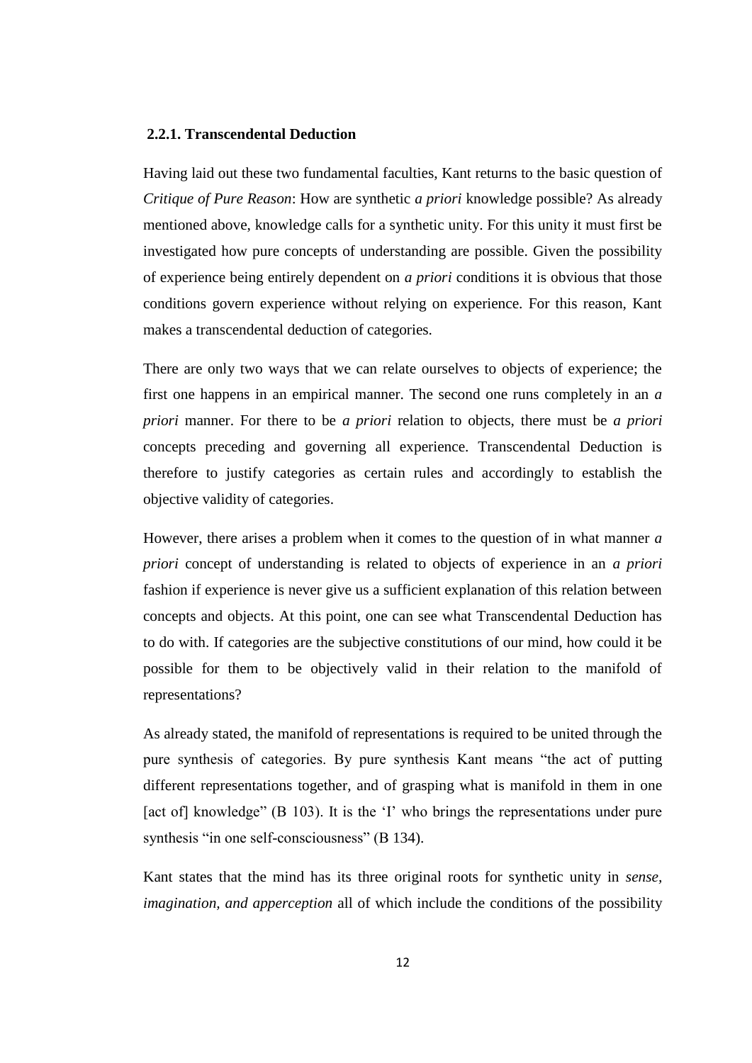### 2.2.1. Transcendental Deduction

Having laid out these two fundamental faculties, Kant returns to the basic question of *Critique of Pure Reason*: How are synthetic *a priori* knowledge possible? As already mentioned above, knowledge calls for a synthetic unity. For this unity it must first be investigated how pure concepts of understanding are possible. Given the possibility of experience being entirely dependent on *a priori* conditions it is obvious that those conditions govern experience without relying on experience. For this reason, Kant makes a transcendental deduction of categories.

There are only two ways that we can relate ourselves to objects of experience; the first one happens in an empirical manner. The second one runs completely in an *a priori* manner. For there to be *a priori* relation to objects, there must be *a priori* concepts preceding and governing all experience. Transcendental Deduction is therefore to justify categories as certain rules and accordingly to establish the objective validity of categories.

However, there arises a problem when it comes to the question of in what manner *a priori* concept of understanding is related to objects of experience in an *a priori* fashion if experience is never give us a sufficient explanation of this relation between concepts and objects. At this point, one can see what Transcendental Deduction has to do with. If categories are the subjective constitutions of our mind, how could it be possible for them to be objectively valid in their relation to the manifold of representations?

As already stated, the manifold of representations is required to be united through the pure synthesis of categories. By pure synthesis Kant means "the act of putting different representations together, and of grasping what is manifold in them in one [act of] knowledge" (B 103). It is the 'I' who brings the representations under pure synthesis "in one self-consciousness" (B 134).

Kant states that the mind has its three original roots for synthetic unity in *sense, imagination, and apperception* all of which include the conditions of the possibility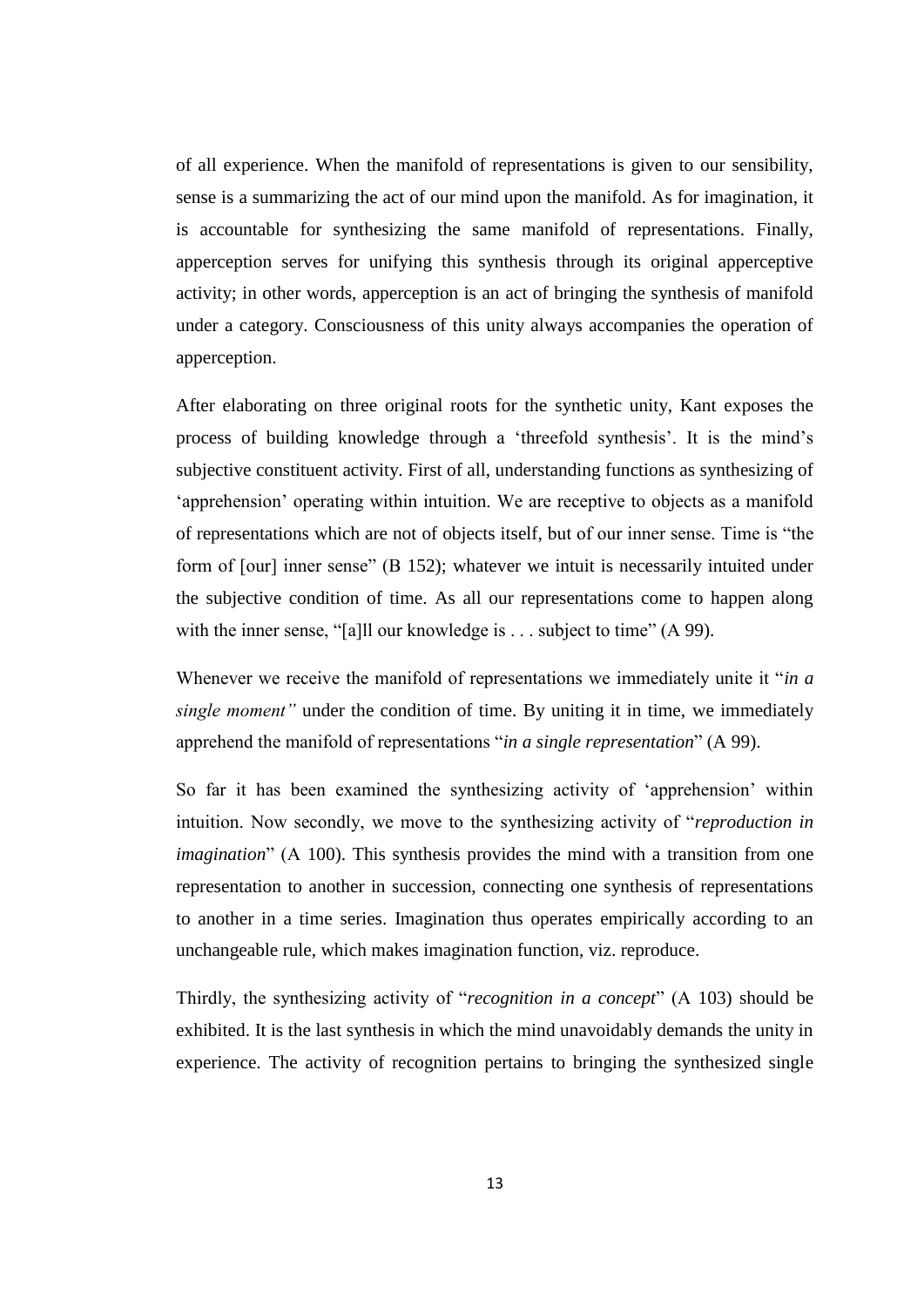of all experience. When the manifold of representations is given to our sensibility, sense is a summarizing the act of our mind upon the manifold. As for imagination, it is accountable for synthesizing the same manifold of representations. Finally, apperception serves for unifying this synthesis through its original apperceptive activity; in other words, apperception is an act of bringing the synthesis of manifold under a category. Consciousness of this unity always accompanies the operation of apperception.

After elaborating on three original roots for the synthetic unity, Kant exposes the process of building knowledge through a 'threefold synthesis'. It is the mind's subjective constituent activity. First of all, understanding functions as synthesizing of 'apprehension' operating within intuition. We are receptive to objects as a manifold of representations which are not of objects itself, but of our inner sense. Time is "the form of [our] inner sense" (B 152); whatever we intuit is necessarily intuited under the subjective condition of time. As all our representations come to happen along with the inner sense, "[a]ll our knowledge is . . . subject to time" (A 99).

Whenever we receive the manifold of representations we immediately unite it "*in a single moment"* under the condition of time. By uniting it in time, we immediately apprehend the manifold of representations "*in a single representation*" (A 99).

So far it has been examined the synthesizing activity of 'apprehension' within intuition. Now secondly, we move to the synthesizing activity of "*reproduction in imagination*" (A 100). This synthesis provides the mind with a transition from one representation to another in succession, connecting one synthesis of representations to another in a time series. Imagination thus operates empirically according to an unchangeable rule, which makes imagination function, viz. reproduce.

Thirdly, the synthesizing activity of "*recognition in a concept*" (A 103) should be exhibited. It is the last synthesis in which the mind unavoidably demands the unity in experience. The activity of recognition pertains to bringing the synthesized single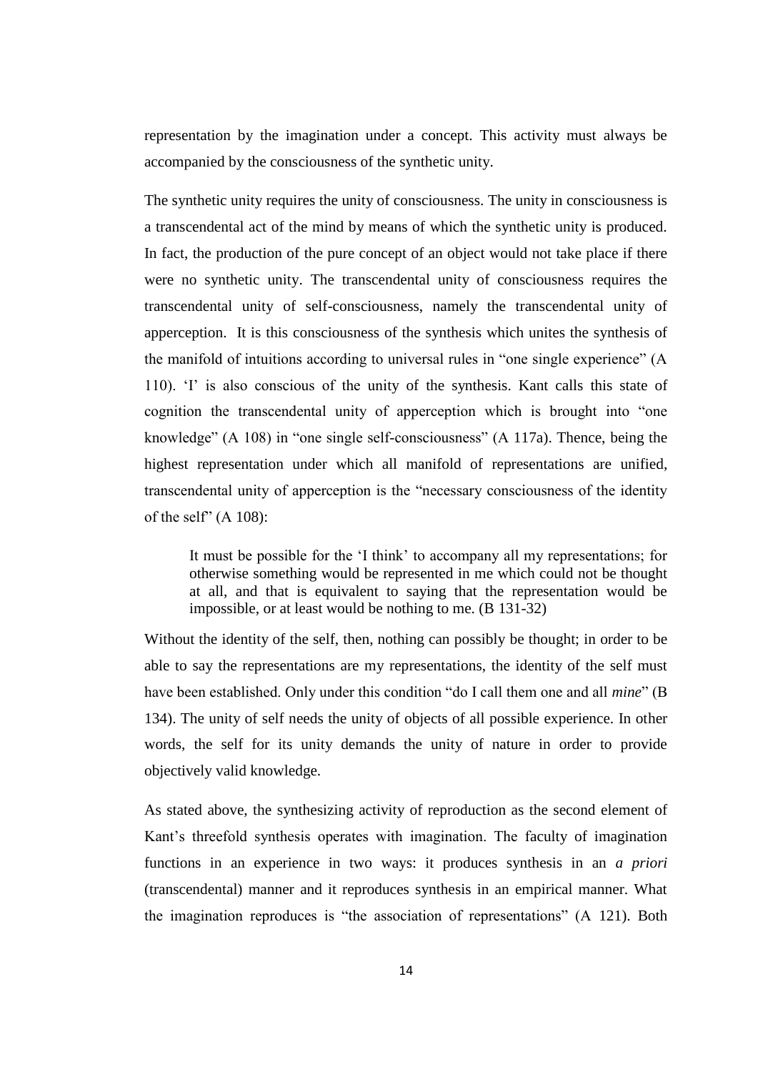representation by the imagination under a concept. This activity must always be accompanied by the consciousness of the synthetic unity.

The synthetic unity requires the unity of consciousness. The unity in consciousness is a transcendental act of the mind by means of which the synthetic unity is produced. In fact, the production of the pure concept of an object would not take place if there were no synthetic unity. The transcendental unity of consciousness requires the transcendental unity of self-consciousness, namely the transcendental unity of apperception. It is this consciousness of the synthesis which unites the synthesis of the manifold of intuitions according to universal rules in "one single experience" (A 110). 'I' is also conscious of the unity of the synthesis. Kant calls this state of cognition the transcendental unity of apperception which is brought into "one knowledge" (A 108) in "one single self-consciousness" (A 117a). Thence, being the highest representation under which all manifold of representations are unified, transcendental unity of apperception is the "necessary consciousness of the identity of the self" (A 108):

> It must be possible for the 'I think' to accompany all my representations; for otherwise something would be represented in me which could not be thought at all, and that is equivalent to saying that the representation would be impossible, or at least would be nothing to me. (B 131-32)

Without the identity of the self, then, nothing can possibly be thought; in order to be able to say the representations are my representations, the identity of the self must have been established. Only under this condition "do I call them one and all *mine*" (B 134). The unity of self needs the unity of objects of all possible experience. In other words, the self for its unity demands the unity of nature in order to provide objectively valid knowledge.

As stated above, the synthesizing activity of reproduction as the second element of Kant's threefold synthesis operates with imagination. The faculty of imagination functions in an experience in two ways: it produces synthesis in an *a priori* (transcendental) manner and it reproduces synthesis in an empirical manner. What the imagination reproduces is "the association of representations" (A 121). Both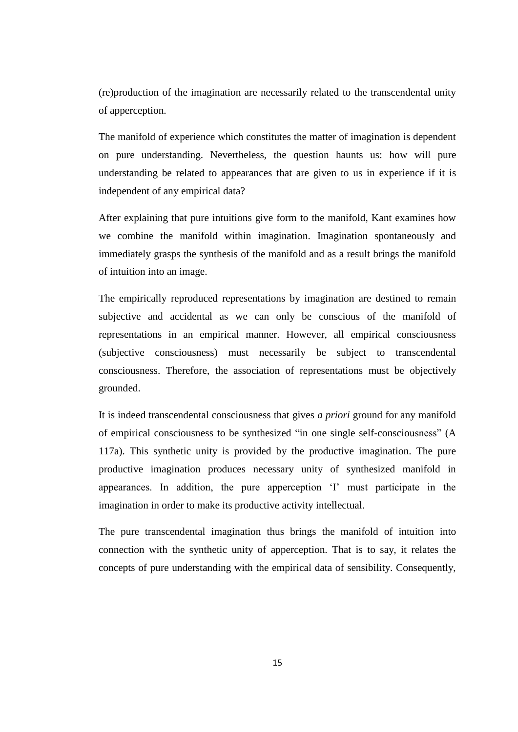(re)production of the imagination are necessarily related to the transcendental unity of apperception.

The manifold of experience which constitutes the matter of imagination is dependent on pure understanding. Nevertheless, the question haunts us: how will pure understanding be related to appearances that are given to us in experience if it is independent of any empirical data?

After explaining that pure intuitions give form to the manifold, Kant examines how we combine the manifold within imagination. Imagination spontaneously and immediately grasps the synthesis of the manifold and as a result brings the manifold of intuition into an image.

The empirically reproduced representations by imagination are destined to remain subjective and accidental as we can only be conscious of the manifold of representations in an empirical manner. However, all empirical consciousness (subjective consciousness) must necessarily be subject to transcendental consciousness. Therefore, the association of representations must be objectively grounded.

It is indeed transcendental consciousness that gives *a priori* ground for any manifold of empirical consciousness to be synthesized "in one single self-consciousness" (A 117a). This synthetic unity is provided by the productive imagination. The pure productive imagination produces necessary unity of synthesized manifold in appearances. In addition, the pure apperception 'I' must participate in the imagination in order to make its productive activity intellectual.

The pure transcendental imagination thus brings the manifold of intuition into connection with the synthetic unity of apperception. That is to say, it relates the concepts of pure understanding with the empirical data of sensibility. Consequently,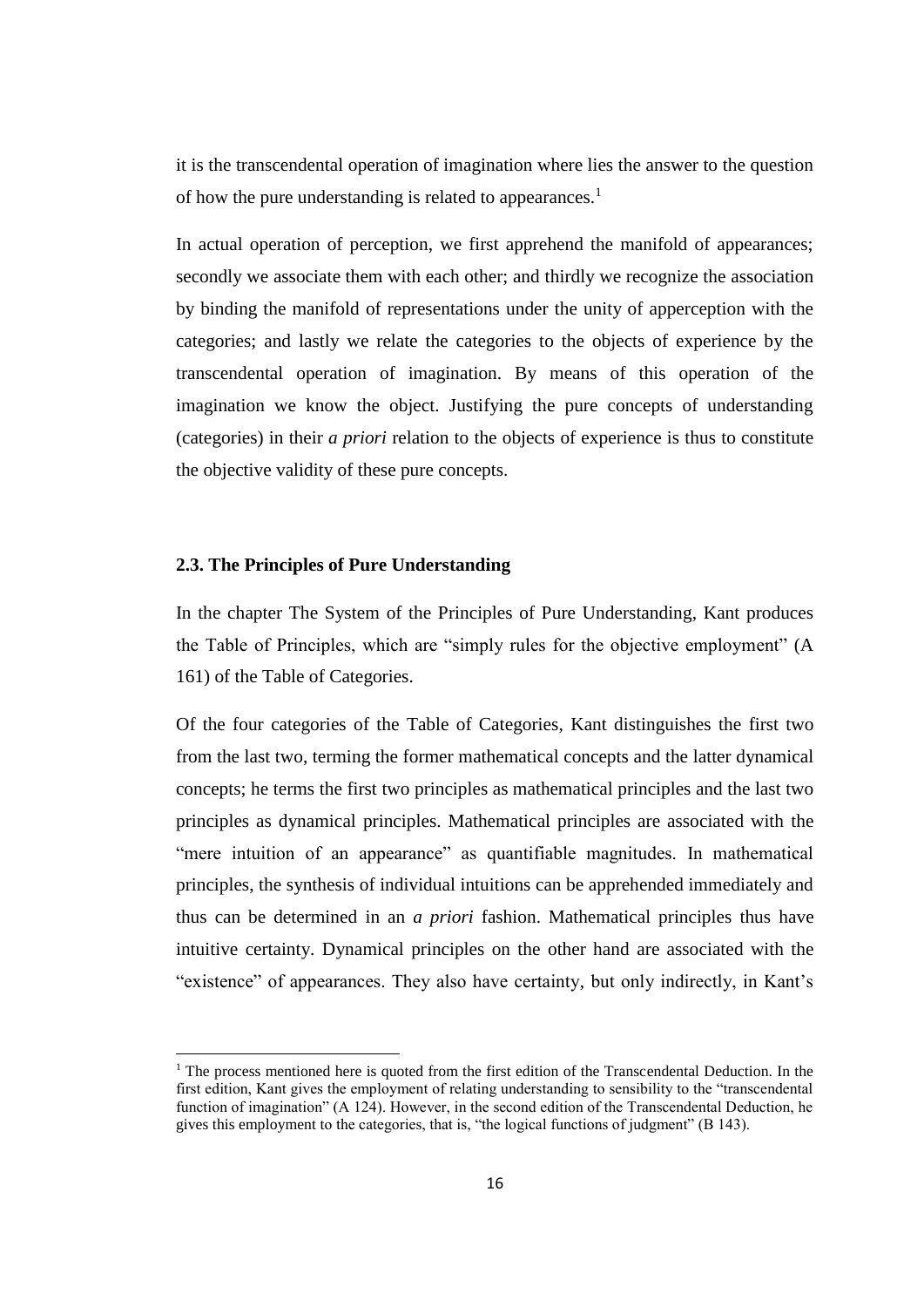it is the transcendental operation of imagination where lies the answer to the question of how the pure understanding is related to appearances.[1]

In actual operation of perception, we first apprehend the manifold of appearances; secondly we associate them with each other; and thirdly we recognize the association by binding the manifold of representations under the unity of apperception with the categories; and lastly we relate the categories to the objects of experience by the transcendental operation of imagination. By means of this operation of the imagination we know the object. Justifying the pure concepts of understanding (categories) in their *a priori* relation to the objects of experience is thus to constitute the objective validity of these pure concepts.

### 2.3. The Principles of Pure Understanding

In the chapter The System of the Principles of Pure Understanding, Kant produces the Table of Principles, which are "simply rules for the objective employment" (A 161) of the Table of Categories.

Of the four categories of the Table of Categories, Kant distinguishes the first two from the last two, terming the former mathematical concepts and the latter dynamical concepts; he terms the first two principles as mathematical principles and the last two principles as dynamical principles. Mathematical principles are associated with the "mere intuition of an appearance" as quantifiable magnitudes. In mathematical principles, the synthesis of individual intuitions can be apprehended immediately and thus can be determined in an *a priori* fashion. Mathematical principles thus have intuitive certainty. Dynamical principles on the other hand are associated with the "existence" of appearances. They also have certainty, but only indirectly, in Kant's

---

[1] The process mentioned here is quoted from the first edition of the Transcendental Deduction. In the first edition, Kant gives the employment of relating understanding to sensibility to the "transcendental function of imagination" (A 124). However, in the second edition of the Transcendental Deduction, he gives this employment to the categories, that is, "the logical functions of judgment" (B 143).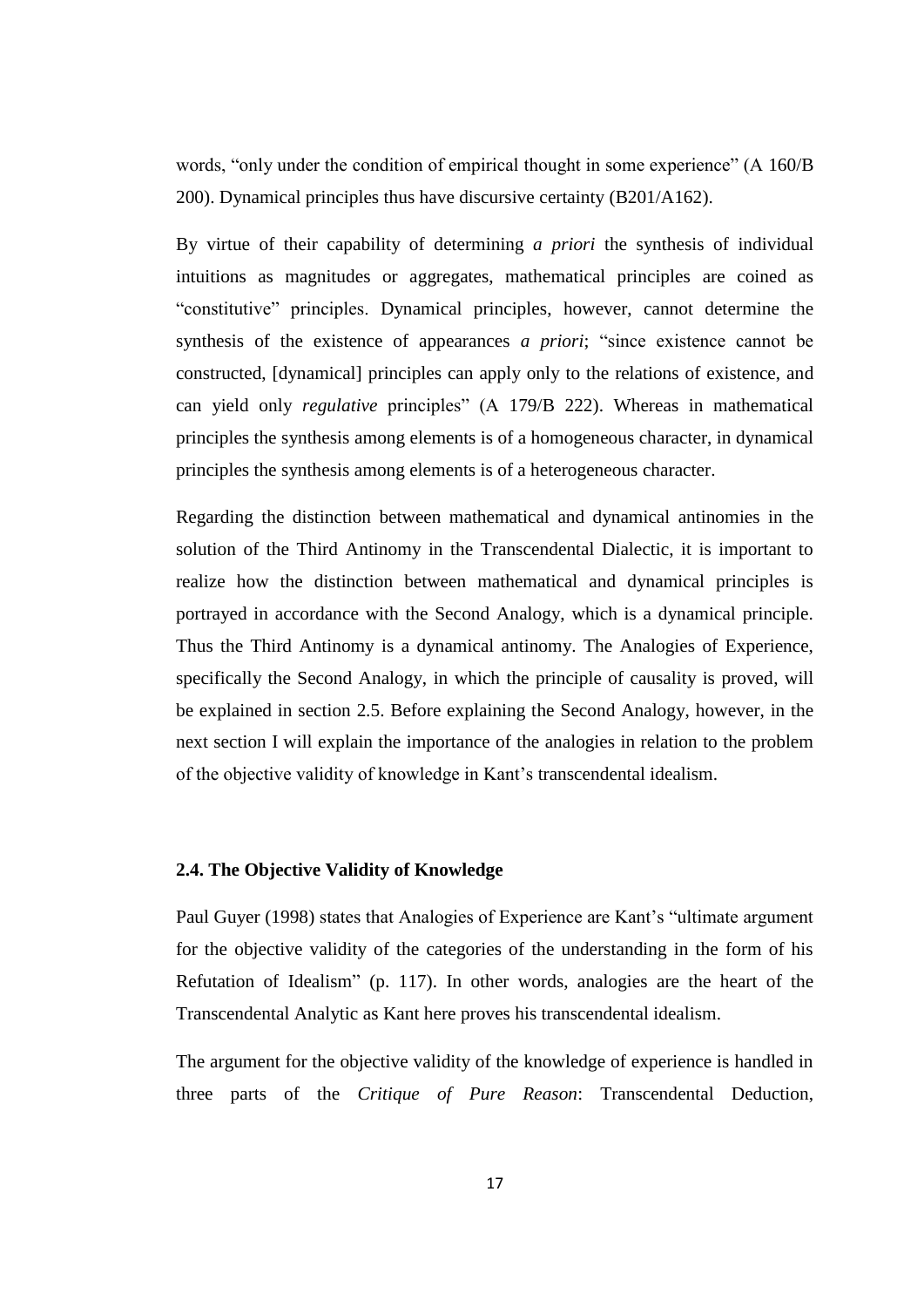words, "only under the condition of empirical thought in some experience" (A 160/B 200). Dynamical principles thus have discursive certainty (B201/A162).

By virtue of their capability of determining *a priori* the synthesis of individual intuitions as magnitudes or aggregates, mathematical principles are coined as "constitutive" principles. Dynamical principles, however, cannot determine the synthesis of the existence of appearances *a priori*; "since existence cannot be constructed, [dynamical] principles can apply only to the relations of existence, and can yield only *regulative* principles" (A 179/B 222). Whereas in mathematical principles the synthesis among elements is of a homogeneous character, in dynamical principles the synthesis among elements is of a heterogeneous character.

Regarding the distinction between mathematical and dynamical antinomies in the solution of the Third Antinomy in the Transcendental Dialectic, it is important to realize how the distinction between mathematical and dynamical principles is portrayed in accordance with the Second Analogy, which is a dynamical principle. Thus the Third Antinomy is a dynamical antinomy. The Analogies of Experience, specifically the Second Analogy, in which the principle of causality is proved, will be explained in section 2.5. Before explaining the Second Analogy, however, in the next section I will explain the importance of the analogies in relation to the problem of the objective validity of knowledge in Kant's transcendental idealism.

### 2.4. The Objective Validity of Knowledge

Paul Guyer (1998) states that Analogies of Experience are Kant's "ultimate argument for the objective validity of the categories of the understanding in the form of his Refutation of Idealism" (p. 117). In other words, analogies are the heart of the Transcendental Analytic as Kant here proves his transcendental idealism.

The argument for the objective validity of the knowledge of experience is handled in three parts of the *Critique of Pure Reason*: Transcendental Deduction,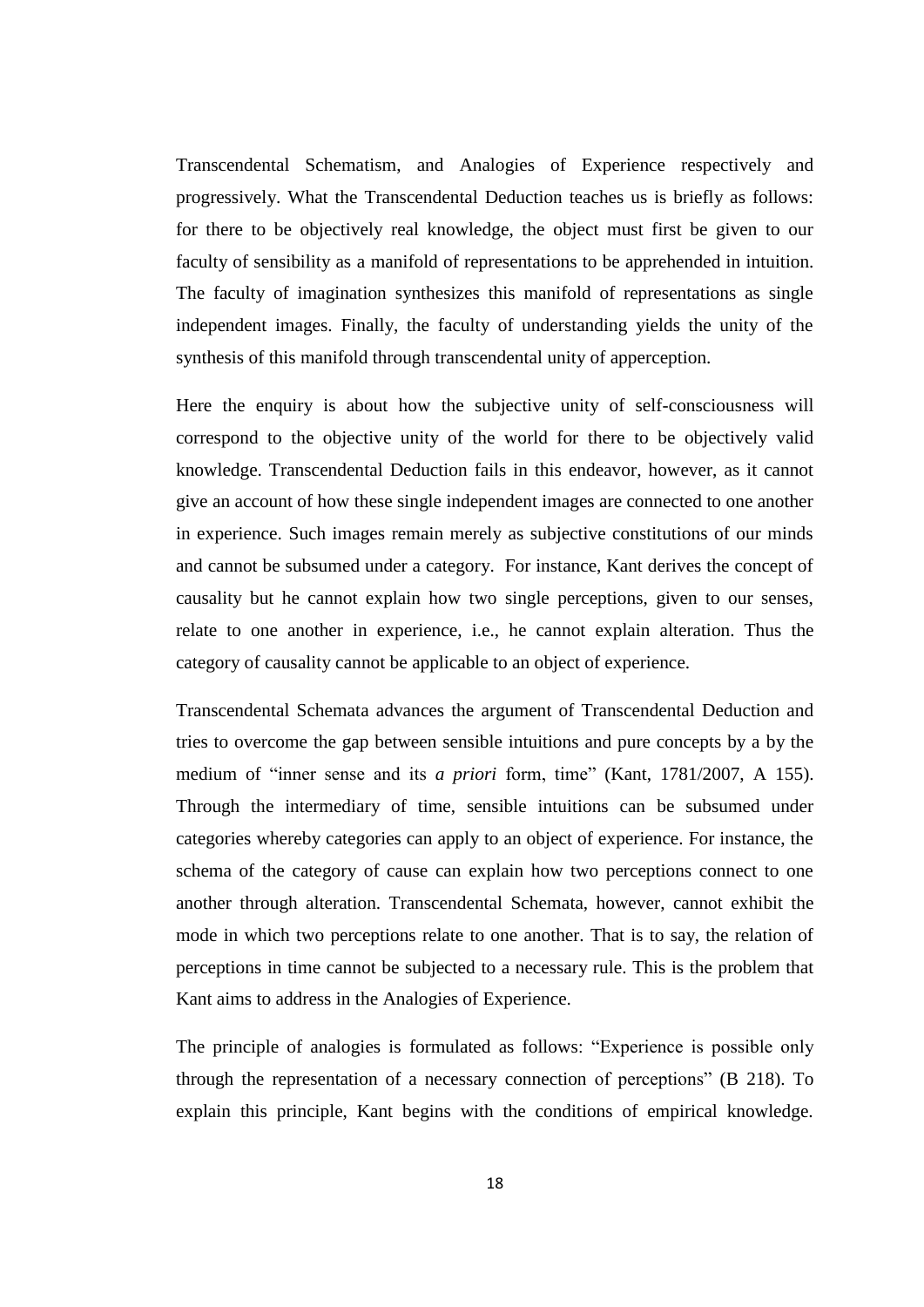Transcendental Schematism, and Analogies of Experience respectively and progressively. What the Transcendental Deduction teaches us is briefly as follows: for there to be objectively real knowledge, the object must first be given to our faculty of sensibility as a manifold of representations to be apprehended in intuition. The faculty of imagination synthesizes this manifold of representations as single independent images. Finally, the faculty of understanding yields the unity of the synthesis of this manifold through transcendental unity of apperception.

Here the enquiry is about how the subjective unity of self-consciousness will correspond to the objective unity of the world for there to be objectively valid knowledge. Transcendental Deduction fails in this endeavor, however, as it cannot give an account of how these single independent images are connected to one another in experience. Such images remain merely as subjective constitutions of our minds and cannot be subsumed under a category. For instance, Kant derives the concept of causality but he cannot explain how two single perceptions, given to our senses, relate to one another in experience, i.e., he cannot explain alteration. Thus the category of causality cannot be applicable to an object of experience.

Transcendental Schemata advances the argument of Transcendental Deduction and tries to overcome the gap between sensible intuitions and pure concepts by a by the medium of "inner sense and its *a priori* form, time" (Kant, 1781/2007, A 155). Through the intermediary of time, sensible intuitions can be subsumed under categories whereby categories can apply to an object of experience. For instance, the schema of the category of cause can explain how two perceptions connect to one another through alteration. Transcendental Schemata, however, cannot exhibit the mode in which two perceptions relate to one another. That is to say, the relation of perceptions in time cannot be subjected to a necessary rule. This is the problem that Kant aims to address in the Analogies of Experience.

The principle of analogies is formulated as follows: "Experience is possible only through the representation of a necessary connection of perceptions" (B 218). To explain this principle, Kant begins with the conditions of empirical knowledge.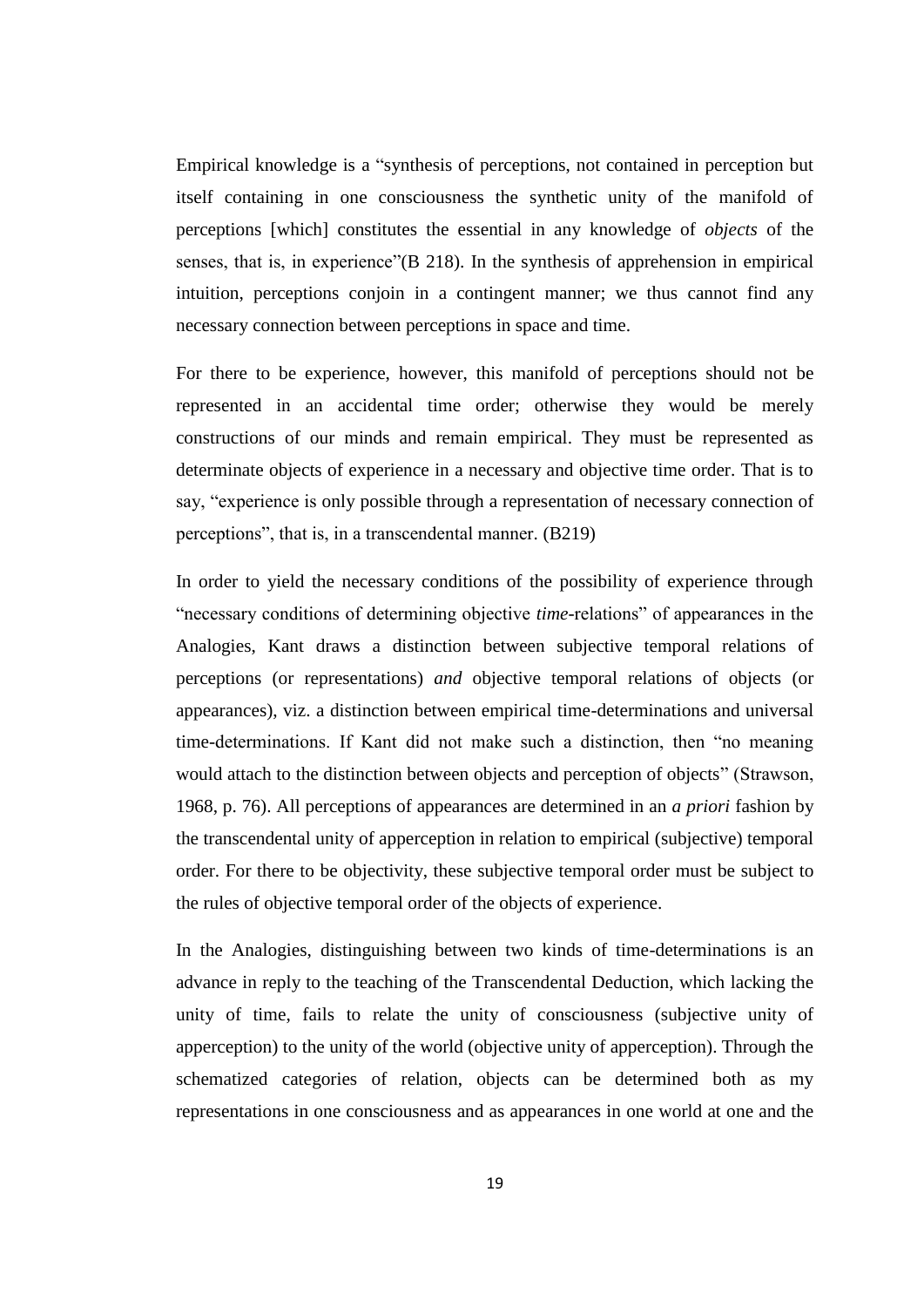Empirical knowledge is a “synthesis of perceptions, not contained in perception but itself containing in one consciousness the synthetic unity of the manifold of perceptions [which] constitutes the essential in any knowledge of *objects* of the senses, that is, in experience”(B 218). In the synthesis of apprehension in empirical intuition, perceptions conjoin in a contingent manner; we thus cannot find any necessary connection between perceptions in space and time.

For there to be experience, however, this manifold of perceptions should not be represented in an accidental time order; otherwise they would be merely constructions of our minds and remain empirical. They must be represented as determinate objects of experience in a necessary and objective time order. That is to say, “experience is only possible through a representation of necessary connection of perceptions”, that is, in a transcendental manner. (B219)

In order to yield the necessary conditions of the possibility of experience through “necessary conditions of determining objective *time*-relations” of appearances in the Analogies, Kant draws a distinction between subjective temporal relations of perceptions (or representations) *and* objective temporal relations of objects (or appearances), viz. a distinction between empirical time-determinations and universal time-determinations. If Kant did not make such a distinction, then “no meaning would attach to the distinction between objects and perception of objects” (Strawson, 1968, p. 76). All perceptions of appearances are determined in an *a priori* fashion by the transcendental unity of apperception in relation to empirical (subjective) temporal order. For there to be objectivity, these subjective temporal order must be subject to the rules of objective temporal order of the objects of experience.

In the Analogies, distinguishing between two kinds of time-determinations is an advance in reply to the teaching of the Transcendental Deduction, which lacking the unity of time, fails to relate the unity of consciousness (subjective unity of apperception) to the unity of the world (objective unity of apperception). Through the schematized categories of relation, objects can be determined both as my representations in one consciousness and as appearances in one world at one and the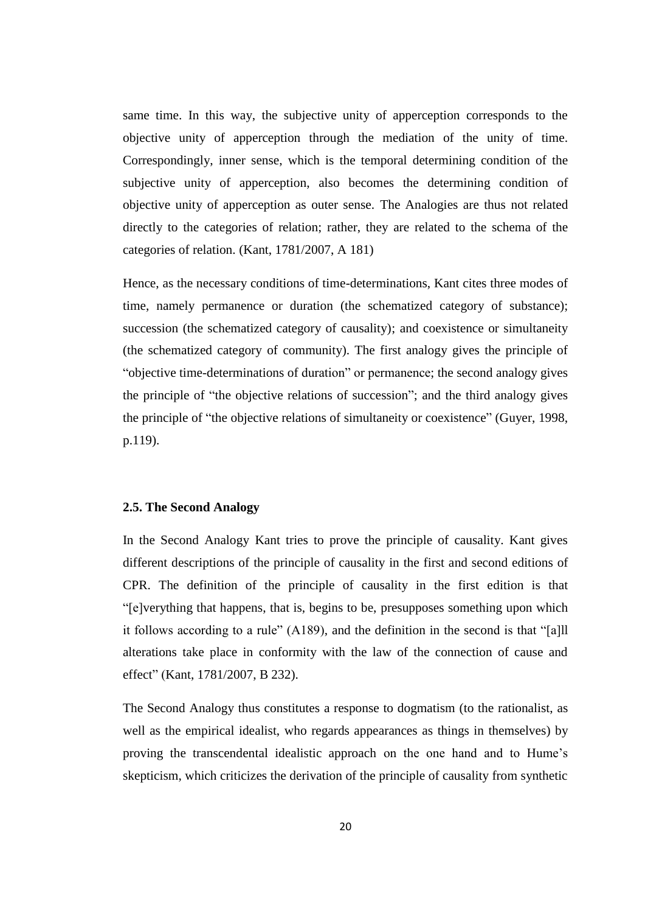same time. In this way, the subjective unity of apperception corresponds to the objective unity of apperception through the mediation of the unity of time. Correspondingly, inner sense, which is the temporal determining condition of the subjective unity of apperception, also becomes the determining condition of objective unity of apperception as outer sense. The Analogies are thus not related directly to the categories of relation; rather, they are related to the schema of the categories of relation. (Kant, 1781/2007, A 181)

Hence, as the necessary conditions of time-determinations, Kant cites three modes of time, namely permanence or duration (the schematized category of substance); succession (the schematized category of causality); and coexistence or simultaneity (the schematized category of community). The first analogy gives the principle of "objective time-determinations of duration" or permanence; the second analogy gives the principle of "the objective relations of succession"; and the third analogy gives the principle of "the objective relations of simultaneity or coexistence" (Guyer, 1998, p.119).

### 2.5. The Second Analogy

In the Second Analogy Kant tries to prove the principle of causality. Kant gives different descriptions of the principle of causality in the first and second editions of CPR. The definition of the principle of causality in the first edition is that "[e]verything that happens, that is, begins to be, presupposes something upon which it follows according to a rule" (A189), and the definition in the second is that "[a]ll alterations take place in conformity with the law of the connection of cause and effect" (Kant, 1781/2007, B 232).

The Second Analogy thus constitutes a response to dogmatism (to the rationalist, as well as the empirical idealist, who regards appearances as things in themselves) by proving the transcendental idealistic approach on the one hand and to Hume's skepticism, which criticizes the derivation of the principle of causality from synthetic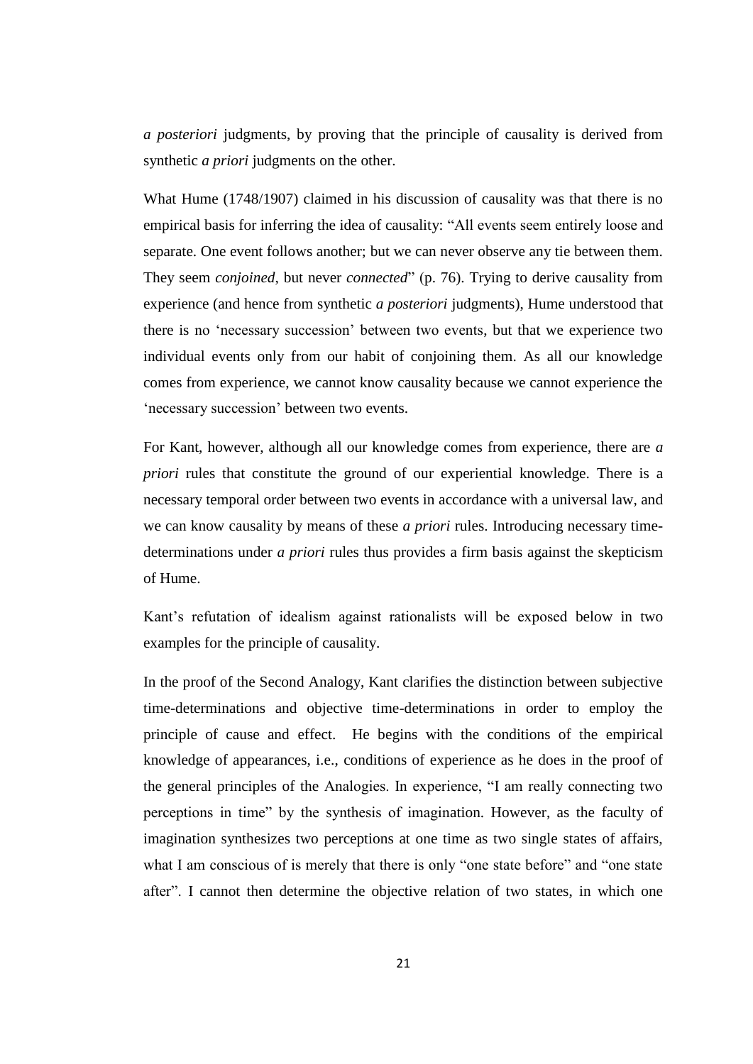*a posteriori* judgments, by proving that the principle of causality is derived from synthetic *a priori* judgments on the other.

What Hume (1748/1907) claimed in his discussion of causality was that there is no empirical basis for inferring the idea of causality: “All events seem entirely loose and separate. One event follows another; but we can never observe any tie between them. They seem *conjoined*, but never *connected*” (p. 76). Trying to derive causality from experience (and hence from synthetic *a posteriori* judgments), Hume understood that there is no ‘necessary succession’ between two events, but that we experience two individual events only from our habit of conjoining them. As all our knowledge comes from experience, we cannot know causality because we cannot experience the ‘necessary succession’ between two events.

For Kant, however, although all our knowledge comes from experience, there are *a priori* rules that constitute the ground of our experiential knowledge. There is a necessary temporal order between two events in accordance with a universal law, and we can know causality by means of these *a priori* rules. Introducing necessary time-determinations under *a priori* rules thus provides a firm basis against the skepticism of Hume.

Kant’s refutation of idealism against rationalists will be exposed below in two examples for the principle of causality.

In the proof of the Second Analogy, Kant clarifies the distinction between subjective time-determinations and objective time-determinations in order to employ the principle of cause and effect. He begins with the conditions of the empirical knowledge of appearances, i.e., conditions of experience as he does in the proof of the general principles of the Analogies. In experience, “I am really connecting two perceptions in time” by the synthesis of imagination. However, as the faculty of imagination synthesizes two perceptions at one time as two single states of affairs, what I am conscious of is merely that there is only “one state before” and “one state after”. I cannot then determine the objective relation of two states, in which one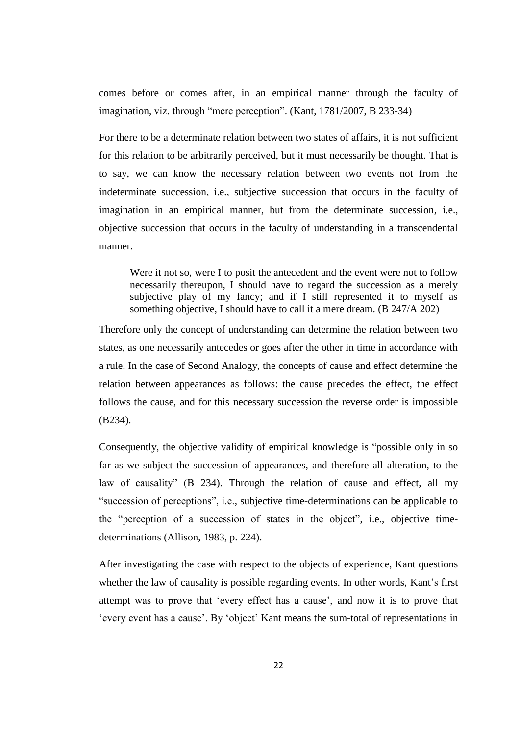comes before or comes after, in an empirical manner through the faculty of imagination, viz. through "mere perception". (Kant, 1781/2007, B 233-34)

For there to be a determinate relation between two states of affairs, it is not sufficient for this relation to be arbitrarily perceived, but it must necessarily be thought. That is to say, we can know the necessary relation between two events not from the indeterminate succession, i.e., subjective succession that occurs in the faculty of imagination in an empirical manner, but from the determinate succession, i.e., objective succession that occurs in the faculty of understanding in a transcendental manner.

> Were it not so, were I to posit the antecedent and the event were not to follow necessarily thereupon, I should have to regard the succession as a merely subjective play of my fancy; and if I still represented it to myself as something objective, I should have to call it a mere dream. (B 247/A 202)

Therefore only the concept of understanding can determine the relation between two states, as one necessarily antecedes or goes after the other in time in accordance with a rule. In the case of Second Analogy, the concepts of cause and effect determine the relation between appearances as follows: the cause precedes the effect, the effect follows the cause, and for this necessary succession the reverse order is impossible (B234).

Consequently, the objective validity of empirical knowledge is "possible only in so far as we subject the succession of appearances, and therefore all alteration, to the law of causality" (B 234). Through the relation of cause and effect, all my "succession of perceptions", i.e., subjective time-determinations can be applicable to the "perception of a succession of states in the object", i.e., objective time-determinations (Allison, 1983, p. 224).

After investigating the case with respect to the objects of experience, Kant questions whether the law of causality is possible regarding events. In other words, Kant's first attempt was to prove that 'every effect has a cause', and now it is to prove that 'every event has a cause'. By 'object' Kant means the sum-total of representations in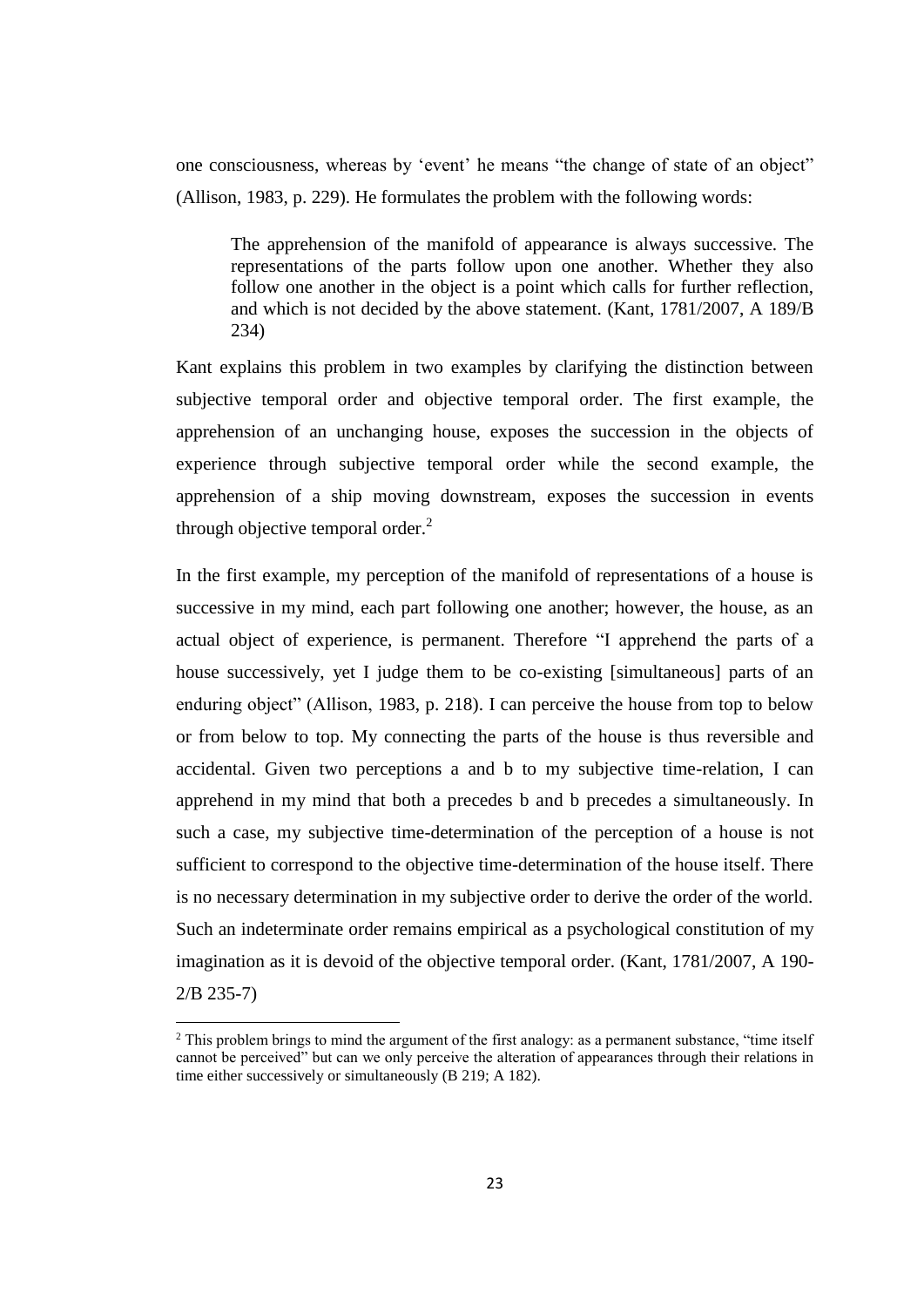one consciousness, whereas by 'event' he means "the change of state of an object" (Allison, 1983, p. 229). He formulates the problem with the following words:

> The apprehension of the manifold of appearance is always successive. The representations of the parts follow upon one another. Whether they also follow one another in the object is a point which calls for further reflection, and which is not decided by the above statement. (Kant, 1781/2007, A 189/B 234)

Kant explains this problem in two examples by clarifying the distinction between subjective temporal order and objective temporal order. The first example, the apprehension of an unchanging house, exposes the succession in the objects of experience through subjective temporal order while the second example, the apprehension of a ship moving downstream, exposes the succession in events through objective temporal order.[2]

In the first example, my perception of the manifold of representations of a house is successive in my mind, each part following one another; however, the house, as an actual object of experience, is permanent. Therefore "I apprehend the parts of a house successively, yet I judge them to be co-existing [simultaneous] parts of an enduring object" (Allison, 1983, p. 218). I can perceive the house from top to below or from below to top. My connecting the parts of the house is thus reversible and accidental. Given two perceptions a and b to my subjective time-relation, I can apprehend in my mind that both a precedes b and b precedes a simultaneously. In such a case, my subjective time-determination of the perception of a house is not sufficient to correspond to the objective time-determination of the house itself. There is no necessary determination in my subjective order to derive the order of the world. Such an indeterminate order remains empirical as a psychological constitution of my imagination as it is devoid of the objective temporal order. (Kant, 1781/2007, A 190-2/B 235-7)

[2] This problem brings to mind the argument of the first analogy: as a permanent substance, "time itself cannot be perceived" but can we only perceive the alteration of appearances through their relations in time either successively or simultaneously (B 219; A 182).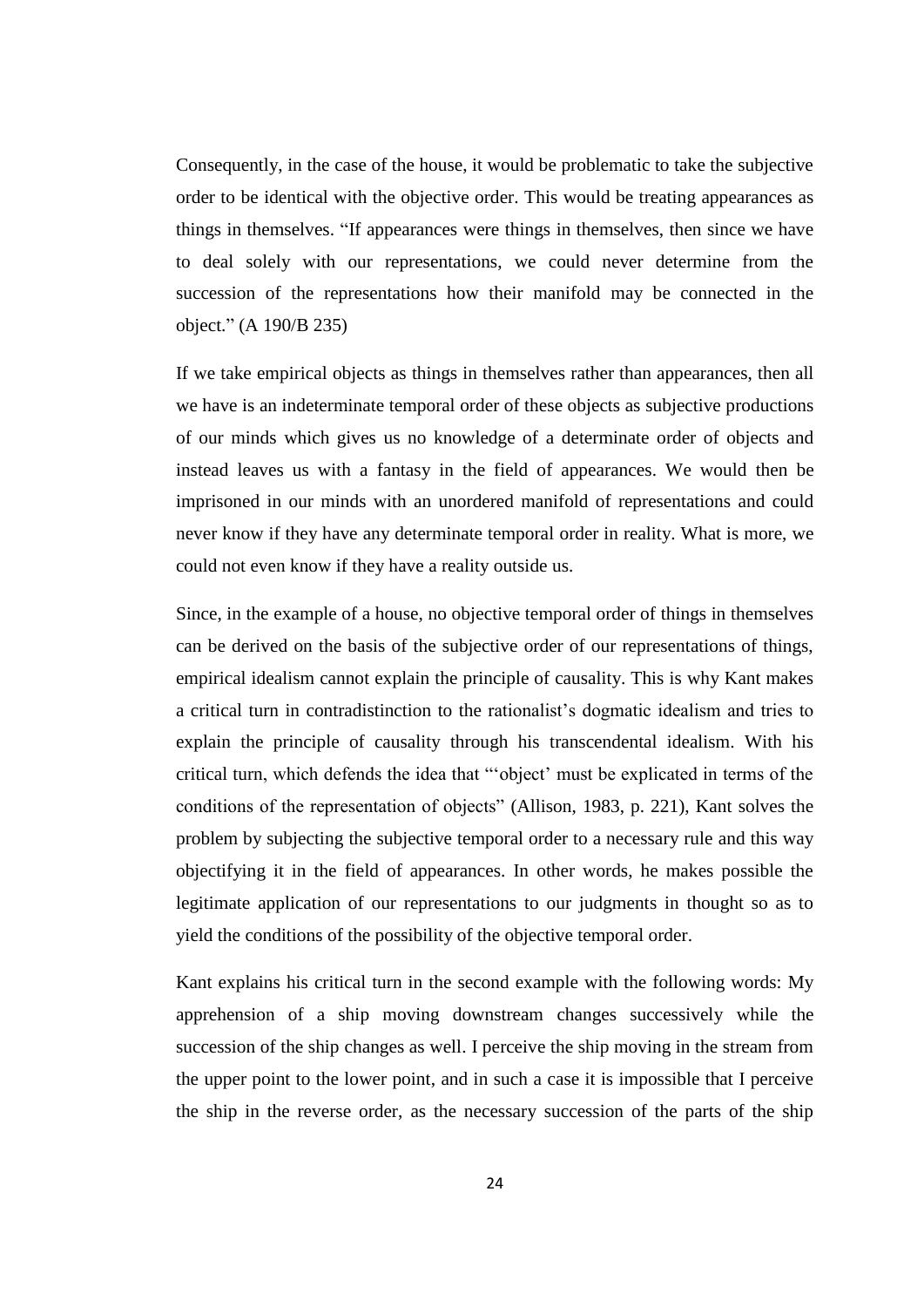Consequently, in the case of the house, it would be problematic to take the subjective order to be identical with the objective order. This would be treating appearances as things in themselves. "If appearances were things in themselves, then since we have to deal solely with our representations, we could never determine from the succession of the representations how their manifold may be connected in the object." (A 190/B 235)

If we take empirical objects as things in themselves rather than appearances, then all we have is an indeterminate temporal order of these objects as subjective productions of our minds which gives us no knowledge of a determinate order of objects and instead leaves us with a fantasy in the field of appearances. We would then be imprisoned in our minds with an unordered manifold of representations and could never know if they have any determinate temporal order in reality. What is more, we could not even know if they have a reality outside us.

Since, in the example of a house, no objective temporal order of things in themselves can be derived on the basis of the subjective order of our representations of things, empirical idealism cannot explain the principle of causality. This is why Kant makes a critical turn in contradistinction to the rationalist's dogmatic idealism and tries to explain the principle of causality through his transcendental idealism. With his critical turn, which defends the idea that "'object' must be explicated in terms of the conditions of the representation of objects" (Allison, 1983, p. 221), Kant solves the problem by subjecting the subjective temporal order to a necessary rule and this way objectifying it in the field of appearances. In other words, he makes possible the legitimate application of our representations to our judgments in thought so as to yield the conditions of the possibility of the objective temporal order.

Kant explains his critical turn in the second example with the following words: My apprehension of a ship moving downstream changes successively while the succession of the ship changes as well. I perceive the ship moving in the stream from the upper point to the lower point, and in such a case it is impossible that I perceive the ship in the reverse order, as the necessary succession of the parts of the ship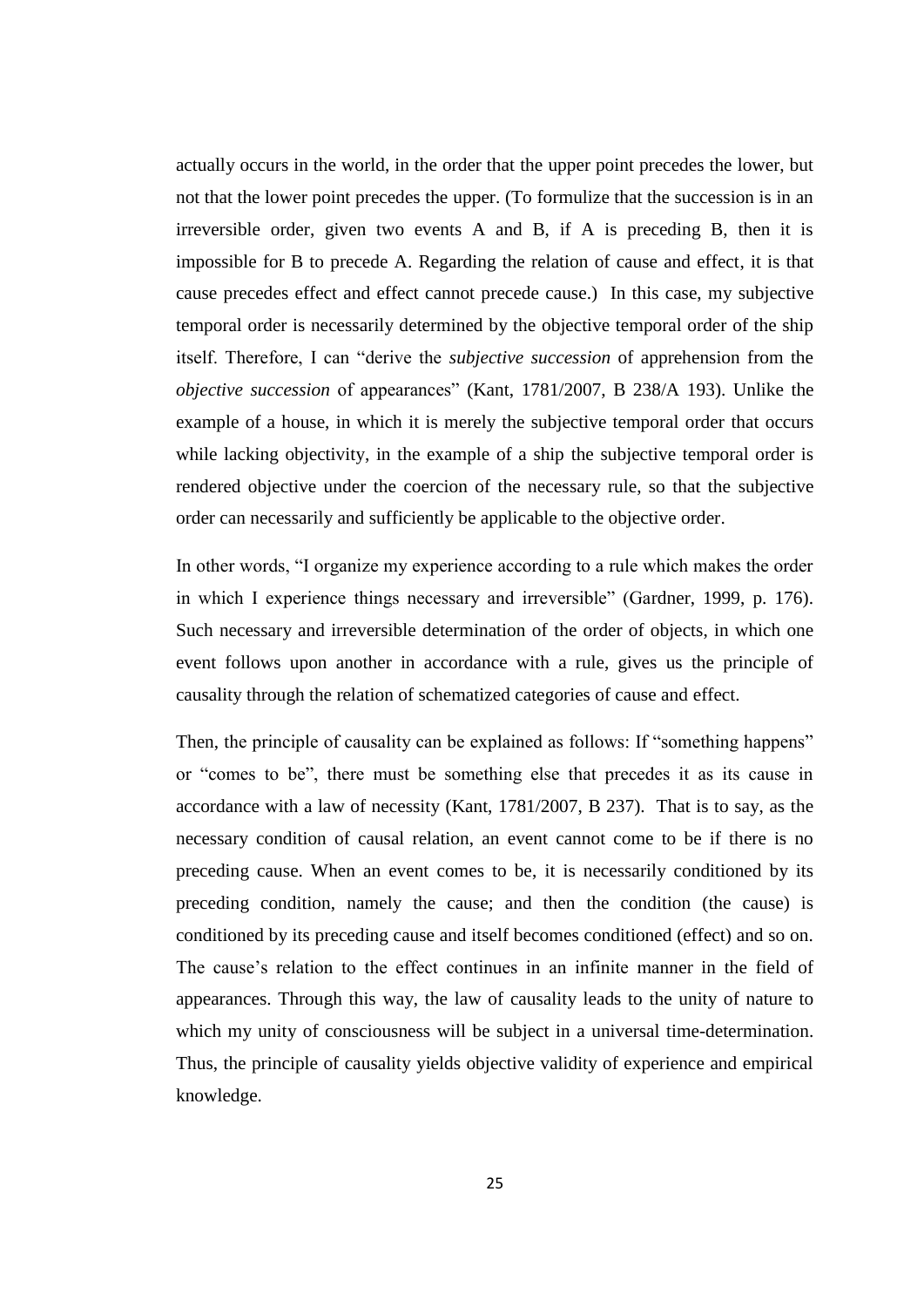actually occurs in the world, in the order that the upper point precedes the lower, but not that the lower point precedes the upper. (To formulize that the succession is in an irreversible order, given two events A and B, if A is preceding B, then it is impossible for B to precede A. Regarding the relation of cause and effect, it is that cause precedes effect and effect cannot precede cause.) In this case, my subjective temporal order is necessarily determined by the objective temporal order of the ship itself. Therefore, I can "derive the *subjective succession* of apprehension from the *objective succession* of appearances" (Kant, 1781/2007, B 238/A 193). Unlike the example of a house, in which it is merely the subjective temporal order that occurs while lacking objectivity, in the example of a ship the subjective temporal order is rendered objective under the coercion of the necessary rule, so that the subjective order can necessarily and sufficiently be applicable to the objective order.

In other words, "I organize my experience according to a rule which makes the order in which I experience things necessary and irreversible" (Gardner, 1999, p. 176). Such necessary and irreversible determination of the order of objects, in which one event follows upon another in accordance with a rule, gives us the principle of causality through the relation of schematized categories of cause and effect.

Then, the principle of causality can be explained as follows: If "something happens" or "comes to be", there must be something else that precedes it as its cause in accordance with a law of necessity (Kant, 1781/2007, B 237). That is to say, as the necessary condition of causal relation, an event cannot come to be if there is no preceding cause. When an event comes to be, it is necessarily conditioned by its preceding condition, namely the cause; and then the condition (the cause) is conditioned by its preceding cause and itself becomes conditioned (effect) and so on. The cause's relation to the effect continues in an infinite manner in the field of appearances. Through this way, the law of causality leads to the unity of nature to which my unity of consciousness will be subject in a universal time-determination. Thus, the principle of causality yields objective validity of experience and empirical knowledge.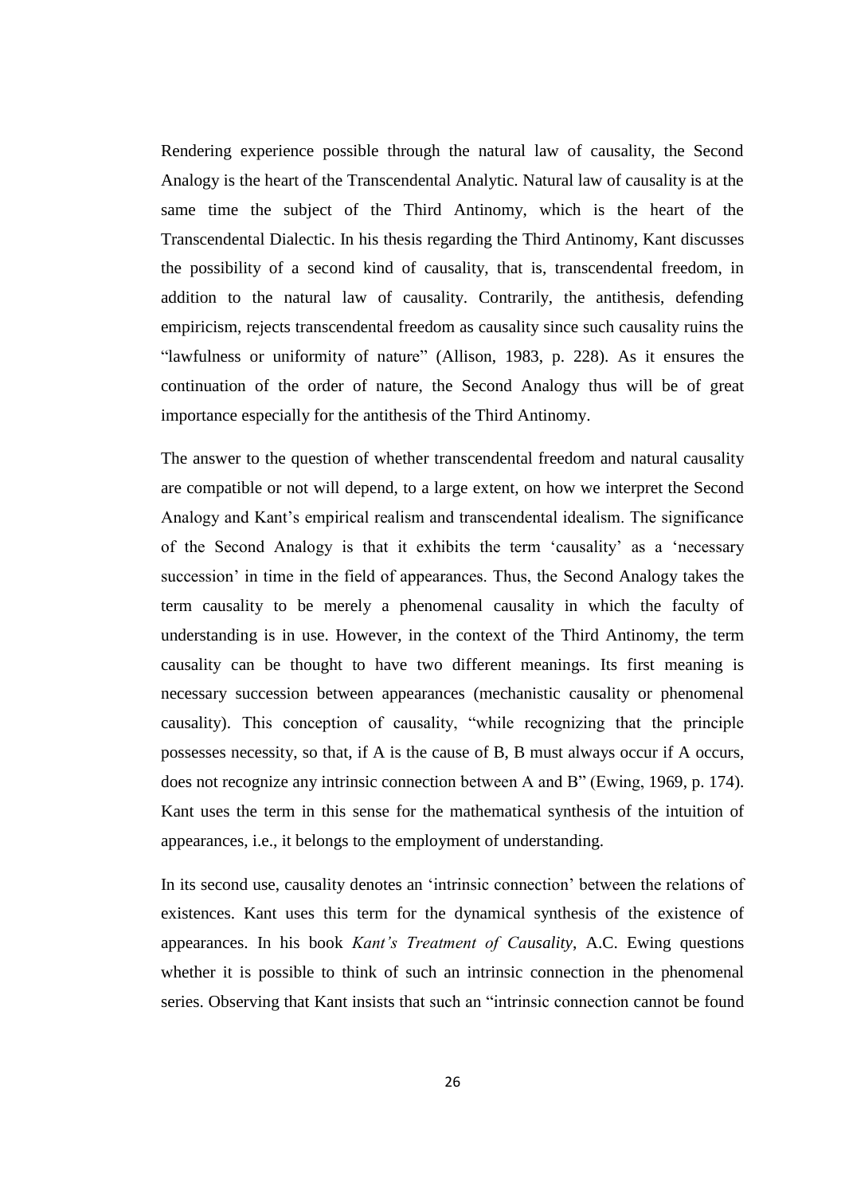Rendering experience possible through the natural law of causality, the Second Analogy is the heart of the Transcendental Analytic. Natural law of causality is at the same time the subject of the Third Antinomy, which is the heart of the Transcendental Dialectic. In his thesis regarding the Third Antinomy, Kant discusses the possibility of a second kind of causality, that is, transcendental freedom, in addition to the natural law of causality. Contrarily, the antithesis, defending empiricism, rejects transcendental freedom as causality since such causality ruins the "lawfulness or uniformity of nature" (Allison, 1983, p. 228). As it ensures the continuation of the order of nature, the Second Analogy thus will be of great importance especially for the antithesis of the Third Antinomy.

The answer to the question of whether transcendental freedom and natural causality are compatible or not will depend, to a large extent, on how we interpret the Second Analogy and Kant's empirical realism and transcendental idealism. The significance of the Second Analogy is that it exhibits the term 'causality' as a 'necessary succession' in time in the field of appearances. Thus, the Second Analogy takes the term causality to be merely a phenomenal causality in which the faculty of understanding is in use. However, in the context of the Third Antinomy, the term causality can be thought to have two different meanings. Its first meaning is necessary succession between appearances (mechanistic causality or phenomenal causality). This conception of causality, "while recognizing that the principle possesses necessity, so that, if A is the cause of B, B must always occur if A occurs, does not recognize any intrinsic connection between A and B" (Ewing, 1969, p. 174). Kant uses the term in this sense for the mathematical synthesis of the intuition of appearances, i.e., it belongs to the employment of understanding.

In its second use, causality denotes an 'intrinsic connection' between the relations of existences. Kant uses this term for the dynamical synthesis of the existence of appearances. In his book *Kant's Treatment of Causality*, A.C. Ewing questions whether it is possible to think of such an intrinsic connection in the phenomenal series. Observing that Kant insists that such an "intrinsic connection cannot be found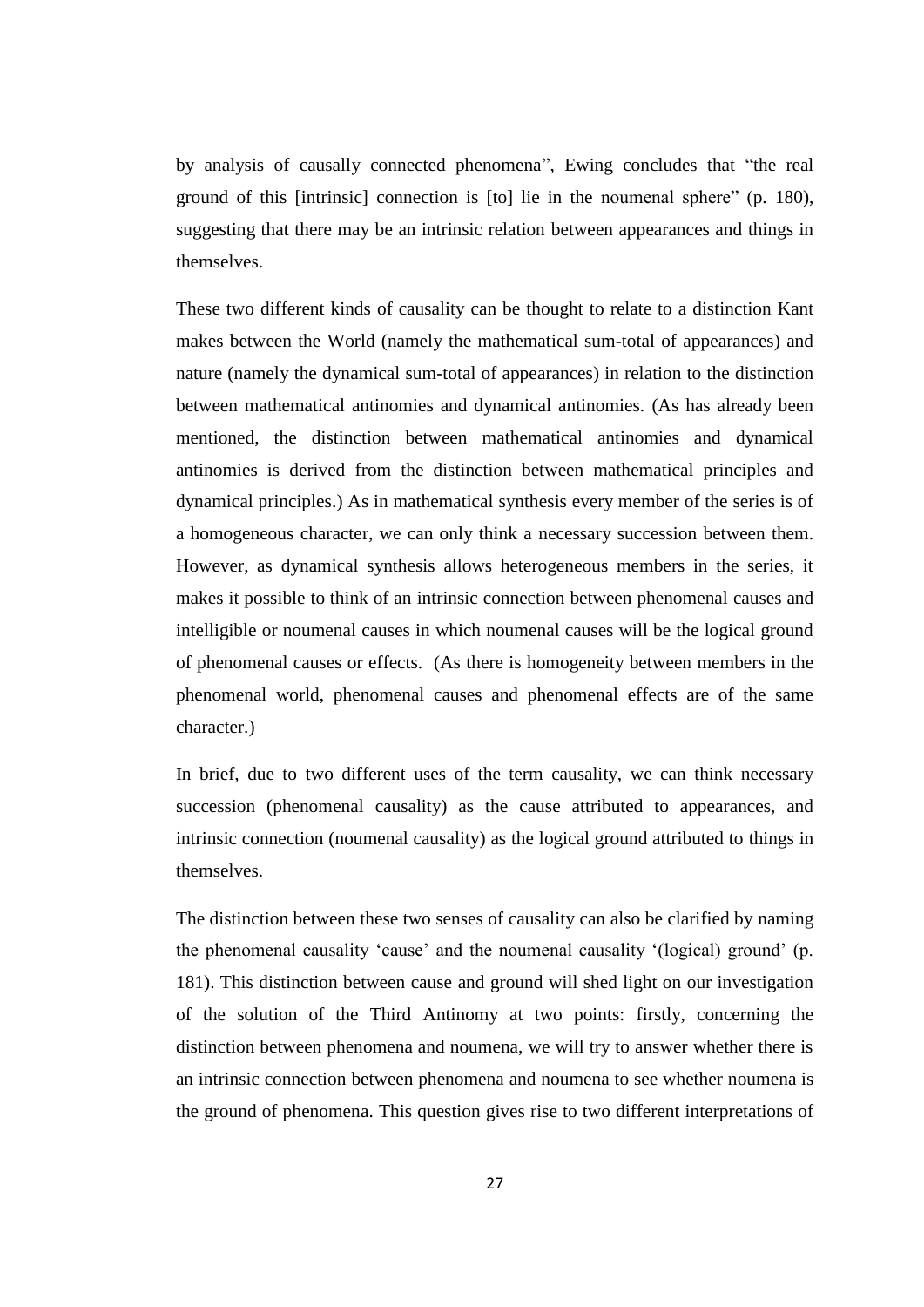by analysis of causally connected phenomena", Ewing concludes that "the real ground of this [intrinsic] connection is [to] lie in the noumenal sphere" (p. 180), suggesting that there may be an intrinsic relation between appearances and things in themselves.

These two different kinds of causality can be thought to relate to a distinction Kant makes between the World (namely the mathematical sum-total of appearances) and nature (namely the dynamical sum-total of appearances) in relation to the distinction between mathematical antinomies and dynamical antinomies. (As has already been mentioned, the distinction between mathematical antinomies and dynamical antinomies is derived from the distinction between mathematical principles and dynamical principles.) As in mathematical synthesis every member of the series is of a homogeneous character, we can only think a necessary succession between them. However, as dynamical synthesis allows heterogeneous members in the series, it makes it possible to think of an intrinsic connection between phenomenal causes and intelligible or noumenal causes in which noumenal causes will be the logical ground of phenomenal causes or effects. (As there is homogeneity between members in the phenomenal world, phenomenal causes and phenomenal effects are of the same character.)

In brief, due to two different uses of the term causality, we can think necessary succession (phenomenal causality) as the cause attributed to appearances, and intrinsic connection (noumenal causality) as the logical ground attributed to things in themselves.

The distinction between these two senses of causality can also be clarified by naming the phenomenal causality 'cause' and the noumenal causality '(logical) ground' (p. 181). This distinction between cause and ground will shed light on our investigation of the solution of the Third Antinomy at two points: firstly, concerning the distinction between phenomena and noumena, we will try to answer whether there is an intrinsic connection between phenomena and noumena to see whether noumena is the ground of phenomena. This question gives rise to two different interpretations of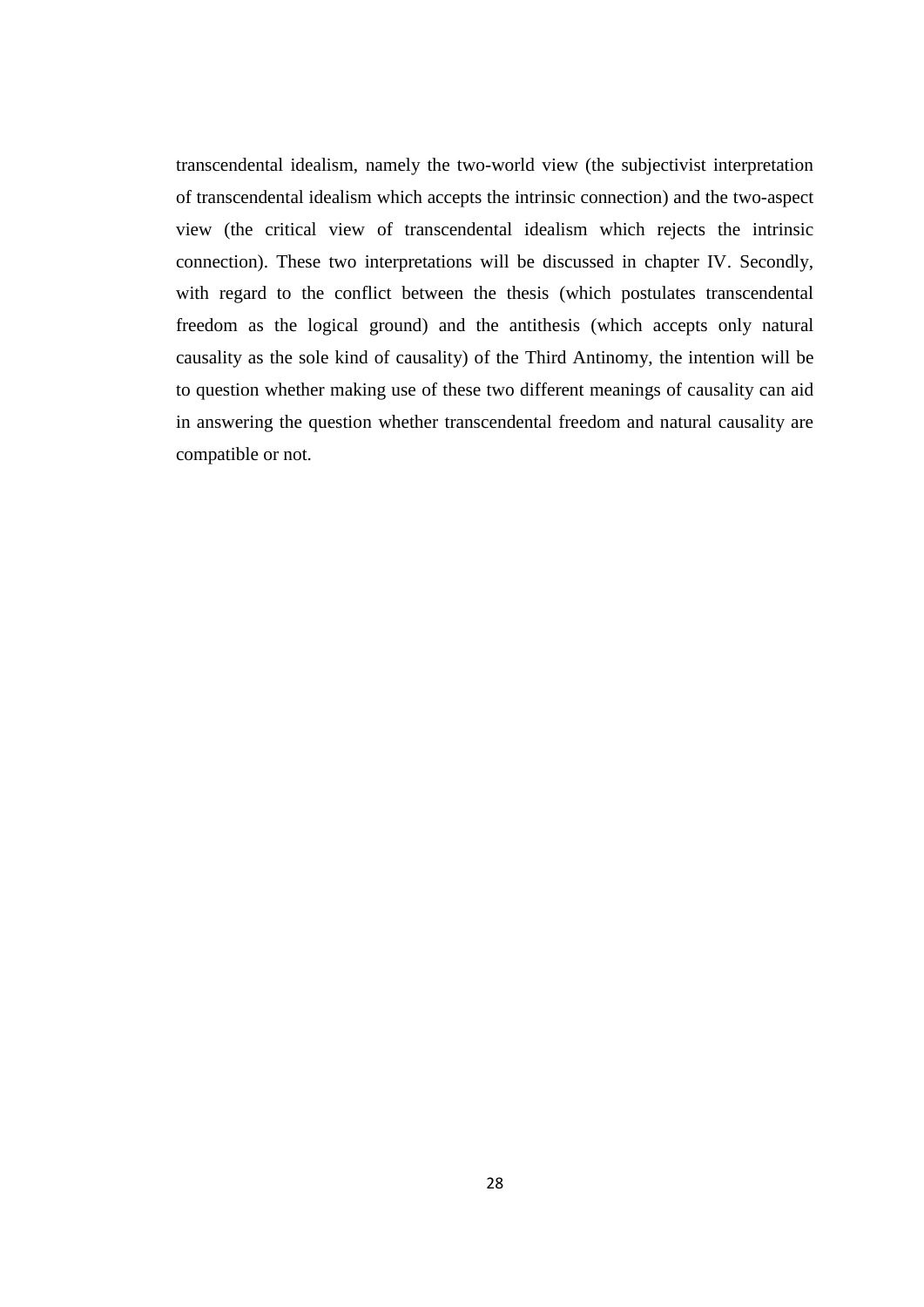transcendental idealism, namely the two-world view (the subjectivist interpretation of transcendental idealism which accepts the intrinsic connection) and the two-aspect view (the critical view of transcendental idealism which rejects the intrinsic connection). These two interpretations will be discussed in chapter IV. Secondly, with regard to the conflict between the thesis (which postulates transcendental freedom as the logical ground) and the antithesis (which accepts only natural causality as the sole kind of causality) of the Third Antinomy, the intention will be to question whether making use of these two different meanings of causality can aid in answering the question whether transcendental freedom and natural causality are compatible or not.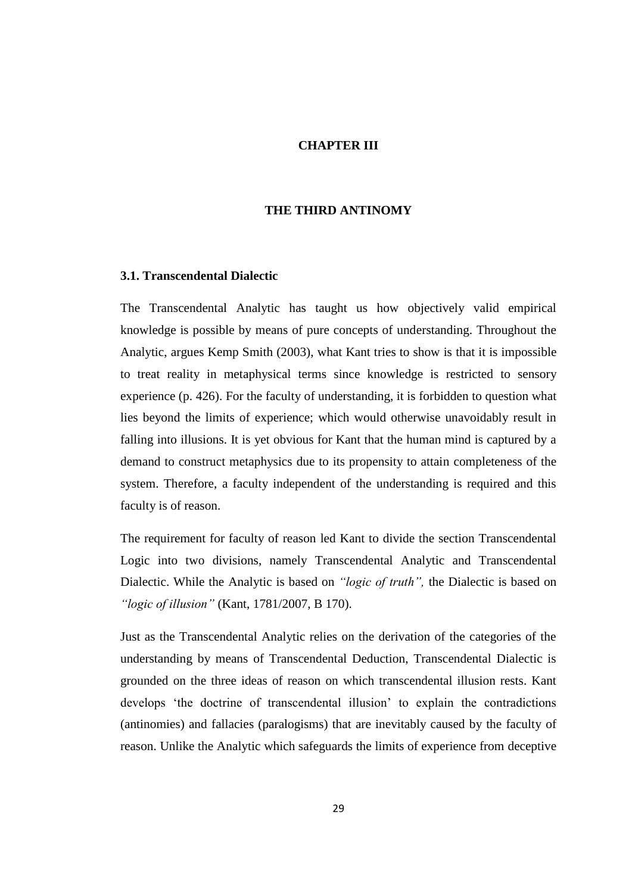# CHAPTER III

# THE THIRD ANTINOMY

## 3.1. Transcendental Dialectic

The Transcendental Analytic has taught us how objectively valid empirical knowledge is possible by means of pure concepts of understanding. Throughout the Analytic, argues Kemp Smith (2003), what Kant tries to show is that it is impossible to treat reality in metaphysical terms since knowledge is restricted to sensory experience (p. 426). For the faculty of understanding, it is forbidden to question what lies beyond the limits of experience; which would otherwise unavoidably result in falling into illusions. It is yet obvious for Kant that the human mind is captured by a demand to construct metaphysics due to its propensity to attain completeness of the system. Therefore, a faculty independent of the understanding is required and this faculty is of reason.

The requirement for faculty of reason led Kant to divide the section Transcendental Logic into two divisions, namely Transcendental Analytic and Transcendental Dialectic. While the Analytic is based on *"logic of truth",* the Dialectic is based on *"logic of illusion"* (Kant, 1781/2007, B 170).

Just as the Transcendental Analytic relies on the derivation of the categories of the understanding by means of Transcendental Deduction, Transcendental Dialectic is grounded on the three ideas of reason on which transcendental illusion rests. Kant develops 'the doctrine of transcendental illusion' to explain the contradictions (antinomies) and fallacies (paralogisms) that are inevitably caused by the faculty of reason. Unlike the Analytic which safeguards the limits of experience from deceptive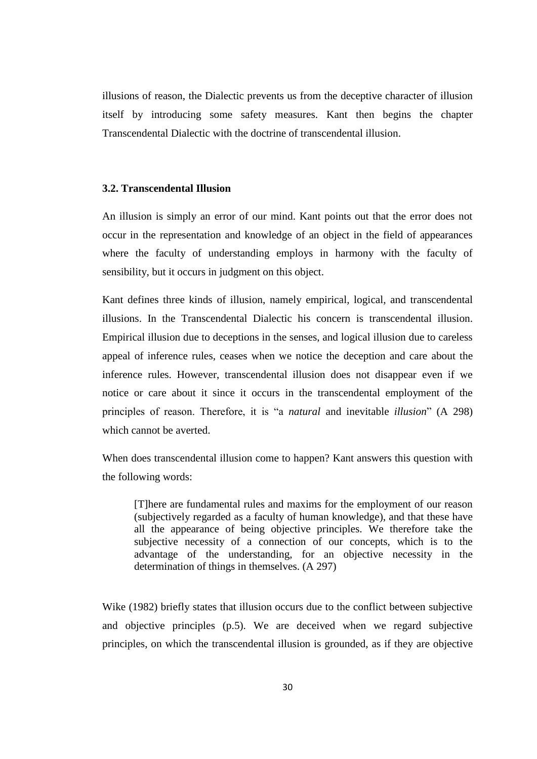illusions of reason, the Dialectic prevents us from the deceptive character of illusion itself by introducing some safety measures. Kant then begins the chapter Transcendental Dialectic with the doctrine of transcendental illusion.

### 3.2. Transcendental Illusion

An illusion is simply an error of our mind. Kant points out that the error does not occur in the representation and knowledge of an object in the field of appearances where the faculty of understanding employs in harmony with the faculty of sensibility, but it occurs in judgment on this object.

Kant defines three kinds of illusion, namely empirical, logical, and transcendental illusions. In the Transcendental Dialectic his concern is transcendental illusion. Empirical illusion due to deceptions in the senses, and logical illusion due to careless appeal of inference rules, ceases when we notice the deception and care about the inference rules. However, transcendental illusion does not disappear even if we notice or care about it since it occurs in the transcendental employment of the principles of reason. Therefore, it is "a *natural* and inevitable *illusion*" (A 298) which cannot be averted.

When does transcendental illusion come to happen? Kant answers this question with the following words:

> [T]here are fundamental rules and maxims for the employment of our reason (subjectively regarded as a faculty of human knowledge), and that these have all the appearance of being objective principles. We therefore take the subjective necessity of a connection of our concepts, which is to the advantage of the understanding, for an objective necessity in the determination of things in themselves. (A 297)

Wike (1982) briefly states that illusion occurs due to the conflict between subjective and objective principles (p.5). We are deceived when we regard subjective principles, on which the transcendental illusion is grounded, as if they are objective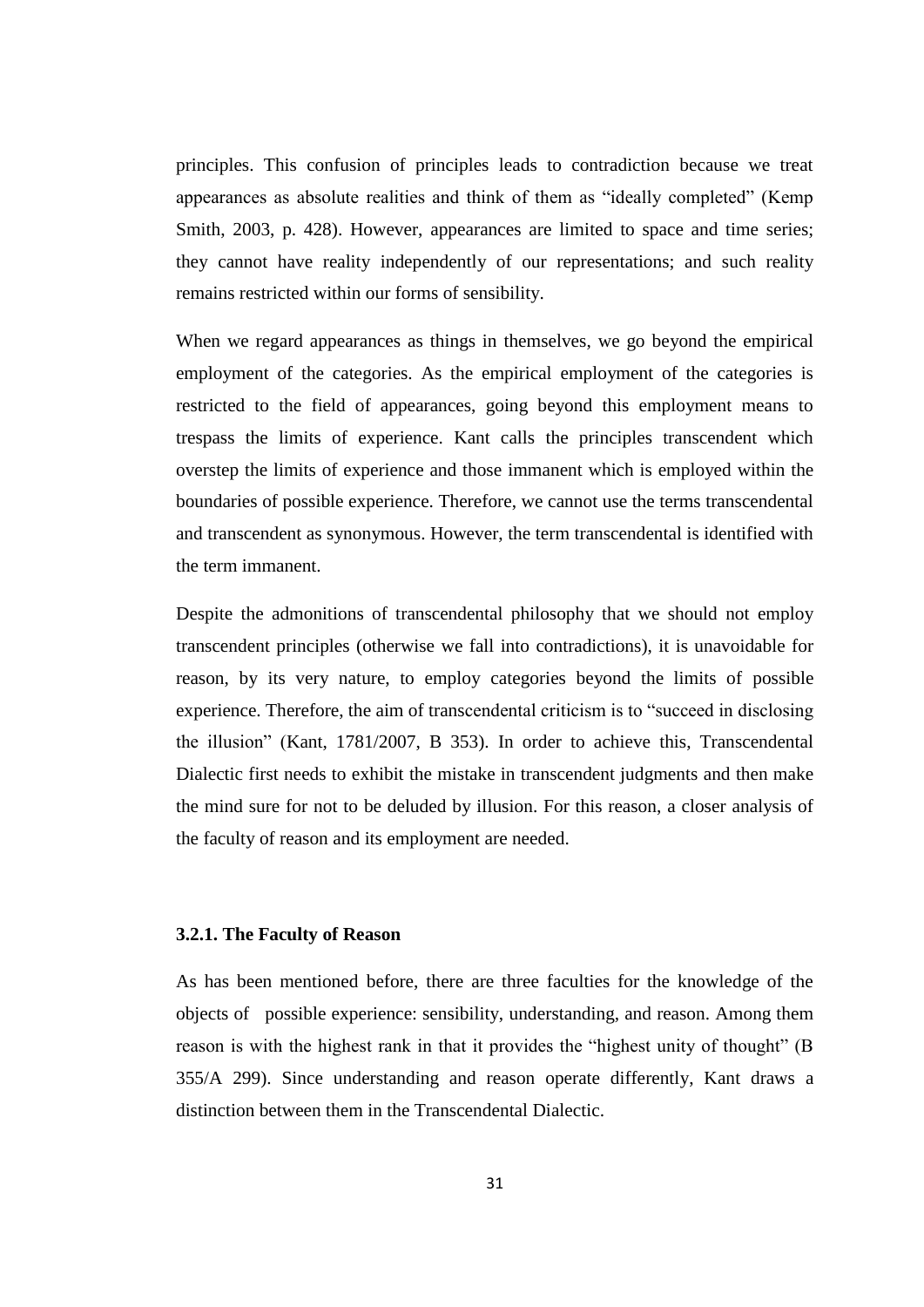principles. This confusion of principles leads to contradiction because we treat appearances as absolute realities and think of them as "ideally completed" (Kemp Smith, 2003, p. 428). However, appearances are limited to space and time series; they cannot have reality independently of our representations; and such reality remains restricted within our forms of sensibility.

When we regard appearances as things in themselves, we go beyond the empirical employment of the categories. As the empirical employment of the categories is restricted to the field of appearances, going beyond this employment means to trespass the limits of experience. Kant calls the principles transcendent which overstep the limits of experience and those immanent which is employed within the boundaries of possible experience. Therefore, we cannot use the terms transcendental and transcendent as synonymous. However, the term transcendental is identified with the term immanent.

Despite the admonitions of transcendental philosophy that we should not employ transcendent principles (otherwise we fall into contradictions), it is unavoidable for reason, by its very nature, to employ categories beyond the limits of possible experience. Therefore, the aim of transcendental criticism is to "succeed in disclosing the illusion" (Kant, 1781/2007, B 353). In order to achieve this, Transcendental Dialectic first needs to exhibit the mistake in transcendent judgments and then make the mind sure for not to be deluded by illusion. For this reason, a closer analysis of the faculty of reason and its employment are needed.

### 3.2.1. The Faculty of Reason

As has been mentioned before, there are three faculties for the knowledge of the objects of possible experience: sensibility, understanding, and reason. Among them reason is with the highest rank in that it provides the "highest unity of thought" (B 355/A 299). Since understanding and reason operate differently, Kant draws a distinction between them in the Transcendental Dialectic.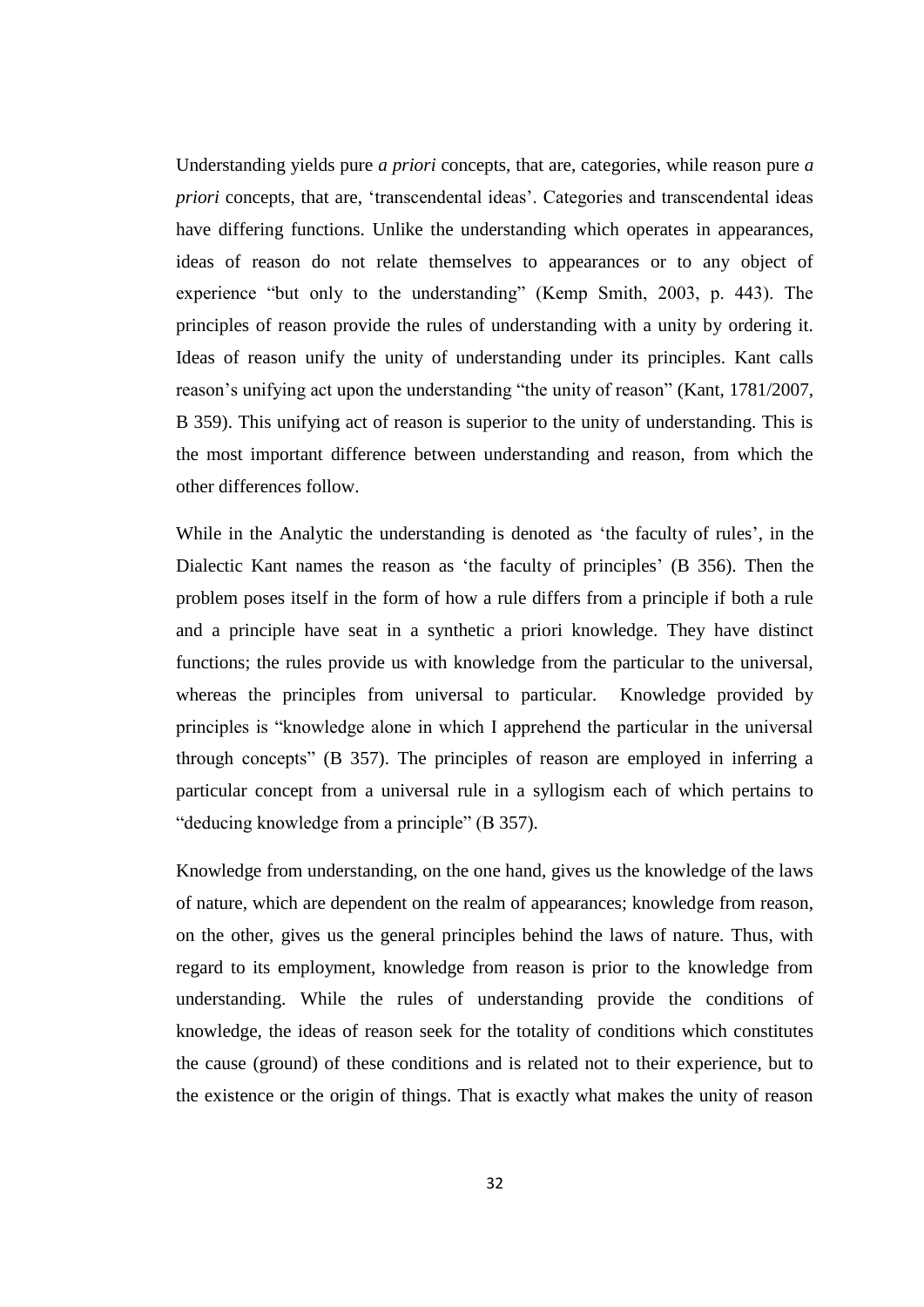Understanding yields pure *a priori* concepts, that are, categories, while reason pure *a priori* concepts, that are, 'transcendental ideas'. Categories and transcendental ideas have differing functions. Unlike the understanding which operates in appearances, ideas of reason do not relate themselves to appearances or to any object of experience "but only to the understanding" (Kemp Smith, 2003, p. 443). The principles of reason provide the rules of understanding with a unity by ordering it. Ideas of reason unify the unity of understanding under its principles. Kant calls reason's unifying act upon the understanding "the unity of reason" (Kant, 1781/2007, B 359). This unifying act of reason is superior to the unity of understanding. This is the most important difference between understanding and reason, from which the other differences follow.

While in the Analytic the understanding is denoted as 'the faculty of rules', in the Dialectic Kant names the reason as 'the faculty of principles' (B 356). Then the problem poses itself in the form of how a rule differs from a principle if both a rule and a principle have seat in a synthetic a priori knowledge. They have distinct functions; the rules provide us with knowledge from the particular to the universal, whereas the principles from universal to particular. Knowledge provided by principles is "knowledge alone in which I apprehend the particular in the universal through concepts" (B 357). The principles of reason are employed in inferring a particular concept from a universal rule in a syllogism each of which pertains to "deducing knowledge from a principle" (B 357).

Knowledge from understanding, on the one hand, gives us the knowledge of the laws of nature, which are dependent on the realm of appearances; knowledge from reason, on the other, gives us the general principles behind the laws of nature. Thus, with regard to its employment, knowledge from reason is prior to the knowledge from understanding. While the rules of understanding provide the conditions of knowledge, the ideas of reason seek for the totality of conditions which constitutes the cause (ground) of these conditions and is related not to their experience, but to the existence or the origin of things. That is exactly what makes the unity of reason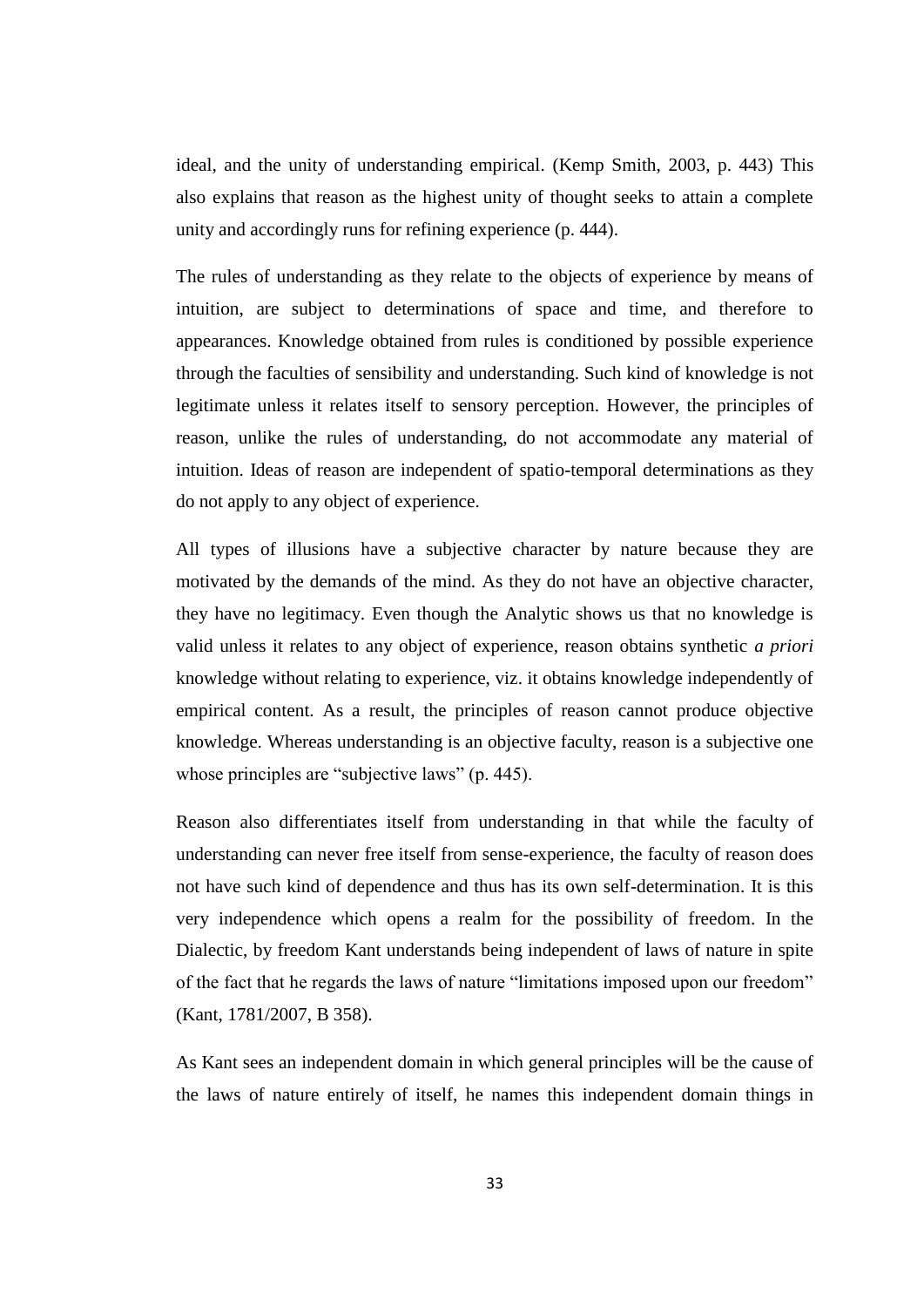ideal, and the unity of understanding empirical. (Kemp Smith, 2003, p. 443) This also explains that reason as the highest unity of thought seeks to attain a complete unity and accordingly runs for refining experience (p. 444).

The rules of understanding as they relate to the objects of experience by means of intuition, are subject to determinations of space and time, and therefore to appearances. Knowledge obtained from rules is conditioned by possible experience through the faculties of sensibility and understanding. Such kind of knowledge is not legitimate unless it relates itself to sensory perception. However, the principles of reason, unlike the rules of understanding, do not accommodate any material of intuition. Ideas of reason are independent of spatio-temporal determinations as they do not apply to any object of experience.

All types of illusions have a subjective character by nature because they are motivated by the demands of the mind. As they do not have an objective character, they have no legitimacy. Even though the Analytic shows us that no knowledge is valid unless it relates to any object of experience, reason obtains synthetic *a priori* knowledge without relating to experience, viz. it obtains knowledge independently of empirical content. As a result, the principles of reason cannot produce objective knowledge. Whereas understanding is an objective faculty, reason is a subjective one whose principles are "subjective laws" (p. 445).

Reason also differentiates itself from understanding in that while the faculty of understanding can never free itself from sense-experience, the faculty of reason does not have such kind of dependence and thus has its own self-determination. It is this very independence which opens a realm for the possibility of freedom. In the Dialectic, by freedom Kant understands being independent of laws of nature in spite of the fact that he regards the laws of nature "limitations imposed upon our freedom" (Kant, 1781/2007, B 358).

As Kant sees an independent domain in which general principles will be the cause of the laws of nature entirely of itself, he names this independent domain things in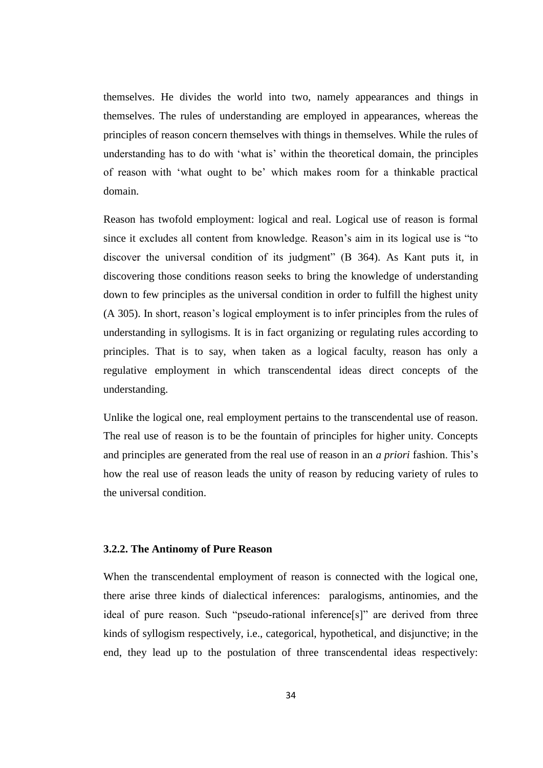themselves. He divides the world into two, namely appearances and things in themselves. The rules of understanding are employed in appearances, whereas the principles of reason concern themselves with things in themselves. While the rules of understanding has to do with 'what is' within the theoretical domain, the principles of reason with 'what ought to be' which makes room for a thinkable practical domain.

Reason has twofold employment: logical and real. Logical use of reason is formal since it excludes all content from knowledge. Reason's aim in its logical use is "to discover the universal condition of its judgment" (B 364). As Kant puts it, in discovering those conditions reason seeks to bring the knowledge of understanding down to few principles as the universal condition in order to fulfill the highest unity (A 305). In short, reason's logical employment is to infer principles from the rules of understanding in syllogisms. It is in fact organizing or regulating rules according to principles. That is to say, when taken as a logical faculty, reason has only a regulative employment in which transcendental ideas direct concepts of the understanding.

Unlike the logical one, real employment pertains to the transcendental use of reason. The real use of reason is to be the fountain of principles for higher unity. Concepts and principles are generated from the real use of reason in an *a priori* fashion. This's how the real use of reason leads the unity of reason by reducing variety of rules to the universal condition.

### 3.2.2. The Antinomy of Pure Reason

When the transcendental employment of reason is connected with the logical one, there arise three kinds of dialectical inferences: paralogisms, antinomies, and the ideal of pure reason. Such "pseudo-rational inference[s]" are derived from three kinds of syllogism respectively, i.e., categorical, hypothetical, and disjunctive; in the end, they lead up to the postulation of three transcendental ideas respectively: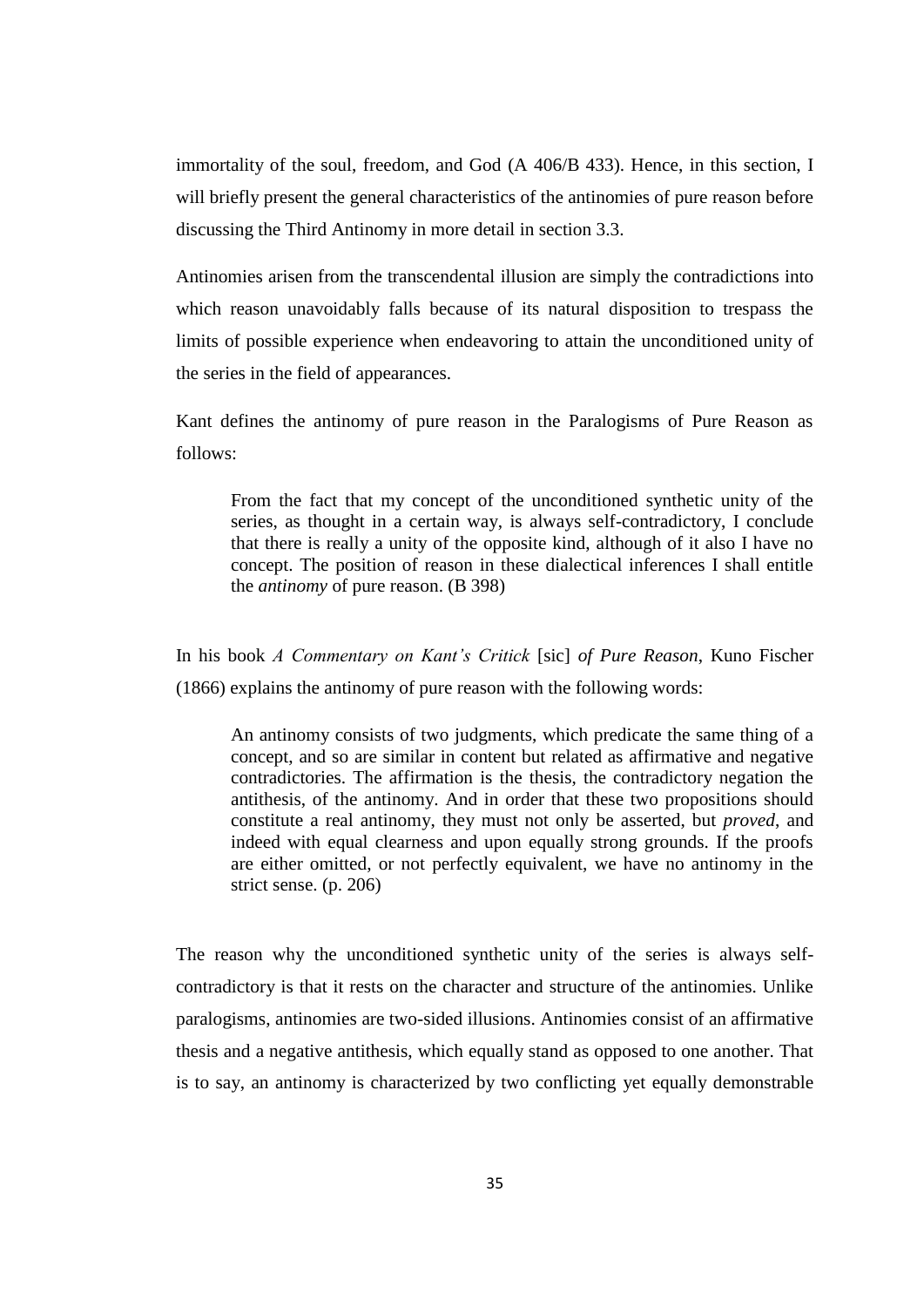immortality of the soul, freedom, and God (A 406/B 433). Hence, in this section, I will briefly present the general characteristics of the antinomies of pure reason before discussing the Third Antinomy in more detail in section 3.3.

Antinomies arisen from the transcendental illusion are simply the contradictions into which reason unavoidably falls because of its natural disposition to trespass the limits of possible experience when endeavoring to attain the unconditioned unity of the series in the field of appearances.

Kant defines the antinomy of pure reason in the Paralogisms of Pure Reason as follows:

> From the fact that my concept of the unconditioned synthetic unity of the series, as thought in a certain way, is always self-contradictory, I conclude that there is really a unity of the opposite kind, although of it also I have no concept. The position of reason in these dialectical inferences I shall entitle the *antinomy* of pure reason. (B 398)

In his book *A Commentary on Kant's Critick* [sic] *of Pure Reason*, Kuno Fischer (1866) explains the antinomy of pure reason with the following words:

> An antinomy consists of two judgments, which predicate the same thing of a concept, and so are similar in content but related as affirmative and negative contradictories. The affirmation is the thesis, the contradictory negation the antithesis, of the antinomy. And in order that these two propositions should constitute a real antinomy, they must not only be asserted, but *proved*, and indeed with equal clearness and upon equally strong grounds. If the proofs are either omitted, or not perfectly equivalent, we have no antinomy in the strict sense. (p. 206)

The reason why the unconditioned synthetic unity of the series is always self-contradictory is that it rests on the character and structure of the antinomies. Unlike paralogisms, antinomies are two-sided illusions. Antinomies consist of an affirmative thesis and a negative antithesis, which equally stand as opposed to one another. That is to say, an antinomy is characterized by two conflicting yet equally demonstrable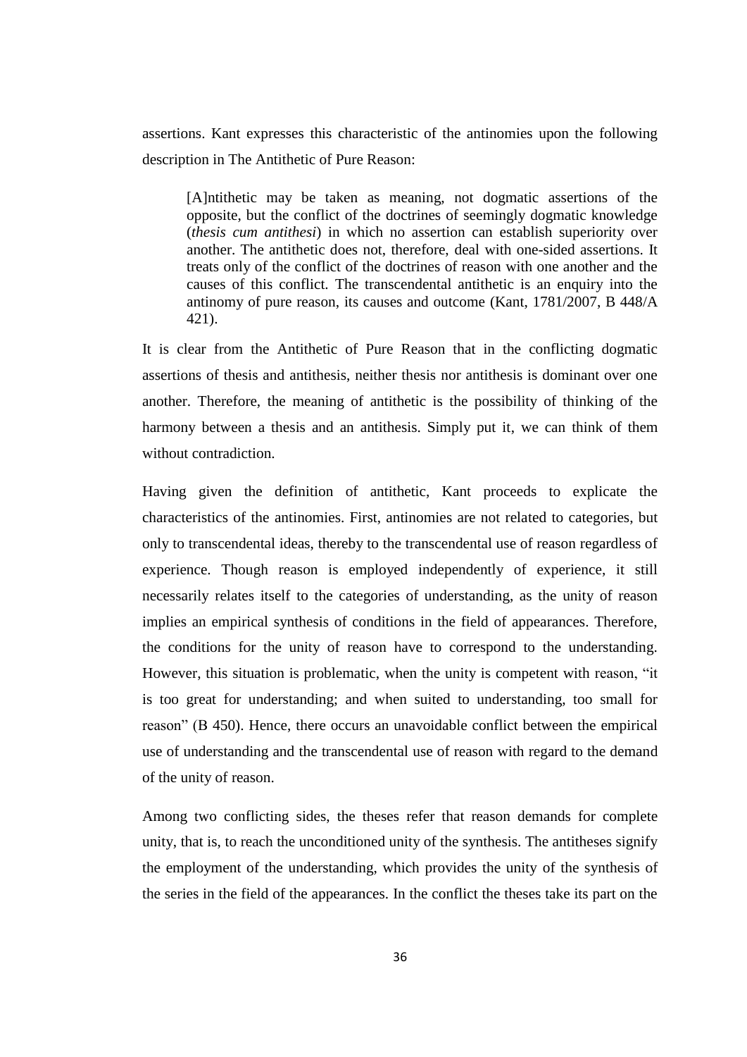assertions. Kant expresses this characteristic of the antinomies upon the following description in The Antithetic of Pure Reason:

> [A]ntithetic may be taken as meaning, not dogmatic assertions of the opposite, but the conflict of the doctrines of seemingly dogmatic knowledge (*thesis cum antithesi*) in which no assertion can establish superiority over another. The antithetic does not, therefore, deal with one-sided assertions. It treats only of the conflict of the doctrines of reason with one another and the causes of this conflict. The transcendental antithetic is an enquiry into the antinomy of pure reason, its causes and outcome (Kant, 1781/2007, B 448/A 421).

It is clear from the Antithetic of Pure Reason that in the conflicting dogmatic assertions of thesis and antithesis, neither thesis nor antithesis is dominant over one another. Therefore, the meaning of antithetic is the possibility of thinking of the harmony between a thesis and an antithesis. Simply put it, we can think of them without contradiction.

Having given the definition of antithetic, Kant proceeds to explicate the characteristics of the antinomies. First, antinomies are not related to categories, but only to transcendental ideas, thereby to the transcendental use of reason regardless of experience. Though reason is employed independently of experience, it still necessarily relates itself to the categories of understanding, as the unity of reason implies an empirical synthesis of conditions in the field of appearances. Therefore, the conditions for the unity of reason have to correspond to the understanding. However, this situation is problematic, when the unity is competent with reason, "it is too great for understanding; and when suited to understanding, too small for reason" (B 450). Hence, there occurs an unavoidable conflict between the empirical use of understanding and the transcendental use of reason with regard to the demand of the unity of reason.

Among two conflicting sides, the theses refer that reason demands for complete unity, that is, to reach the unconditioned unity of the synthesis. The antitheses signify the employment of the understanding, which provides the unity of the synthesis of the series in the field of the appearances. In the conflict the theses take its part on the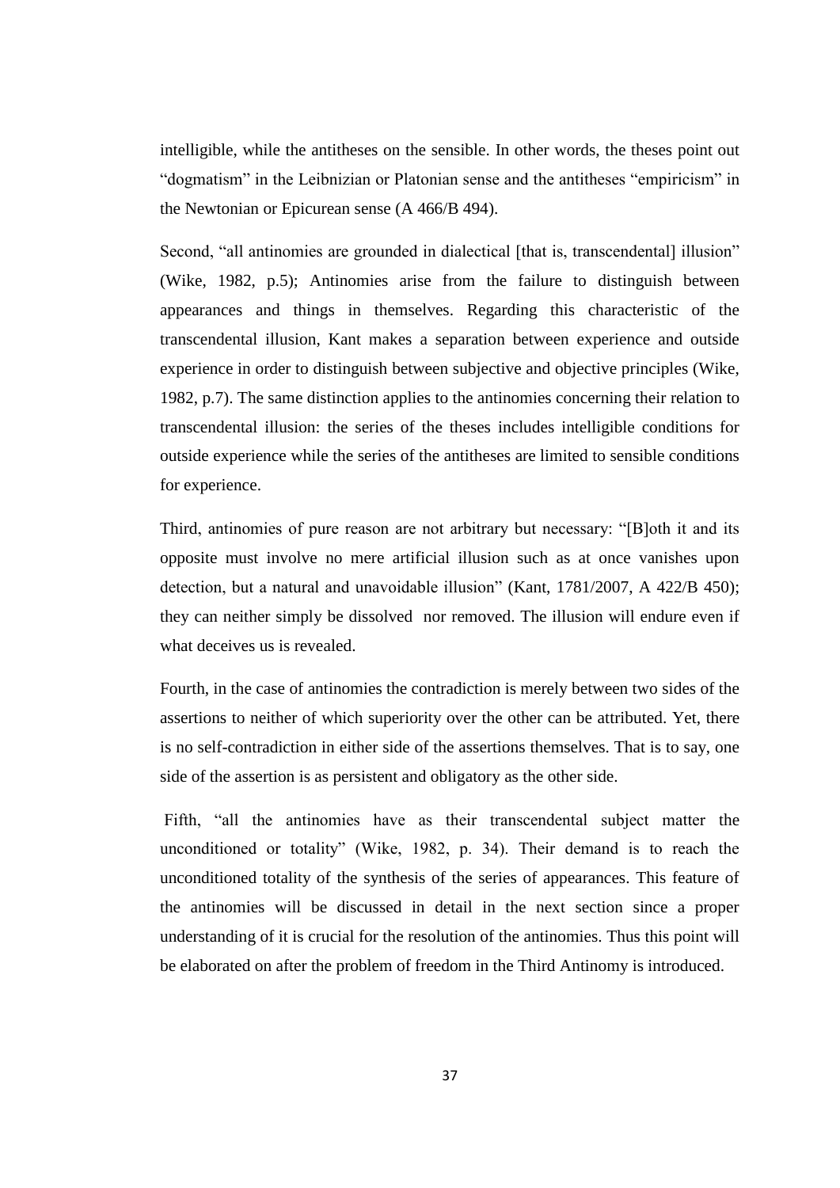intelligible, while the antitheses on the sensible. In other words, the theses point out "dogmatism" in the Leibnizian or Platonian sense and the antitheses "empiricism" in the Newtonian or Epicurean sense (A 466/B 494).

Second, "all antinomies are grounded in dialectical [that is, transcendental] illusion" (Wike, 1982, p.5); Antinomies arise from the failure to distinguish between appearances and things in themselves. Regarding this characteristic of the transcendental illusion, Kant makes a separation between experience and outside experience in order to distinguish between subjective and objective principles (Wike, 1982, p.7). The same distinction applies to the antinomies concerning their relation to transcendental illusion: the series of the theses includes intelligible conditions for outside experience while the series of the antitheses are limited to sensible conditions for experience.

Third, antinomies of pure reason are not arbitrary but necessary: "[B]oth it and its opposite must involve no mere artificial illusion such as at once vanishes upon detection, but a natural and unavoidable illusion" (Kant, 1781/2007, A 422/B 450); they can neither simply be dissolved nor removed. The illusion will endure even if what deceives us is revealed.

Fourth, in the case of antinomies the contradiction is merely between two sides of the assertions to neither of which superiority over the other can be attributed. Yet, there is no self-contradiction in either side of the assertions themselves. That is to say, one side of the assertion is as persistent and obligatory as the other side.

Fifth, "all the antinomies have as their transcendental subject matter the unconditioned or totality" (Wike, 1982, p. 34). Their demand is to reach the unconditioned totality of the synthesis of the series of appearances. This feature of the antinomies will be discussed in detail in the next section since a proper understanding of it is crucial for the resolution of the antinomies. Thus this point will be elaborated on after the problem of freedom in the Third Antinomy is introduced.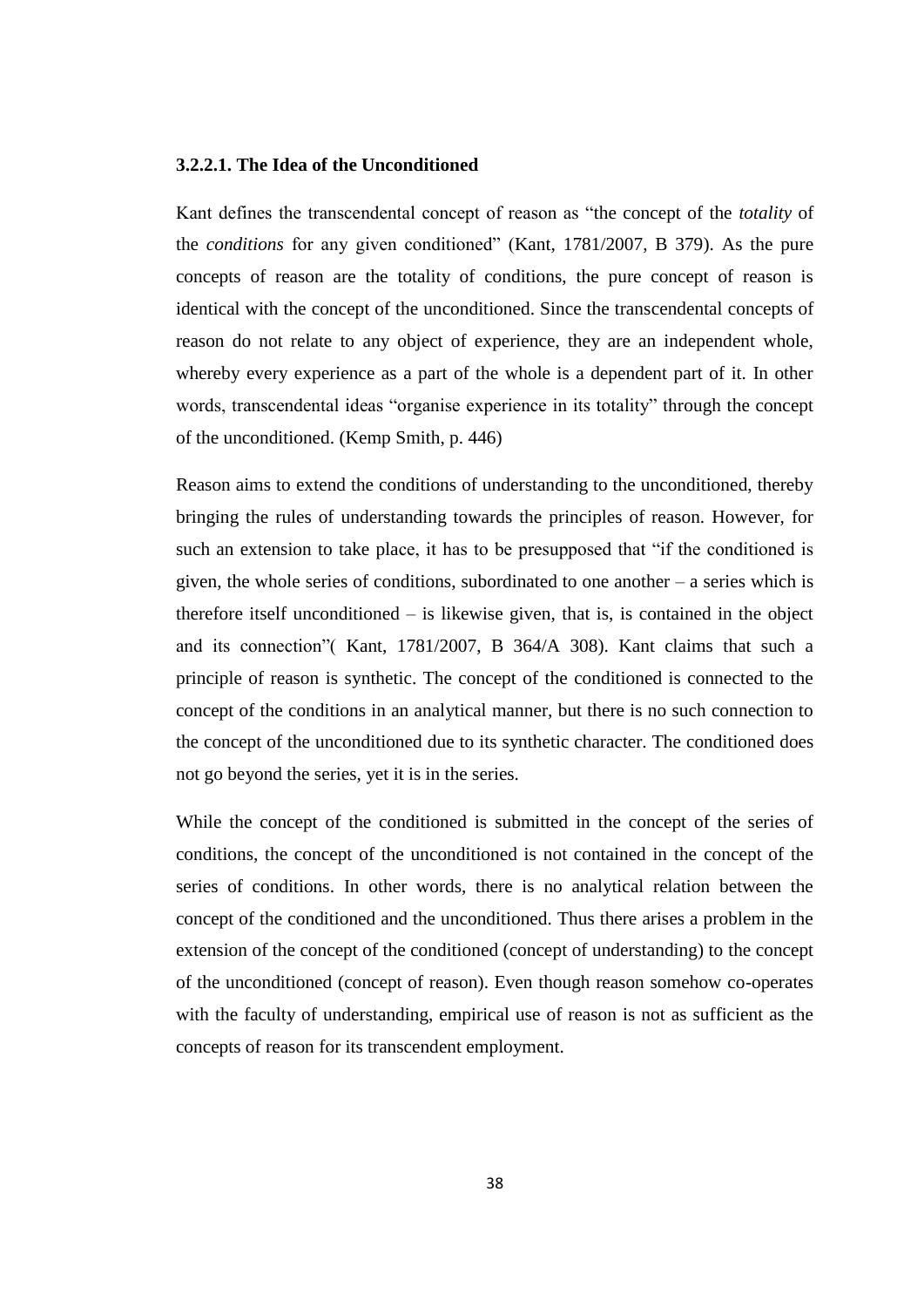#### 3.2.2.1. The Idea of the Unconditioned

Kant defines the transcendental concept of reason as "the concept of the *totality* of the *conditions* for any given conditioned" (Kant, 1781/2007, B 379). As the pure concepts of reason are the totality of conditions, the pure concept of reason is identical with the concept of the unconditioned. Since the transcendental concepts of reason do not relate to any object of experience, they are an independent whole, whereby every experience as a part of the whole is a dependent part of it. In other words, transcendental ideas "organise experience in its totality" through the concept of the unconditioned. (Kemp Smith, p. 446)

Reason aims to extend the conditions of understanding to the unconditioned, thereby bringing the rules of understanding towards the principles of reason. However, for such an extension to take place, it has to be presupposed that "if the conditioned is given, the whole series of conditions, subordinated to one another – a series which is therefore itself unconditioned – is likewise given, that is, is contained in the object and its connection"( Kant, 1781/2007, B 364/A 308). Kant claims that such a principle of reason is synthetic. The concept of the conditioned is connected to the concept of the conditions in an analytical manner, but there is no such connection to the concept of the unconditioned due to its synthetic character. The conditioned does not go beyond the series, yet it is in the series.

While the concept of the conditioned is submitted in the concept of the series of conditions, the concept of the unconditioned is not contained in the concept of the series of conditions. In other words, there is no analytical relation between the concept of the conditioned and the unconditioned. Thus there arises a problem in the extension of the concept of the conditioned (concept of understanding) to the concept of the unconditioned (concept of reason). Even though reason somehow co-operates with the faculty of understanding, empirical use of reason is not as sufficient as the concepts of reason for its transcendent employment.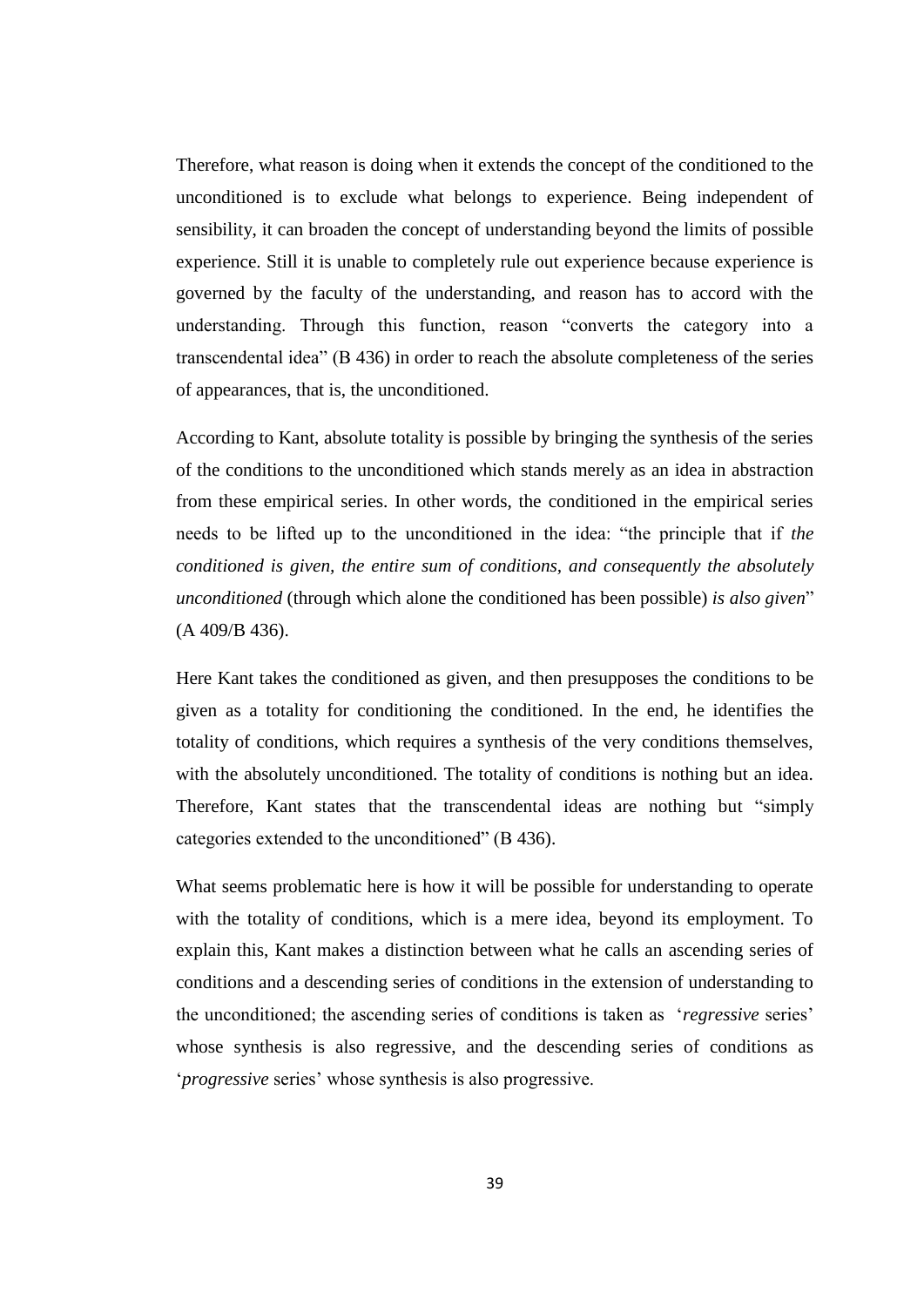Therefore, what reason is doing when it extends the concept of the conditioned to the unconditioned is to exclude what belongs to experience. Being independent of sensibility, it can broaden the concept of understanding beyond the limits of possible experience. Still it is unable to completely rule out experience because experience is governed by the faculty of the understanding, and reason has to accord with the understanding. Through this function, reason "converts the category into a transcendental idea" (B 436) in order to reach the absolute completeness of the series of appearances, that is, the unconditioned.

According to Kant, absolute totality is possible by bringing the synthesis of the series of the conditions to the unconditioned which stands merely as an idea in abstraction from these empirical series. In other words, the conditioned in the empirical series needs to be lifted up to the unconditioned in the idea: "the principle that if *the conditioned is given, the entire sum of conditions, and consequently the absolutely unconditioned* (through which alone the conditioned has been possible) *is also given*" (A 409/B 436).

Here Kant takes the conditioned as given, and then presupposes the conditions to be given as a totality for conditioning the conditioned. In the end, he identifies the totality of conditions, which requires a synthesis of the very conditions themselves, with the absolutely unconditioned. The totality of conditions is nothing but an idea. Therefore, Kant states that the transcendental ideas are nothing but "simply categories extended to the unconditioned" (B 436).

What seems problematic here is how it will be possible for understanding to operate with the totality of conditions, which is a mere idea, beyond its employment. To explain this, Kant makes a distinction between what he calls an ascending series of conditions and a descending series of conditions in the extension of understanding to the unconditioned; the ascending series of conditions is taken as '*regressive* series' whose synthesis is also regressive, and the descending series of conditions as '*progressive* series' whose synthesis is also progressive.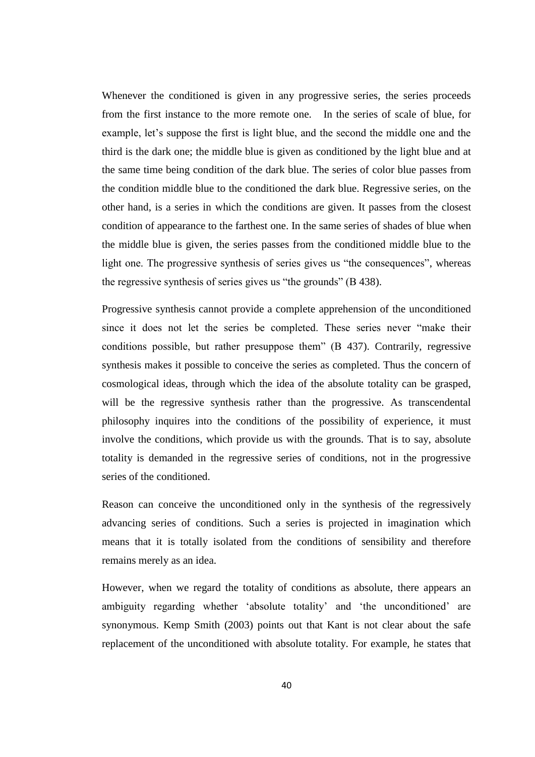Whenever the conditioned is given in any progressive series, the series proceeds from the first instance to the more remote one. In the series of scale of blue, for example, let's suppose the first is light blue, and the second the middle one and the third is the dark one; the middle blue is given as conditioned by the light blue and at the same time being condition of the dark blue. The series of color blue passes from the condition middle blue to the conditioned the dark blue. Regressive series, on the other hand, is a series in which the conditions are given. It passes from the closest condition of appearance to the farthest one. In the same series of shades of blue when the middle blue is given, the series passes from the conditioned middle blue to the light one. The progressive synthesis of series gives us "the consequences", whereas the regressive synthesis of series gives us "the grounds" (B 438).

Progressive synthesis cannot provide a complete apprehension of the unconditioned since it does not let the series be completed. These series never "make their conditions possible, but rather presuppose them" (B 437). Contrarily, regressive synthesis makes it possible to conceive the series as completed. Thus the concern of cosmological ideas, through which the idea of the absolute totality can be grasped, will be the regressive synthesis rather than the progressive. As transcendental philosophy inquires into the conditions of the possibility of experience, it must involve the conditions, which provide us with the grounds. That is to say, absolute totality is demanded in the regressive series of conditions, not in the progressive series of the conditioned.

Reason can conceive the unconditioned only in the synthesis of the regressively advancing series of conditions. Such a series is projected in imagination which means that it is totally isolated from the conditions of sensibility and therefore remains merely as an idea.

However, when we regard the totality of conditions as absolute, there appears an ambiguity regarding whether 'absolute totality' and 'the unconditioned' are synonymous. Kemp Smith (2003) points out that Kant is not clear about the safe replacement of the unconditioned with absolute totality. For example, he states that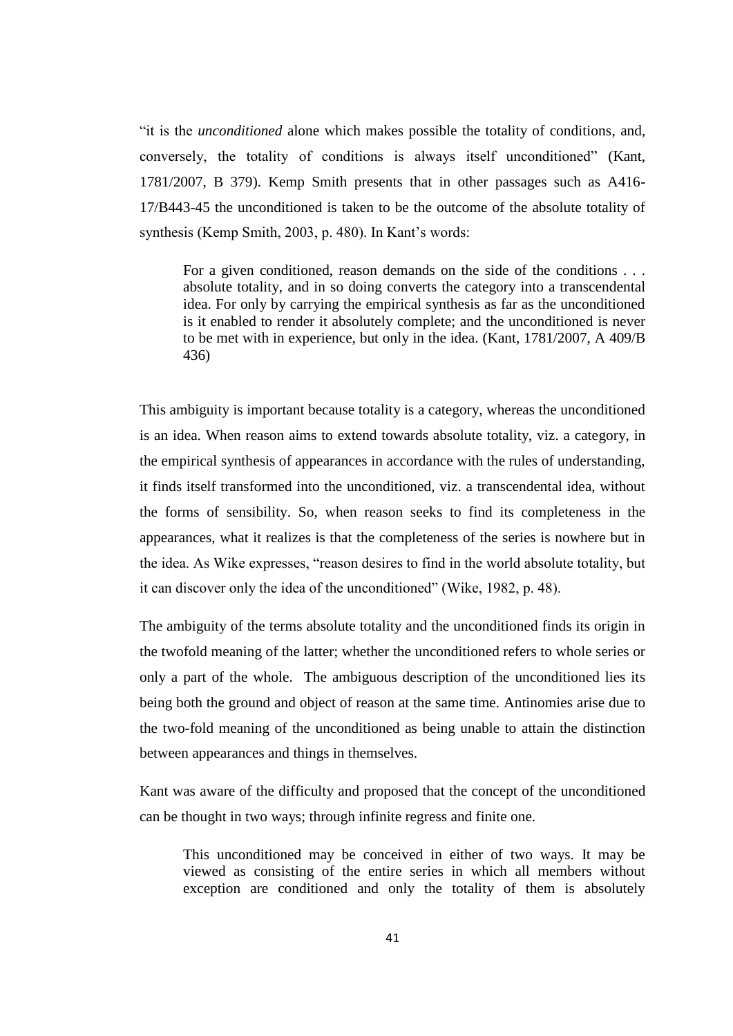"it is the *unconditioned* alone which makes possible the totality of conditions, and, conversely, the totality of conditions is always itself unconditioned" (Kant, 1781/2007, B 379). Kemp Smith presents that in other passages such as A416-17/B443-45 the unconditioned is taken to be the outcome of the absolute totality of synthesis (Kemp Smith, 2003, p. 480). In Kant's words:

> For a given conditioned, reason demands on the side of the conditions . . . absolute totality, and in so doing converts the category into a transcendental idea. For only by carrying the empirical synthesis as far as the unconditioned is it enabled to render it absolutely complete; and the unconditioned is never to be met with in experience, but only in the idea. (Kant, 1781/2007, A 409/B 436)

This ambiguity is important because totality is a category, whereas the unconditioned is an idea. When reason aims to extend towards absolute totality, viz. a category, in the empirical synthesis of appearances in accordance with the rules of understanding, it finds itself transformed into the unconditioned, viz. a transcendental idea, without the forms of sensibility. So, when reason seeks to find its completeness in the appearances, what it realizes is that the completeness of the series is nowhere but in the idea. As Wike expresses, "reason desires to find in the world absolute totality, but it can discover only the idea of the unconditioned" (Wike, 1982, p. 48).

The ambiguity of the terms absolute totality and the unconditioned finds its origin in the twofold meaning of the latter; whether the unconditioned refers to whole series or only a part of the whole. The ambiguous description of the unconditioned lies its being both the ground and object of reason at the same time. Antinomies arise due to the two-fold meaning of the unconditioned as being unable to attain the distinction between appearances and things in themselves.

Kant was aware of the difficulty and proposed that the concept of the unconditioned can be thought in two ways; through infinite regress and finite one.

> This unconditioned may be conceived in either of two ways. It may be viewed as consisting of the entire series in which all members without exception are conditioned and only the totality of them is absolutely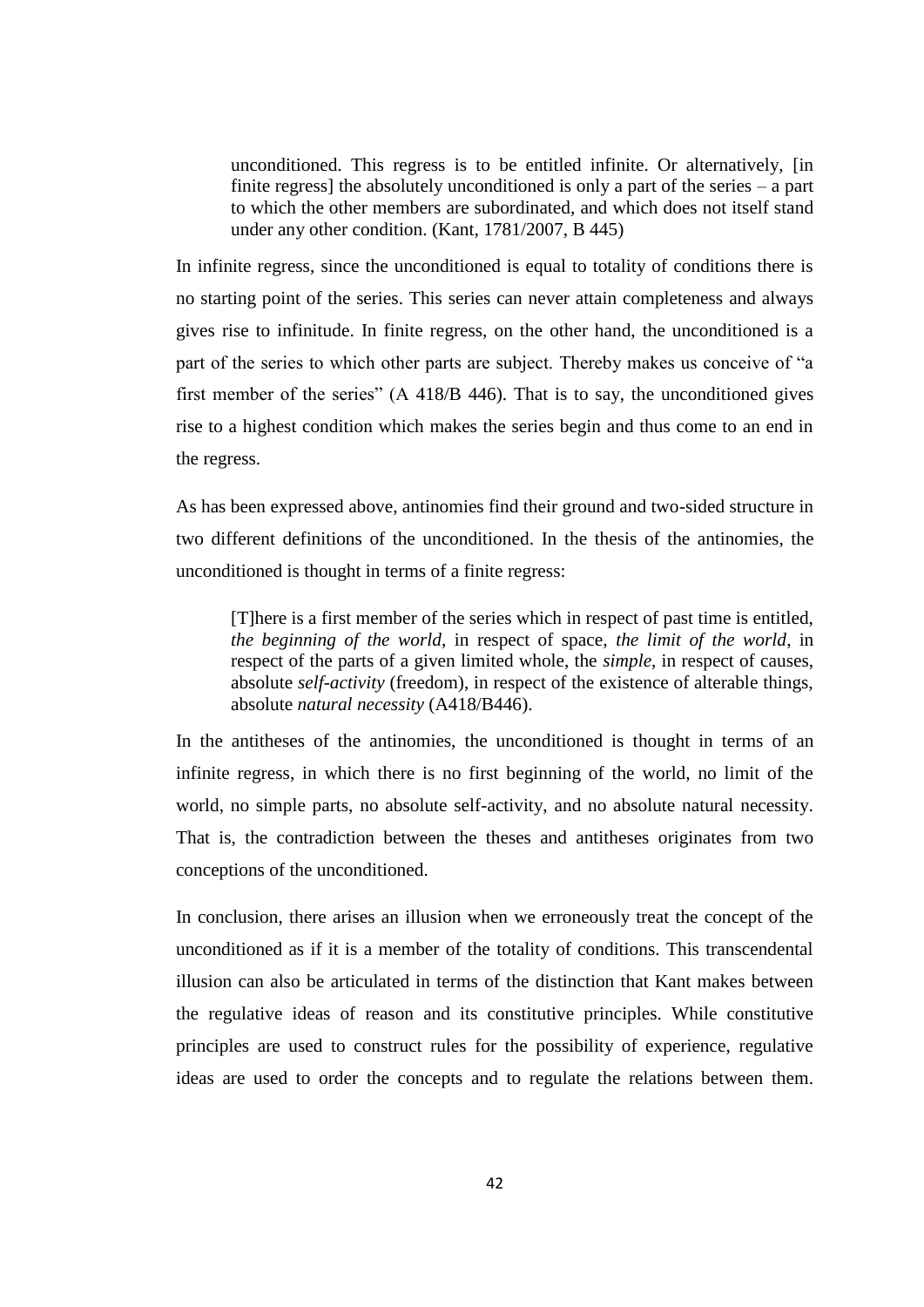> unconditioned. This regress is to be entitled infinite. Or alternatively, [in finite regress] the absolutely unconditioned is only a part of the series – a part to which the other members are subordinated, and which does not itself stand under any other condition. (Kant, 1781/2007, B 445)

In infinite regress, since the unconditioned is equal to totality of conditions there is no starting point of the series. This series can never attain completeness and always gives rise to infinitude. In finite regress, on the other hand, the unconditioned is a part of the series to which other parts are subject. Thereby makes us conceive of "a first member of the series" (A 418/B 446). That is to say, the unconditioned gives rise to a highest condition which makes the series begin and thus come to an end in the regress.

As has been expressed above, antinomies find their ground and two-sided structure in two different definitions of the unconditioned. In the thesis of the antinomies, the unconditioned is thought in terms of a finite regress:

> [T]here is a first member of the series which in respect of past time is entitled, *the beginning of the world*, in respect of space, *the limit of the world*, in respect of the parts of a given limited whole, the *simple*, in respect of causes, absolute *self-activity* (freedom), in respect of the existence of alterable things, absolute *natural necessity* (A418/B446).

In the antitheses of the antinomies, the unconditioned is thought in terms of an infinite regress, in which there is no first beginning of the world, no limit of the world, no simple parts, no absolute self-activity, and no absolute natural necessity. That is, the contradiction between the theses and antitheses originates from two conceptions of the unconditioned.

In conclusion, there arises an illusion when we erroneously treat the concept of the unconditioned as if it is a member of the totality of conditions. This transcendental illusion can also be articulated in terms of the distinction that Kant makes between the regulative ideas of reason and its constitutive principles. While constitutive principles are used to construct rules for the possibility of experience, regulative ideas are used to order the concepts and to regulate the relations between them.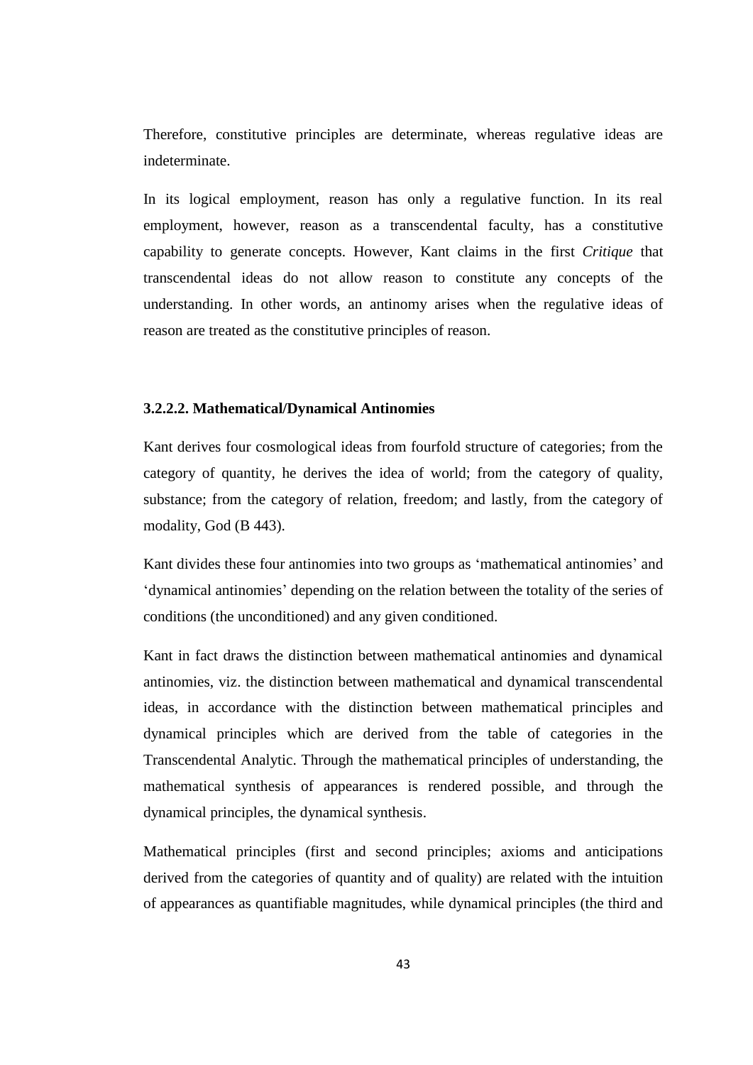Therefore, constitutive principles are determinate, whereas regulative ideas are indeterminate.

In its logical employment, reason has only a regulative function. In its real employment, however, reason as a transcendental faculty, has a constitutive capability to generate concepts. However, Kant claims in the first *Critique* that transcendental ideas do not allow reason to constitute any concepts of the understanding. In other words, an antinomy arises when the regulative ideas of reason are treated as the constitutive principles of reason.

#### 3.2.2.2. Mathematical/Dynamical Antinomies

Kant derives four cosmological ideas from fourfold structure of categories; from the category of quantity, he derives the idea of world; from the category of quality, substance; from the category of relation, freedom; and lastly, from the category of modality, God (B 443).

Kant divides these four antinomies into two groups as 'mathematical antinomies' and 'dynamical antinomies' depending on the relation between the totality of the series of conditions (the unconditioned) and any given conditioned.

Kant in fact draws the distinction between mathematical antinomies and dynamical antinomies, viz. the distinction between mathematical and dynamical transcendental ideas, in accordance with the distinction between mathematical principles and dynamical principles which are derived from the table of categories in the Transcendental Analytic. Through the mathematical principles of understanding, the mathematical synthesis of appearances is rendered possible, and through the dynamical principles, the dynamical synthesis.

Mathematical principles (first and second principles; axioms and anticipations derived from the categories of quantity and of quality) are related with the intuition of appearances as quantifiable magnitudes, while dynamical principles (the third and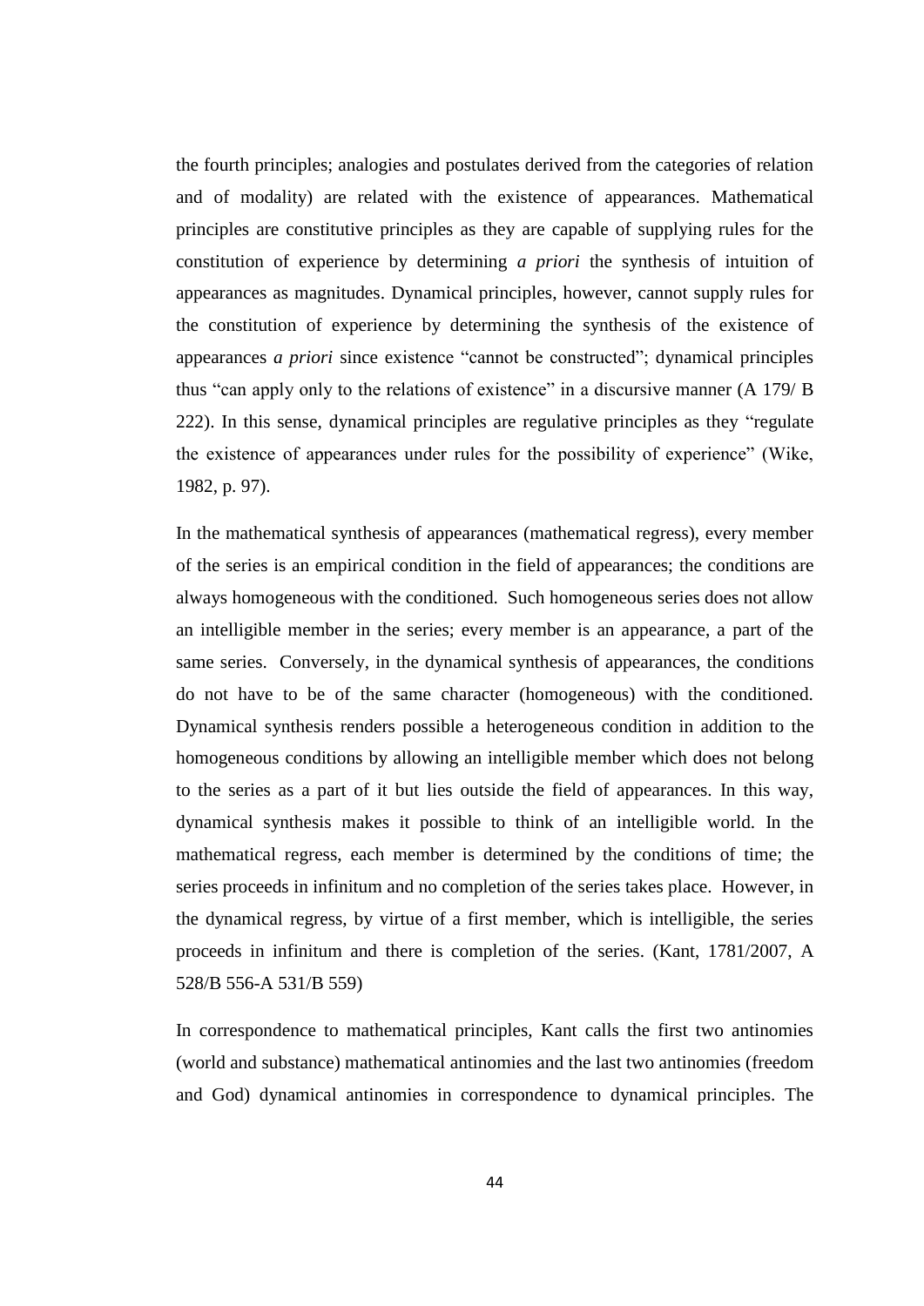the fourth principles; analogies and postulates derived from the categories of relation and of modality) are related with the existence of appearances. Mathematical principles are constitutive principles as they are capable of supplying rules for the constitution of experience by determining *a priori* the synthesis of intuition of appearances as magnitudes. Dynamical principles, however, cannot supply rules for the constitution of experience by determining the synthesis of the existence of appearances *a priori* since existence "cannot be constructed"; dynamical principles thus "can apply only to the relations of existence" in a discursive manner (A 179/ B 222). In this sense, dynamical principles are regulative principles as they "regulate the existence of appearances under rules for the possibility of experience" (Wike, 1982, p. 97).

In the mathematical synthesis of appearances (mathematical regress), every member of the series is an empirical condition in the field of appearances; the conditions are always homogeneous with the conditioned. Such homogeneous series does not allow an intelligible member in the series; every member is an appearance, a part of the same series. Conversely, in the dynamical synthesis of appearances, the conditions do not have to be of the same character (homogeneous) with the conditioned. Dynamical synthesis renders possible a heterogeneous condition in addition to the homogeneous conditions by allowing an intelligible member which does not belong to the series as a part of it but lies outside the field of appearances. In this way, dynamical synthesis makes it possible to think of an intelligible world. In the mathematical regress, each member is determined by the conditions of time; the series proceeds in infinitum and no completion of the series takes place. However, in the dynamical regress, by virtue of a first member, which is intelligible, the series proceeds in infinitum and there is completion of the series. (Kant, 1781/2007, A 528/B 556-A 531/B 559)

In correspondence to mathematical principles, Kant calls the first two antinomies (world and substance) mathematical antinomies and the last two antinomies (freedom and God) dynamical antinomies in correspondence to dynamical principles. The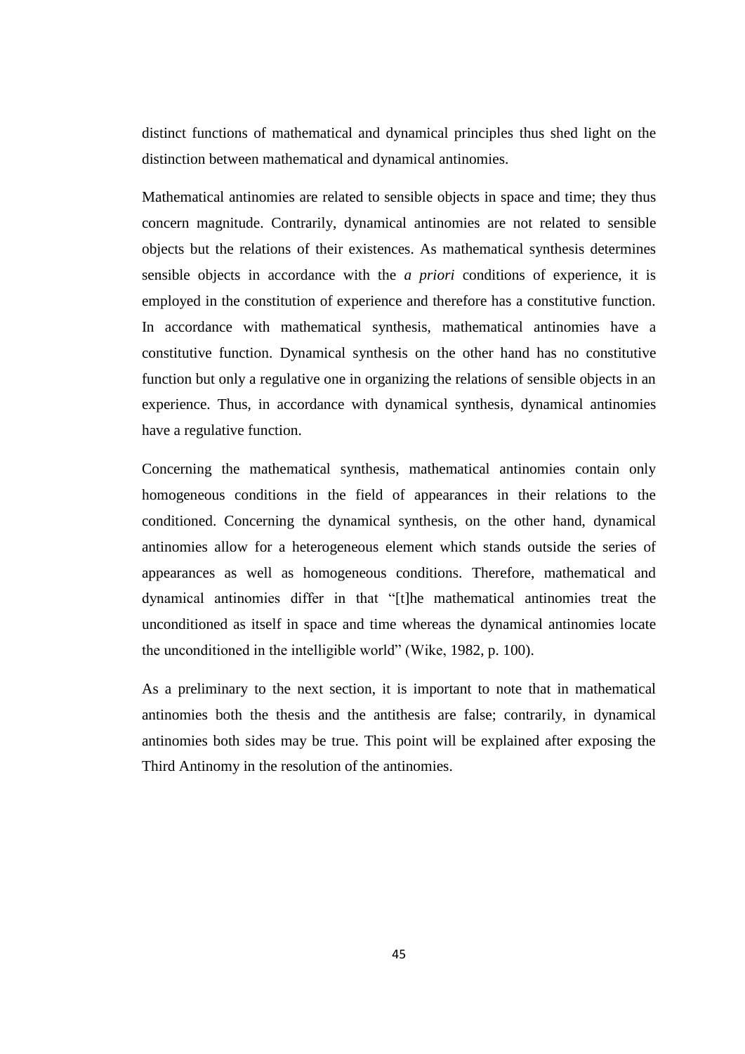distinct functions of mathematical and dynamical principles thus shed light on the distinction between mathematical and dynamical antinomies.

Mathematical antinomies are related to sensible objects in space and time; they thus concern magnitude. Contrarily, dynamical antinomies are not related to sensible objects but the relations of their existences. As mathematical synthesis determines sensible objects in accordance with the *a priori* conditions of experience, it is employed in the constitution of experience and therefore has a constitutive function. In accordance with mathematical synthesis, mathematical antinomies have a constitutive function. Dynamical synthesis on the other hand has no constitutive function but only a regulative one in organizing the relations of sensible objects in an experience. Thus, in accordance with dynamical synthesis, dynamical antinomies have a regulative function.

Concerning the mathematical synthesis, mathematical antinomies contain only homogeneous conditions in the field of appearances in their relations to the conditioned. Concerning the dynamical synthesis, on the other hand, dynamical antinomies allow for a heterogeneous element which stands outside the series of appearances as well as homogeneous conditions. Therefore, mathematical and dynamical antinomies differ in that "[t]he mathematical antinomies treat the unconditioned as itself in space and time whereas the dynamical antinomies locate the unconditioned in the intelligible world" (Wike, 1982, p. 100).

As a preliminary to the next section, it is important to note that in mathematical antinomies both the thesis and the antithesis are false; contrarily, in dynamical antinomies both sides may be true. This point will be explained after exposing the Third Antinomy in the resolution of the antinomies.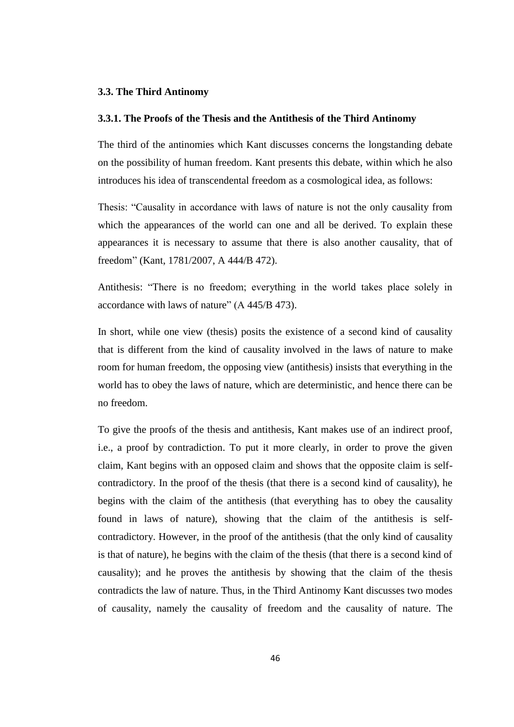### 3.3. The Third Antinomy

#### 3.3.1. The Proofs of the Thesis and the Antithesis of the Third Antinomy

The third of the antinomies which Kant discusses concerns the longstanding debate on the possibility of human freedom. Kant presents this debate, within which he also introduces his idea of transcendental freedom as a cosmological idea, as follows:

Thesis: "Causality in accordance with laws of nature is not the only causality from which the appearances of the world can one and all be derived. To explain these appearances it is necessary to assume that there is also another causality, that of freedom" (Kant, 1781/2007, A 444/B 472).

Antithesis: "There is no freedom; everything in the world takes place solely in accordance with laws of nature" (A 445/B 473).

In short, while one view (thesis) posits the existence of a second kind of causality that is different from the kind of causality involved in the laws of nature to make room for human freedom, the opposing view (antithesis) insists that everything in the world has to obey the laws of nature, which are deterministic, and hence there can be no freedom.

To give the proofs of the thesis and antithesis, Kant makes use of an indirect proof, i.e., a proof by contradiction. To put it more clearly, in order to prove the given claim, Kant begins with an opposed claim and shows that the opposite claim is self-contradictory. In the proof of the thesis (that there is a second kind of causality), he begins with the claim of the antithesis (that everything has to obey the causality found in laws of nature), showing that the claim of the antithesis is self-contradictory. However, in the proof of the antithesis (that the only kind of causality is that of nature), he begins with the claim of the thesis (that there is a second kind of causality); and he proves the antithesis by showing that the claim of the thesis contradicts the law of nature. Thus, in the Third Antinomy Kant discusses two modes of causality, namely the causality of freedom and the causality of nature. The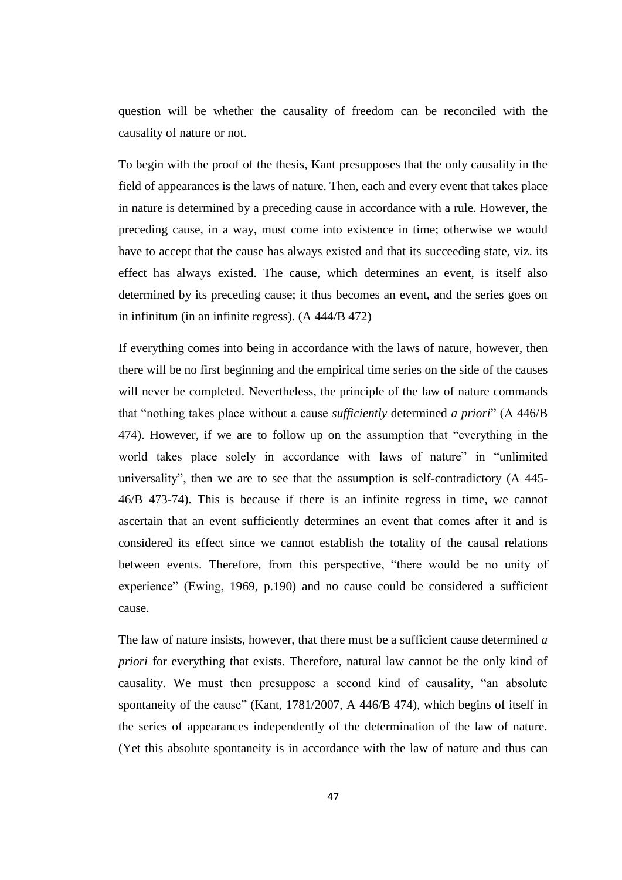question will be whether the causality of freedom can be reconciled with the causality of nature or not.

To begin with the proof of the thesis, Kant presupposes that the only causality in the field of appearances is the laws of nature. Then, each and every event that takes place in nature is determined by a preceding cause in accordance with a rule. However, the preceding cause, in a way, must come into existence in time; otherwise we would have to accept that the cause has always existed and that its succeeding state, viz. its effect has always existed. The cause, which determines an event, is itself also determined by its preceding cause; it thus becomes an event, and the series goes on in infinitum (in an infinite regress). (A 444/B 472)

If everything comes into being in accordance with the laws of nature, however, then there will be no first beginning and the empirical time series on the side of the causes will never be completed. Nevertheless, the principle of the law of nature commands that "nothing takes place without a cause *sufficiently* determined *a priori*" (A 446/B 474). However, if we are to follow up on the assumption that "everything in the world takes place solely in accordance with laws of nature" in "unlimited universality", then we are to see that the assumption is self-contradictory (A 445-46/B 473-74). This is because if there is an infinite regress in time, we cannot ascertain that an event sufficiently determines an event that comes after it and is considered its effect since we cannot establish the totality of the causal relations between events. Therefore, from this perspective, "there would be no unity of experience" (Ewing, 1969, p.190) and no cause could be considered a sufficient cause.

The law of nature insists, however, that there must be a sufficient cause determined *a priori* for everything that exists. Therefore, natural law cannot be the only kind of causality. We must then presuppose a second kind of causality, "an absolute spontaneity of the cause" (Kant, 1781/2007, A 446/B 474), which begins of itself in the series of appearances independently of the determination of the law of nature. (Yet this absolute spontaneity is in accordance with the law of nature and thus can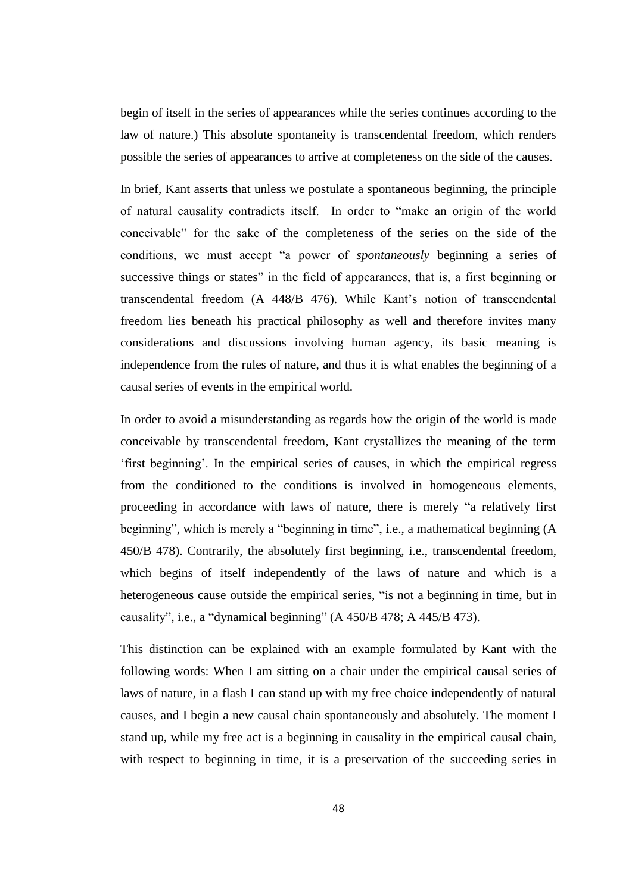begin of itself in the series of appearances while the series continues according to the law of nature.) This absolute spontaneity is transcendental freedom, which renders possible the series of appearances to arrive at completeness on the side of the causes.

In brief, Kant asserts that unless we postulate a spontaneous beginning, the principle of natural causality contradicts itself. In order to "make an origin of the world conceivable" for the sake of the completeness of the series on the side of the conditions, we must accept "a power of *spontaneously* beginning a series of successive things or states" in the field of appearances, that is, a first beginning or transcendental freedom (A 448/B 476). While Kant's notion of transcendental freedom lies beneath his practical philosophy as well and therefore invites many considerations and discussions involving human agency, its basic meaning is independence from the rules of nature, and thus it is what enables the beginning of a causal series of events in the empirical world.

In order to avoid a misunderstanding as regards how the origin of the world is made conceivable by transcendental freedom, Kant crystallizes the meaning of the term 'first beginning'. In the empirical series of causes, in which the empirical regress from the conditioned to the conditions is involved in homogeneous elements, proceeding in accordance with laws of nature, there is merely "a relatively first beginning", which is merely a "beginning in time", i.e., a mathematical beginning (A 450/B 478). Contrarily, the absolutely first beginning, i.e., transcendental freedom, which begins of itself independently of the laws of nature and which is a heterogeneous cause outside the empirical series, "is not a beginning in time, but in causality", i.e., a "dynamical beginning" (A 450/B 478; A 445/B 473).

This distinction can be explained with an example formulated by Kant with the following words: When I am sitting on a chair under the empirical causal series of laws of nature, in a flash I can stand up with my free choice independently of natural causes, and I begin a new causal chain spontaneously and absolutely. The moment I stand up, while my free act is a beginning in causality in the empirical causal chain, with respect to beginning in time, it is a preservation of the succeeding series in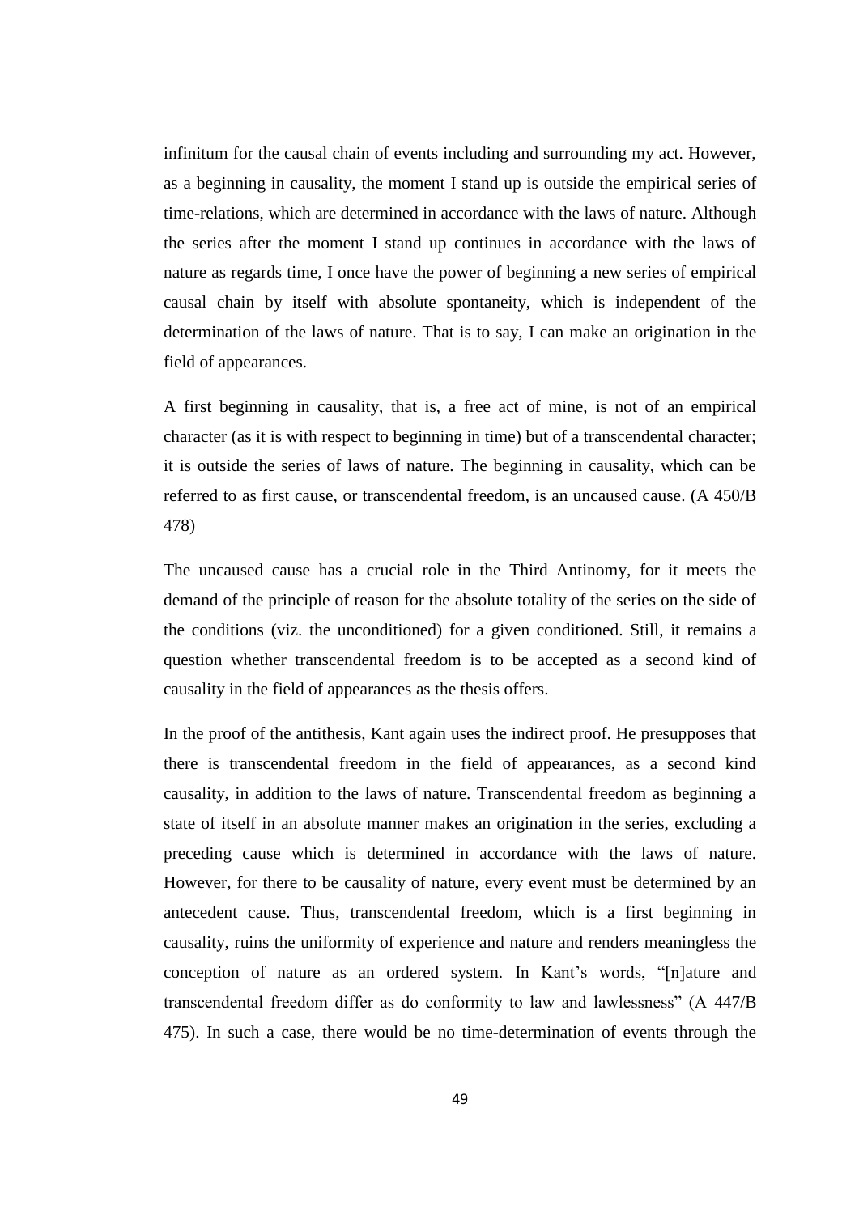infinitum for the causal chain of events including and surrounding my act. However, as a beginning in causality, the moment I stand up is outside the empirical series of time-relations, which are determined in accordance with the laws of nature. Although the series after the moment I stand up continues in accordance with the laws of nature as regards time, I once have the power of beginning a new series of empirical causal chain by itself with absolute spontaneity, which is independent of the determination of the laws of nature. That is to say, I can make an origination in the field of appearances.

A first beginning in causality, that is, a free act of mine, is not of an empirical character (as it is with respect to beginning in time) but of a transcendental character; it is outside the series of laws of nature. The beginning in causality, which can be referred to as first cause, or transcendental freedom, is an uncaused cause. (A 450/B 478)

The uncaused cause has a crucial role in the Third Antinomy, for it meets the demand of the principle of reason for the absolute totality of the series on the side of the conditions (viz. the unconditioned) for a given conditioned. Still, it remains a question whether transcendental freedom is to be accepted as a second kind of causality in the field of appearances as the thesis offers.

In the proof of the antithesis, Kant again uses the indirect proof. He presupposes that there is transcendental freedom in the field of appearances, as a second kind causality, in addition to the laws of nature. Transcendental freedom as beginning a state of itself in an absolute manner makes an origination in the series, excluding a preceding cause which is determined in accordance with the laws of nature. However, for there to be causality of nature, every event must be determined by an antecedent cause. Thus, transcendental freedom, which is a first beginning in causality, ruins the uniformity of experience and nature and renders meaningless the conception of nature as an ordered system. In Kant's words, "[n]ature and transcendental freedom differ as do conformity to law and lawlessness" (A 447/B 475). In such a case, there would be no time-determination of events through the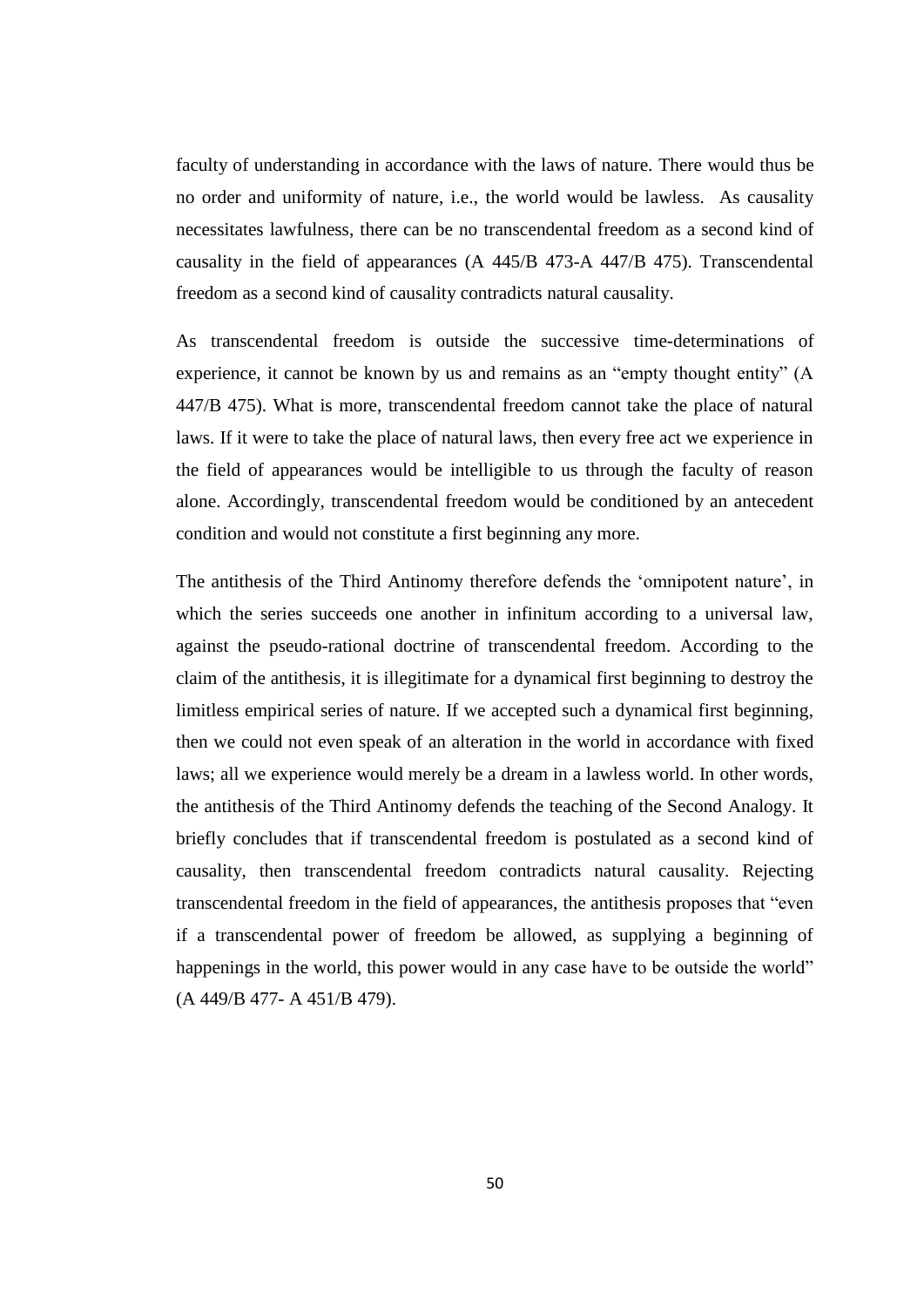faculty of understanding in accordance with the laws of nature. There would thus be no order and uniformity of nature, i.e., the world would be lawless. As causality necessitates lawfulness, there can be no transcendental freedom as a second kind of causality in the field of appearances (A 445/B 473-A 447/B 475). Transcendental freedom as a second kind of causality contradicts natural causality.

As transcendental freedom is outside the successive time-determinations of experience, it cannot be known by us and remains as an "empty thought entity" (A 447/B 475). What is more, transcendental freedom cannot take the place of natural laws. If it were to take the place of natural laws, then every free act we experience in the field of appearances would be intelligible to us through the faculty of reason alone. Accordingly, transcendental freedom would be conditioned by an antecedent condition and would not constitute a first beginning any more.

The antithesis of the Third Antinomy therefore defends the 'omnipotent nature', in which the series succeeds one another in infinitum according to a universal law, against the pseudo-rational doctrine of transcendental freedom. According to the claim of the antithesis, it is illegitimate for a dynamical first beginning to destroy the limitless empirical series of nature. If we accepted such a dynamical first beginning, then we could not even speak of an alteration in the world in accordance with fixed laws; all we experience would merely be a dream in a lawless world. In other words, the antithesis of the Third Antinomy defends the teaching of the Second Analogy. It briefly concludes that if transcendental freedom is postulated as a second kind of causality, then transcendental freedom contradicts natural causality. Rejecting transcendental freedom in the field of appearances, the antithesis proposes that "even if a transcendental power of freedom be allowed, as supplying a beginning of happenings in the world, this power would in any case have to be outside the world" (A 449/B 477- A 451/B 479).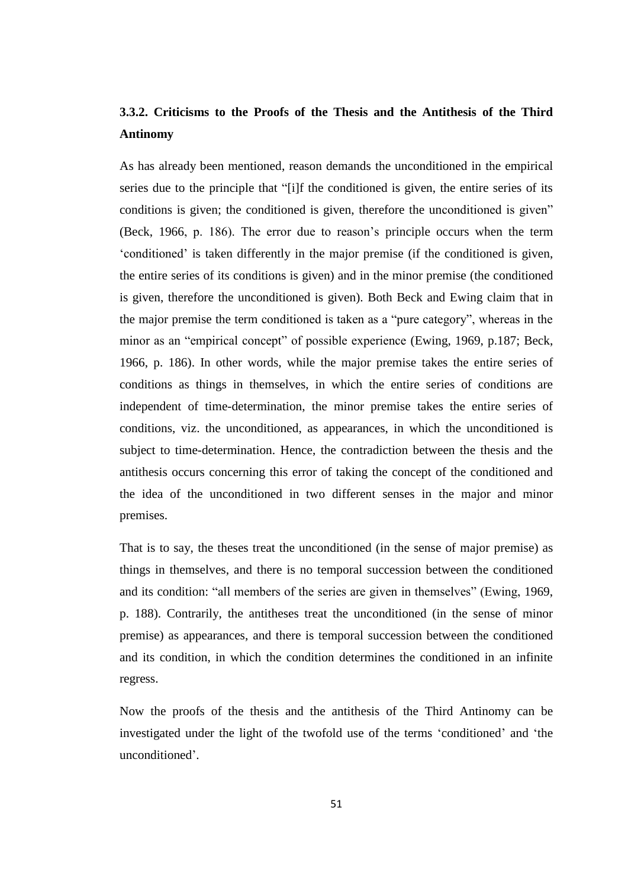### 3.3.2. Criticisms to the Proofs of the Thesis and the Antithesis of the Third Antinomy

As has already been mentioned, reason demands the unconditioned in the empirical series due to the principle that "[i]f the conditioned is given, the entire series of its conditions is given; the conditioned is given, therefore the unconditioned is given" (Beck, 1966, p. 186). The error due to reason's principle occurs when the term 'conditioned' is taken differently in the major premise (if the conditioned is given, the entire series of its conditions is given) and in the minor premise (the conditioned is given, therefore the unconditioned is given). Both Beck and Ewing claim that in the major premise the term conditioned is taken as a "pure category", whereas in the minor as an "empirical concept" of possible experience (Ewing, 1969, p.187; Beck, 1966, p. 186). In other words, while the major premise takes the entire series of conditions as things in themselves, in which the entire series of conditions are independent of time-determination, the minor premise takes the entire series of conditions, viz. the unconditioned, as appearances, in which the unconditioned is subject to time-determination. Hence, the contradiction between the thesis and the antithesis occurs concerning this error of taking the concept of the conditioned and the idea of the unconditioned in two different senses in the major and minor premises.

That is to say, the theses treat the unconditioned (in the sense of major premise) as things in themselves, and there is no temporal succession between the conditioned and its condition: "all members of the series are given in themselves" (Ewing, 1969, p. 188). Contrarily, the antitheses treat the unconditioned (in the sense of minor premise) as appearances, and there is temporal succession between the conditioned and its condition, in which the condition determines the conditioned in an infinite regress.

Now the proofs of the thesis and the antithesis of the Third Antinomy can be investigated under the light of the twofold use of the terms 'conditioned' and 'the unconditioned'.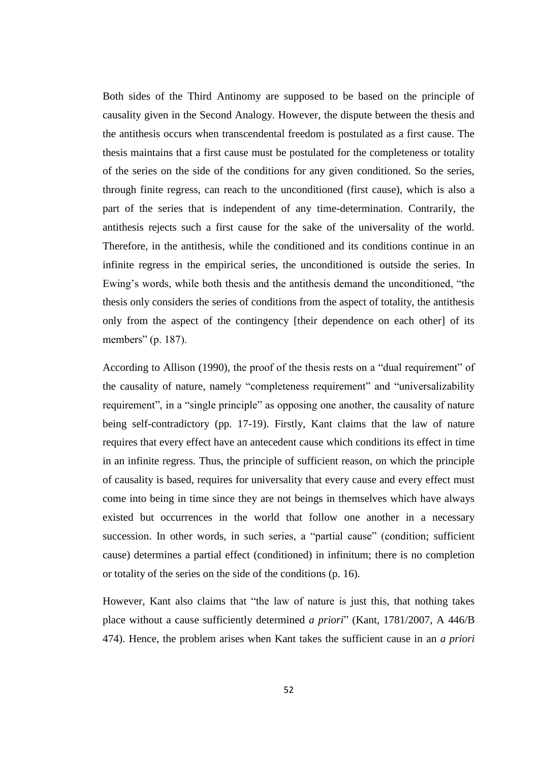Both sides of the Third Antinomy are supposed to be based on the principle of causality given in the Second Analogy. However, the dispute between the thesis and the antithesis occurs when transcendental freedom is postulated as a first cause. The thesis maintains that a first cause must be postulated for the completeness or totality of the series on the side of the conditions for any given conditioned. So the series, through finite regress, can reach to the unconditioned (first cause), which is also a part of the series that is independent of any time-determination. Contrarily, the antithesis rejects such a first cause for the sake of the universality of the world. Therefore, in the antithesis, while the conditioned and its conditions continue in an infinite regress in the empirical series, the unconditioned is outside the series. In Ewing's words, while both thesis and the antithesis demand the unconditioned, "the thesis only considers the series of conditions from the aspect of totality, the antithesis only from the aspect of the contingency [their dependence on each other] of its members" (p. 187).

According to Allison (1990), the proof of the thesis rests on a "dual requirement" of the causality of nature, namely "completeness requirement" and "universalizability requirement", in a "single principle" as opposing one another, the causality of nature being self-contradictory (pp. 17-19). Firstly, Kant claims that the law of nature requires that every effect have an antecedent cause which conditions its effect in time in an infinite regress. Thus, the principle of sufficient reason, on which the principle of causality is based, requires for universality that every cause and every effect must come into being in time since they are not beings in themselves which have always existed but occurrences in the world that follow one another in a necessary succession. In other words, in such series, a "partial cause" (condition; sufficient cause) determines a partial effect (conditioned) in infinitum; there is no completion or totality of the series on the side of the conditions (p. 16).

However, Kant also claims that "the law of nature is just this, that nothing takes place without a cause sufficiently determined *a priori*" (Kant, 1781/2007, A 446/B 474). Hence, the problem arises when Kant takes the sufficient cause in an *a priori*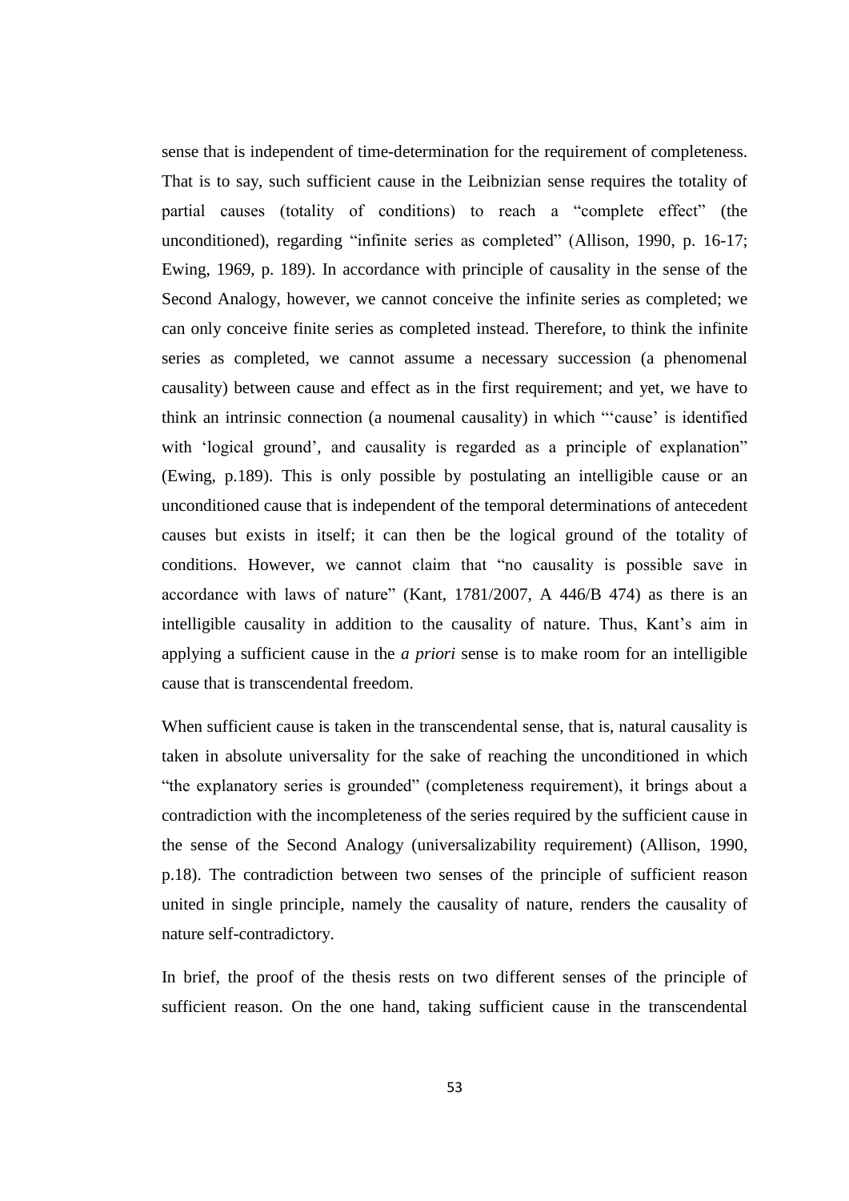sense that is independent of time-determination for the requirement of completeness. That is to say, such sufficient cause in the Leibnizian sense requires the totality of partial causes (totality of conditions) to reach a "complete effect" (the unconditioned), regarding "infinite series as completed" (Allison, 1990, p. 16-17; Ewing, 1969, p. 189). In accordance with principle of causality in the sense of the Second Analogy, however, we cannot conceive the infinite series as completed; we can only conceive finite series as completed instead. Therefore, to think the infinite series as completed, we cannot assume a necessary succession (a phenomenal causality) between cause and effect as in the first requirement; and yet, we have to think an intrinsic connection (a noumenal causality) in which "'cause' is identified with 'logical ground', and causality is regarded as a principle of explanation" (Ewing, p.189). This is only possible by postulating an intelligible cause or an unconditioned cause that is independent of the temporal determinations of antecedent causes but exists in itself; it can then be the logical ground of the totality of conditions. However, we cannot claim that "no causality is possible save in accordance with laws of nature" (Kant, 1781/2007, A 446/B 474) as there is an intelligible causality in addition to the causality of nature. Thus, Kant's aim in applying a sufficient cause in the *a priori* sense is to make room for an intelligible cause that is transcendental freedom.

When sufficient cause is taken in the transcendental sense, that is, natural causality is taken in absolute universality for the sake of reaching the unconditioned in which "the explanatory series is grounded" (completeness requirement), it brings about a contradiction with the incompleteness of the series required by the sufficient cause in the sense of the Second Analogy (universalizability requirement) (Allison, 1990, p.18). The contradiction between two senses of the principle of sufficient reason united in single principle, namely the causality of nature, renders the causality of nature self-contradictory.

In brief, the proof of the thesis rests on two different senses of the principle of sufficient reason. On the one hand, taking sufficient cause in the transcendental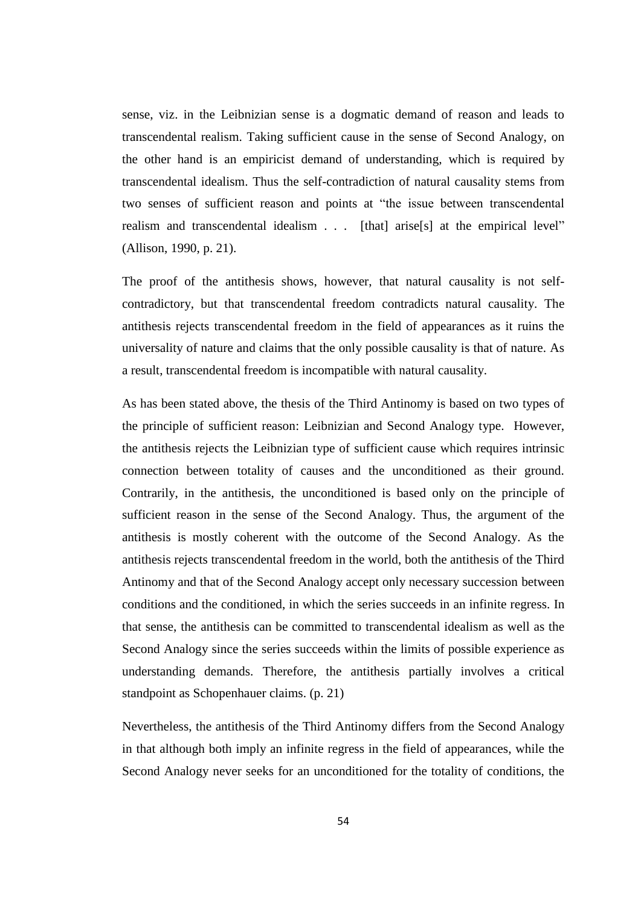sense, viz. in the Leibnizian sense is a dogmatic demand of reason and leads to transcendental realism. Taking sufficient cause in the sense of Second Analogy, on the other hand is an empiricist demand of understanding, which is required by transcendental idealism. Thus the self-contradiction of natural causality stems from two senses of sufficient reason and points at "the issue between transcendental realism and transcendental idealism . . . [that] arise[s] at the empirical level" (Allison, 1990, p. 21).

The proof of the antithesis shows, however, that natural causality is not self-contradictory, but that transcendental freedom contradicts natural causality. The antithesis rejects transcendental freedom in the field of appearances as it ruins the universality of nature and claims that the only possible causality is that of nature. As a result, transcendental freedom is incompatible with natural causality.

As has been stated above, the thesis of the Third Antinomy is based on two types of the principle of sufficient reason: Leibnizian and Second Analogy type. However, the antithesis rejects the Leibnizian type of sufficient cause which requires intrinsic connection between totality of causes and the unconditioned as their ground. Contrarily, in the antithesis, the unconditioned is based only on the principle of sufficient reason in the sense of the Second Analogy. Thus, the argument of the antithesis is mostly coherent with the outcome of the Second Analogy. As the antithesis rejects transcendental freedom in the world, both the antithesis of the Third Antinomy and that of the Second Analogy accept only necessary succession between conditions and the conditioned, in which the series succeeds in an infinite regress. In that sense, the antithesis can be committed to transcendental idealism as well as the Second Analogy since the series succeeds within the limits of possible experience as understanding demands. Therefore, the antithesis partially involves a critical standpoint as Schopenhauer claims. (p. 21)

Nevertheless, the antithesis of the Third Antinomy differs from the Second Analogy in that although both imply an infinite regress in the field of appearances, while the Second Analogy never seeks for an unconditioned for the totality of conditions, the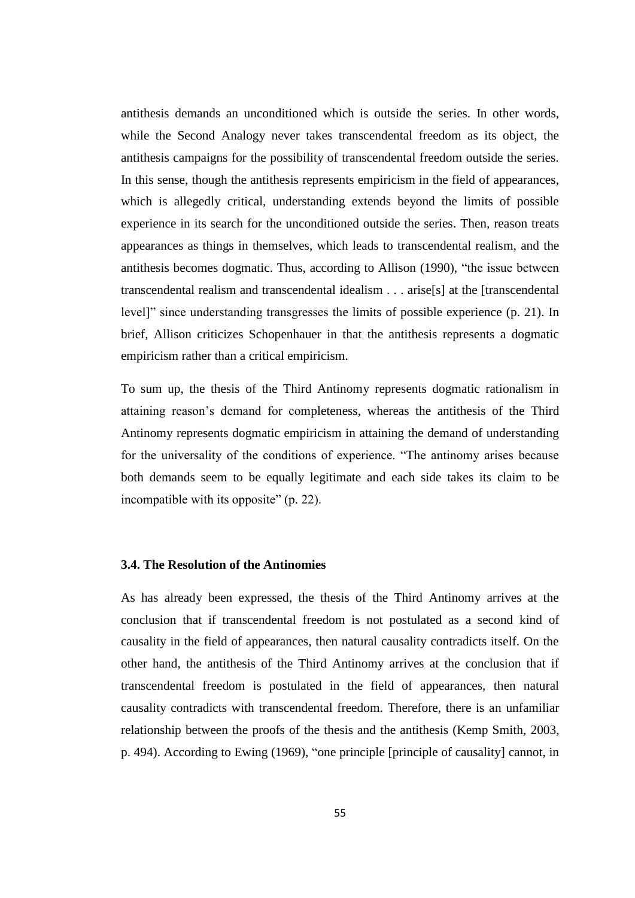antithesis demands an unconditioned which is outside the series. In other words, while the Second Analogy never takes transcendental freedom as its object, the antithesis campaigns for the possibility of transcendental freedom outside the series. In this sense, though the antithesis represents empiricism in the field of appearances, which is allegedly critical, understanding extends beyond the limits of possible experience in its search for the unconditioned outside the series. Then, reason treats appearances as things in themselves, which leads to transcendental realism, and the antithesis becomes dogmatic. Thus, according to Allison (1990), "the issue between transcendental realism and transcendental idealism . . . arise[s] at the [transcendental level]" since understanding transgresses the limits of possible experience (p. 21). In brief, Allison criticizes Schopenhauer in that the antithesis represents a dogmatic empiricism rather than a critical empiricism.

To sum up, the thesis of the Third Antinomy represents dogmatic rationalism in attaining reason's demand for completeness, whereas the antithesis of the Third Antinomy represents dogmatic empiricism in attaining the demand of understanding for the universality of the conditions of experience. "The antinomy arises because both demands seem to be equally legitimate and each side takes its claim to be incompatible with its opposite" (p. 22).

### 3.4. The Resolution of the Antinomies

As has already been expressed, the thesis of the Third Antinomy arrives at the conclusion that if transcendental freedom is not postulated as a second kind of causality in the field of appearances, then natural causality contradicts itself. On the other hand, the antithesis of the Third Antinomy arrives at the conclusion that if transcendental freedom is postulated in the field of appearances, then natural causality contradicts with transcendental freedom. Therefore, there is an unfamiliar relationship between the proofs of the thesis and the antithesis (Kemp Smith, 2003, p. 494). According to Ewing (1969), "one principle [principle of causality] cannot, in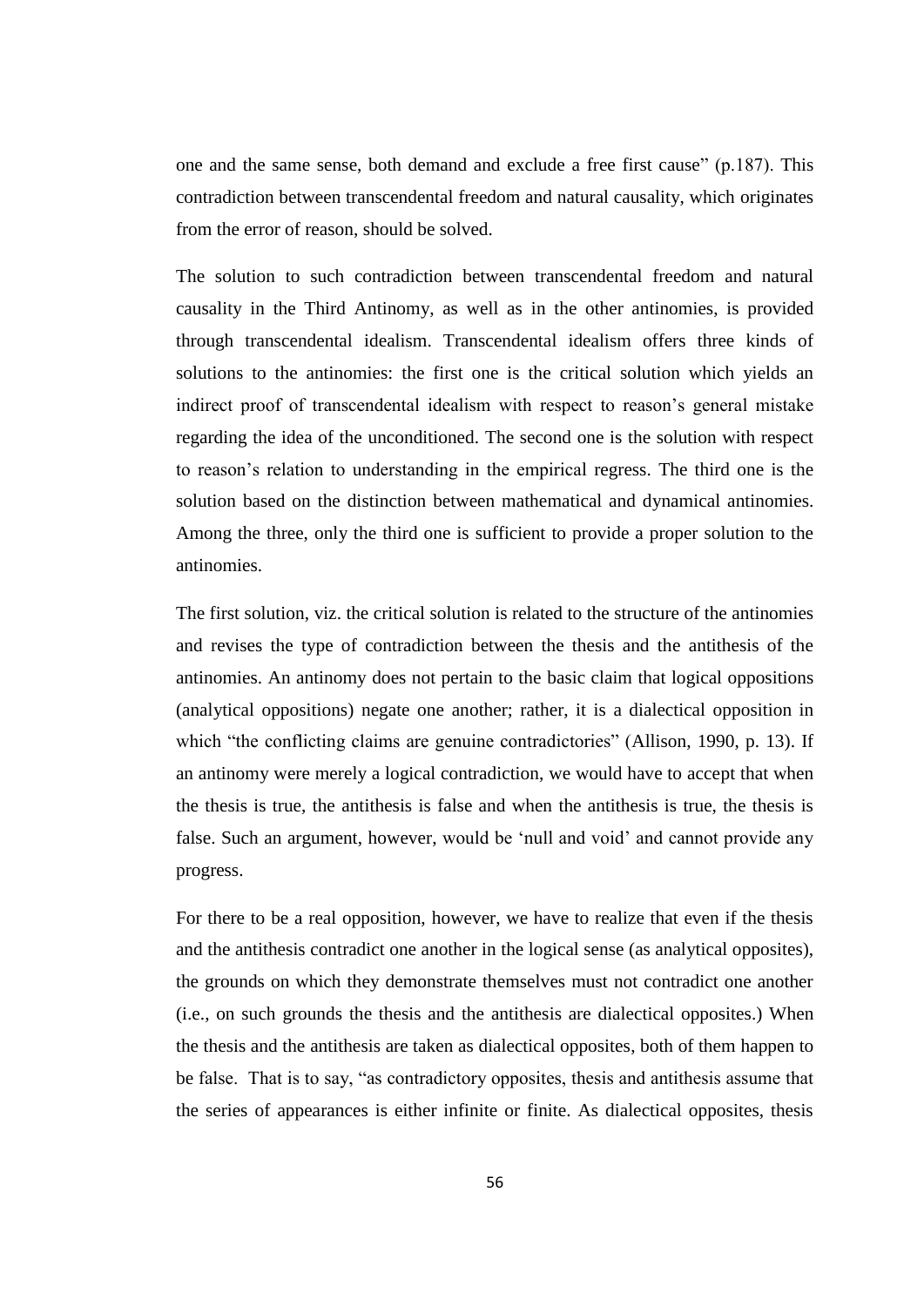one and the same sense, both demand and exclude a free first cause" (p.187). This contradiction between transcendental freedom and natural causality, which originates from the error of reason, should be solved.

The solution to such contradiction between transcendental freedom and natural causality in the Third Antinomy, as well as in the other antinomies, is provided through transcendental idealism. Transcendental idealism offers three kinds of solutions to the antinomies: the first one is the critical solution which yields an indirect proof of transcendental idealism with respect to reason's general mistake regarding the idea of the unconditioned. The second one is the solution with respect to reason's relation to understanding in the empirical regress. The third one is the solution based on the distinction between mathematical and dynamical antinomies. Among the three, only the third one is sufficient to provide a proper solution to the antinomies.

The first solution, viz. the critical solution is related to the structure of the antinomies and revises the type of contradiction between the thesis and the antithesis of the antinomies. An antinomy does not pertain to the basic claim that logical oppositions (analytical oppositions) negate one another; rather, it is a dialectical opposition in which "the conflicting claims are genuine contradictories" (Allison, 1990, p. 13). If an antinomy were merely a logical contradiction, we would have to accept that when the thesis is true, the antithesis is false and when the antithesis is true, the thesis is false. Such an argument, however, would be 'null and void' and cannot provide any progress.

For there to be a real opposition, however, we have to realize that even if the thesis and the antithesis contradict one another in the logical sense (as analytical opposites), the grounds on which they demonstrate themselves must not contradict one another (i.e., on such grounds the thesis and the antithesis are dialectical opposites.) When the thesis and the antithesis are taken as dialectical opposites, both of them happen to be false. That is to say, "as contradictory opposites, thesis and antithesis assume that the series of appearances is either infinite or finite. As dialectical opposites, thesis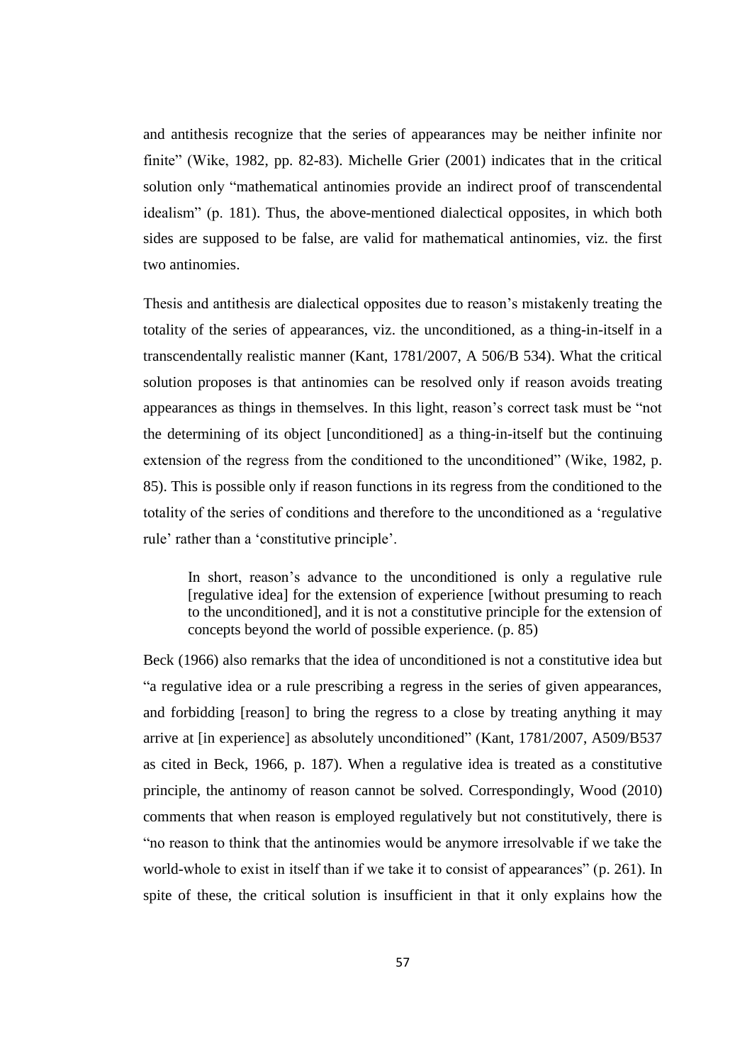and antithesis recognize that the series of appearances may be neither infinite nor finite" (Wike, 1982, pp. 82-83). Michelle Grier (2001) indicates that in the critical solution only "mathematical antinomies provide an indirect proof of transcendental idealism" (p. 181). Thus, the above-mentioned dialectical opposites, in which both sides are supposed to be false, are valid for mathematical antinomies, viz. the first two antinomies.

Thesis and antithesis are dialectical opposites due to reason's mistakenly treating the totality of the series of appearances, viz. the unconditioned, as a thing-in-itself in a transcendentally realistic manner (Kant, 1781/2007, A 506/B 534). What the critical solution proposes is that antinomies can be resolved only if reason avoids treating appearances as things in themselves. In this light, reason's correct task must be "not the determining of its object [unconditioned] as a thing-in-itself but the continuing extension of the regress from the conditioned to the unconditioned" (Wike, 1982, p. 85). This is possible only if reason functions in its regress from the conditioned to the totality of the series of conditions and therefore to the unconditioned as a 'regulative rule' rather than a 'constitutive principle'.

> In short, reason's advance to the unconditioned is only a regulative rule [regulative idea] for the extension of experience [without presuming to reach to the unconditioned], and it is not a constitutive principle for the extension of concepts beyond the world of possible experience. (p. 85)

Beck (1966) also remarks that the idea of unconditioned is not a constitutive idea but "a regulative idea or a rule prescribing a regress in the series of given appearances, and forbidding [reason] to bring the regress to a close by treating anything it may arrive at [in experience] as absolutely unconditioned" (Kant, 1781/2007, A509/B537 as cited in Beck, 1966, p. 187). When a regulative idea is treated as a constitutive principle, the antinomy of reason cannot be solved. Correspondingly, Wood (2010) comments that when reason is employed regulatively but not constitutively, there is "no reason to think that the antinomies would be anymore irresolvable if we take the world-whole to exist in itself than if we take it to consist of appearances" (p. 261). In spite of these, the critical solution is insufficient in that it only explains how the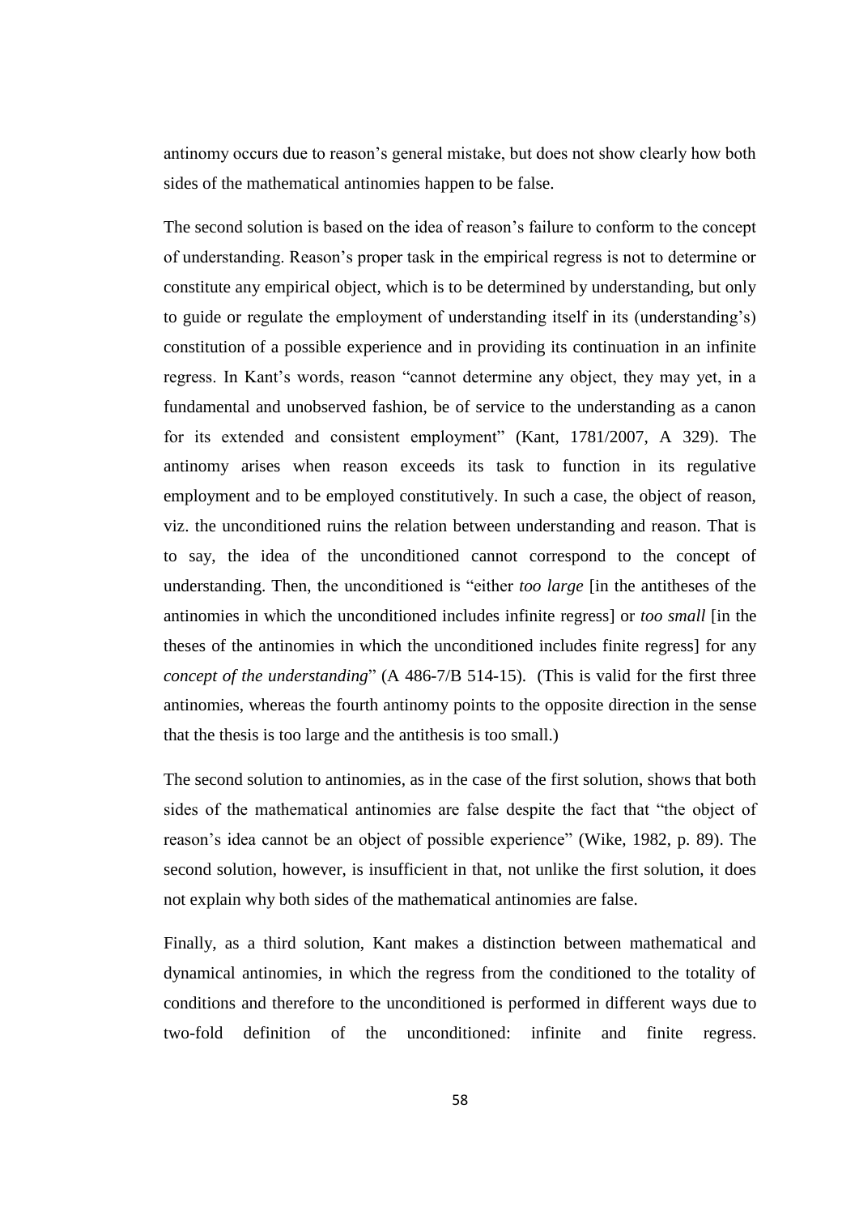antinomy occurs due to reason's general mistake, but does not show clearly how both sides of the mathematical antinomies happen to be false.

The second solution is based on the idea of reason's failure to conform to the concept of understanding. Reason's proper task in the empirical regress is not to determine or constitute any empirical object, which is to be determined by understanding, but only to guide or regulate the employment of understanding itself in its (understanding's) constitution of a possible experience and in providing its continuation in an infinite regress. In Kant's words, reason "cannot determine any object, they may yet, in a fundamental and unobserved fashion, be of service to the understanding as a canon for its extended and consistent employment" (Kant, 1781/2007, A 329). The antinomy arises when reason exceeds its task to function in its regulative employment and to be employed constitutively. In such a case, the object of reason, viz. the unconditioned ruins the relation between understanding and reason. That is to say, the idea of the unconditioned cannot correspond to the concept of understanding. Then, the unconditioned is "either *too large* [in the antitheses of the antinomies in which the unconditioned includes infinite regress] or *too small* [in the theses of the antinomies in which the unconditioned includes finite regress] for any *concept of the understanding*" (A 486-7/B 514-15). (This is valid for the first three antinomies, whereas the fourth antinomy points to the opposite direction in the sense that the thesis is too large and the antithesis is too small.)

The second solution to antinomies, as in the case of the first solution, shows that both sides of the mathematical antinomies are false despite the fact that "the object of reason's idea cannot be an object of possible experience" (Wike, 1982, p. 89). The second solution, however, is insufficient in that, not unlike the first solution, it does not explain why both sides of the mathematical antinomies are false.

Finally, as a third solution, Kant makes a distinction between mathematical and dynamical antinomies, in which the regress from the conditioned to the totality of conditions and therefore to the unconditioned is performed in different ways due to two-fold definition of the unconditioned: infinite and finite regress.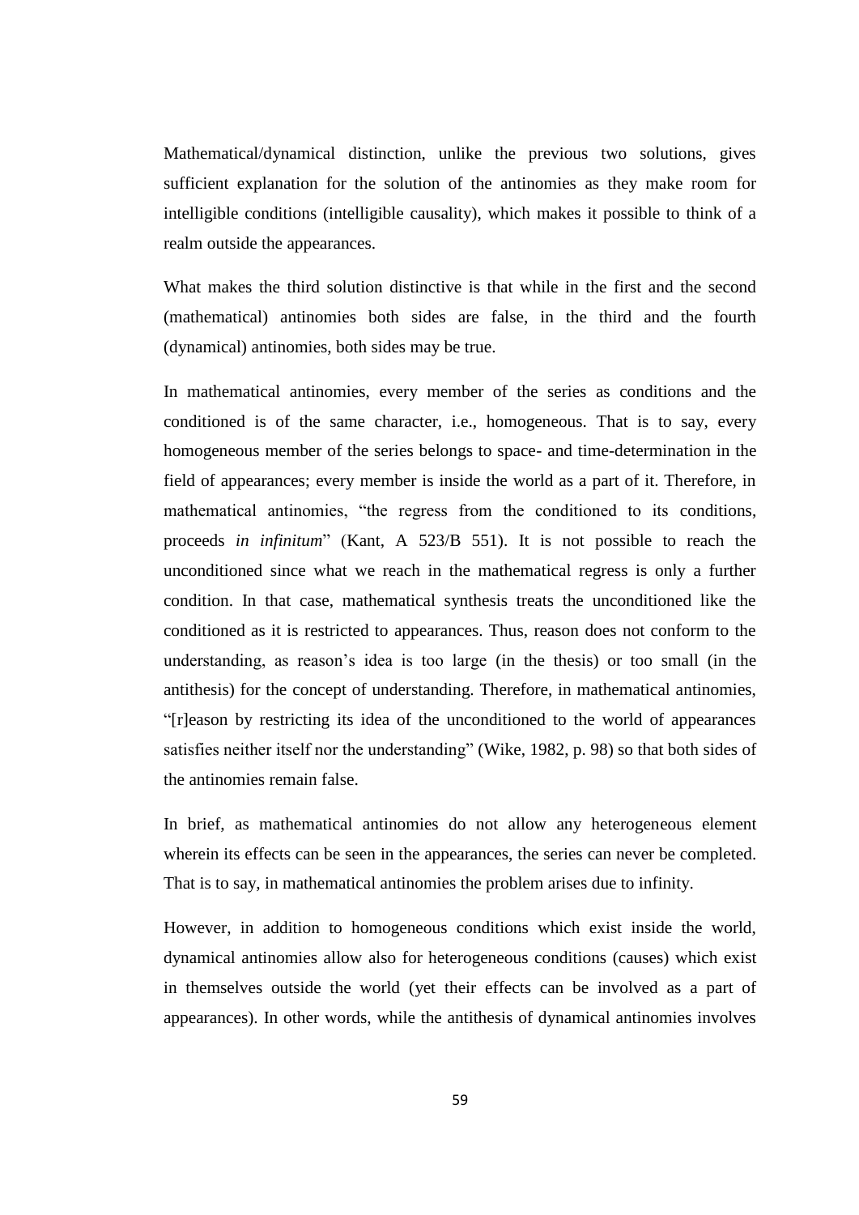Mathematical/dynamical distinction, unlike the previous two solutions, gives sufficient explanation for the solution of the antinomies as they make room for intelligible conditions (intelligible causality), which makes it possible to think of a realm outside the appearances.

What makes the third solution distinctive is that while in the first and the second (mathematical) antinomies both sides are false, in the third and the fourth (dynamical) antinomies, both sides may be true.

In mathematical antinomies, every member of the series as conditions and the conditioned is of the same character, i.e., homogeneous. That is to say, every homogeneous member of the series belongs to space- and time-determination in the field of appearances; every member is inside the world as a part of it. Therefore, in mathematical antinomies, "the regress from the conditioned to its conditions, proceeds *in infinitum*" (Kant, A 523/B 551). It is not possible to reach the unconditioned since what we reach in the mathematical regress is only a further condition. In that case, mathematical synthesis treats the unconditioned like the conditioned as it is restricted to appearances. Thus, reason does not conform to the understanding, as reason's idea is too large (in the thesis) or too small (in the antithesis) for the concept of understanding. Therefore, in mathematical antinomies, "[r]eason by restricting its idea of the unconditioned to the world of appearances satisfies neither itself nor the understanding" (Wike, 1982, p. 98) so that both sides of the antinomies remain false.

In brief, as mathematical antinomies do not allow any heterogeneous element wherein its effects can be seen in the appearances, the series can never be completed. That is to say, in mathematical antinomies the problem arises due to infinity.

However, in addition to homogeneous conditions which exist inside the world, dynamical antinomies allow also for heterogeneous conditions (causes) which exist in themselves outside the world (yet their effects can be involved as a part of appearances). In other words, while the antithesis of dynamical antinomies involves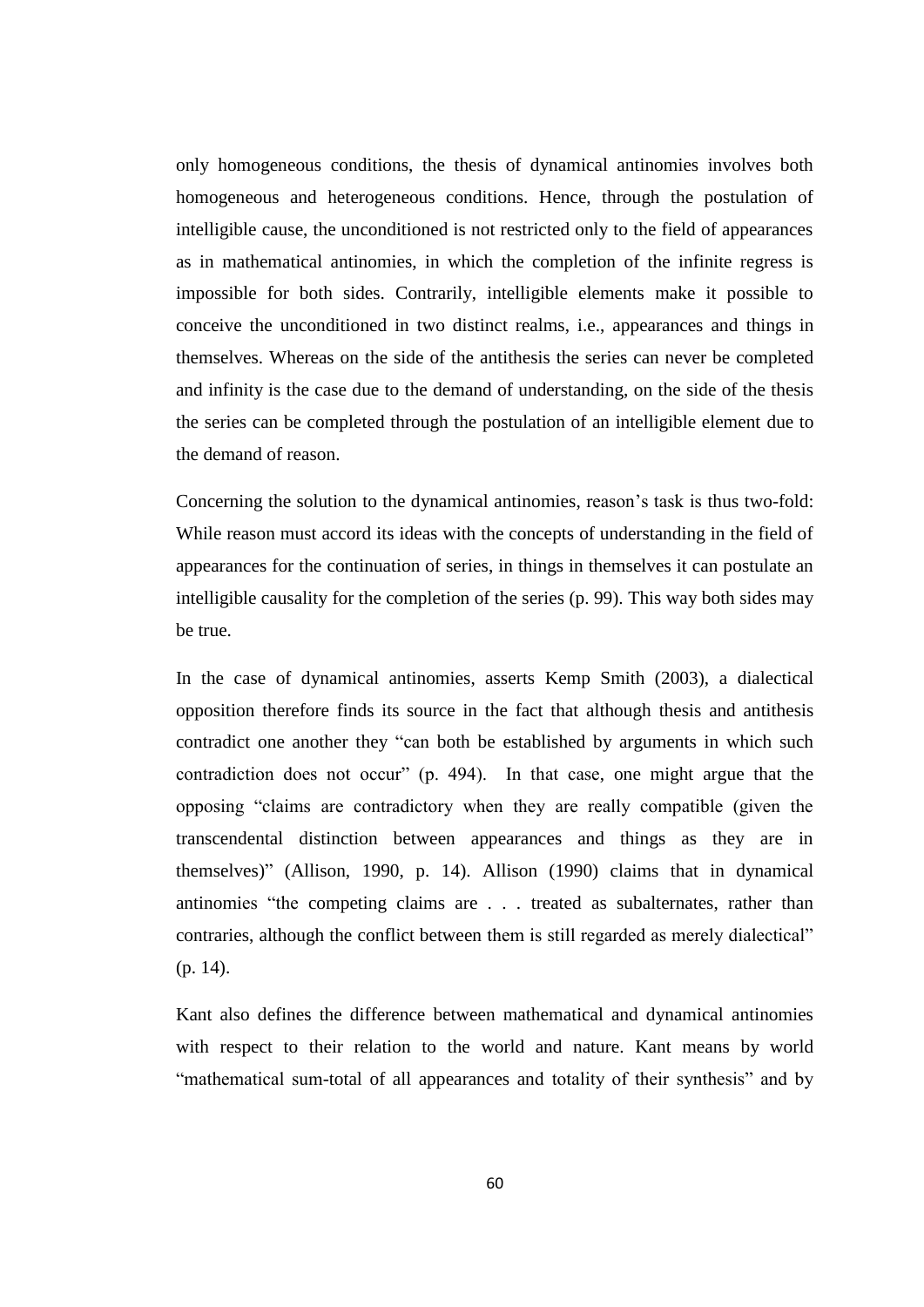only homogeneous conditions, the thesis of dynamical antinomies involves both homogeneous and heterogeneous conditions. Hence, through the postulation of intelligible cause, the unconditioned is not restricted only to the field of appearances as in mathematical antinomies, in which the completion of the infinite regress is impossible for both sides. Contrarily, intelligible elements make it possible to conceive the unconditioned in two distinct realms, i.e., appearances and things in themselves. Whereas on the side of the antithesis the series can never be completed and infinity is the case due to the demand of understanding, on the side of the thesis the series can be completed through the postulation of an intelligible element due to the demand of reason.

Concerning the solution to the dynamical antinomies, reason's task is thus two-fold: While reason must accord its ideas with the concepts of understanding in the field of appearances for the continuation of series, in things in themselves it can postulate an intelligible causality for the completion of the series (p. 99). This way both sides may be true.

In the case of dynamical antinomies, asserts Kemp Smith (2003), a dialectical opposition therefore finds its source in the fact that although thesis and antithesis contradict one another they "can both be established by arguments in which such contradiction does not occur" (p. 494). In that case, one might argue that the opposing "claims are contradictory when they are really compatible (given the transcendental distinction between appearances and things as they are in themselves)" (Allison, 1990, p. 14). Allison (1990) claims that in dynamical antinomies "the competing claims are . . . treated as subalternates, rather than contraries, although the conflict between them is still regarded as merely dialectical" (p. 14).

Kant also defines the difference between mathematical and dynamical antinomies with respect to their relation to the world and nature. Kant means by world "mathematical sum-total of all appearances and totality of their synthesis" and by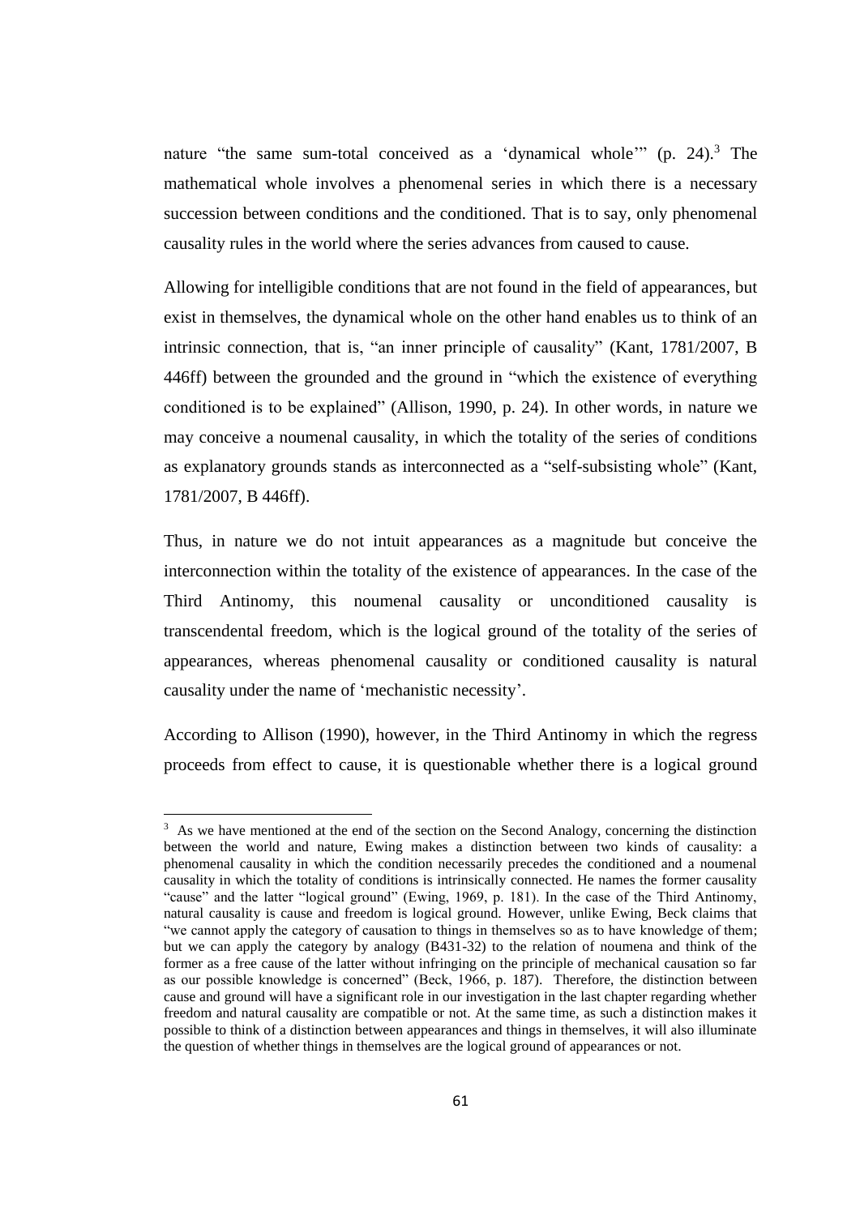nature "the same sum-total conceived as a 'dynamical whole'" (p. 24).[3] The mathematical whole involves a phenomenal series in which there is a necessary succession between conditions and the conditioned. That is to say, only phenomenal causality rules in the world where the series advances from caused to cause.

Allowing for intelligible conditions that are not found in the field of appearances, but exist in themselves, the dynamical whole on the other hand enables us to think of an intrinsic connection, that is, "an inner principle of causality" (Kant, 1781/2007, B 446ff) between the grounded and the ground in "which the existence of everything conditioned is to be explained" (Allison, 1990, p. 24). In other words, in nature we may conceive a noumenal causality, in which the totality of the series of conditions as explanatory grounds stands as interconnected as a "self-subsisting whole" (Kant, 1781/2007, B 446ff).

Thus, in nature we do not intuit appearances as a magnitude but conceive the interconnection within the totality of the existence of appearances. In the case of the Third Antinomy, this noumenal causality or unconditioned causality is transcendental freedom, which is the logical ground of the totality of the series of appearances, whereas phenomenal causality or conditioned causality is natural causality under the name of 'mechanistic necessity'.

According to Allison (1990), however, in the Third Antinomy in which the regress proceeds from effect to cause, it is questionable whether there is a logical ground

---

[3] As we have mentioned at the end of the section on the Second Analogy, concerning the distinction between the world and nature, Ewing makes a distinction between two kinds of causality: a phenomenal causality in which the condition necessarily precedes the conditioned and a noumenal causality in which the totality of conditions is intrinsically connected. He names the former causality "cause" and the latter "logical ground" (Ewing, 1969, p. 181). In the case of the Third Antinomy, natural causality is cause and freedom is logical ground. However, unlike Ewing, Beck claims that "we cannot apply the category of causation to things in themselves so as to have knowledge of them; but we can apply the category by analogy (B431-32) to the relation of noumena and think of the former as a free cause of the latter without infringing on the principle of mechanical causation so far as our possible knowledge is concerned" (Beck, 1966, p. 187). Therefore, the distinction between cause and ground will have a significant role in our investigation in the last chapter regarding whether freedom and natural causality are compatible or not. At the same time, as such a distinction makes it possible to think of a distinction between appearances and things in themselves, it will also illuminate the question of whether things in themselves are the logical ground of appearances or not.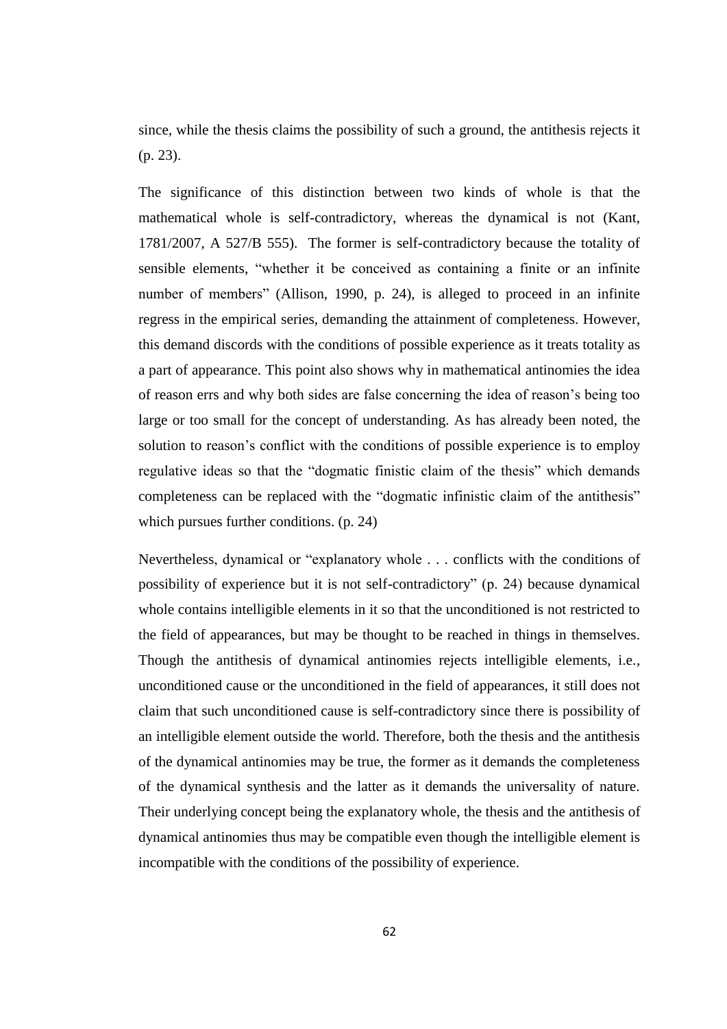since, while the thesis claims the possibility of such a ground, the antithesis rejects it (p. 23).

The significance of this distinction between two kinds of whole is that the mathematical whole is self-contradictory, whereas the dynamical is not (Kant, 1781/2007, A 527/B 555). The former is self-contradictory because the totality of sensible elements, "whether it be conceived as containing a finite or an infinite number of members" (Allison, 1990, p. 24), is alleged to proceed in an infinite regress in the empirical series, demanding the attainment of completeness. However, this demand discords with the conditions of possible experience as it treats totality as a part of appearance. This point also shows why in mathematical antinomies the idea of reason errs and why both sides are false concerning the idea of reason's being too large or too small for the concept of understanding. As has already been noted, the solution to reason's conflict with the conditions of possible experience is to employ regulative ideas so that the "dogmatic finistic claim of the thesis" which demands completeness can be replaced with the "dogmatic infinistic claim of the antithesis" which pursues further conditions. (p. 24)

Nevertheless, dynamical or "explanatory whole . . . conflicts with the conditions of possibility of experience but it is not self-contradictory" (p. 24) because dynamical whole contains intelligible elements in it so that the unconditioned is not restricted to the field of appearances, but may be thought to be reached in things in themselves. Though the antithesis of dynamical antinomies rejects intelligible elements, i.e., unconditioned cause or the unconditioned in the field of appearances, it still does not claim that such unconditioned cause is self-contradictory since there is possibility of an intelligible element outside the world. Therefore, both the thesis and the antithesis of the dynamical antinomies may be true, the former as it demands the completeness of the dynamical synthesis and the latter as it demands the universality of nature. Their underlying concept being the explanatory whole, the thesis and the antithesis of dynamical antinomies thus may be compatible even though the intelligible element is incompatible with the conditions of the possibility of experience.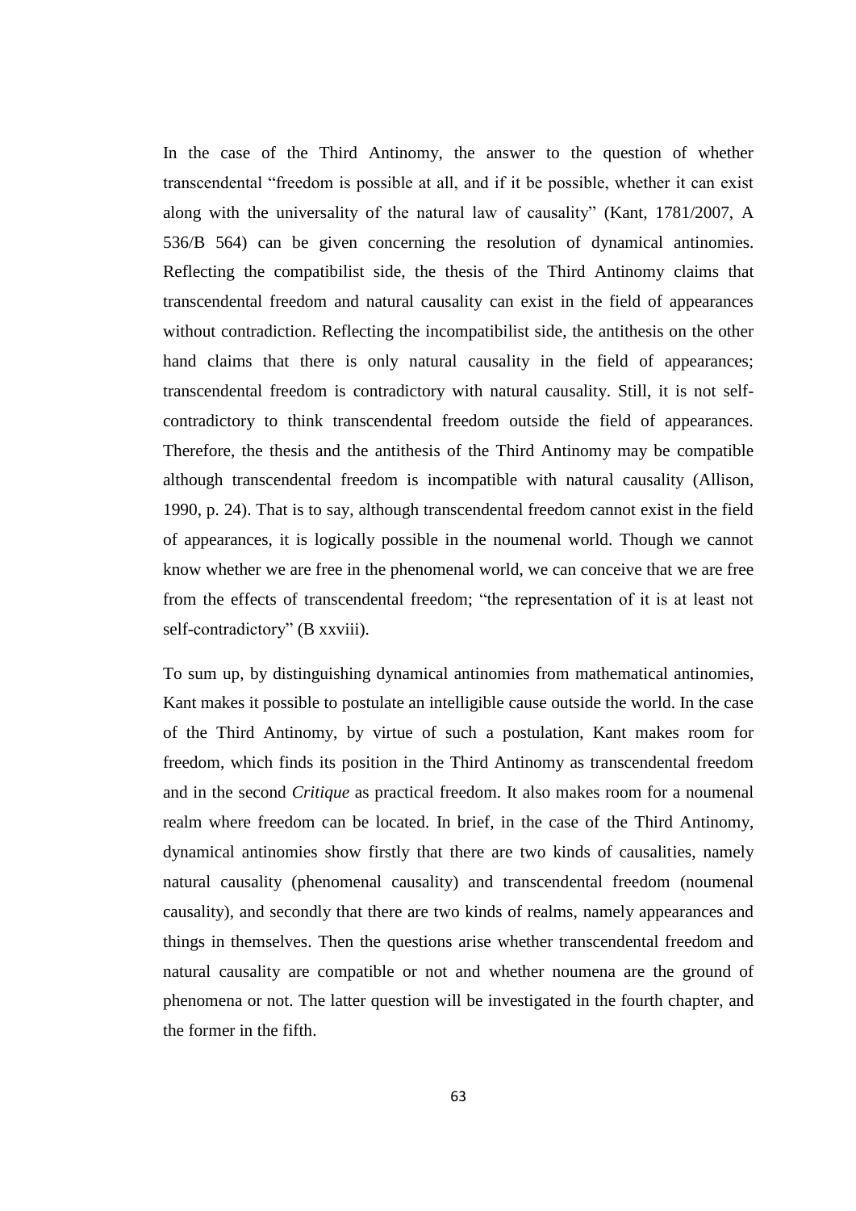In the case of the Third Antinomy, the answer to the question of whether transcendental "freedom is possible at all, and if it be possible, whether it can exist along with the universality of the natural law of causality" (Kant, 1781/2007, A 536/B 564) can be given concerning the resolution of dynamical antinomies. Reflecting the compatibilist side, the thesis of the Third Antinomy claims that transcendental freedom and natural causality can exist in the field of appearances without contradiction. Reflecting the incompatibilist side, the antithesis on the other hand claims that there is only natural causality in the field of appearances; transcendental freedom is contradictory with natural causality. Still, it is not self-contradictory to think transcendental freedom outside the field of appearances. Therefore, the thesis and the antithesis of the Third Antinomy may be compatible although transcendental freedom is incompatible with natural causality (Allison, 1990, p. 24). That is to say, although transcendental freedom cannot exist in the field of appearances, it is logically possible in the noumenal world. Though we cannot know whether we are free in the phenomenal world, we can conceive that we are free from the effects of transcendental freedom; "the representation of it is at least not self-contradictory" (B xxviii).

To sum up, by distinguishing dynamical antinomies from mathematical antinomies, Kant makes it possible to postulate an intelligible cause outside the world. In the case of the Third Antinomy, by virtue of such a postulation, Kant makes room for freedom, which finds its position in the Third Antinomy as transcendental freedom and in the second *Critique* as practical freedom. It also makes room for a noumenal realm where freedom can be located. In brief, in the case of the Third Antinomy, dynamical antinomies show firstly that there are two kinds of causalities, namely natural causality (phenomenal causality) and transcendental freedom (noumenal causality), and secondly that there are two kinds of realms, namely appearances and things in themselves. Then the questions arise whether transcendental freedom and natural causality are compatible or not and whether noumena are the ground of phenomena or not. The latter question will be investigated in the fourth chapter, and the former in the fifth.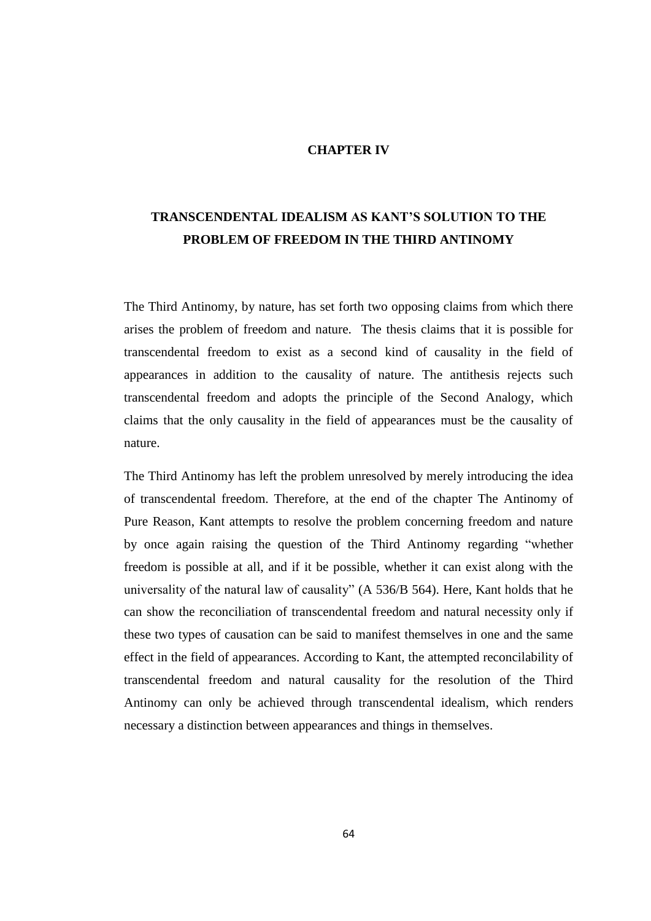# CHAPTER IV

# TRANSCENDENTAL IDEALISM AS KANT'S SOLUTION TO THE PROBLEM OF FREEDOM IN THE THIRD ANTINOMY

The Third Antinomy, by nature, has set forth two opposing claims from which there arises the problem of freedom and nature. The thesis claims that it is possible for transcendental freedom to exist as a second kind of causality in the field of appearances in addition to the causality of nature. The antithesis rejects such transcendental freedom and adopts the principle of the Second Analogy, which claims that the only causality in the field of appearances must be the causality of nature.

The Third Antinomy has left the problem unresolved by merely introducing the idea of transcendental freedom. Therefore, at the end of the chapter The Antinomy of Pure Reason, Kant attempts to resolve the problem concerning freedom and nature by once again raising the question of the Third Antinomy regarding "whether freedom is possible at all, and if it be possible, whether it can exist along with the universality of the natural law of causality" (A 536/B 564). Here, Kant holds that he can show the reconciliation of transcendental freedom and natural necessity only if these two types of causation can be said to manifest themselves in one and the same effect in the field of appearances. According to Kant, the attempted reconcilability of transcendental freedom and natural causality for the resolution of the Third Antinomy can only be achieved through transcendental idealism, which renders necessary a distinction between appearances and things in themselves.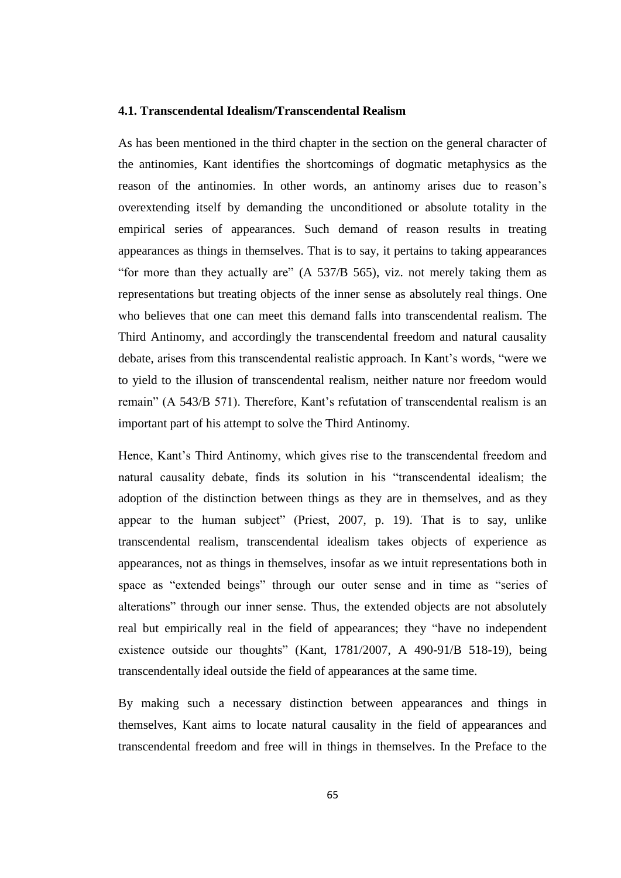### 4.1. Transcendental Idealism/Transcendental Realism

As has been mentioned in the third chapter in the section on the general character of the antinomies, Kant identifies the shortcomings of dogmatic metaphysics as the reason of the antinomies. In other words, an antinomy arises due to reason's overextending itself by demanding the unconditioned or absolute totality in the empirical series of appearances. Such demand of reason results in treating appearances as things in themselves. That is to say, it pertains to taking appearances "for more than they actually are" (A 537/B 565), viz. not merely taking them as representations but treating objects of the inner sense as absolutely real things. One who believes that one can meet this demand falls into transcendental realism. The Third Antinomy, and accordingly the transcendental freedom and natural causality debate, arises from this transcendental realistic approach. In Kant's words, "were we to yield to the illusion of transcendental realism, neither nature nor freedom would remain" (A 543/B 571). Therefore, Kant's refutation of transcendental realism is an important part of his attempt to solve the Third Antinomy.

Hence, Kant's Third Antinomy, which gives rise to the transcendental freedom and natural causality debate, finds its solution in his "transcendental idealism; the adoption of the distinction between things as they are in themselves, and as they appear to the human subject" (Priest, 2007, p. 19). That is to say, unlike transcendental realism, transcendental idealism takes objects of experience as appearances, not as things in themselves, insofar as we intuit representations both in space as "extended beings" through our outer sense and in time as "series of alterations" through our inner sense. Thus, the extended objects are not absolutely real but empirically real in the field of appearances; they "have no independent existence outside our thoughts" (Kant, 1781/2007, A 490-91/B 518-19), being transcendentally ideal outside the field of appearances at the same time.

By making such a necessary distinction between appearances and things in themselves, Kant aims to locate natural causality in the field of appearances and transcendental freedom and free will in things in themselves. In the Preface to the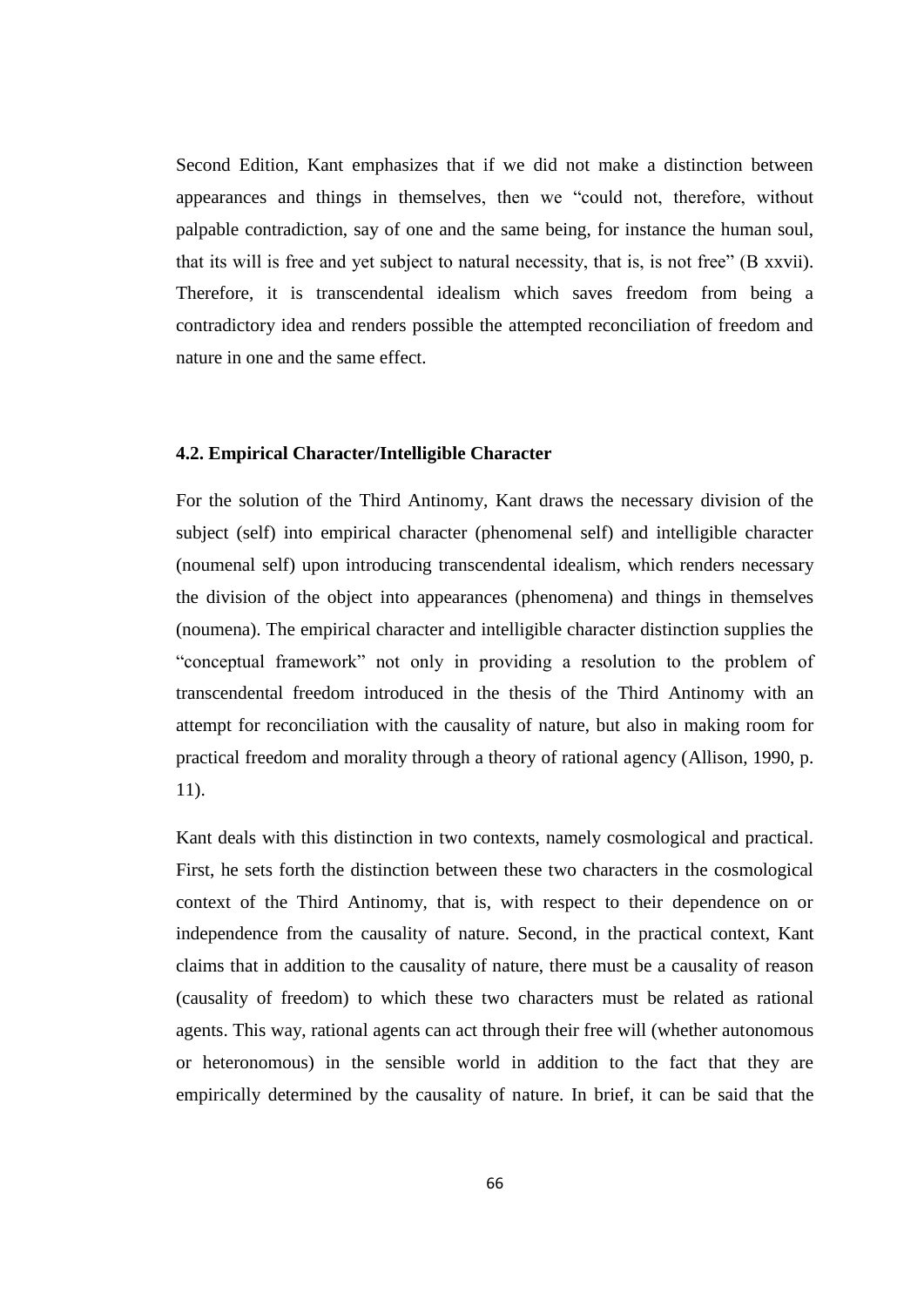Second Edition, Kant emphasizes that if we did not make a distinction between appearances and things in themselves, then we "could not, therefore, without palpable contradiction, say of one and the same being, for instance the human soul, that its will is free and yet subject to natural necessity, that is, is not free" (B xxvii). Therefore, it is transcendental idealism which saves freedom from being a contradictory idea and renders possible the attempted reconciliation of freedom and nature in one and the same effect.

### 4.2. Empirical Character/Intelligible Character

For the solution of the Third Antinomy, Kant draws the necessary division of the subject (self) into empirical character (phenomenal self) and intelligible character (noumenal self) upon introducing transcendental idealism, which renders necessary the division of the object into appearances (phenomena) and things in themselves (noumena). The empirical character and intelligible character distinction supplies the "conceptual framework" not only in providing a resolution to the problem of transcendental freedom introduced in the thesis of the Third Antinomy with an attempt for reconciliation with the causality of nature, but also in making room for practical freedom and morality through a theory of rational agency (Allison, 1990, p. 11).

Kant deals with this distinction in two contexts, namely cosmological and practical. First, he sets forth the distinction between these two characters in the cosmological context of the Third Antinomy, that is, with respect to their dependence on or independence from the causality of nature. Second, in the practical context, Kant claims that in addition to the causality of nature, there must be a causality of reason (causality of freedom) to which these two characters must be related as rational agents. This way, rational agents can act through their free will (whether autonomous or heteronomous) in the sensible world in addition to the fact that they are empirically determined by the causality of nature. In brief, it can be said that the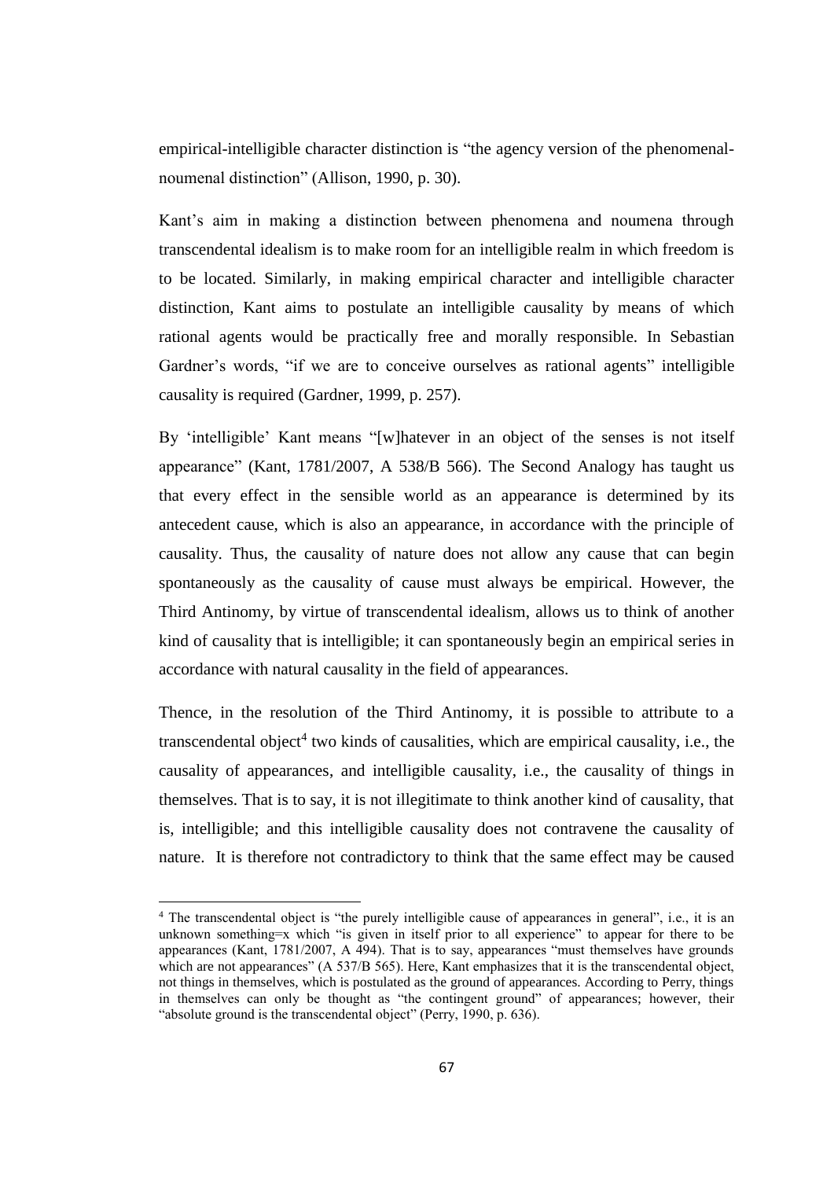empirical-intelligible character distinction is "the agency version of the phenomenal-noumenal distinction" (Allison, 1990, p. 30).

Kant's aim in making a distinction between phenomena and noumena through transcendental idealism is to make room for an intelligible realm in which freedom is to be located. Similarly, in making empirical character and intelligible character distinction, Kant aims to postulate an intelligible causality by means of which rational agents would be practically free and morally responsible. In Sebastian Gardner's words, "if we are to conceive ourselves as rational agents" intelligible causality is required (Gardner, 1999, p. 257).

By 'intelligible' Kant means "[w]hatever in an object of the senses is not itself appearance" (Kant, 1781/2007, A 538/B 566). The Second Analogy has taught us that every effect in the sensible world as an appearance is determined by its antecedent cause, which is also an appearance, in accordance with the principle of causality. Thus, the causality of nature does not allow any cause that can begin spontaneously as the causality of cause must always be empirical. However, the Third Antinomy, by virtue of transcendental idealism, allows us to think of another kind of causality that is intelligible; it can spontaneously begin an empirical series in accordance with natural causality in the field of appearances.

Thence, in the resolution of the Third Antinomy, it is possible to attribute to a transcendental object[4] two kinds of causalities, which are empirical causality, i.e., the causality of appearances, and intelligible causality, i.e., the causality of things in themselves. That is to say, it is not illegitimate to think another kind of causality, that is, intelligible; and this intelligible causality does not contravene the causality of nature. It is therefore not contradictory to think that the same effect may be caused

---

[4] The transcendental object is "the purely intelligible cause of appearances in general", i.e., it is an unknown something=x which "is given in itself prior to all experience" to appear for there to be appearances (Kant, 1781/2007, A 494). That is to say, appearances "must themselves have grounds which are not appearances" (A 537/B 565). Here, Kant emphasizes that it is the transcendental object, not things in themselves, which is postulated as the ground of appearances. According to Perry, things in themselves can only be thought as "the contingent ground" of appearances; however, their "absolute ground is the transcendental object" (Perry, 1990, p. 636).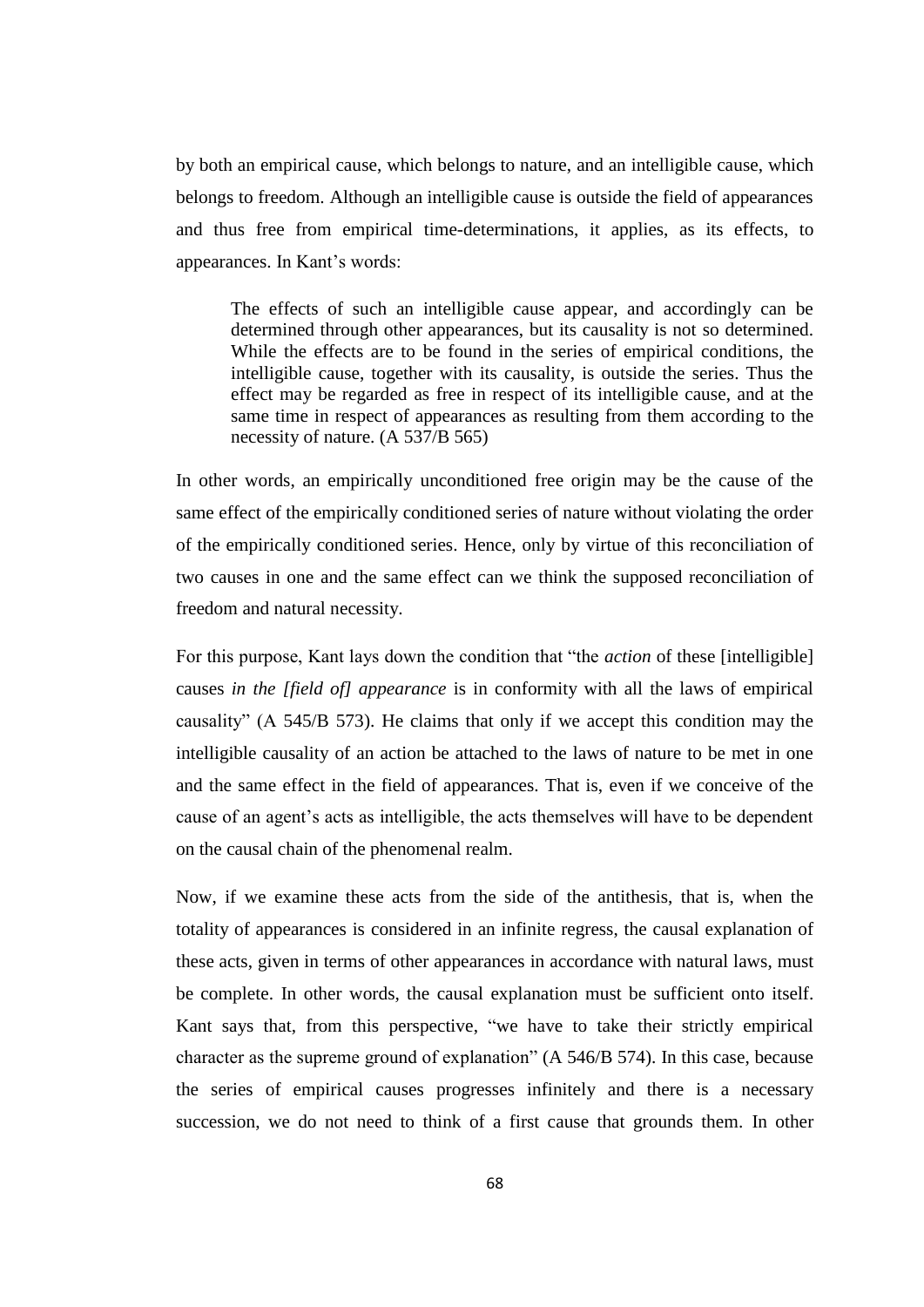by both an empirical cause, which belongs to nature, and an intelligible cause, which belongs to freedom. Although an intelligible cause is outside the field of appearances and thus free from empirical time-determinations, it applies, as its effects, to appearances. In Kant's words:

> The effects of such an intelligible cause appear, and accordingly can be determined through other appearances, but its causality is not so determined. While the effects are to be found in the series of empirical conditions, the intelligible cause, together with its causality, is outside the series. Thus the effect may be regarded as free in respect of its intelligible cause, and at the same time in respect of appearances as resulting from them according to the necessity of nature. (A 537/B 565)

In other words, an empirically unconditioned free origin may be the cause of the same effect of the empirically conditioned series of nature without violating the order of the empirically conditioned series. Hence, only by virtue of this reconciliation of two causes in one and the same effect can we think the supposed reconciliation of freedom and natural necessity.

For this purpose, Kant lays down the condition that "the *action* of these [intelligible] causes *in the [field of] appearance* is in conformity with all the laws of empirical causality" (A 545/B 573). He claims that only if we accept this condition may the intelligible causality of an action be attached to the laws of nature to be met in one and the same effect in the field of appearances. That is, even if we conceive of the cause of an agent's acts as intelligible, the acts themselves will have to be dependent on the causal chain of the phenomenal realm.

Now, if we examine these acts from the side of the antithesis, that is, when the totality of appearances is considered in an infinite regress, the causal explanation of these acts, given in terms of other appearances in accordance with natural laws, must be complete. In other words, the causal explanation must be sufficient onto itself. Kant says that, from this perspective, "we have to take their strictly empirical character as the supreme ground of explanation" (A 546/B 574). In this case, because the series of empirical causes progresses infinitely and there is a necessary succession, we do not need to think of a first cause that grounds them. In other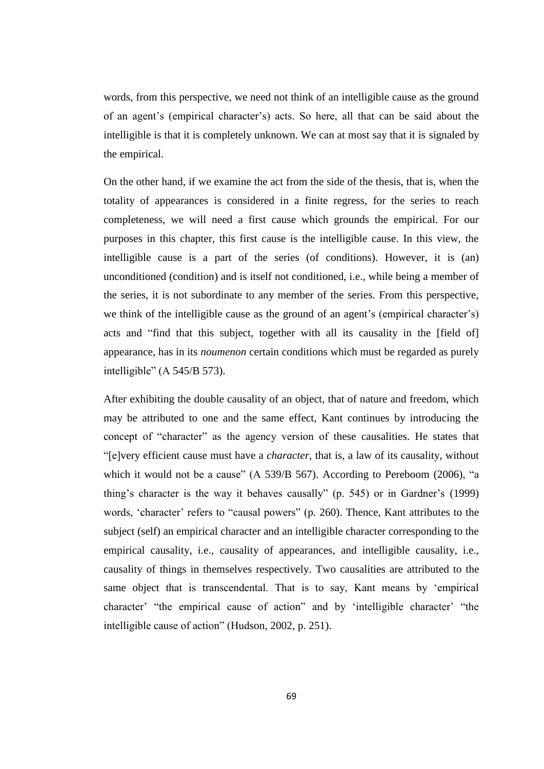words, from this perspective, we need not think of an intelligible cause as the ground of an agent's (empirical character's) acts. So here, all that can be said about the intelligible is that it is completely unknown. We can at most say that it is signaled by the empirical.

On the other hand, if we examine the act from the side of the thesis, that is, when the totality of appearances is considered in a finite regress, for the series to reach completeness, we will need a first cause which grounds the empirical. For our purposes in this chapter, this first cause is the intelligible cause. In this view, the intelligible cause is a part of the series (of conditions). However, it is (an) unconditioned (condition) and is itself not conditioned, i.e., while being a member of the series, it is not subordinate to any member of the series. From this perspective, we think of the intelligible cause as the ground of an agent's (empirical character's) acts and "find that this subject, together with all its causality in the [field of] appearance, has in its *noumenon* certain conditions which must be regarded as purely intelligible" (A 545/B 573).

After exhibiting the double causality of an object, that of nature and freedom, which may be attributed to one and the same effect, Kant continues by introducing the concept of "character" as the agency version of these causalities. He states that "[e]very efficient cause must have a *character*, that is, a law of its causality, without which it would not be a cause" (A 539/B 567). According to Pereboom (2006), "a thing's character is the way it behaves causally" (p. 545) or in Gardner's (1999) words, 'character' refers to "causal powers" (p. 260). Thence, Kant attributes to the subject (self) an empirical character and an intelligible character corresponding to the empirical causality, i.e., causality of appearances, and intelligible causality, i.e., causality of things in themselves respectively. Two causalities are attributed to the same object that is transcendental. That is to say, Kant means by 'empirical character' "the empirical cause of action" and by 'intelligible character' "the intelligible cause of action" (Hudson, 2002, p. 251).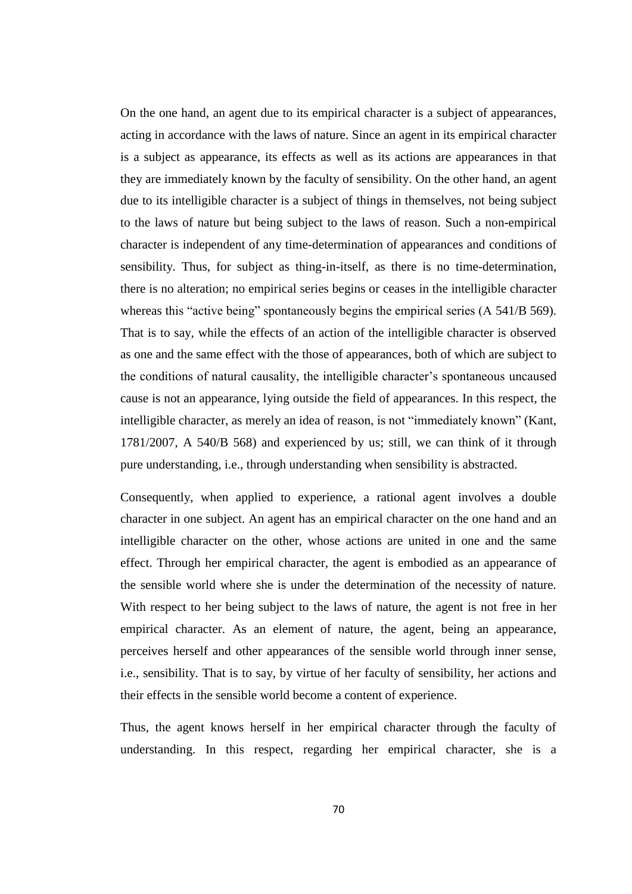On the one hand, an agent due to its empirical character is a subject of appearances, acting in accordance with the laws of nature. Since an agent in its empirical character is a subject as appearance, its effects as well as its actions are appearances in that they are immediately known by the faculty of sensibility. On the other hand, an agent due to its intelligible character is a subject of things in themselves, not being subject to the laws of nature but being subject to the laws of reason. Such a non-empirical character is independent of any time-determination of appearances and conditions of sensibility. Thus, for subject as thing-in-itself, as there is no time-determination, there is no alteration; no empirical series begins or ceases in the intelligible character whereas this "active being" spontaneously begins the empirical series (A 541/B 569). That is to say, while the effects of an action of the intelligible character is observed as one and the same effect with the those of appearances, both of which are subject to the conditions of natural causality, the intelligible character's spontaneous uncaused cause is not an appearance, lying outside the field of appearances. In this respect, the intelligible character, as merely an idea of reason, is not "immediately known" (Kant, 1781/2007, A 540/B 568) and experienced by us; still, we can think of it through pure understanding, i.e., through understanding when sensibility is abstracted.

Consequently, when applied to experience, a rational agent involves a double character in one subject. An agent has an empirical character on the one hand and an intelligible character on the other, whose actions are united in one and the same effect. Through her empirical character, the agent is embodied as an appearance of the sensible world where she is under the determination of the necessity of nature. With respect to her being subject to the laws of nature, the agent is not free in her empirical character. As an element of nature, the agent, being an appearance, perceives herself and other appearances of the sensible world through inner sense, i.e., sensibility. That is to say, by virtue of her faculty of sensibility, her actions and their effects in the sensible world become a content of experience.

Thus, the agent knows herself in her empirical character through the faculty of understanding. In this respect, regarding her empirical character, she is a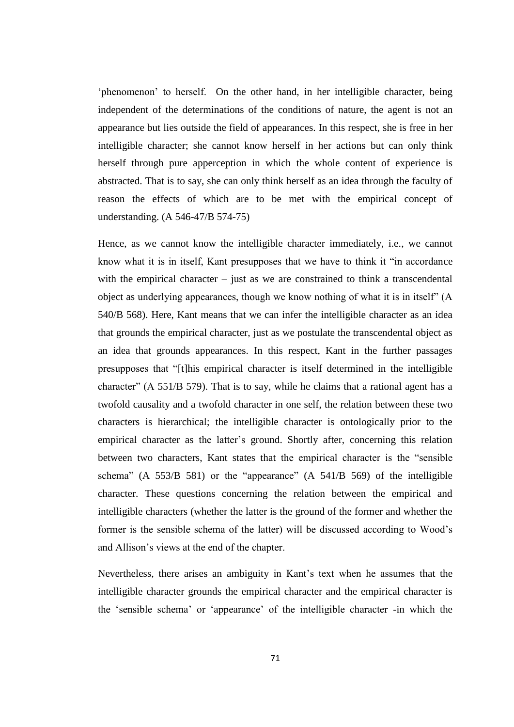'phenomenon' to herself. On the other hand, in her intelligible character, being independent of the determinations of the conditions of nature, the agent is not an appearance but lies outside the field of appearances. In this respect, she is free in her intelligible character; she cannot know herself in her actions but can only think herself through pure apperception in which the whole content of experience is abstracted. That is to say, she can only think herself as an idea through the faculty of reason the effects of which are to be met with the empirical concept of understanding. (A 546-47/B 574-75)

Hence, as we cannot know the intelligible character immediately, i.e., we cannot know what it is in itself, Kant presupposes that we have to think it "in accordance with the empirical character – just as we are constrained to think a transcendental object as underlying appearances, though we know nothing of what it is in itself" (A 540/B 568). Here, Kant means that we can infer the intelligible character as an idea that grounds the empirical character, just as we postulate the transcendental object as an idea that grounds appearances. In this respect, Kant in the further passages presupposes that "[t]his empirical character is itself determined in the intelligible character" (A 551/B 579). That is to say, while he claims that a rational agent has a twofold causality and a twofold character in one self, the relation between these two characters is hierarchical; the intelligible character is ontologically prior to the empirical character as the latter's ground. Shortly after, concerning this relation between two characters, Kant states that the empirical character is the "sensible schema" (A 553/B 581) or the "appearance" (A 541/B 569) of the intelligible character. These questions concerning the relation between the empirical and intelligible characters (whether the latter is the ground of the former and whether the former is the sensible schema of the latter) will be discussed according to Wood's and Allison's views at the end of the chapter.

Nevertheless, there arises an ambiguity in Kant's text when he assumes that the intelligible character grounds the empirical character and the empirical character is the 'sensible schema' or 'appearance' of the intelligible character -in which the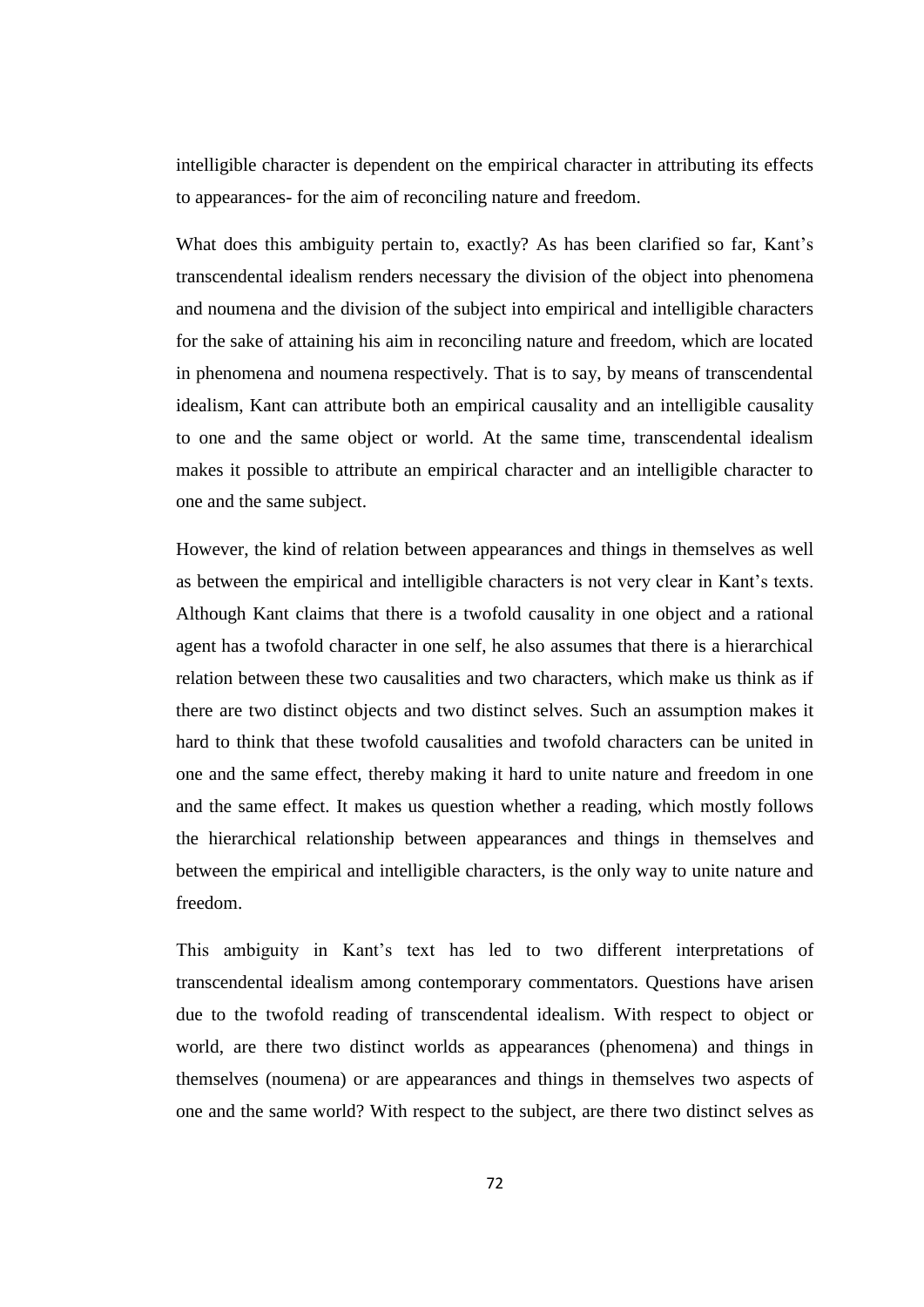intelligible character is dependent on the empirical character in attributing its effects to appearances- for the aim of reconciling nature and freedom.

What does this ambiguity pertain to, exactly? As has been clarified so far, Kant's transcendental idealism renders necessary the division of the object into phenomena and noumena and the division of the subject into empirical and intelligible characters for the sake of attaining his aim in reconciling nature and freedom, which are located in phenomena and noumena respectively. That is to say, by means of transcendental idealism, Kant can attribute both an empirical causality and an intelligible causality to one and the same object or world. At the same time, transcendental idealism makes it possible to attribute an empirical character and an intelligible character to one and the same subject.

However, the kind of relation between appearances and things in themselves as well as between the empirical and intelligible characters is not very clear in Kant's texts. Although Kant claims that there is a twofold causality in one object and a rational agent has a twofold character in one self, he also assumes that there is a hierarchical relation between these two causalities and two characters, which make us think as if there are two distinct objects and two distinct selves. Such an assumption makes it hard to think that these twofold causalities and twofold characters can be united in one and the same effect, thereby making it hard to unite nature and freedom in one and the same effect. It makes us question whether a reading, which mostly follows the hierarchical relationship between appearances and things in themselves and between the empirical and intelligible characters, is the only way to unite nature and freedom.

This ambiguity in Kant's text has led to two different interpretations of transcendental idealism among contemporary commentators. Questions have arisen due to the twofold reading of transcendental idealism. With respect to object or world, are there two distinct worlds as appearances (phenomena) and things in themselves (noumena) or are appearances and things in themselves two aspects of one and the same world? With respect to the subject, are there two distinct selves as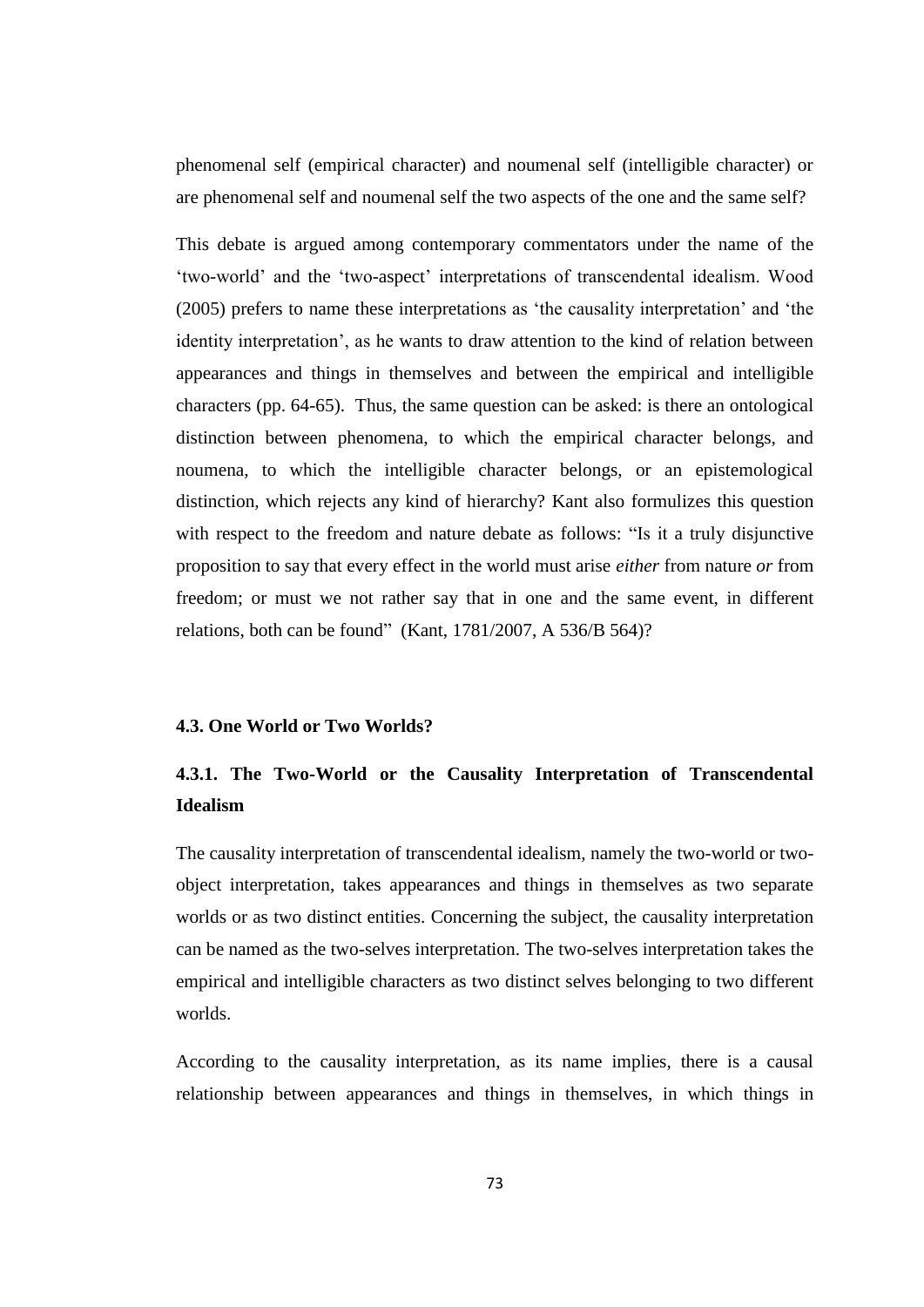phenomenal self (empirical character) and noumenal self (intelligible character) or are phenomenal self and noumenal self the two aspects of the one and the same self?

This debate is argued among contemporary commentators under the name of the 'two-world' and the 'two-aspect' interpretations of transcendental idealism. Wood (2005) prefers to name these interpretations as 'the causality interpretation' and 'the identity interpretation', as he wants to draw attention to the kind of relation between appearances and things in themselves and between the empirical and intelligible characters (pp. 64-65). Thus, the same question can be asked: is there an ontological distinction between phenomena, to which the empirical character belongs, and noumena, to which the intelligible character belongs, or an epistemological distinction, which rejects any kind of hierarchy? Kant also formulizes this question with respect to the freedom and nature debate as follows: "Is it a truly disjunctive proposition to say that every effect in the world must arise *either* from nature *or* from freedom; or must we not rather say that in one and the same event, in different relations, both can be found" (Kant, 1781/2007, A 536/B 564)?

### 4.3. One World or Two Worlds?

#### 4.3.1. The Two-World or the Causality Interpretation of Transcendental Idealism

The causality interpretation of transcendental idealism, namely the two-world or two-object interpretation, takes appearances and things in themselves as two separate worlds or as two distinct entities. Concerning the subject, the causality interpretation can be named as the two-selves interpretation. The two-selves interpretation takes the empirical and intelligible characters as two distinct selves belonging to two different worlds.

According to the causality interpretation, as its name implies, there is a causal relationship between appearances and things in themselves, in which things in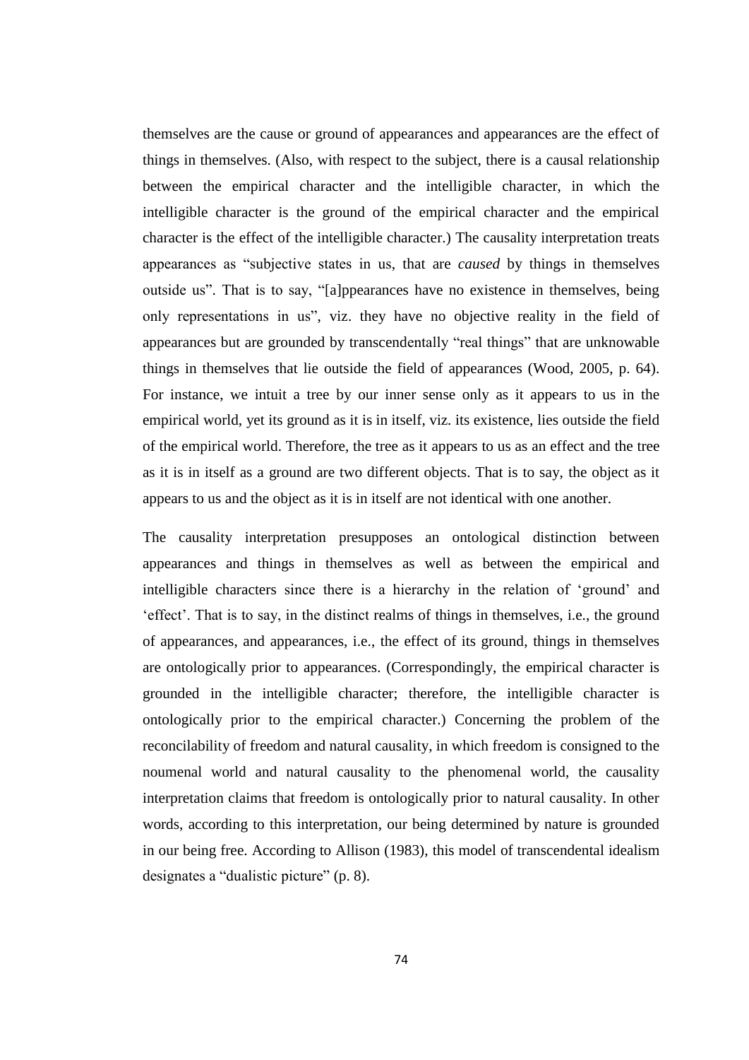themselves are the cause or ground of appearances and appearances are the effect of things in themselves. (Also, with respect to the subject, there is a causal relationship between the empirical character and the intelligible character, in which the intelligible character is the ground of the empirical character and the empirical character is the effect of the intelligible character.) The causality interpretation treats appearances as "subjective states in us, that are *caused* by things in themselves outside us". That is to say, "[a]ppearances have no existence in themselves, being only representations in us", viz. they have no objective reality in the field of appearances but are grounded by transcendentally "real things" that are unknowable things in themselves that lie outside the field of appearances (Wood, 2005, p. 64). For instance, we intuit a tree by our inner sense only as it appears to us in the empirical world, yet its ground as it is in itself, viz. its existence, lies outside the field of the empirical world. Therefore, the tree as it appears to us as an effect and the tree as it is in itself as a ground are two different objects. That is to say, the object as it appears to us and the object as it is in itself are not identical with one another.

The causality interpretation presupposes an ontological distinction between appearances and things in themselves as well as between the empirical and intelligible characters since there is a hierarchy in the relation of 'ground' and 'effect'. That is to say, in the distinct realms of things in themselves, i.e., the ground of appearances, and appearances, i.e., the effect of its ground, things in themselves are ontologically prior to appearances. (Correspondingly, the empirical character is grounded in the intelligible character; therefore, the intelligible character is ontologically prior to the empirical character.) Concerning the problem of the reconcilability of freedom and natural causality, in which freedom is consigned to the noumenal world and natural causality to the phenomenal world, the causality interpretation claims that freedom is ontologically prior to natural causality. In other words, according to this interpretation, our being determined by nature is grounded in our being free. According to Allison (1983), this model of transcendental idealism designates a "dualistic picture" (p. 8).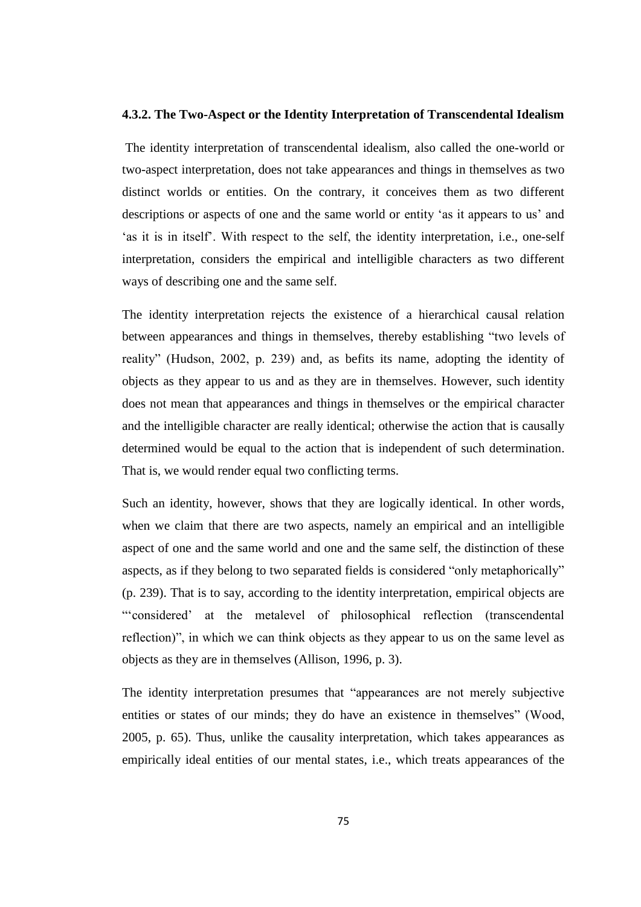### 4.3.2. The Two-Aspect or the Identity Interpretation of Transcendental Idealism

The identity interpretation of transcendental idealism, also called the one-world or two-aspect interpretation, does not take appearances and things in themselves as two distinct worlds or entities. On the contrary, it conceives them as two different descriptions or aspects of one and the same world or entity 'as it appears to us' and 'as it is in itself'. With respect to the self, the identity interpretation, i.e., one-self interpretation, considers the empirical and intelligible characters as two different ways of describing one and the same self.

The identity interpretation rejects the existence of a hierarchical causal relation between appearances and things in themselves, thereby establishing "two levels of reality" (Hudson, 2002, p. 239) and, as befits its name, adopting the identity of objects as they appear to us and as they are in themselves. However, such identity does not mean that appearances and things in themselves or the empirical character and the intelligible character are really identical; otherwise the action that is causally determined would be equal to the action that is independent of such determination. That is, we would render equal two conflicting terms.

Such an identity, however, shows that they are logically identical. In other words, when we claim that there are two aspects, namely an empirical and an intelligible aspect of one and the same world and one and the same self, the distinction of these aspects, as if they belong to two separated fields is considered "only metaphorically" (p. 239). That is to say, according to the identity interpretation, empirical objects are "'considered' at the metalevel of philosophical reflection (transcendental reflection)", in which we can think objects as they appear to us on the same level as objects as they are in themselves (Allison, 1996, p. 3).

The identity interpretation presumes that "appearances are not merely subjective entities or states of our minds; they do have an existence in themselves" (Wood, 2005, p. 65). Thus, unlike the causality interpretation, which takes appearances as empirically ideal entities of our mental states, i.e., which treats appearances of the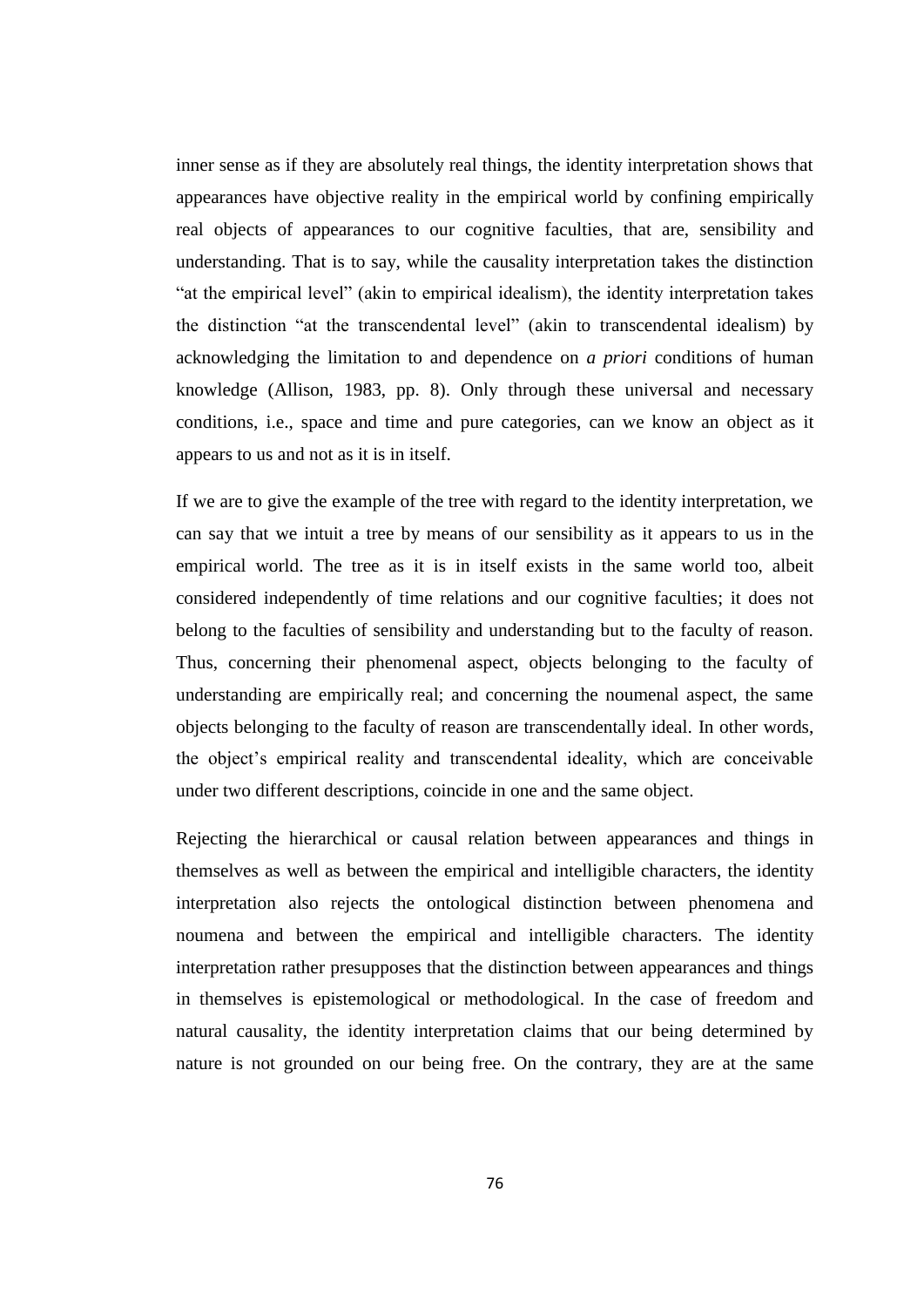inner sense as if they are absolutely real things, the identity interpretation shows that appearances have objective reality in the empirical world by confining empirically real objects of appearances to our cognitive faculties, that are, sensibility and understanding. That is to say, while the causality interpretation takes the distinction "at the empirical level" (akin to empirical idealism), the identity interpretation takes the distinction "at the transcendental level" (akin to transcendental idealism) by acknowledging the limitation to and dependence on *a priori* conditions of human knowledge (Allison, 1983, pp. 8). Only through these universal and necessary conditions, i.e., space and time and pure categories, can we know an object as it appears to us and not as it is in itself.

If we are to give the example of the tree with regard to the identity interpretation, we can say that we intuit a tree by means of our sensibility as it appears to us in the empirical world. The tree as it is in itself exists in the same world too, albeit considered independently of time relations and our cognitive faculties; it does not belong to the faculties of sensibility and understanding but to the faculty of reason. Thus, concerning their phenomenal aspect, objects belonging to the faculty of understanding are empirically real; and concerning the noumenal aspect, the same objects belonging to the faculty of reason are transcendentally ideal. In other words, the object's empirical reality and transcendental ideality, which are conceivable under two different descriptions, coincide in one and the same object.

Rejecting the hierarchical or causal relation between appearances and things in themselves as well as between the empirical and intelligible characters, the identity interpretation also rejects the ontological distinction between phenomena and noumena and between the empirical and intelligible characters. The identity interpretation rather presupposes that the distinction between appearances and things in themselves is epistemological or methodological. In the case of freedom and natural causality, the identity interpretation claims that our being determined by nature is not grounded on our being free. On the contrary, they are at the same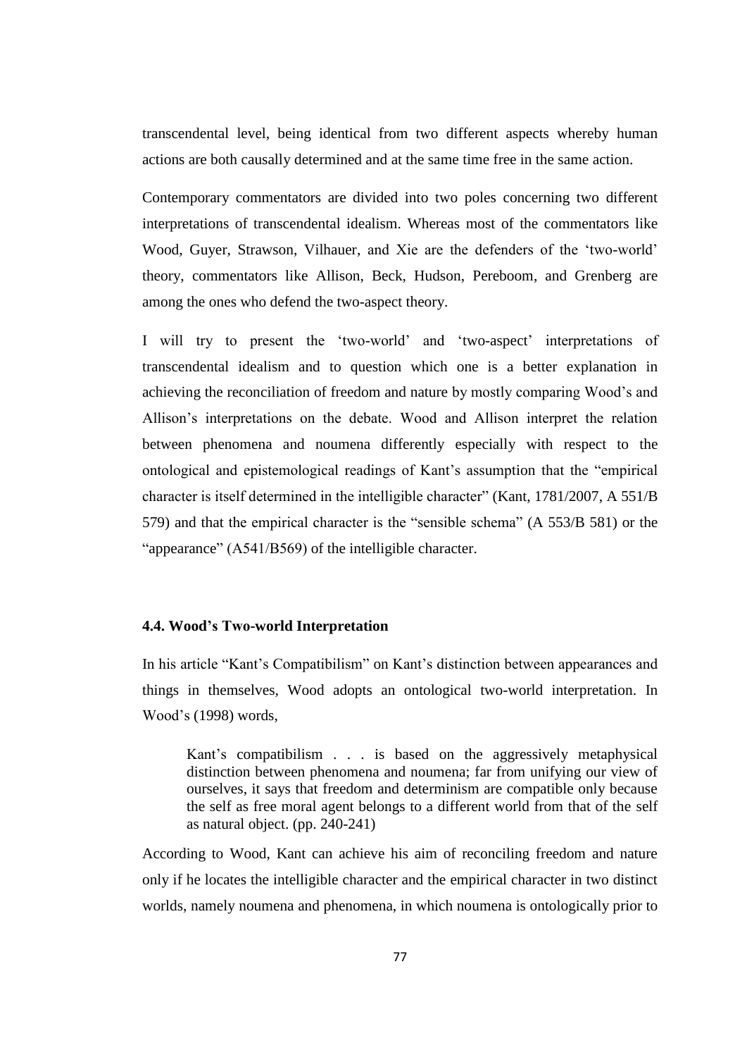transcendental level, being identical from two different aspects whereby human actions are both causally determined and at the same time free in the same action.

Contemporary commentators are divided into two poles concerning two different interpretations of transcendental idealism. Whereas most of the commentators like Wood, Guyer, Strawson, Vilhauer, and Xie are the defenders of the 'two-world' theory, commentators like Allison, Beck, Hudson, Pereboom, and Grenberg are among the ones who defend the two-aspect theory.

I will try to present the 'two-world' and 'two-aspect' interpretations of transcendental idealism and to question which one is a better explanation in achieving the reconciliation of freedom and nature by mostly comparing Wood's and Allison's interpretations on the debate. Wood and Allison interpret the relation between phenomena and noumena differently especially with respect to the ontological and epistemological readings of Kant's assumption that the "empirical character is itself determined in the intelligible character" (Kant, 1781/2007, A 551/B 579) and that the empirical character is the "sensible schema" (A 553/B 581) or the "appearance" (A541/B569) of the intelligible character.

### 4.4. Wood's Two-world Interpretation

In his article "Kant's Compatibilism" on Kant's distinction between appearances and things in themselves, Wood adopts an ontological two-world interpretation. In Wood's (1998) words,

> Kant's compatibilism . . . is based on the aggressively metaphysical distinction between phenomena and noumena; far from unifying our view of ourselves, it says that freedom and determinism are compatible only because the self as free moral agent belongs to a different world from that of the self as natural object. (pp. 240-241)

According to Wood, Kant can achieve his aim of reconciling freedom and nature only if he locates the intelligible character and the empirical character in two distinct worlds, namely noumena and phenomena, in which noumena is ontologically prior to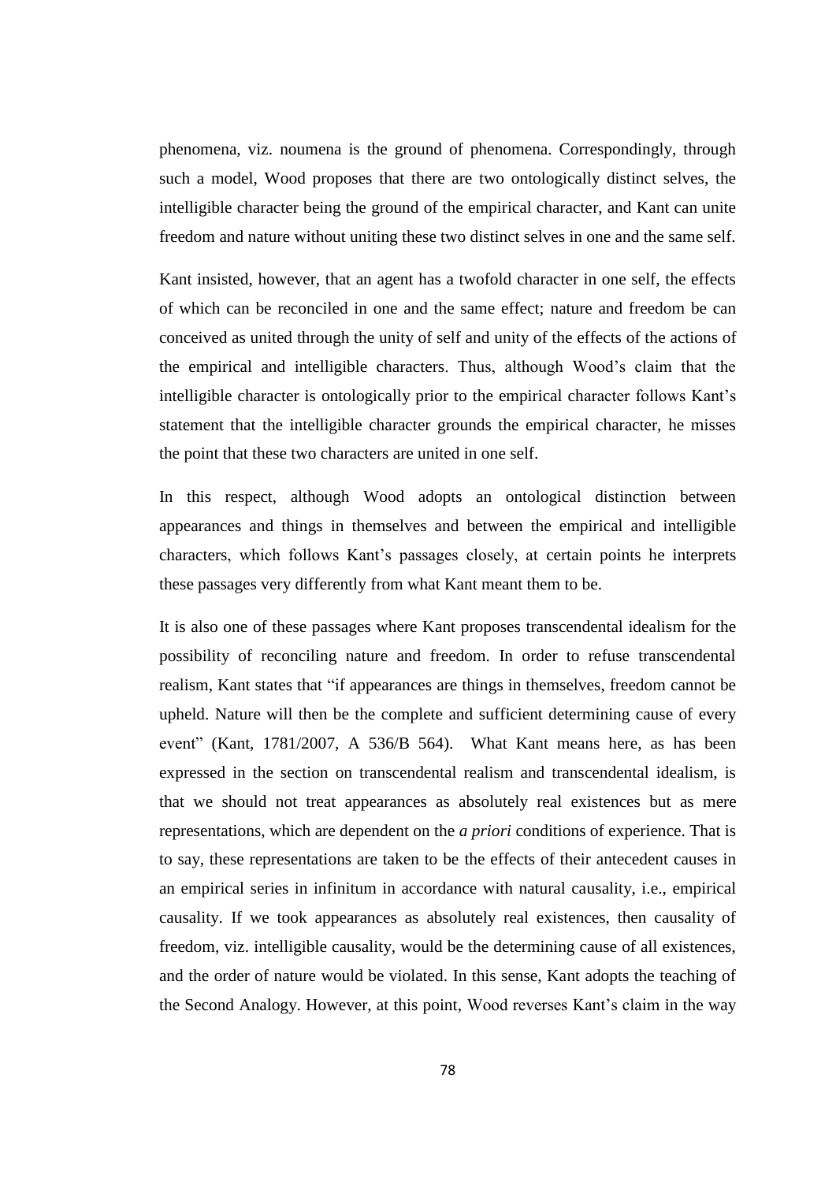phenomena, viz. noumena is the ground of phenomena. Correspondingly, through such a model, Wood proposes that there are two ontologically distinct selves, the intelligible character being the ground of the empirical character, and Kant can unite freedom and nature without uniting these two distinct selves in one and the same self.

Kant insisted, however, that an agent has a twofold character in one self, the effects of which can be reconciled in one and the same effect; nature and freedom be can conceived as united through the unity of self and unity of the effects of the actions of the empirical and intelligible characters. Thus, although Wood's claim that the intelligible character is ontologically prior to the empirical character follows Kant's statement that the intelligible character grounds the empirical character, he misses the point that these two characters are united in one self.

In this respect, although Wood adopts an ontological distinction between appearances and things in themselves and between the empirical and intelligible characters, which follows Kant's passages closely, at certain points he interprets these passages very differently from what Kant meant them to be.

It is also one of these passages where Kant proposes transcendental idealism for the possibility of reconciling nature and freedom. In order to refuse transcendental realism, Kant states that "if appearances are things in themselves, freedom cannot be upheld. Nature will then be the complete and sufficient determining cause of every event" (Kant, 1781/2007, A 536/B 564). What Kant means here, as has been expressed in the section on transcendental realism and transcendental idealism, is that we should not treat appearances as absolutely real existences but as mere representations, which are dependent on the *a priori* conditions of experience. That is to say, these representations are taken to be the effects of their antecedent causes in an empirical series in infinitum in accordance with natural causality, i.e., empirical causality. If we took appearances as absolutely real existences, then causality of freedom, viz. intelligible causality, would be the determining cause of all existences, and the order of nature would be violated. In this sense, Kant adopts the teaching of the Second Analogy. However, at this point, Wood reverses Kant's claim in the way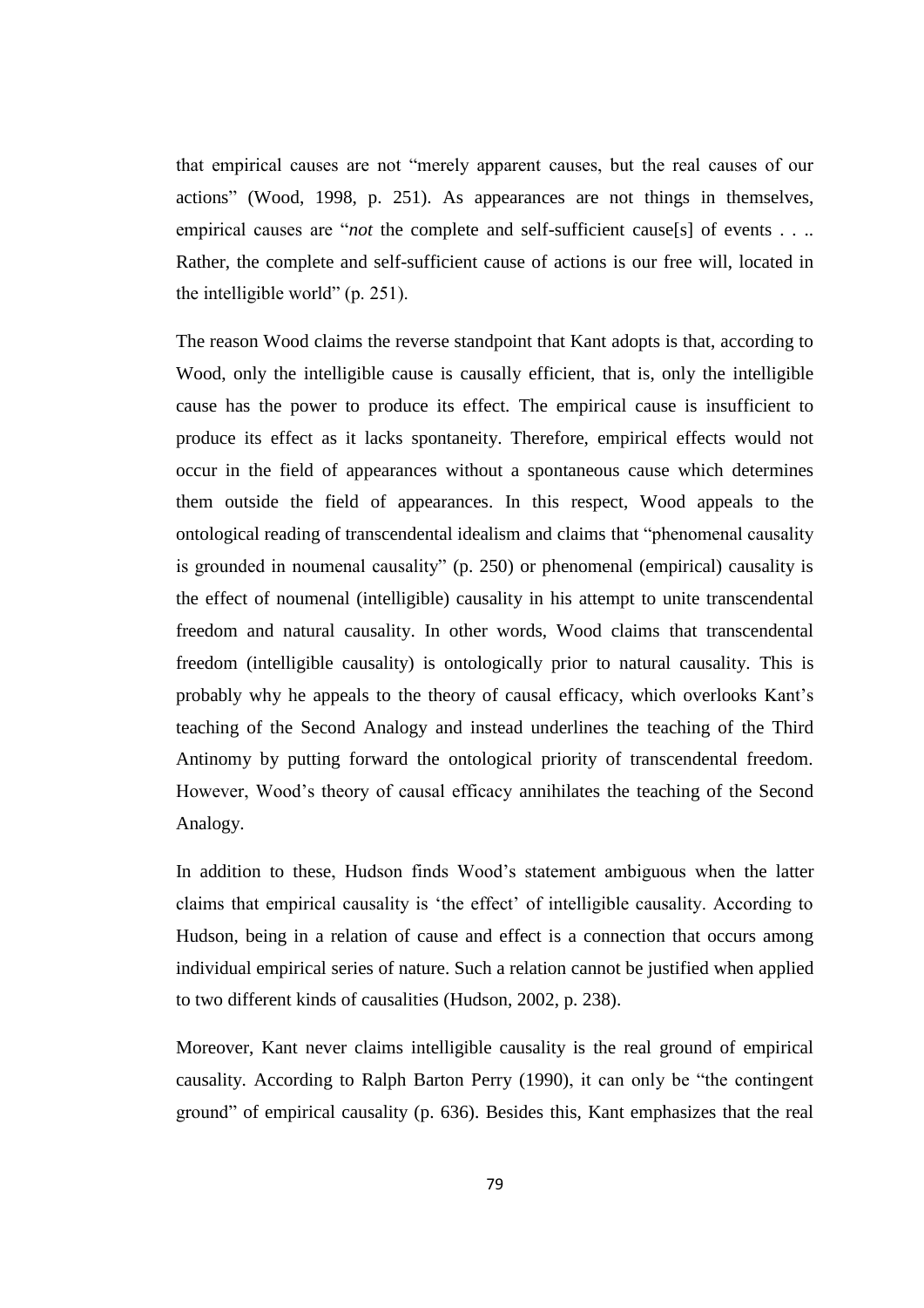that empirical causes are not "merely apparent causes, but the real causes of our actions" (Wood, 1998, p. 251). As appearances are not things in themselves, empirical causes are "*not* the complete and self-sufficient cause[s] of events . . .. Rather, the complete and self-sufficient cause of actions is our free will, located in the intelligible world" (p. 251).

The reason Wood claims the reverse standpoint that Kant adopts is that, according to Wood, only the intelligible cause is causally efficient, that is, only the intelligible cause has the power to produce its effect. The empirical cause is insufficient to produce its effect as it lacks spontaneity. Therefore, empirical effects would not occur in the field of appearances without a spontaneous cause which determines them outside the field of appearances. In this respect, Wood appeals to the ontological reading of transcendental idealism and claims that "phenomenal causality is grounded in noumenal causality" (p. 250) or phenomenal (empirical) causality is the effect of noumenal (intelligible) causality in his attempt to unite transcendental freedom and natural causality. In other words, Wood claims that transcendental freedom (intelligible causality) is ontologically prior to natural causality. This is probably why he appeals to the theory of causal efficacy, which overlooks Kant's teaching of the Second Analogy and instead underlines the teaching of the Third Antinomy by putting forward the ontological priority of transcendental freedom. However, Wood's theory of causal efficacy annihilates the teaching of the Second Analogy.

In addition to these, Hudson finds Wood's statement ambiguous when the latter claims that empirical causality is 'the effect' of intelligible causality. According to Hudson, being in a relation of cause and effect is a connection that occurs among individual empirical series of nature. Such a relation cannot be justified when applied to two different kinds of causalities (Hudson, 2002, p. 238).

Moreover, Kant never claims intelligible causality is the real ground of empirical causality. According to Ralph Barton Perry (1990), it can only be "the contingent ground" of empirical causality (p. 636). Besides this, Kant emphasizes that the real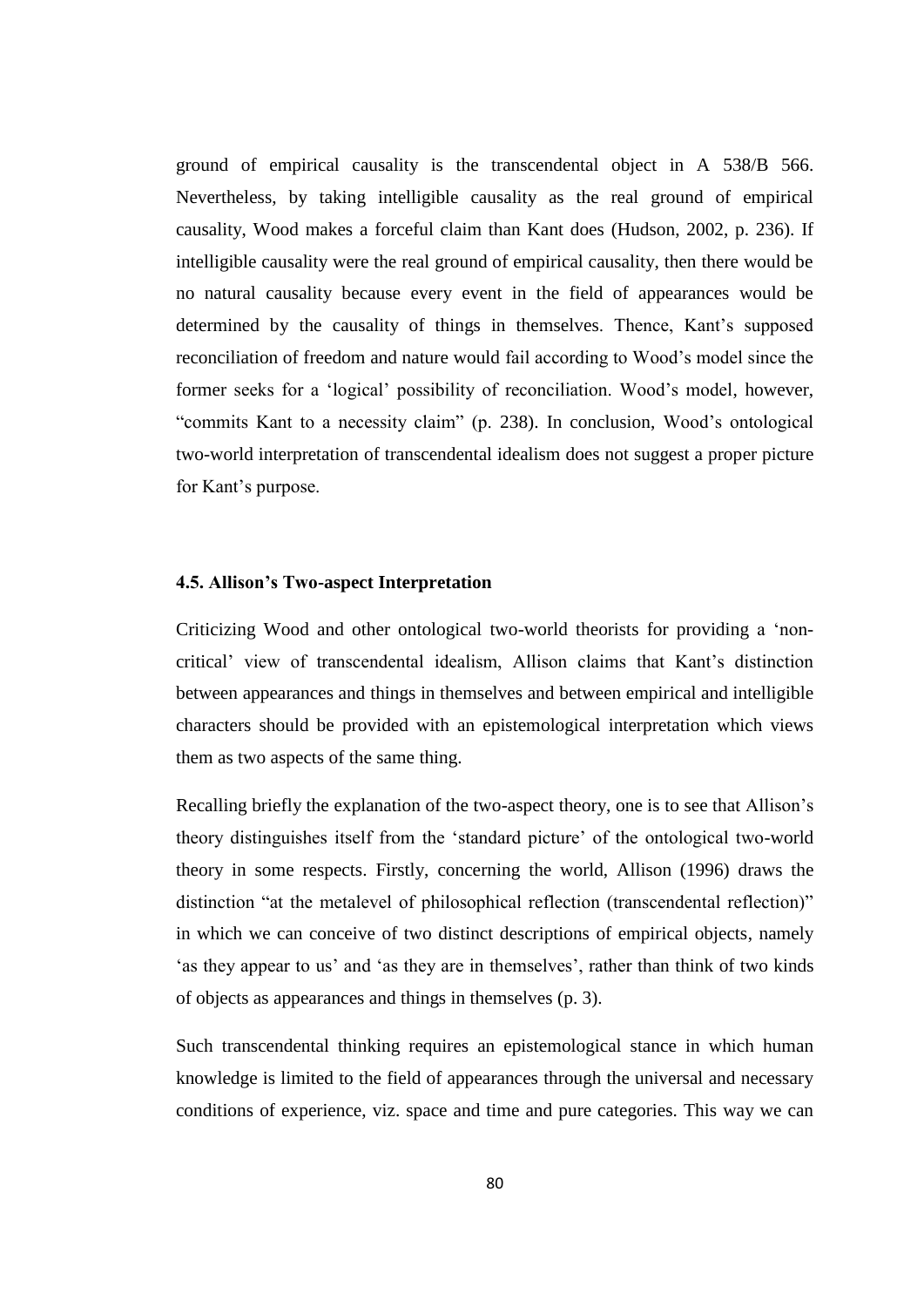ground of empirical causality is the transcendental object in A 538/B 566. Nevertheless, by taking intelligible causality as the real ground of empirical causality, Wood makes a forceful claim than Kant does (Hudson, 2002, p. 236). If intelligible causality were the real ground of empirical causality, then there would be no natural causality because every event in the field of appearances would be determined by the causality of things in themselves. Thence, Kant's supposed reconciliation of freedom and nature would fail according to Wood's model since the former seeks for a 'logical' possibility of reconciliation. Wood's model, however, "commits Kant to a necessity claim" (p. 238). In conclusion, Wood's ontological two-world interpretation of transcendental idealism does not suggest a proper picture for Kant's purpose.

### 4.5. Allison's Two-aspect Interpretation

Criticizing Wood and other ontological two-world theorists for providing a 'non-critical' view of transcendental idealism, Allison claims that Kant's distinction between appearances and things in themselves and between empirical and intelligible characters should be provided with an epistemological interpretation which views them as two aspects of the same thing.

Recalling briefly the explanation of the two-aspect theory, one is to see that Allison's theory distinguishes itself from the 'standard picture' of the ontological two-world theory in some respects. Firstly, concerning the world, Allison (1996) draws the distinction "at the metalevel of philosophical reflection (transcendental reflection)" in which we can conceive of two distinct descriptions of empirical objects, namely 'as they appear to us' and 'as they are in themselves', rather than think of two kinds of objects as appearances and things in themselves (p. 3).

Such transcendental thinking requires an epistemological stance in which human knowledge is limited to the field of appearances through the universal and necessary conditions of experience, viz. space and time and pure categories. This way we can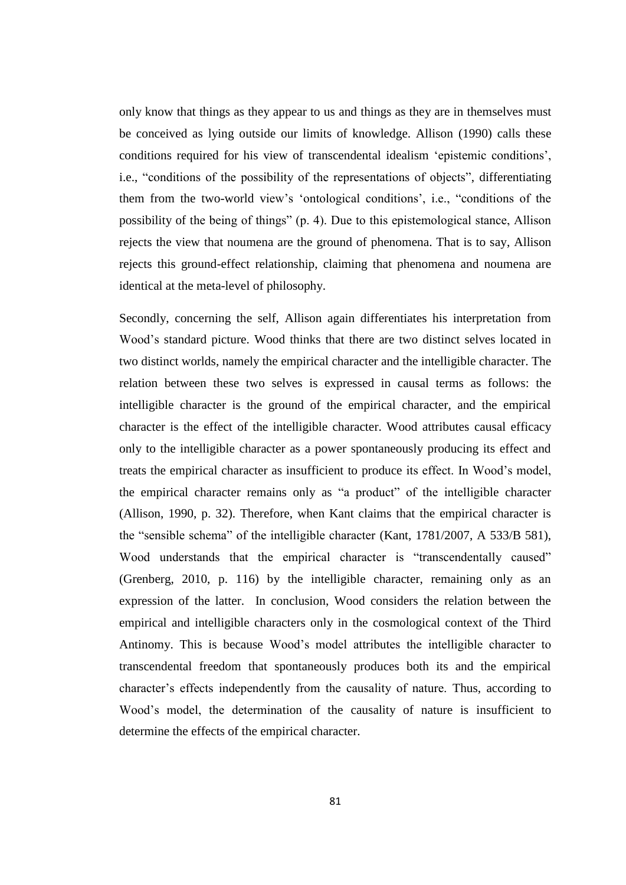only know that things as they appear to us and things as they are in themselves must be conceived as lying outside our limits of knowledge. Allison (1990) calls these conditions required for his view of transcendental idealism 'epistemic conditions', i.e., "conditions of the possibility of the representations of objects", differentiating them from the two-world view's 'ontological conditions', i.e., "conditions of the possibility of the being of things" (p. 4). Due to this epistemological stance, Allison rejects the view that noumena are the ground of phenomena. That is to say, Allison rejects this ground-effect relationship, claiming that phenomena and noumena are identical at the meta-level of philosophy.

Secondly, concerning the self, Allison again differentiates his interpretation from Wood's standard picture. Wood thinks that there are two distinct selves located in two distinct worlds, namely the empirical character and the intelligible character. The relation between these two selves is expressed in causal terms as follows: the intelligible character is the ground of the empirical character, and the empirical character is the effect of the intelligible character. Wood attributes causal efficacy only to the intelligible character as a power spontaneously producing its effect and treats the empirical character as insufficient to produce its effect. In Wood's model, the empirical character remains only as "a product" of the intelligible character (Allison, 1990, p. 32). Therefore, when Kant claims that the empirical character is the "sensible schema" of the intelligible character (Kant, 1781/2007, A 533/B 581), Wood understands that the empirical character is "transcendentally caused" (Grenberg, 2010, p. 116) by the intelligible character, remaining only as an expression of the latter. In conclusion, Wood considers the relation between the empirical and intelligible characters only in the cosmological context of the Third Antinomy. This is because Wood's model attributes the intelligible character to transcendental freedom that spontaneously produces both its and the empirical character's effects independently from the causality of nature. Thus, according to Wood's model, the determination of the causality of nature is insufficient to determine the effects of the empirical character.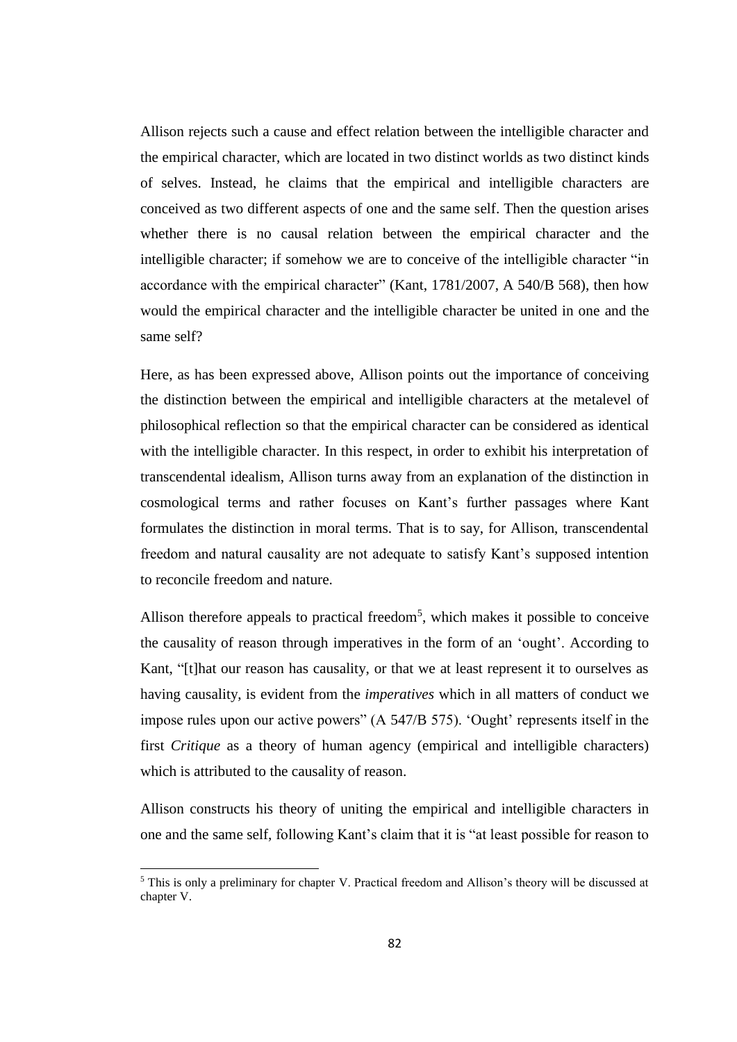Allison rejects such a cause and effect relation between the intelligible character and the empirical character, which are located in two distinct worlds as two distinct kinds of selves. Instead, he claims that the empirical and intelligible characters are conceived as two different aspects of one and the same self. Then the question arises whether there is no causal relation between the empirical character and the intelligible character; if somehow we are to conceive of the intelligible character "in accordance with the empirical character" (Kant, 1781/2007, A 540/B 568), then how would the empirical character and the intelligible character be united in one and the same self?

Here, as has been expressed above, Allison points out the importance of conceiving the distinction between the empirical and intelligible characters at the metalevel of philosophical reflection so that the empirical character can be considered as identical with the intelligible character. In this respect, in order to exhibit his interpretation of transcendental idealism, Allison turns away from an explanation of the distinction in cosmological terms and rather focuses on Kant's further passages where Kant formulates the distinction in moral terms. That is to say, for Allison, transcendental freedom and natural causality are not adequate to satisfy Kant's supposed intention to reconcile freedom and nature.

Allison therefore appeals to practical freedom[5], which makes it possible to conceive the causality of reason through imperatives in the form of an 'ought'. According to Kant, "[t]hat our reason has causality, or that we at least represent it to ourselves as having causality, is evident from the *imperatives* which in all matters of conduct we impose rules upon our active powers" (A 547/B 575). 'Ought' represents itself in the first *Critique* as a theory of human agency (empirical and intelligible characters) which is attributed to the causality of reason.

Allison constructs his theory of uniting the empirical and intelligible characters in one and the same self, following Kant's claim that it is "at least possible for reason to

[5] This is only a preliminary for chapter V. Practical freedom and Allison's theory will be discussed at chapter V.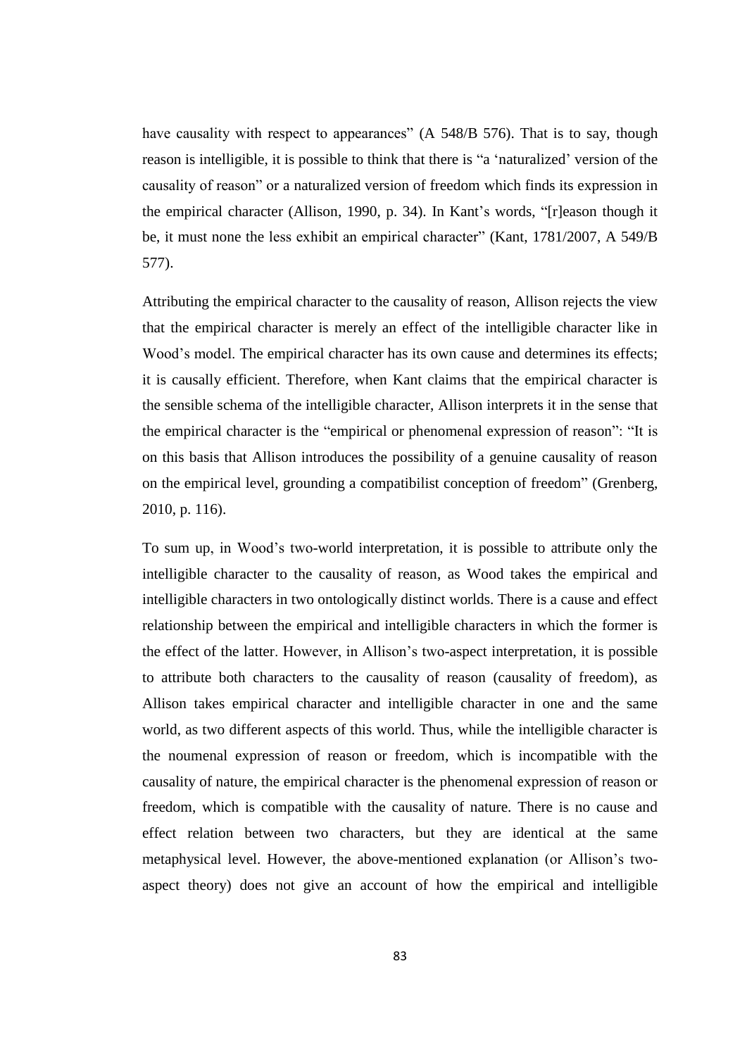have causality with respect to appearances" (A 548/B 576). That is to say, though reason is intelligible, it is possible to think that there is "a 'naturalized' version of the causality of reason" or a naturalized version of freedom which finds its expression in the empirical character (Allison, 1990, p. 34). In Kant's words, "[r]eason though it be, it must none the less exhibit an empirical character" (Kant, 1781/2007, A 549/B 577).

Attributing the empirical character to the causality of reason, Allison rejects the view that the empirical character is merely an effect of the intelligible character like in Wood's model. The empirical character has its own cause and determines its effects; it is causally efficient. Therefore, when Kant claims that the empirical character is the sensible schema of the intelligible character, Allison interprets it in the sense that the empirical character is the "empirical or phenomenal expression of reason": "It is on this basis that Allison introduces the possibility of a genuine causality of reason on the empirical level, grounding a compatibilist conception of freedom" (Grenberg, 2010, p. 116).

To sum up, in Wood's two-world interpretation, it is possible to attribute only the intelligible character to the causality of reason, as Wood takes the empirical and intelligible characters in two ontologically distinct worlds. There is a cause and effect relationship between the empirical and intelligible characters in which the former is the effect of the latter. However, in Allison's two-aspect interpretation, it is possible to attribute both characters to the causality of reason (causality of freedom), as Allison takes empirical character and intelligible character in one and the same world, as two different aspects of this world. Thus, while the intelligible character is the noumenal expression of reason or freedom, which is incompatible with the causality of nature, the empirical character is the phenomenal expression of reason or freedom, which is compatible with the causality of nature. There is no cause and effect relation between two characters, but they are identical at the same metaphysical level. However, the above-mentioned explanation (or Allison's two-aspect theory) does not give an account of how the empirical and intelligible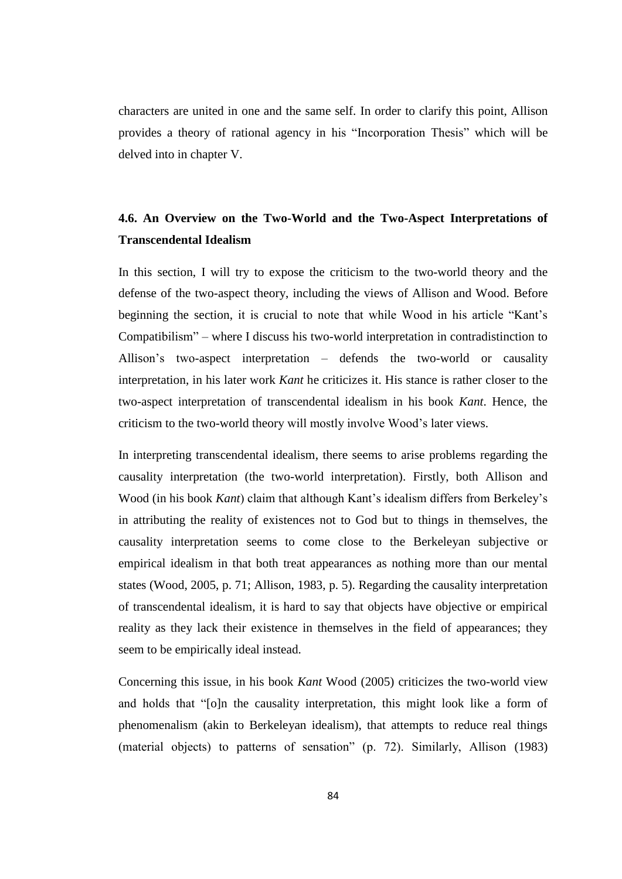characters are united in one and the same self. In order to clarify this point, Allison provides a theory of rational agency in his "Incorporation Thesis" which will be delved into in chapter V.

## 4.6. An Overview on the Two-World and the Two-Aspect Interpretations of Transcendental Idealism

In this section, I will try to expose the criticism to the two-world theory and the defense of the two-aspect theory, including the views of Allison and Wood. Before beginning the section, it is crucial to note that while Wood in his article "Kant's Compatibilism" – where I discuss his two-world interpretation in contradistinction to Allison's two-aspect interpretation – defends the two-world or causality interpretation, in his later work *Kant* he criticizes it. His stance is rather closer to the two-aspect interpretation of transcendental idealism in his book *Kant*. Hence, the criticism to the two-world theory will mostly involve Wood's later views.

In interpreting transcendental idealism, there seems to arise problems regarding the causality interpretation (the two-world interpretation). Firstly, both Allison and Wood (in his book *Kant*) claim that although Kant's idealism differs from Berkeley's in attributing the reality of existences not to God but to things in themselves, the causality interpretation seems to come close to the Berkeleyan subjective or empirical idealism in that both treat appearances as nothing more than our mental states (Wood, 2005, p. 71; Allison, 1983, p. 5). Regarding the causality interpretation of transcendental idealism, it is hard to say that objects have objective or empirical reality as they lack their existence in themselves in the field of appearances; they seem to be empirically ideal instead.

Concerning this issue, in his book *Kant* Wood (2005) criticizes the two-world view and holds that "[o]n the causality interpretation, this might look like a form of phenomenalism (akin to Berkeleyan idealism), that attempts to reduce real things (material objects) to patterns of sensation" (p. 72). Similarly, Allison (1983)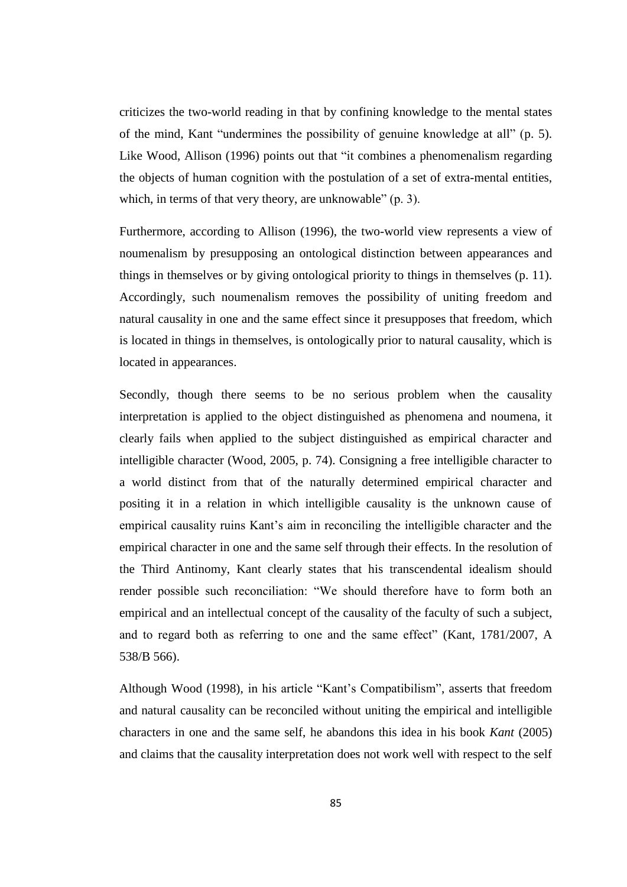criticizes the two-world reading in that by confining knowledge to the mental states of the mind, Kant "undermines the possibility of genuine knowledge at all" (p. 5). Like Wood, Allison (1996) points out that "it combines a phenomenalism regarding the objects of human cognition with the postulation of a set of extra-mental entities, which, in terms of that very theory, are unknowable" (p. 3).

Furthermore, according to Allison (1996), the two-world view represents a view of noumenalism by presupposing an ontological distinction between appearances and things in themselves or by giving ontological priority to things in themselves (p. 11). Accordingly, such noumenalism removes the possibility of uniting freedom and natural causality in one and the same effect since it presupposes that freedom, which is located in things in themselves, is ontologically prior to natural causality, which is located in appearances.

Secondly, though there seems to be no serious problem when the causality interpretation is applied to the object distinguished as phenomena and noumena, it clearly fails when applied to the subject distinguished as empirical character and intelligible character (Wood, 2005, p. 74). Consigning a free intelligible character to a world distinct from that of the naturally determined empirical character and positing it in a relation in which intelligible causality is the unknown cause of empirical causality ruins Kant's aim in reconciling the intelligible character and the empirical character in one and the same self through their effects. In the resolution of the Third Antinomy, Kant clearly states that his transcendental idealism should render possible such reconciliation: "We should therefore have to form both an empirical and an intellectual concept of the causality of the faculty of such a subject, and to regard both as referring to one and the same effect" (Kant, 1781/2007, A 538/B 566).

Although Wood (1998), in his article "Kant's Compatibilism", asserts that freedom and natural causality can be reconciled without uniting the empirical and intelligible characters in one and the same self, he abandons this idea in his book *Kant* (2005) and claims that the causality interpretation does not work well with respect to the self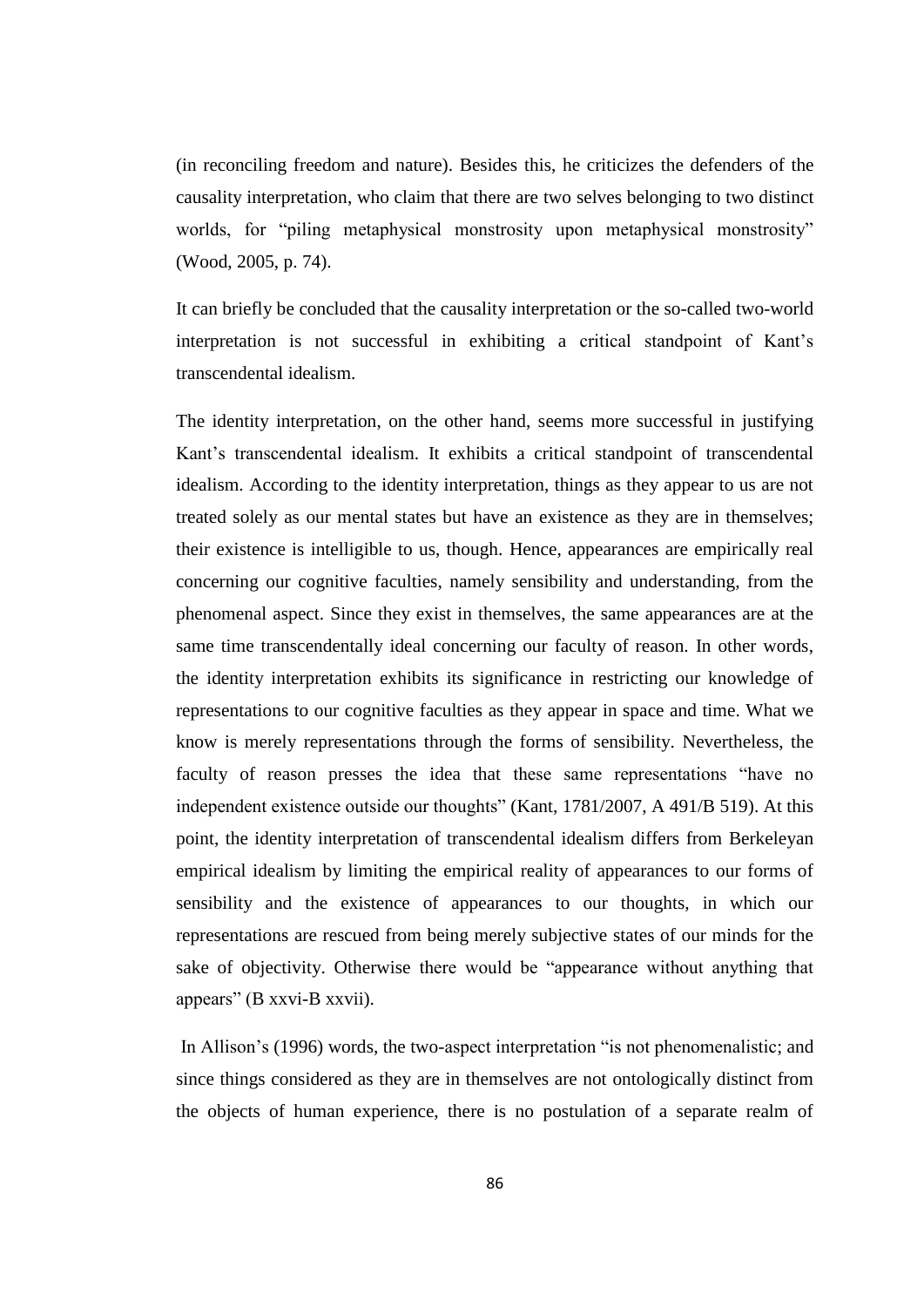(in reconciling freedom and nature). Besides this, he criticizes the defenders of the causality interpretation, who claim that there are two selves belonging to two distinct worlds, for "piling metaphysical monstrosity upon metaphysical monstrosity" (Wood, 2005, p. 74).

It can briefly be concluded that the causality interpretation or the so-called two-world interpretation is not successful in exhibiting a critical standpoint of Kant's transcendental idealism.

The identity interpretation, on the other hand, seems more successful in justifying Kant's transcendental idealism. It exhibits a critical standpoint of transcendental idealism. According to the identity interpretation, things as they appear to us are not treated solely as our mental states but have an existence as they are in themselves; their existence is intelligible to us, though. Hence, appearances are empirically real concerning our cognitive faculties, namely sensibility and understanding, from the phenomenal aspect. Since they exist in themselves, the same appearances are at the same time transcendentally ideal concerning our faculty of reason. In other words, the identity interpretation exhibits its significance in restricting our knowledge of representations to our cognitive faculties as they appear in space and time. What we know is merely representations through the forms of sensibility. Nevertheless, the faculty of reason presses the idea that these same representations "have no independent existence outside our thoughts" (Kant, 1781/2007, A 491/B 519). At this point, the identity interpretation of transcendental idealism differs from Berkeleyan empirical idealism by limiting the empirical reality of appearances to our forms of sensibility and the existence of appearances to our thoughts, in which our representations are rescued from being merely subjective states of our minds for the sake of objectivity. Otherwise there would be "appearance without anything that appears" (B xxvi-B xxvii).

In Allison's (1996) words, the two-aspect interpretation "is not phenomenalistic; and since things considered as they are in themselves are not ontologically distinct from the objects of human experience, there is no postulation of a separate realm of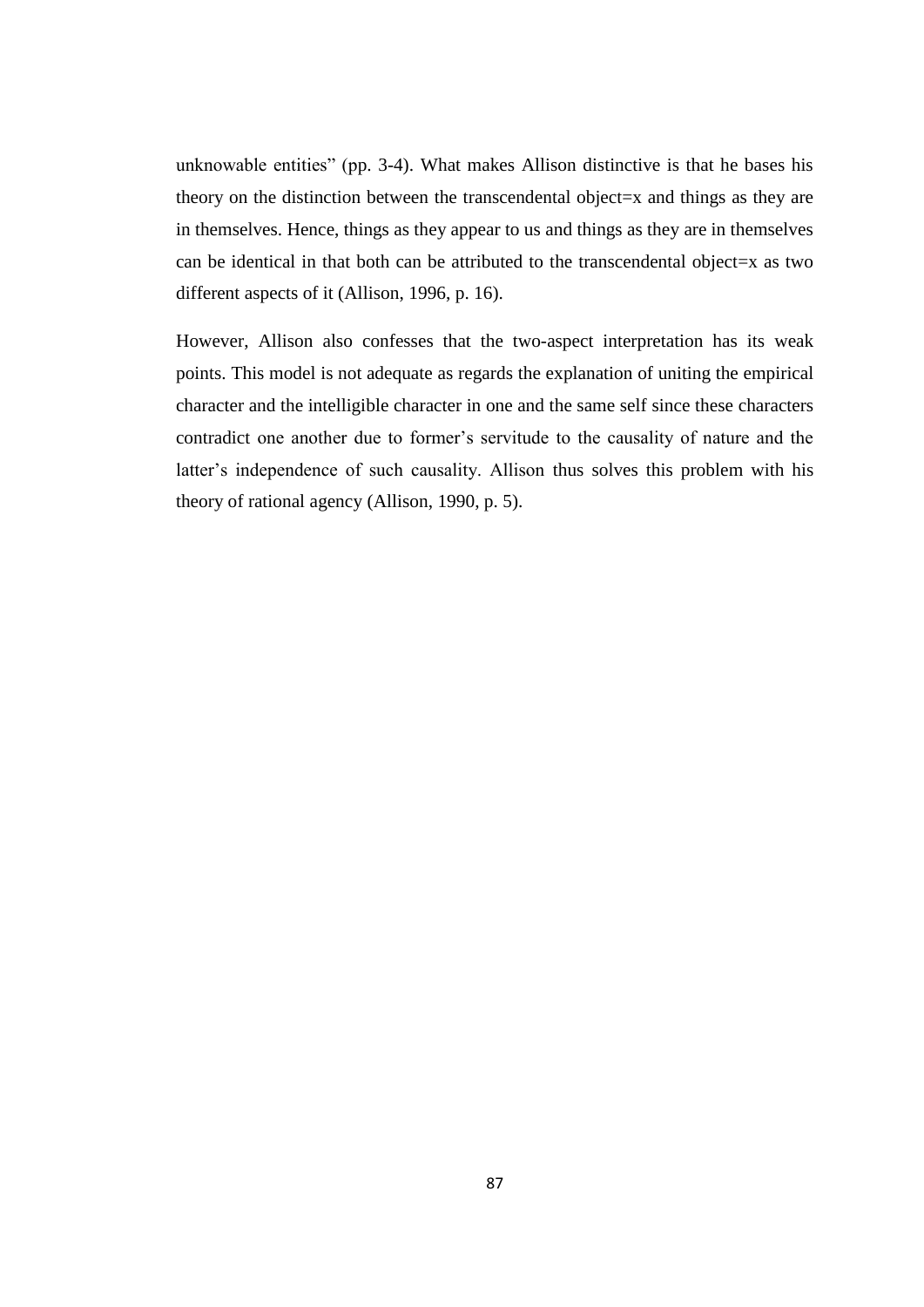unknowable entities" (pp. 3-4). What makes Allison distinctive is that he bases his theory on the distinction between the transcendental object=x and things as they are in themselves. Hence, things as they appear to us and things as they are in themselves can be identical in that both can be attributed to the transcendental object=x as two different aspects of it (Allison, 1996, p. 16).

However, Allison also confesses that the two-aspect interpretation has its weak points. This model is not adequate as regards the explanation of uniting the empirical character and the intelligible character in one and the same self since these characters contradict one another due to former's servitude to the causality of nature and the latter's independence of such causality. Allison thus solves this problem with his theory of rational agency (Allison, 1990, p. 5).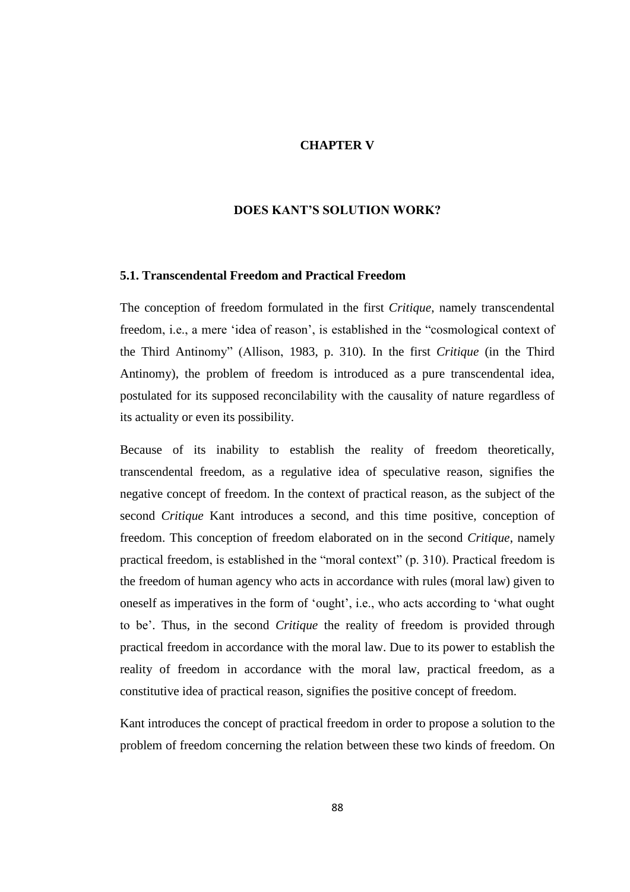# CHAPTER V

# DOES KANT'S SOLUTION WORK?

## 5.1. Transcendental Freedom and Practical Freedom

The conception of freedom formulated in the first *Critique*, namely transcendental freedom, i.e., a mere 'idea of reason', is established in the "cosmological context of the Third Antinomy" (Allison, 1983, p. 310). In the first *Critique* (in the Third Antinomy), the problem of freedom is introduced as a pure transcendental idea, postulated for its supposed reconcilability with the causality of nature regardless of its actuality or even its possibility.

Because of its inability to establish the reality of freedom theoretically, transcendental freedom, as a regulative idea of speculative reason, signifies the negative concept of freedom. In the context of practical reason, as the subject of the second *Critique* Kant introduces a second, and this time positive, conception of freedom. This conception of freedom elaborated on in the second *Critique*, namely practical freedom, is established in the "moral context" (p. 310). Practical freedom is the freedom of human agency who acts in accordance with rules (moral law) given to oneself as imperatives in the form of 'ought', i.e., who acts according to 'what ought to be'. Thus, in the second *Critique* the reality of freedom is provided through practical freedom in accordance with the moral law. Due to its power to establish the reality of freedom in accordance with the moral law, practical freedom, as a constitutive idea of practical reason, signifies the positive concept of freedom.

Kant introduces the concept of practical freedom in order to propose a solution to the problem of freedom concerning the relation between these two kinds of freedom. On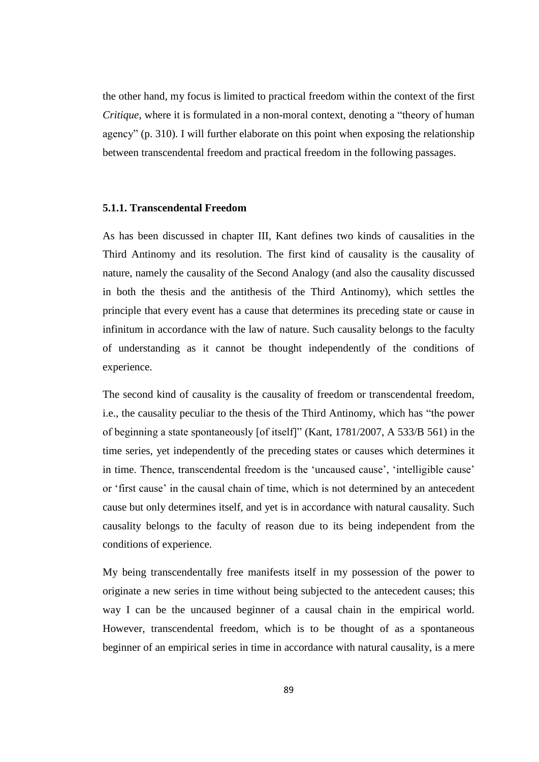the other hand, my focus is limited to practical freedom within the context of the first *Critique*, where it is formulated in a non-moral context, denoting a "theory of human agency" (p. 310). I will further elaborate on this point when exposing the relationship between transcendental freedom and practical freedom in the following passages.

### 5.1.1. Transcendental Freedom

As has been discussed in chapter III, Kant defines two kinds of causalities in the Third Antinomy and its resolution. The first kind of causality is the causality of nature, namely the causality of the Second Analogy (and also the causality discussed in both the thesis and the antithesis of the Third Antinomy), which settles the principle that every event has a cause that determines its preceding state or cause in infinitum in accordance with the law of nature. Such causality belongs to the faculty of understanding as it cannot be thought independently of the conditions of experience.

The second kind of causality is the causality of freedom or transcendental freedom, i.e., the causality peculiar to the thesis of the Third Antinomy, which has "the power of beginning a state spontaneously [of itself]" (Kant, 1781/2007, A 533/B 561) in the time series, yet independently of the preceding states or causes which determines it in time. Thence, transcendental freedom is the 'uncaused cause', 'intelligible cause' or 'first cause' in the causal chain of time, which is not determined by an antecedent cause but only determines itself, and yet is in accordance with natural causality. Such causality belongs to the faculty of reason due to its being independent from the conditions of experience.

My being transcendentally free manifests itself in my possession of the power to originate a new series in time without being subjected to the antecedent causes; this way I can be the uncaused beginner of a causal chain in the empirical world. However, transcendental freedom, which is to be thought of as a spontaneous beginner of an empirical series in time in accordance with natural causality, is a mere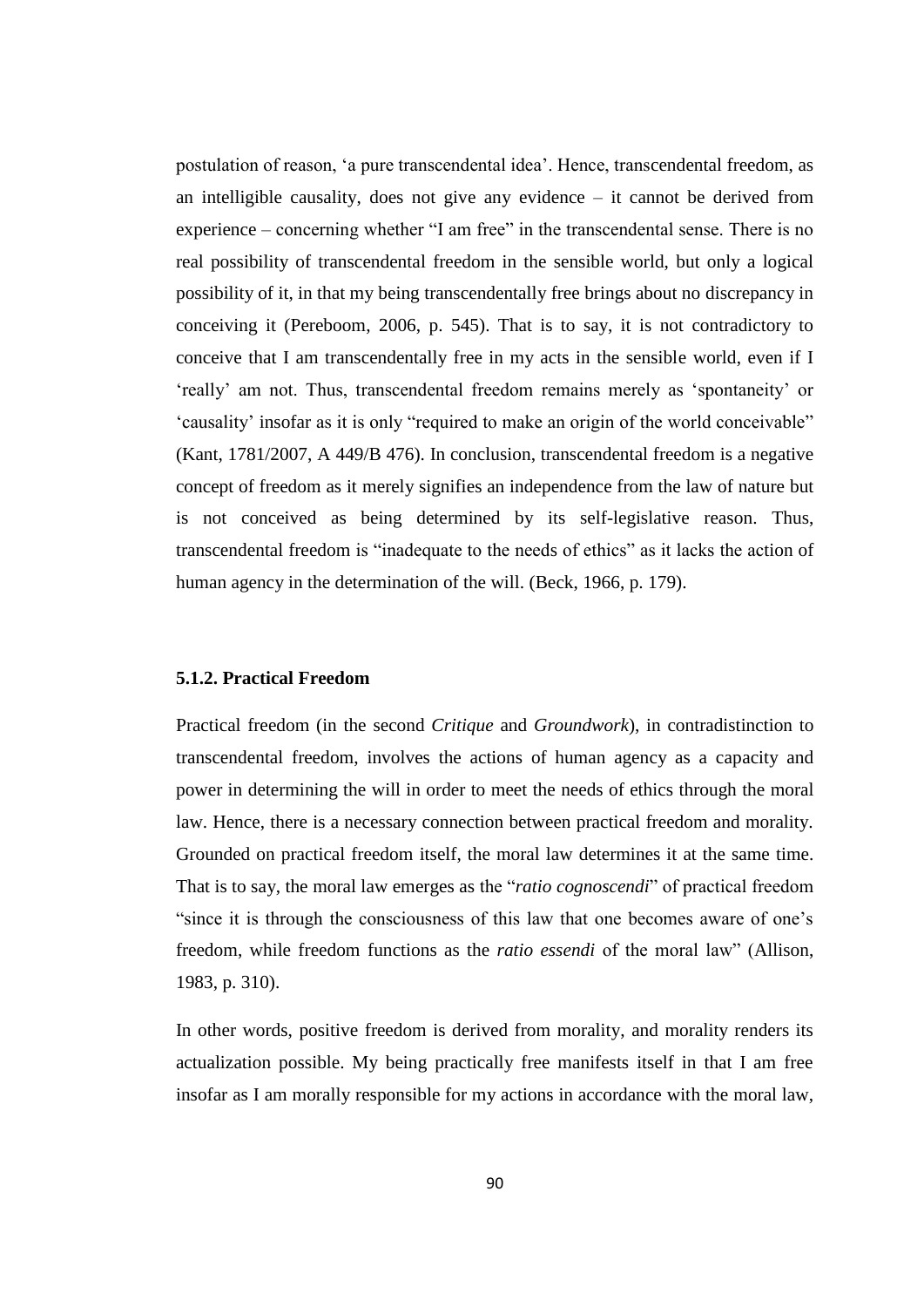postulation of reason, 'a pure transcendental idea'. Hence, transcendental freedom, as an intelligible causality, does not give any evidence – it cannot be derived from experience – concerning whether "I am free" in the transcendental sense. There is no real possibility of transcendental freedom in the sensible world, but only a logical possibility of it, in that my being transcendentally free brings about no discrepancy in conceiving it (Pereboom, 2006, p. 545). That is to say, it is not contradictory to conceive that I am transcendentally free in my acts in the sensible world, even if I 'really' am not. Thus, transcendental freedom remains merely as 'spontaneity' or 'causality' insofar as it is only "required to make an origin of the world conceivable" (Kant, 1781/2007, A 449/B 476). In conclusion, transcendental freedom is a negative concept of freedom as it merely signifies an independence from the law of nature but is not conceived as being determined by its self-legislative reason. Thus, transcendental freedom is "inadequate to the needs of ethics" as it lacks the action of human agency in the determination of the will. (Beck, 1966, p. 179).

### 5.1.2. Practical Freedom

Practical freedom (in the second *Critique* and *Groundwork*), in contradistinction to transcendental freedom, involves the actions of human agency as a capacity and power in determining the will in order to meet the needs of ethics through the moral law. Hence, there is a necessary connection between practical freedom and morality. Grounded on practical freedom itself, the moral law determines it at the same time. That is to say, the moral law emerges as the "*ratio cognoscendi*" of practical freedom "since it is through the consciousness of this law that one becomes aware of one's freedom, while freedom functions as the *ratio essendi* of the moral law" (Allison, 1983, p. 310).

In other words, positive freedom is derived from morality, and morality renders its actualization possible. My being practically free manifests itself in that I am free insofar as I am morally responsible for my actions in accordance with the moral law,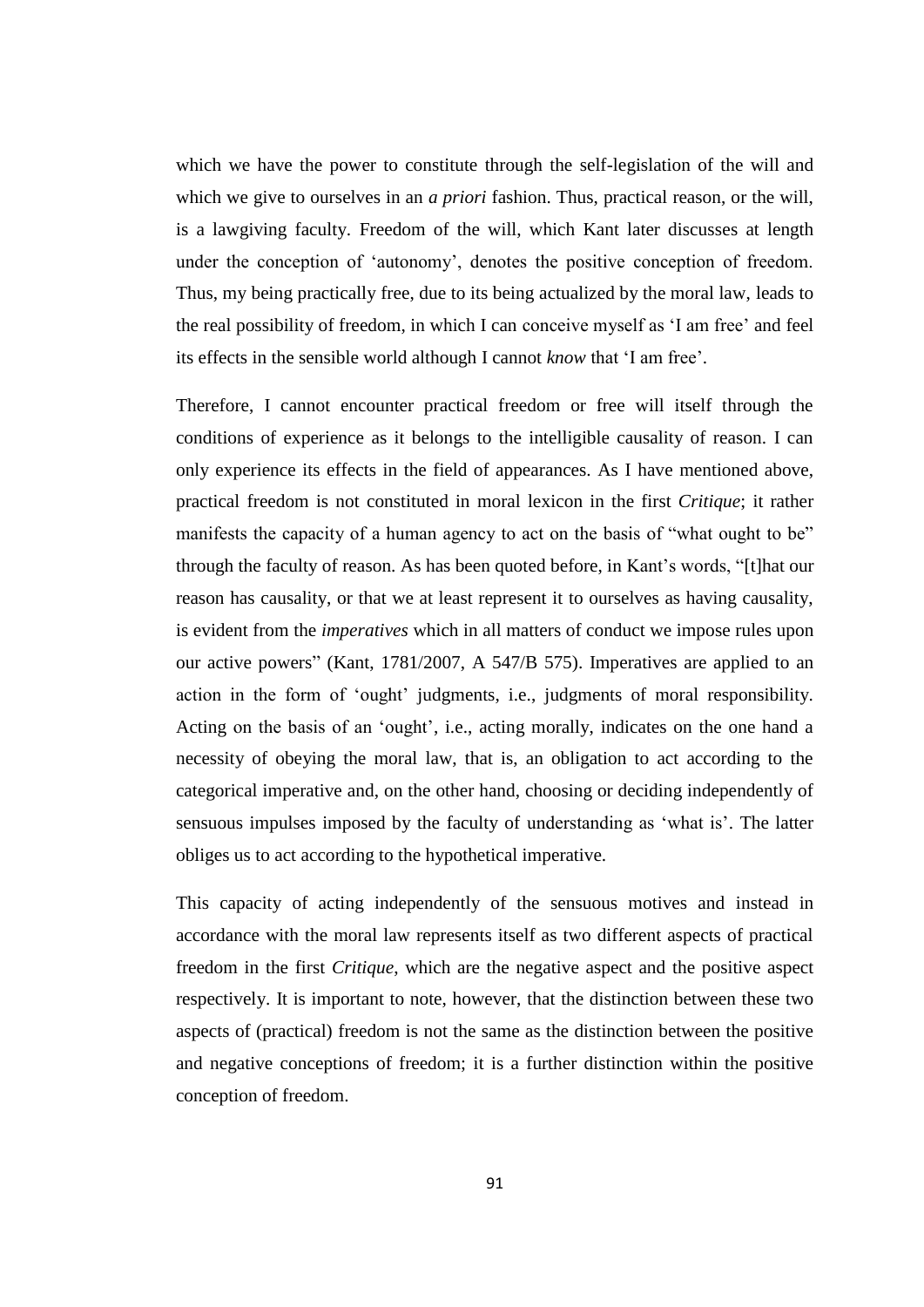which we have the power to constitute through the self-legislation of the will and which we give to ourselves in an *a priori* fashion. Thus, practical reason, or the will, is a lawgiving faculty. Freedom of the will, which Kant later discusses at length under the conception of 'autonomy', denotes the positive conception of freedom. Thus, my being practically free, due to its being actualized by the moral law, leads to the real possibility of freedom, in which I can conceive myself as 'I am free' and feel its effects in the sensible world although I cannot *know* that 'I am free'.

Therefore, I cannot encounter practical freedom or free will itself through the conditions of experience as it belongs to the intelligible causality of reason. I can only experience its effects in the field of appearances. As I have mentioned above, practical freedom is not constituted in moral lexicon in the first *Critique*; it rather manifests the capacity of a human agency to act on the basis of "what ought to be" through the faculty of reason. As has been quoted before, in Kant's words, "[t]hat our reason has causality, or that we at least represent it to ourselves as having causality, is evident from the *imperatives* which in all matters of conduct we impose rules upon our active powers" (Kant, 1781/2007, A 547/B 575). Imperatives are applied to an action in the form of 'ought' judgments, i.e., judgments of moral responsibility. Acting on the basis of an 'ought', i.e., acting morally, indicates on the one hand a necessity of obeying the moral law, that is, an obligation to act according to the categorical imperative and, on the other hand, choosing or deciding independently of sensuous impulses imposed by the faculty of understanding as 'what is'. The latter obliges us to act according to the hypothetical imperative.

This capacity of acting independently of the sensuous motives and instead in accordance with the moral law represents itself as two different aspects of practical freedom in the first *Critique*, which are the negative aspect and the positive aspect respectively. It is important to note, however, that the distinction between these two aspects of (practical) freedom is not the same as the distinction between the positive and negative conceptions of freedom; it is a further distinction within the positive conception of freedom.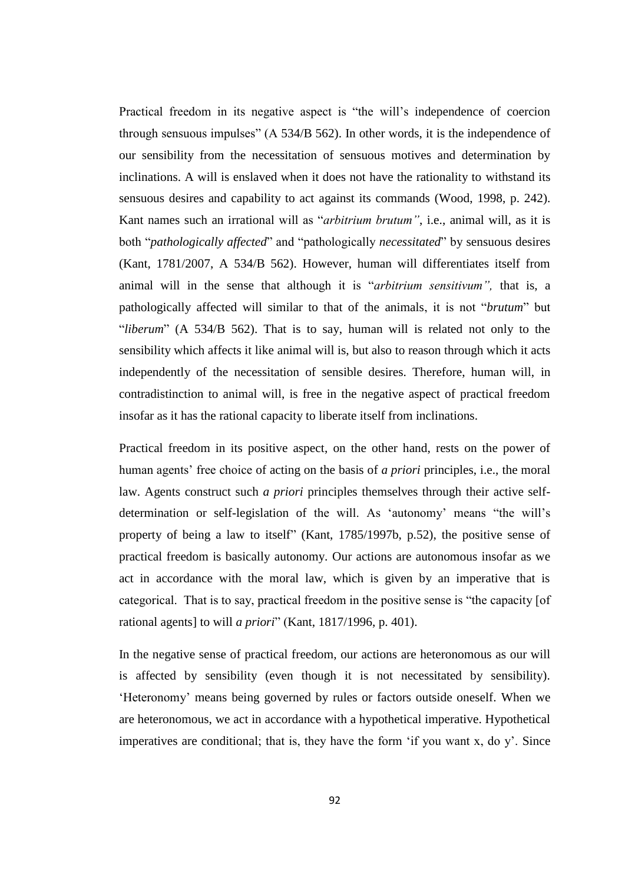Practical freedom in its negative aspect is "the will's independence of coercion through sensuous impulses" (A 534/B 562). In other words, it is the independence of our sensibility from the necessitation of sensuous motives and determination by inclinations. A will is enslaved when it does not have the rationality to withstand its sensuous desires and capability to act against its commands (Wood, 1998, p. 242). Kant names such an irrational will as "*arbitrium brutum"*, i.e., animal will, as it is both "*pathologically affected*" and "pathologically *necessitated*" by sensuous desires (Kant, 1781/2007, A 534/B 562). However, human will differentiates itself from animal will in the sense that although it is "*arbitrium sensitivum",* that is, a pathologically affected will similar to that of the animals, it is not "*brutum*" but "*liberum*" (A 534/B 562). That is to say, human will is related not only to the sensibility which affects it like animal will is, but also to reason through which it acts independently of the necessitation of sensible desires. Therefore, human will, in contradistinction to animal will, is free in the negative aspect of practical freedom insofar as it has the rational capacity to liberate itself from inclinations.

Practical freedom in its positive aspect, on the other hand, rests on the power of human agents' free choice of acting on the basis of *a priori* principles, i.e., the moral law. Agents construct such *a priori* principles themselves through their active self-determination or self-legislation of the will. As 'autonomy' means "the will's property of being a law to itself" (Kant, 1785/1997b, p.52), the positive sense of practical freedom is basically autonomy. Our actions are autonomous insofar as we act in accordance with the moral law, which is given by an imperative that is categorical. That is to say, practical freedom in the positive sense is "the capacity [of rational agents] to will *a priori*" (Kant, 1817/1996, p. 401).

In the negative sense of practical freedom, our actions are heteronomous as our will is affected by sensibility (even though it is not necessitated by sensibility). 'Heteronomy' means being governed by rules or factors outside oneself. When we are heteronomous, we act in accordance with a hypothetical imperative. Hypothetical imperatives are conditional; that is, they have the form 'if you want x, do y'. Since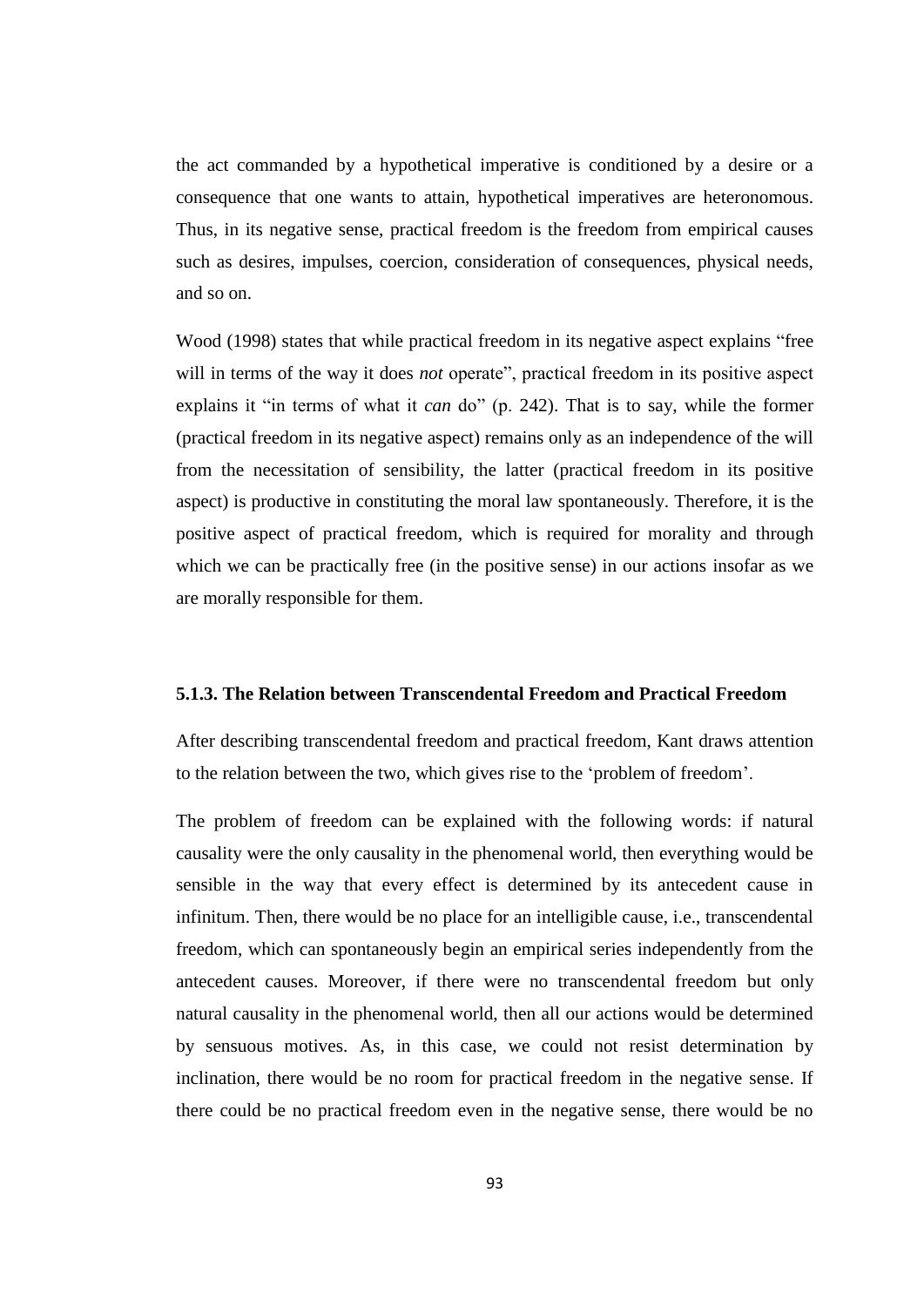the act commanded by a hypothetical imperative is conditioned by a desire or a consequence that one wants to attain, hypothetical imperatives are heteronomous. Thus, in its negative sense, practical freedom is the freedom from empirical causes such as desires, impulses, coercion, consideration of consequences, physical needs, and so on.

Wood (1998) states that while practical freedom in its negative aspect explains "free will in terms of the way it does *not* operate", practical freedom in its positive aspect explains it "in terms of what it *can* do" (p. 242). That is to say, while the former (practical freedom in its negative aspect) remains only as an independence of the will from the necessitation of sensibility, the latter (practical freedom in its positive aspect) is productive in constituting the moral law spontaneously. Therefore, it is the positive aspect of practical freedom, which is required for morality and through which we can be practically free (in the positive sense) in our actions insofar as we are morally responsible for them.

### 5.1.3. The Relation between Transcendental Freedom and Practical Freedom

After describing transcendental freedom and practical freedom, Kant draws attention to the relation between the two, which gives rise to the 'problem of freedom'.

The problem of freedom can be explained with the following words: if natural causality were the only causality in the phenomenal world, then everything would be sensible in the way that every effect is determined by its antecedent cause in infinitum. Then, there would be no place for an intelligible cause, i.e., transcendental freedom, which can spontaneously begin an empirical series independently from the antecedent causes. Moreover, if there were no transcendental freedom but only natural causality in the phenomenal world, then all our actions would be determined by sensuous motives. As, in this case, we could not resist determination by inclination, there would be no room for practical freedom in the negative sense. If there could be no practical freedom even in the negative sense, there would be no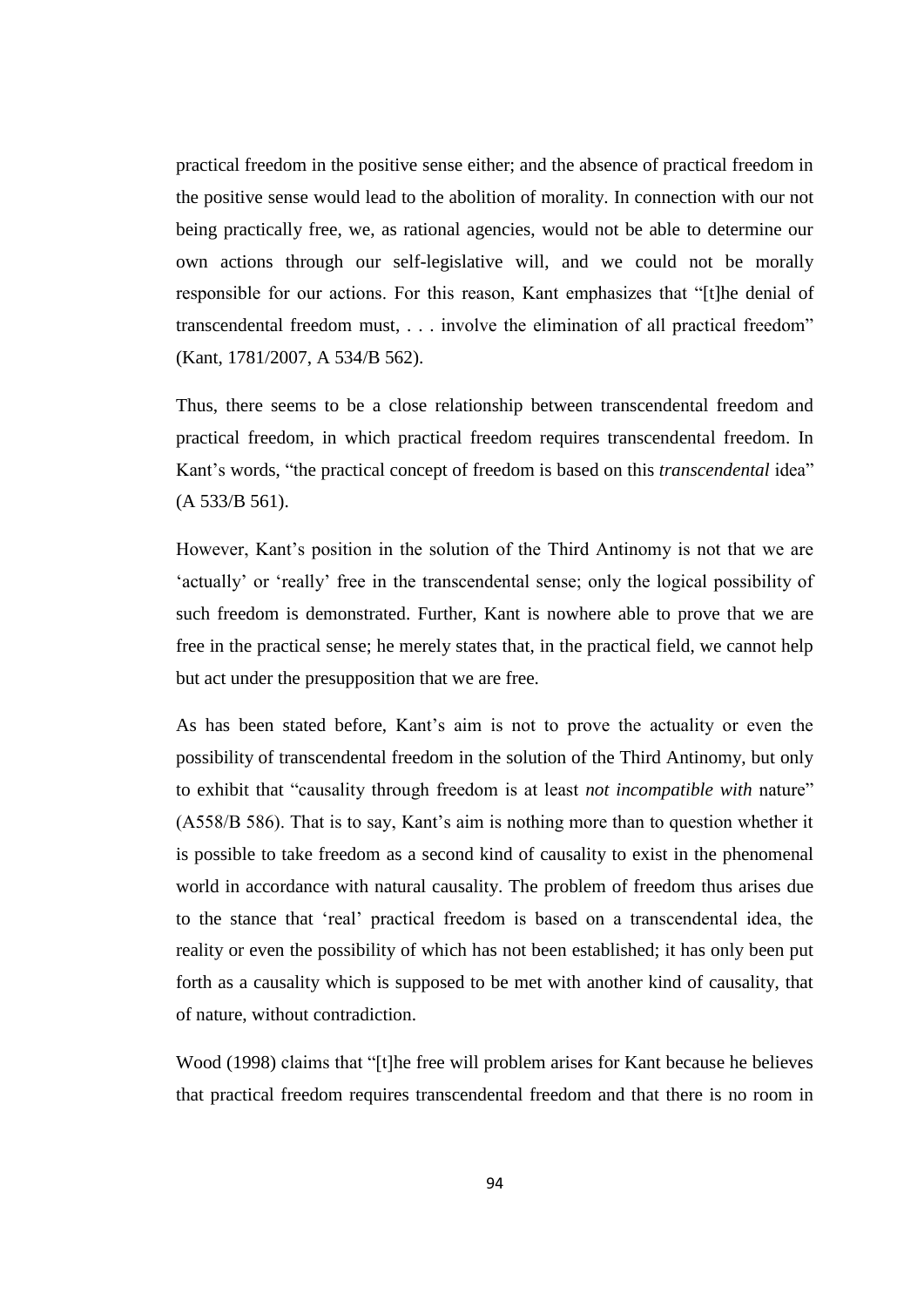practical freedom in the positive sense either; and the absence of practical freedom in the positive sense would lead to the abolition of morality. In connection with our not being practically free, we, as rational agencies, would not be able to determine our own actions through our self-legislative will, and we could not be morally responsible for our actions. For this reason, Kant emphasizes that "[t]he denial of transcendental freedom must, . . . involve the elimination of all practical freedom" (Kant, 1781/2007, A 534/B 562).

Thus, there seems to be a close relationship between transcendental freedom and practical freedom, in which practical freedom requires transcendental freedom. In Kant's words, "the practical concept of freedom is based on this *transcendental* idea" (A 533/B 561).

However, Kant's position in the solution of the Third Antinomy is not that we are 'actually' or 'really' free in the transcendental sense; only the logical possibility of such freedom is demonstrated. Further, Kant is nowhere able to prove that we are free in the practical sense; he merely states that, in the practical field, we cannot help but act under the presupposition that we are free.

As has been stated before, Kant's aim is not to prove the actuality or even the possibility of transcendental freedom in the solution of the Third Antinomy, but only to exhibit that "causality through freedom is at least *not incompatible with* nature" (A558/B 586). That is to say, Kant's aim is nothing more than to question whether it is possible to take freedom as a second kind of causality to exist in the phenomenal world in accordance with natural causality. The problem of freedom thus arises due to the stance that 'real' practical freedom is based on a transcendental idea, the reality or even the possibility of which has not been established; it has only been put forth as a causality which is supposed to be met with another kind of causality, that of nature, without contradiction.

Wood (1998) claims that "[t]he free will problem arises for Kant because he believes that practical freedom requires transcendental freedom and that there is no room in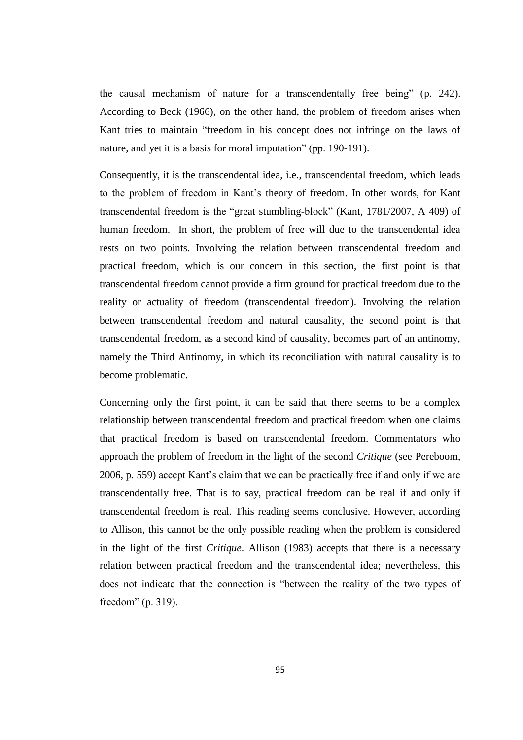the causal mechanism of nature for a transcendentally free being" (p. 242). According to Beck (1966), on the other hand, the problem of freedom arises when Kant tries to maintain "freedom in his concept does not infringe on the laws of nature, and yet it is a basis for moral imputation" (pp. 190-191).

Consequently, it is the transcendental idea, i.e., transcendental freedom, which leads to the problem of freedom in Kant's theory of freedom. In other words, for Kant transcendental freedom is the "great stumbling-block" (Kant, 1781/2007, A 409) of human freedom. In short, the problem of free will due to the transcendental idea rests on two points. Involving the relation between transcendental freedom and practical freedom, which is our concern in this section, the first point is that transcendental freedom cannot provide a firm ground for practical freedom due to the reality or actuality of freedom (transcendental freedom). Involving the relation between transcendental freedom and natural causality, the second point is that transcendental freedom, as a second kind of causality, becomes part of an antinomy, namely the Third Antinomy, in which its reconciliation with natural causality is to become problematic.

Concerning only the first point, it can be said that there seems to be a complex relationship between transcendental freedom and practical freedom when one claims that practical freedom is based on transcendental freedom. Commentators who approach the problem of freedom in the light of the second *Critique* (see Pereboom, 2006, p. 559) accept Kant's claim that we can be practically free if and only if we are transcendentally free. That is to say, practical freedom can be real if and only if transcendental freedom is real. This reading seems conclusive. However, according to Allison, this cannot be the only possible reading when the problem is considered in the light of the first *Critique*. Allison (1983) accepts that there is a necessary relation between practical freedom and the transcendental idea; nevertheless, this does not indicate that the connection is "between the reality of the two types of freedom" (p. 319).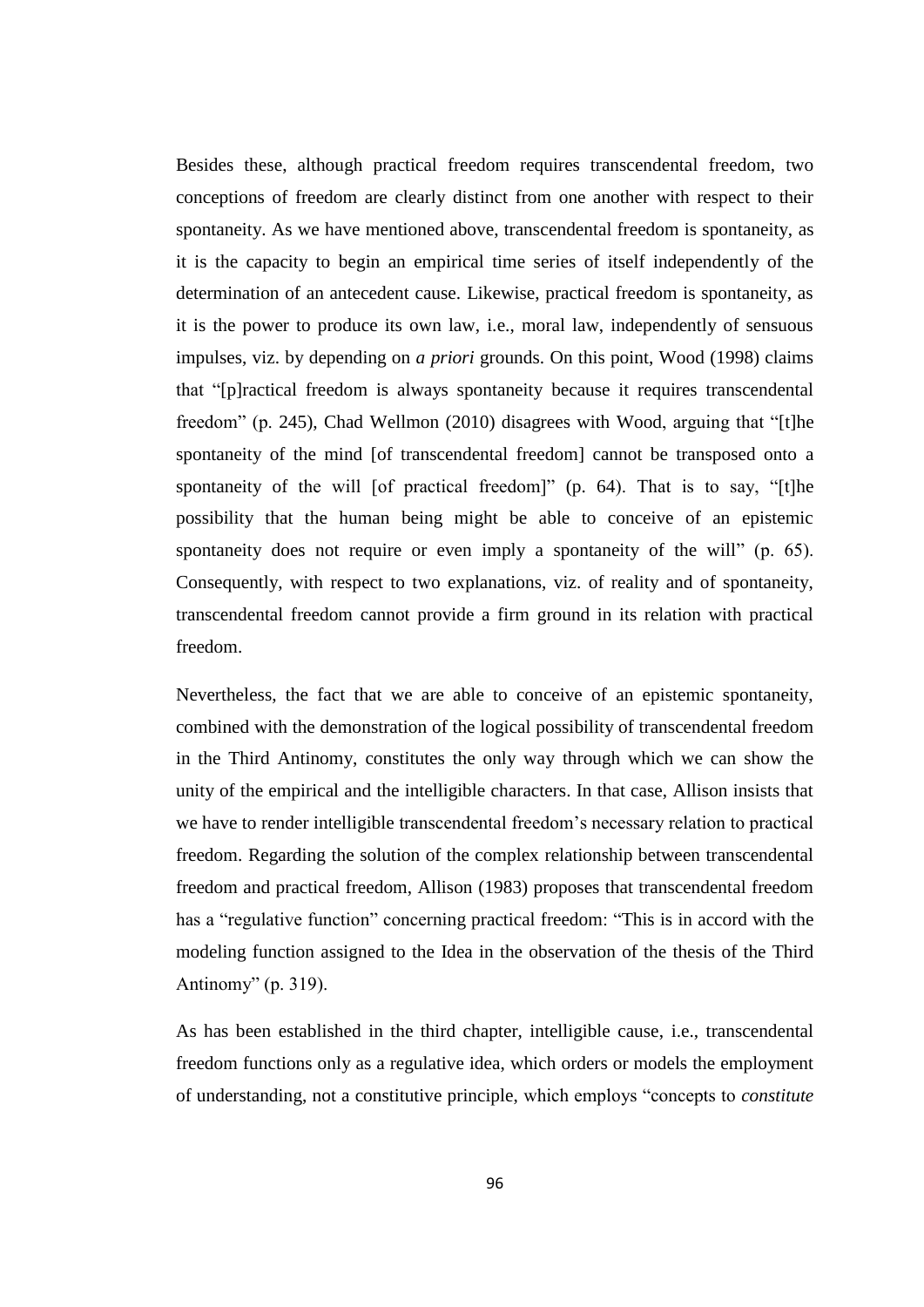Besides these, although practical freedom requires transcendental freedom, two conceptions of freedom are clearly distinct from one another with respect to their spontaneity. As we have mentioned above, transcendental freedom is spontaneity, as it is the capacity to begin an empirical time series of itself independently of the determination of an antecedent cause. Likewise, practical freedom is spontaneity, as it is the power to produce its own law, i.e., moral law, independently of sensuous impulses, viz. by depending on *a priori* grounds. On this point, Wood (1998) claims that "[p]ractical freedom is always spontaneity because it requires transcendental freedom" (p. 245), Chad Wellmon (2010) disagrees with Wood, arguing that "[t]he spontaneity of the mind [of transcendental freedom] cannot be transposed onto a spontaneity of the will [of practical freedom]" (p. 64). That is to say, "[t]he possibility that the human being might be able to conceive of an epistemic spontaneity does not require or even imply a spontaneity of the will" (p. 65). Consequently, with respect to two explanations, viz. of reality and of spontaneity, transcendental freedom cannot provide a firm ground in its relation with practical freedom.

Nevertheless, the fact that we are able to conceive of an epistemic spontaneity, combined with the demonstration of the logical possibility of transcendental freedom in the Third Antinomy, constitutes the only way through which we can show the unity of the empirical and the intelligible characters. In that case, Allison insists that we have to render intelligible transcendental freedom's necessary relation to practical freedom. Regarding the solution of the complex relationship between transcendental freedom and practical freedom, Allison (1983) proposes that transcendental freedom has a "regulative function" concerning practical freedom: "This is in accord with the modeling function assigned to the Idea in the observation of the thesis of the Third Antinomy" (p. 319).

As has been established in the third chapter, intelligible cause, i.e., transcendental freedom functions only as a regulative idea, which orders or models the employment of understanding, not a constitutive principle, which employs "concepts to *constitute*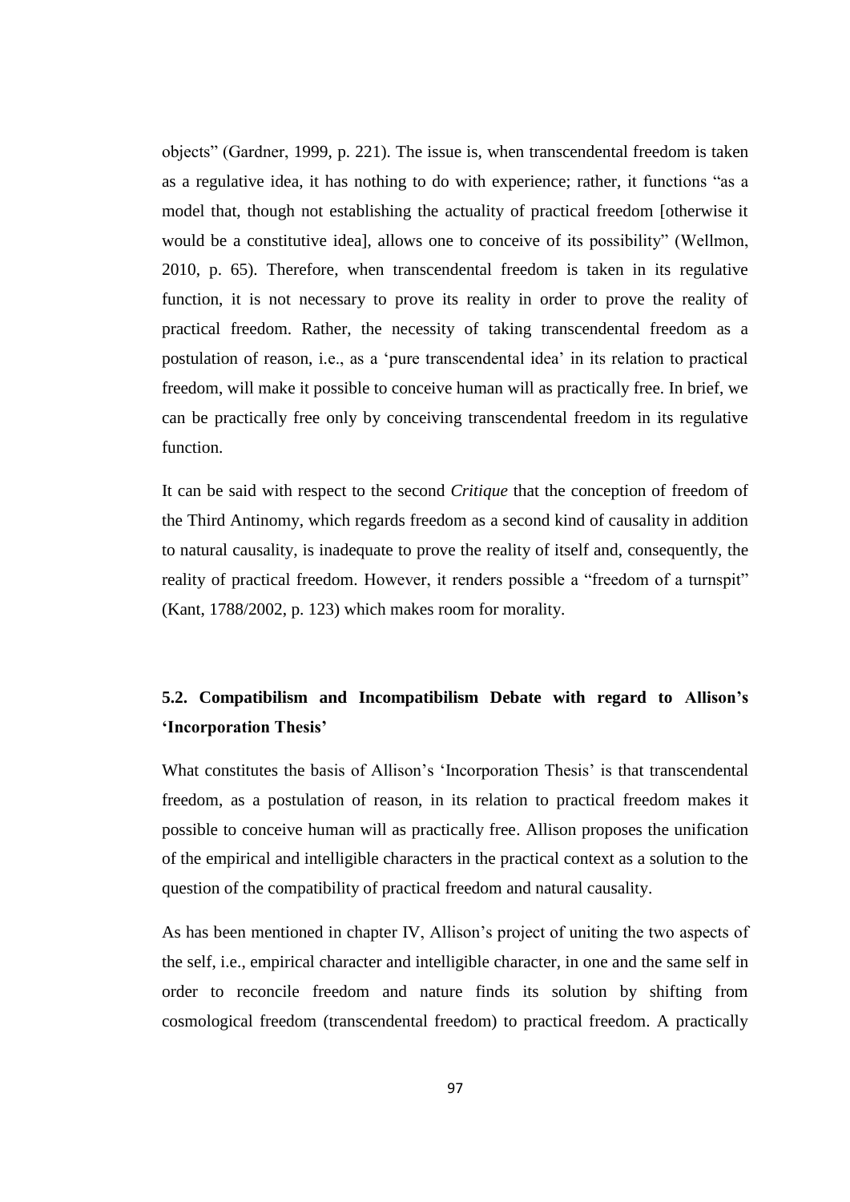objects" (Gardner, 1999, p. 221). The issue is, when transcendental freedom is taken as a regulative idea, it has nothing to do with experience; rather, it functions "as a model that, though not establishing the actuality of practical freedom [otherwise it would be a constitutive idea], allows one to conceive of its possibility" (Wellmon, 2010, p. 65). Therefore, when transcendental freedom is taken in its regulative function, it is not necessary to prove its reality in order to prove the reality of practical freedom. Rather, the necessity of taking transcendental freedom as a postulation of reason, i.e., as a 'pure transcendental idea' in its relation to practical freedom, will make it possible to conceive human will as practically free. In brief, we can be practically free only by conceiving transcendental freedom in its regulative function.

It can be said with respect to the second *Critique* that the conception of freedom of the Third Antinomy, which regards freedom as a second kind of causality in addition to natural causality, is inadequate to prove the reality of itself and, consequently, the reality of practical freedom. However, it renders possible a "freedom of a turnspit" (Kant, 1788/2002, p. 123) which makes room for morality.

## 5.2. Compatibilism and Incompatibilism Debate with regard to Allison's 'Incorporation Thesis'

What constitutes the basis of Allison's 'Incorporation Thesis' is that transcendental freedom, as a postulation of reason, in its relation to practical freedom makes it possible to conceive human will as practically free. Allison proposes the unification of the empirical and intelligible characters in the practical context as a solution to the question of the compatibility of practical freedom and natural causality.

As has been mentioned in chapter IV, Allison's project of uniting the two aspects of the self, i.e., empirical character and intelligible character, in one and the same self in order to reconcile freedom and nature finds its solution by shifting from cosmological freedom (transcendental freedom) to practical freedom. A practically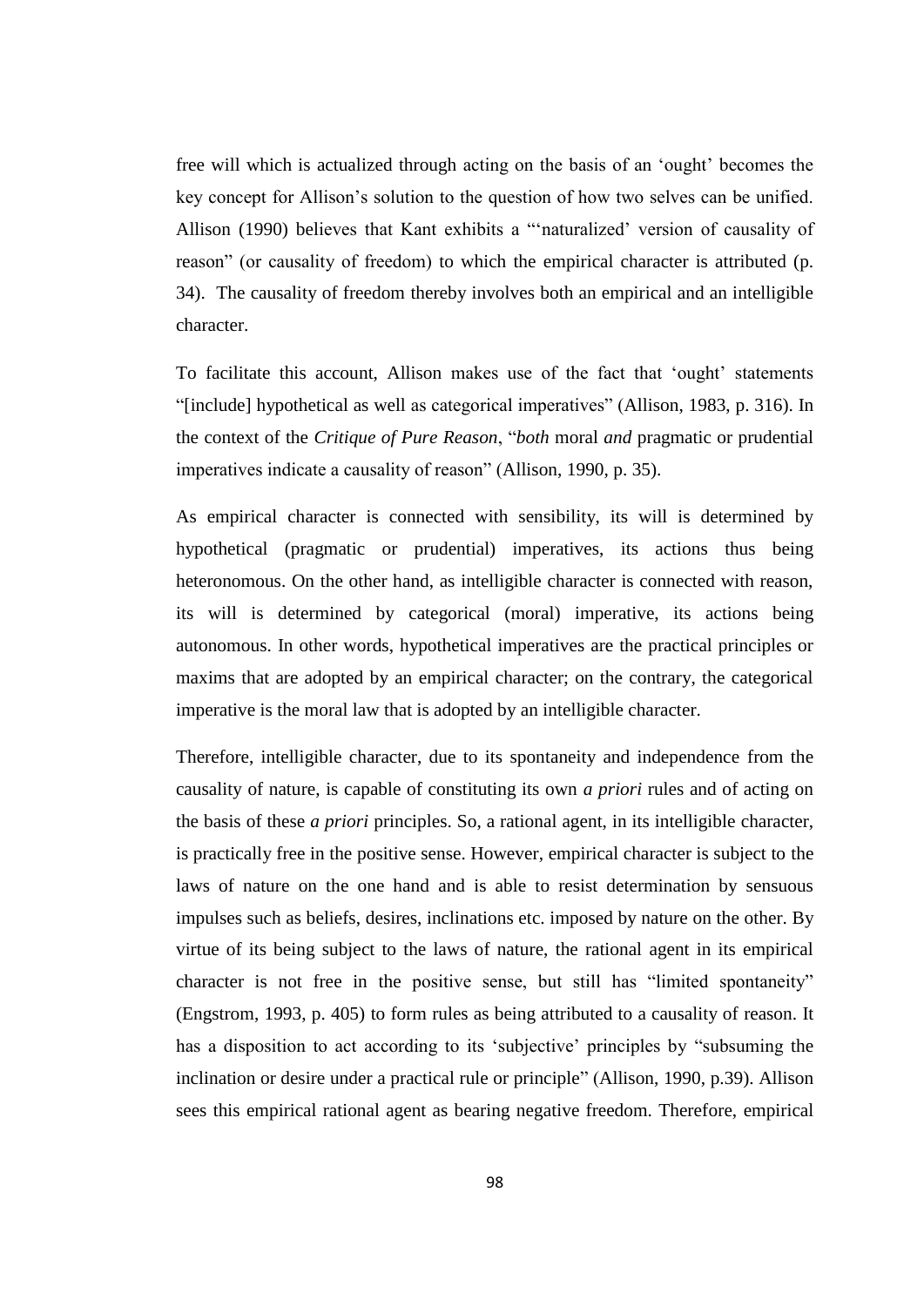free will which is actualized through acting on the basis of an 'ought' becomes the key concept for Allison's solution to the question of how two selves can be unified. Allison (1990) believes that Kant exhibits a "'naturalized' version of causality of reason" (or causality of freedom) to which the empirical character is attributed (p. 34). The causality of freedom thereby involves both an empirical and an intelligible character.

To facilitate this account, Allison makes use of the fact that 'ought' statements "[include] hypothetical as well as categorical imperatives" (Allison, 1983, p. 316). In the context of the *Critique of Pure Reason*, "*both* moral *and* pragmatic or prudential imperatives indicate a causality of reason" (Allison, 1990, p. 35).

As empirical character is connected with sensibility, its will is determined by hypothetical (pragmatic or prudential) imperatives, its actions thus being heteronomous. On the other hand, as intelligible character is connected with reason, its will is determined by categorical (moral) imperative, its actions being autonomous. In other words, hypothetical imperatives are the practical principles or maxims that are adopted by an empirical character; on the contrary, the categorical imperative is the moral law that is adopted by an intelligible character.

Therefore, intelligible character, due to its spontaneity and independence from the causality of nature, is capable of constituting its own *a priori* rules and of acting on the basis of these *a priori* principles. So, a rational agent, in its intelligible character, is practically free in the positive sense. However, empirical character is subject to the laws of nature on the one hand and is able to resist determination by sensuous impulses such as beliefs, desires, inclinations etc. imposed by nature on the other. By virtue of its being subject to the laws of nature, the rational agent in its empirical character is not free in the positive sense, but still has "limited spontaneity" (Engstrom, 1993, p. 405) to form rules as being attributed to a causality of reason. It has a disposition to act according to its 'subjective' principles by "subsuming the inclination or desire under a practical rule or principle" (Allison, 1990, p.39). Allison sees this empirical rational agent as bearing negative freedom. Therefore, empirical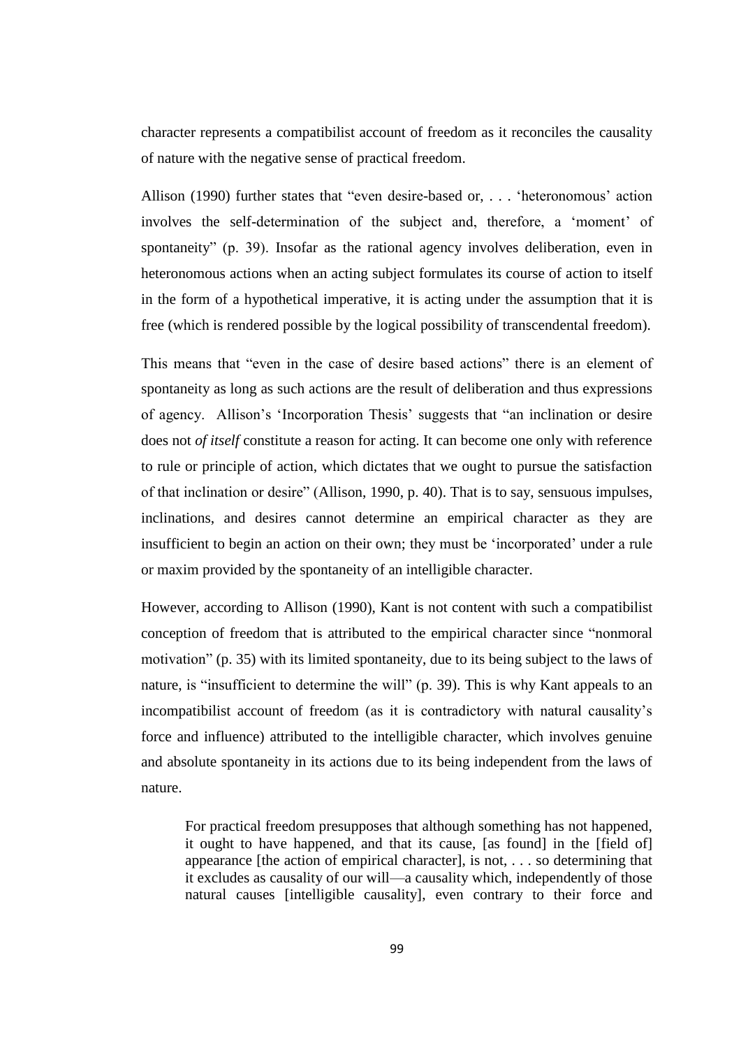character represents a compatibilist account of freedom as it reconciles the causality of nature with the negative sense of practical freedom.

Allison (1990) further states that "even desire-based or, . . . 'heteronomous' action involves the self-determination of the subject and, therefore, a 'moment' of spontaneity" (p. 39). Insofar as the rational agency involves deliberation, even in heteronomous actions when an acting subject formulates its course of action to itself in the form of a hypothetical imperative, it is acting under the assumption that it is free (which is rendered possible by the logical possibility of transcendental freedom).

This means that "even in the case of desire based actions" there is an element of spontaneity as long as such actions are the result of deliberation and thus expressions of agency. Allison's 'Incorporation Thesis' suggests that "an inclination or desire does not *of itself* constitute a reason for acting. It can become one only with reference to rule or principle of action, which dictates that we ought to pursue the satisfaction of that inclination or desire" (Allison, 1990, p. 40). That is to say, sensuous impulses, inclinations, and desires cannot determine an empirical character as they are insufficient to begin an action on their own; they must be 'incorporated' under a rule or maxim provided by the spontaneity of an intelligible character.

However, according to Allison (1990), Kant is not content with such a compatibilist conception of freedom that is attributed to the empirical character since "nonmoral motivation" (p. 35) with its limited spontaneity, due to its being subject to the laws of nature, is "insufficient to determine the will" (p. 39). This is why Kant appeals to an incompatibilist account of freedom (as it is contradictory with natural causality's force and influence) attributed to the intelligible character, which involves genuine and absolute spontaneity in its actions due to its being independent from the laws of nature.

> For practical freedom presupposes that although something has not happened, it ought to have happened, and that its cause, [as found] in the [field of] appearance [the action of empirical character], is not, . . . so determining that it excludes as causality of our will—a causality which, independently of those natural causes [intelligible causality], even contrary to their force and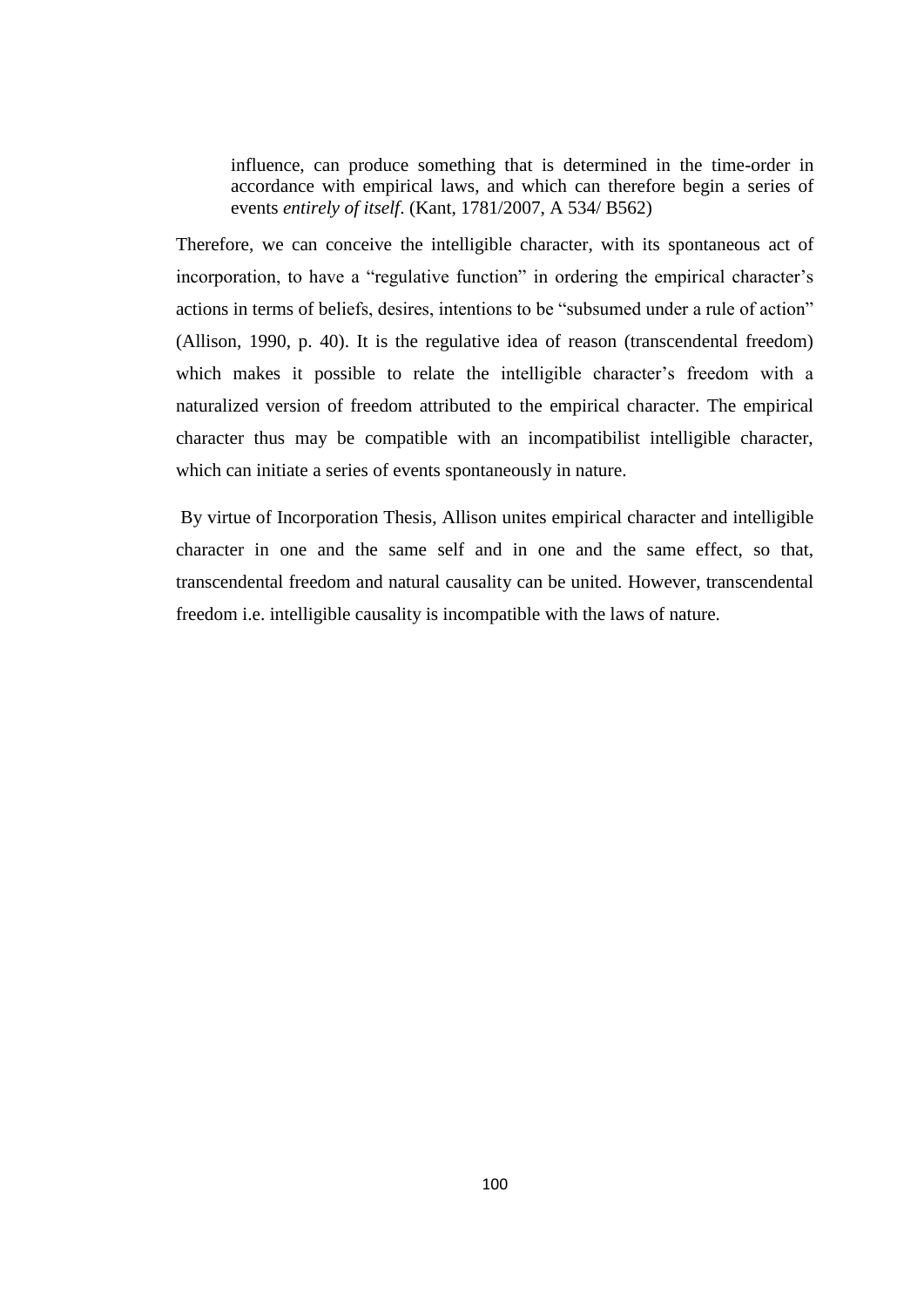> influence, can produce something that is determined in the time-order in accordance with empirical laws, and which can therefore begin a series of events *entirely of itself*. (Kant, 1781/2007, A 534/ B562)

Therefore, we can conceive the intelligible character, with its spontaneous act of incorporation, to have a "regulative function" in ordering the empirical character's actions in terms of beliefs, desires, intentions to be "subsumed under a rule of action" (Allison, 1990, p. 40). It is the regulative idea of reason (transcendental freedom) which makes it possible to relate the intelligible character's freedom with a naturalized version of freedom attributed to the empirical character. The empirical character thus may be compatible with an incompatibilist intelligible character, which can initiate a series of events spontaneously in nature.

By virtue of Incorporation Thesis, Allison unites empirical character and intelligible character in one and the same self and in one and the same effect, so that, transcendental freedom and natural causality can be united. However, transcendental freedom i.e. intelligible causality is incompatible with the laws of nature.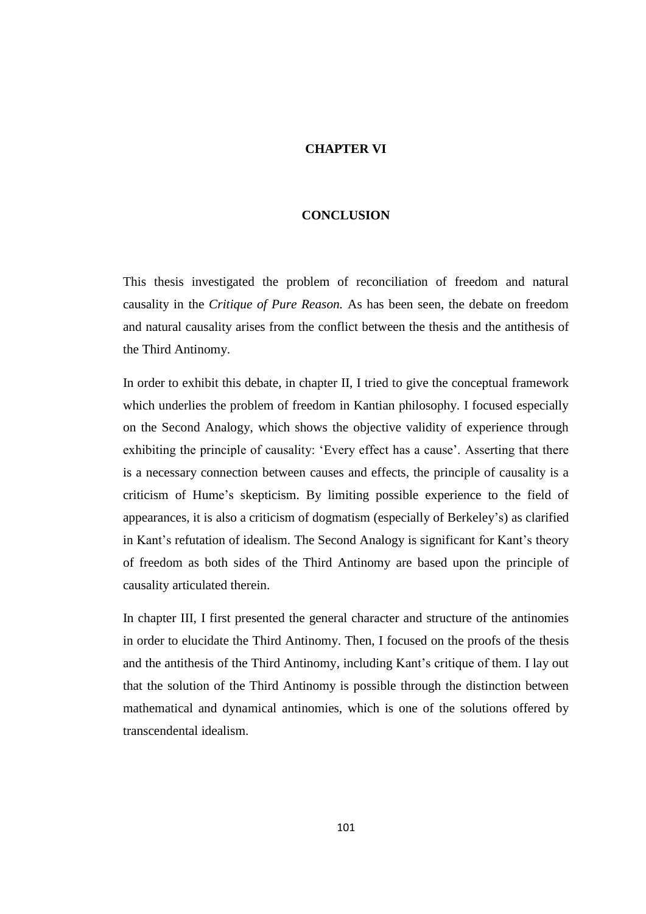# CHAPTER VI

# CONCLUSION

This thesis investigated the problem of reconciliation of freedom and natural causality in the *Critique of Pure Reason.* As has been seen, the debate on freedom and natural causality arises from the conflict between the thesis and the antithesis of the Third Antinomy.

In order to exhibit this debate, in chapter II, I tried to give the conceptual framework which underlies the problem of freedom in Kantian philosophy. I focused especially on the Second Analogy, which shows the objective validity of experience through exhibiting the principle of causality: 'Every effect has a cause'. Asserting that there is a necessary connection between causes and effects, the principle of causality is a criticism of Hume's skepticism. By limiting possible experience to the field of appearances, it is also a criticism of dogmatism (especially of Berkeley's) as clarified in Kant's refutation of idealism. The Second Analogy is significant for Kant's theory of freedom as both sides of the Third Antinomy are based upon the principle of causality articulated therein.

In chapter III, I first presented the general character and structure of the antinomies in order to elucidate the Third Antinomy. Then, I focused on the proofs of the thesis and the antithesis of the Third Antinomy, including Kant's critique of them. I lay out that the solution of the Third Antinomy is possible through the distinction between mathematical and dynamical antinomies, which is one of the solutions offered by transcendental idealism.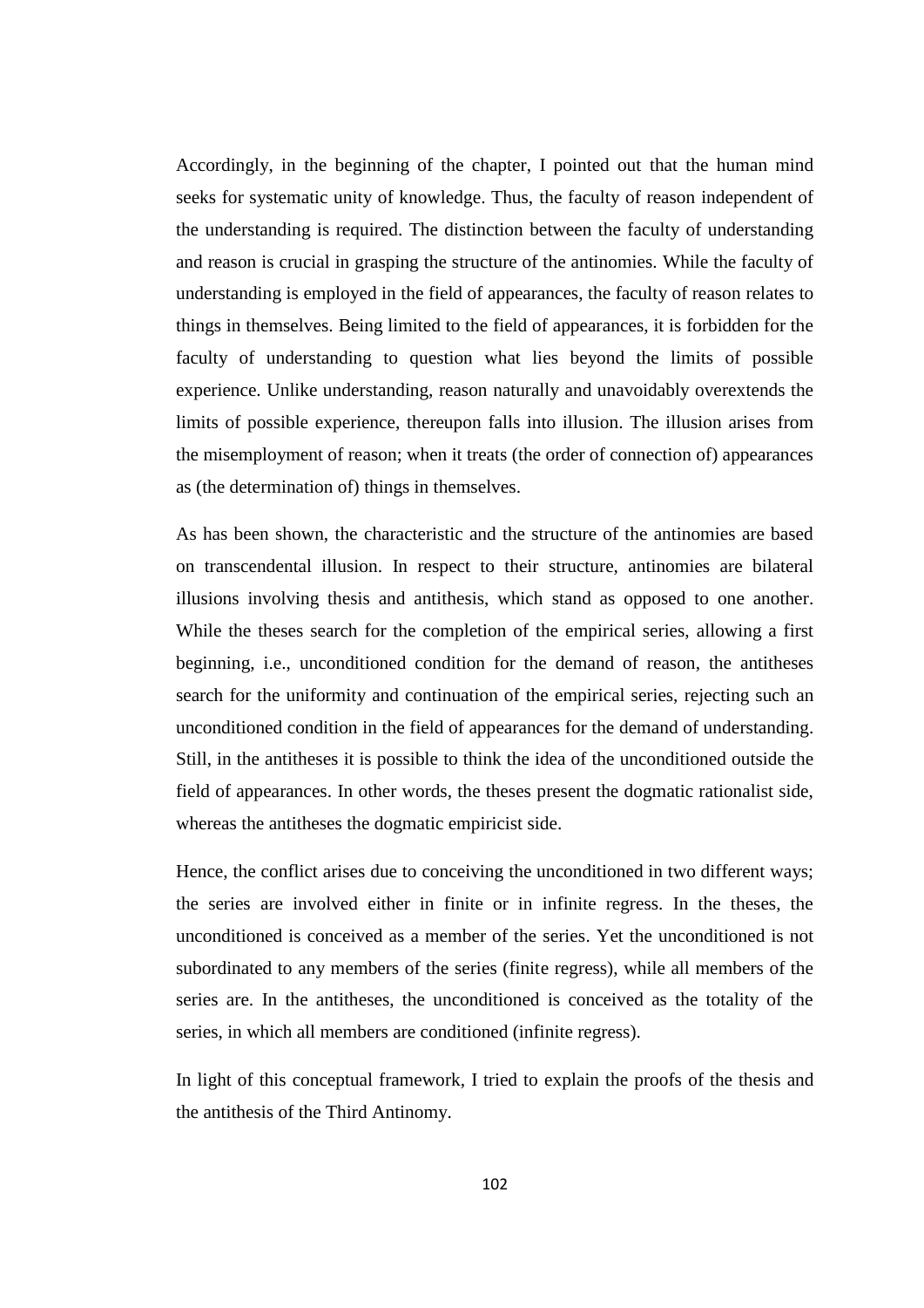Accordingly, in the beginning of the chapter, I pointed out that the human mind seeks for systematic unity of knowledge. Thus, the faculty of reason independent of the understanding is required. The distinction between the faculty of understanding and reason is crucial in grasping the structure of the antinomies. While the faculty of understanding is employed in the field of appearances, the faculty of reason relates to things in themselves. Being limited to the field of appearances, it is forbidden for the faculty of understanding to question what lies beyond the limits of possible experience. Unlike understanding, reason naturally and unavoidably overextends the limits of possible experience, thereupon falls into illusion. The illusion arises from the misemployment of reason; when it treats (the order of connection of) appearances as (the determination of) things in themselves.

As has been shown, the characteristic and the structure of the antinomies are based on transcendental illusion. In respect to their structure, antinomies are bilateral illusions involving thesis and antithesis, which stand as opposed to one another. While the theses search for the completion of the empirical series, allowing a first beginning, i.e., unconditioned condition for the demand of reason, the antitheses search for the uniformity and continuation of the empirical series, rejecting such an unconditioned condition in the field of appearances for the demand of understanding. Still, in the antitheses it is possible to think the idea of the unconditioned outside the field of appearances. In other words, the theses present the dogmatic rationalist side, whereas the antitheses the dogmatic empiricist side.

Hence, the conflict arises due to conceiving the unconditioned in two different ways; the series are involved either in finite or in infinite regress. In the theses, the unconditioned is conceived as a member of the series. Yet the unconditioned is not subordinated to any members of the series (finite regress), while all members of the series are. In the antitheses, the unconditioned is conceived as the totality of the series, in which all members are conditioned (infinite regress).

In light of this conceptual framework, I tried to explain the proofs of the thesis and the antithesis of the Third Antinomy.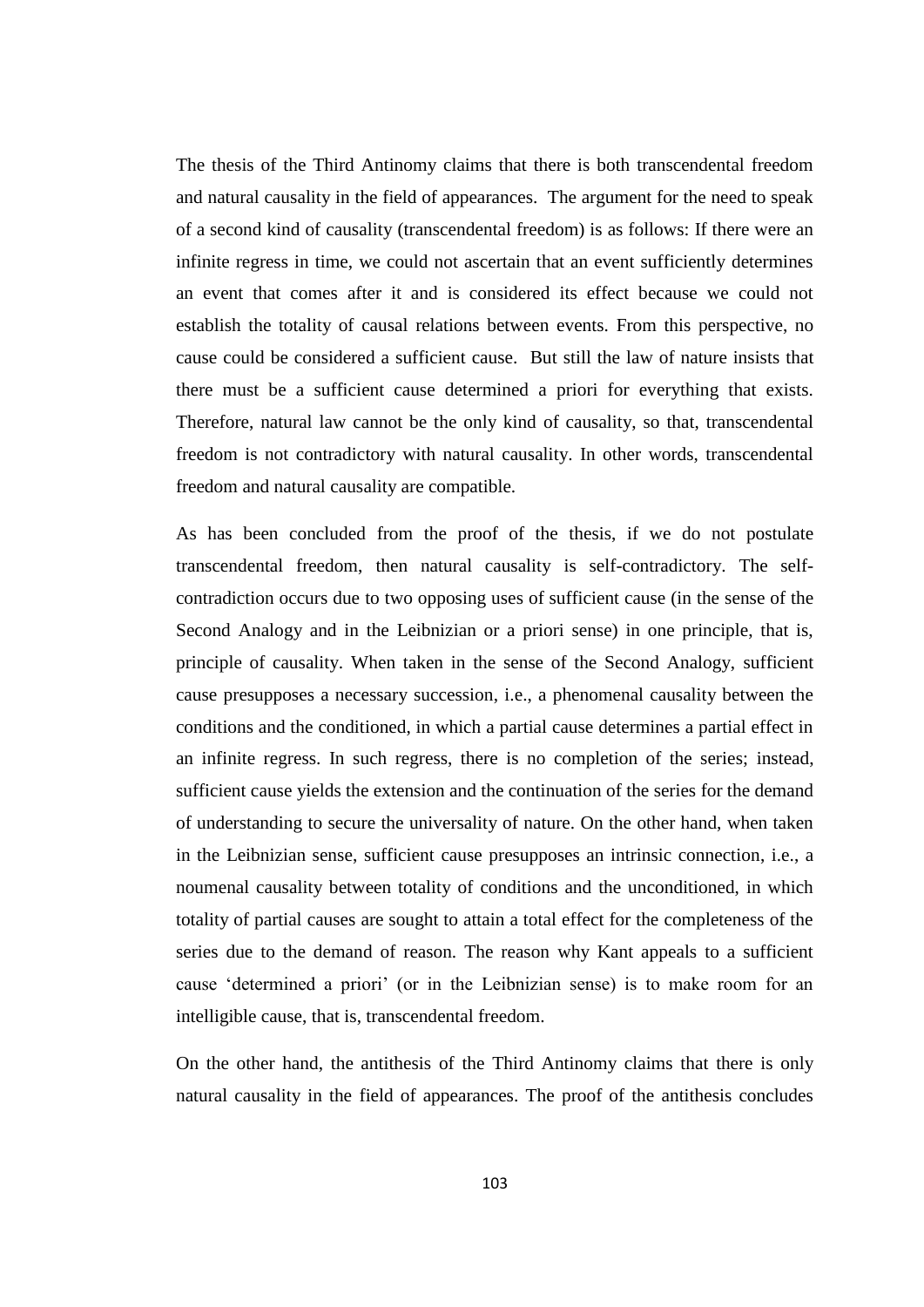The thesis of the Third Antinomy claims that there is both transcendental freedom and natural causality in the field of appearances. The argument for the need to speak of a second kind of causality (transcendental freedom) is as follows: If there were an infinite regress in time, we could not ascertain that an event sufficiently determines an event that comes after it and is considered its effect because we could not establish the totality of causal relations between events. From this perspective, no cause could be considered a sufficient cause. But still the law of nature insists that there must be a sufficient cause determined a priori for everything that exists. Therefore, natural law cannot be the only kind of causality, so that, transcendental freedom is not contradictory with natural causality. In other words, transcendental freedom and natural causality are compatible.

As has been concluded from the proof of the thesis, if we do not postulate transcendental freedom, then natural causality is self-contradictory. The self-contradiction occurs due to two opposing uses of sufficient cause (in the sense of the Second Analogy and in the Leibnizian or a priori sense) in one principle, that is, principle of causality. When taken in the sense of the Second Analogy, sufficient cause presupposes a necessary succession, i.e., a phenomenal causality between the conditions and the conditioned, in which a partial cause determines a partial effect in an infinite regress. In such regress, there is no completion of the series; instead, sufficient cause yields the extension and the continuation of the series for the demand of understanding to secure the universality of nature. On the other hand, when taken in the Leibnizian sense, sufficient cause presupposes an intrinsic connection, i.e., a noumenal causality between totality of conditions and the unconditioned, in which totality of partial causes are sought to attain a total effect for the completeness of the series due to the demand of reason. The reason why Kant appeals to a sufficient cause 'determined a priori' (or in the Leibnizian sense) is to make room for an intelligible cause, that is, transcendental freedom.

On the other hand, the antithesis of the Third Antinomy claims that there is only natural causality in the field of appearances. The proof of the antithesis concludes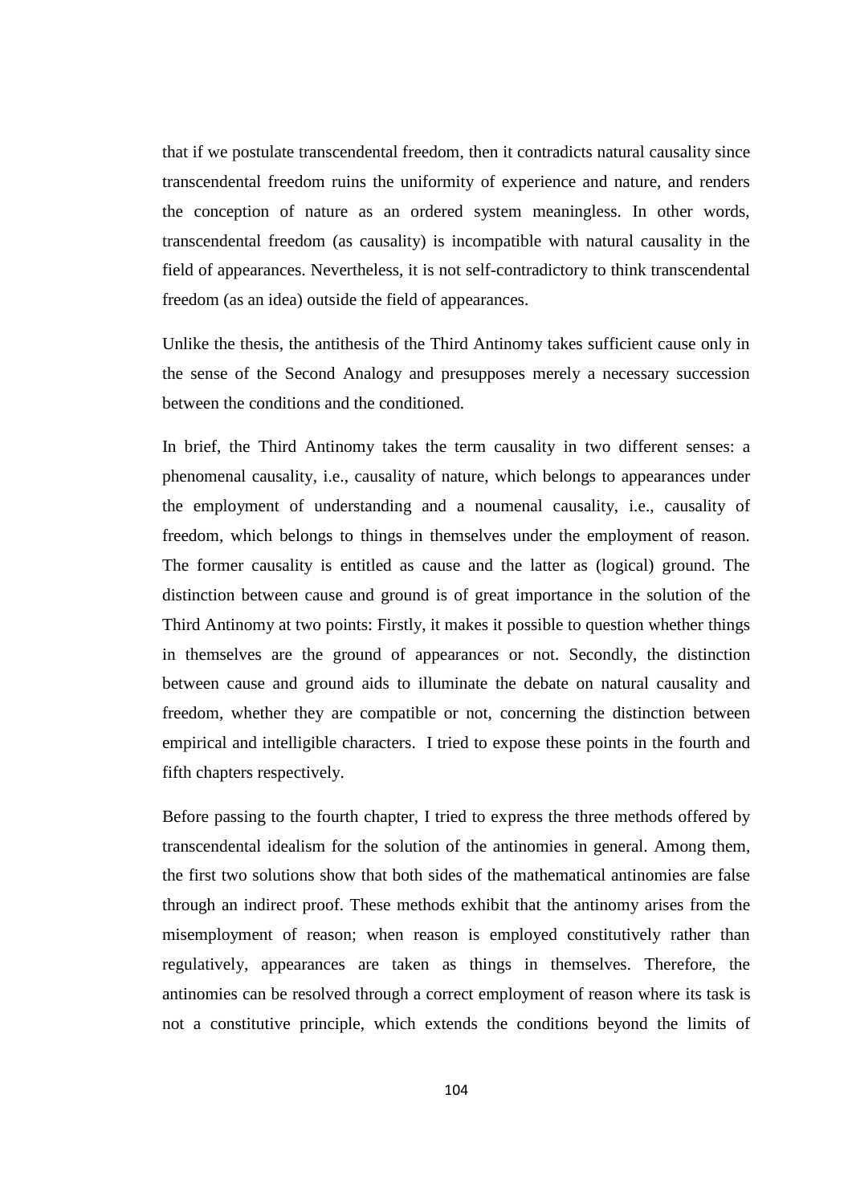that if we postulate transcendental freedom, then it contradicts natural causality since transcendental freedom ruins the uniformity of experience and nature, and renders the conception of nature as an ordered system meaningless. In other words, transcendental freedom (as causality) is incompatible with natural causality in the field of appearances. Nevertheless, it is not self-contradictory to think transcendental freedom (as an idea) outside the field of appearances.

Unlike the thesis, the antithesis of the Third Antinomy takes sufficient cause only in the sense of the Second Analogy and presupposes merely a necessary succession between the conditions and the conditioned.

In brief, the Third Antinomy takes the term causality in two different senses: a phenomenal causality, i.e., causality of nature, which belongs to appearances under the employment of understanding and a noumenal causality, i.e., causality of freedom, which belongs to things in themselves under the employment of reason. The former causality is entitled as cause and the latter as (logical) ground. The distinction between cause and ground is of great importance in the solution of the Third Antinomy at two points: Firstly, it makes it possible to question whether things in themselves are the ground of appearances or not. Secondly, the distinction between cause and ground aids to illuminate the debate on natural causality and freedom, whether they are compatible or not, concerning the distinction between empirical and intelligible characters. I tried to expose these points in the fourth and fifth chapters respectively.

Before passing to the fourth chapter, I tried to express the three methods offered by transcendental idealism for the solution of the antinomies in general. Among them, the first two solutions show that both sides of the mathematical antinomies are false through an indirect proof. These methods exhibit that the antinomy arises from the misemployment of reason; when reason is employed constitutively rather than regulatively, appearances are taken as things in themselves. Therefore, the antinomies can be resolved through a correct employment of reason where its task is not a constitutive principle, which extends the conditions beyond the limits of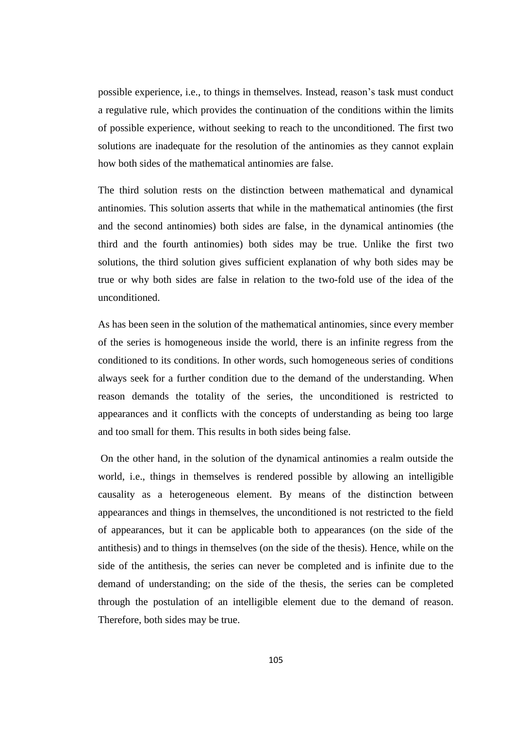possible experience, i.e., to things in themselves. Instead, reason's task must conduct a regulative rule, which provides the continuation of the conditions within the limits of possible experience, without seeking to reach to the unconditioned. The first two solutions are inadequate for the resolution of the antinomies as they cannot explain how both sides of the mathematical antinomies are false.

The third solution rests on the distinction between mathematical and dynamical antinomies. This solution asserts that while in the mathematical antinomies (the first and the second antinomies) both sides are false, in the dynamical antinomies (the third and the fourth antinomies) both sides may be true. Unlike the first two solutions, the third solution gives sufficient explanation of why both sides may be true or why both sides are false in relation to the two-fold use of the idea of the unconditioned.

As has been seen in the solution of the mathematical antinomies, since every member of the series is homogeneous inside the world, there is an infinite regress from the conditioned to its conditions. In other words, such homogeneous series of conditions always seek for a further condition due to the demand of the understanding. When reason demands the totality of the series, the unconditioned is restricted to appearances and it conflicts with the concepts of understanding as being too large and too small for them. This results in both sides being false.

On the other hand, in the solution of the dynamical antinomies a realm outside the world, i.e., things in themselves is rendered possible by allowing an intelligible causality as a heterogeneous element. By means of the distinction between appearances and things in themselves, the unconditioned is not restricted to the field of appearances, but it can be applicable both to appearances (on the side of the antithesis) and to things in themselves (on the side of the thesis). Hence, while on the side of the antithesis, the series can never be completed and is infinite due to the demand of understanding; on the side of the thesis, the series can be completed through the postulation of an intelligible element due to the demand of reason. Therefore, both sides may be true.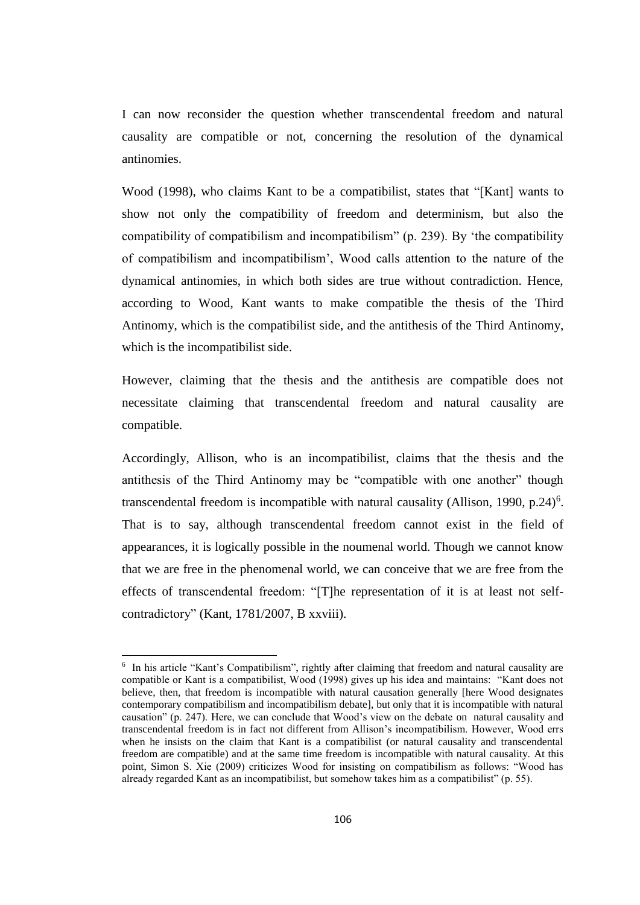I can now reconsider the question whether transcendental freedom and natural causality are compatible or not, concerning the resolution of the dynamical antinomies.

Wood (1998), who claims Kant to be a compatibilist, states that "[Kant] wants to show not only the compatibility of freedom and determinism, but also the compatibility of compatibilism and incompatibilism" (p. 239). By 'the compatibility of compatibilism and incompatibilism', Wood calls attention to the nature of the dynamical antinomies, in which both sides are true without contradiction. Hence, according to Wood, Kant wants to make compatible the thesis of the Third Antinomy, which is the compatibilist side, and the antithesis of the Third Antinomy, which is the incompatibilist side.

However, claiming that the thesis and the antithesis are compatible does not necessitate claiming that transcendental freedom and natural causality are compatible.

Accordingly, Allison, who is an incompatibilist, claims that the thesis and the antithesis of the Third Antinomy may be "compatible with one another" though transcendental freedom is incompatible with natural causality (Allison, 1990, p.24)[6]. That is to say, although transcendental freedom cannot exist in the field of appearances, it is logically possible in the noumenal world. Though we cannot know that we are free in the phenomenal world, we can conceive that we are free from the effects of transcendental freedom: "[T]he representation of it is at least not self-contradictory" (Kant, 1781/2007, B xxviii).

---

[6] In his article "Kant's Compatibilism", rightly after claiming that freedom and natural causality are compatible or Kant is a compatibilist, Wood (1998) gives up his idea and maintains: "Kant does not believe, then, that freedom is incompatible with natural causation generally [here Wood designates contemporary compatibilism and incompatibilism debate], but only that it is incompatible with natural causation" (p. 247). Here, we can conclude that Wood's view on the debate on natural causality and transcendental freedom is in fact not different from Allison's incompatibilism. However, Wood errs when he insists on the claim that Kant is a compatibilist (or natural causality and transcendental freedom are compatible) and at the same time freedom is incompatible with natural causality. At this point, Simon S. Xie (2009) criticizes Wood for insisting on compatibilism as follows: "Wood has already regarded Kant as an incompatibilist, but somehow takes him as a compatibilist" (p. 55).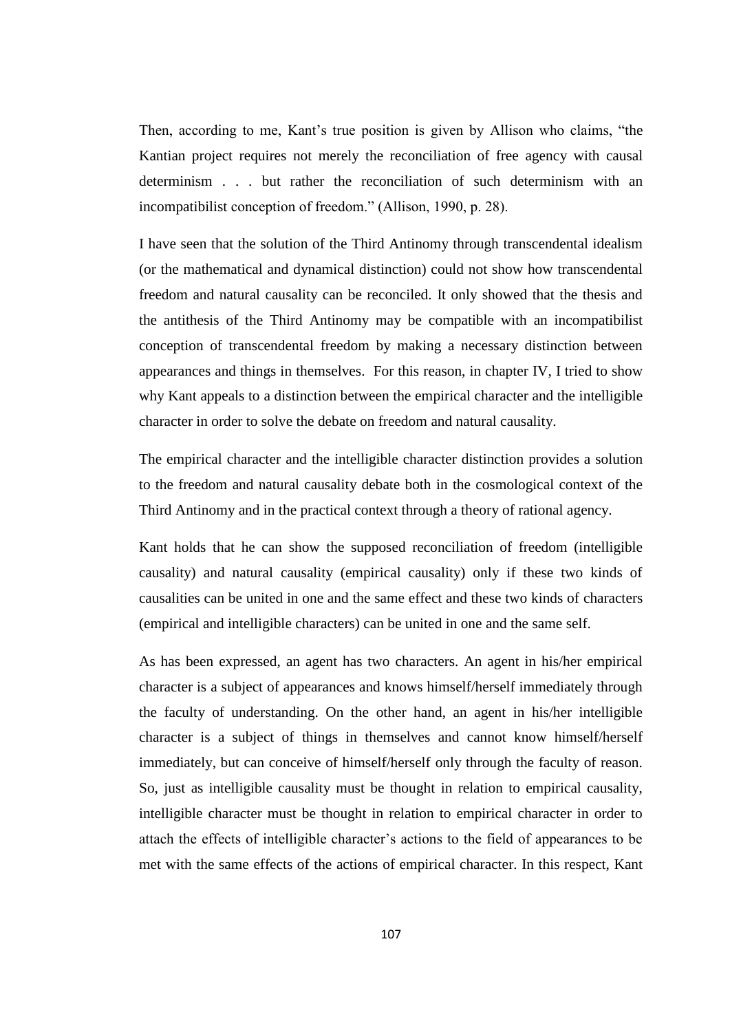Then, according to me, Kant's true position is given by Allison who claims, "the Kantian project requires not merely the reconciliation of free agency with causal determinism . . . but rather the reconciliation of such determinism with an incompatibilist conception of freedom." (Allison, 1990, p. 28).

I have seen that the solution of the Third Antinomy through transcendental idealism (or the mathematical and dynamical distinction) could not show how transcendental freedom and natural causality can be reconciled. It only showed that the thesis and the antithesis of the Third Antinomy may be compatible with an incompatibilist conception of transcendental freedom by making a necessary distinction between appearances and things in themselves. For this reason, in chapter IV, I tried to show why Kant appeals to a distinction between the empirical character and the intelligible character in order to solve the debate on freedom and natural causality.

The empirical character and the intelligible character distinction provides a solution to the freedom and natural causality debate both in the cosmological context of the Third Antinomy and in the practical context through a theory of rational agency.

Kant holds that he can show the supposed reconciliation of freedom (intelligible causality) and natural causality (empirical causality) only if these two kinds of causalities can be united in one and the same effect and these two kinds of characters (empirical and intelligible characters) can be united in one and the same self.

As has been expressed, an agent has two characters. An agent in his/her empirical character is a subject of appearances and knows himself/herself immediately through the faculty of understanding. On the other hand, an agent in his/her intelligible character is a subject of things in themselves and cannot know himself/herself immediately, but can conceive of himself/herself only through the faculty of reason. So, just as intelligible causality must be thought in relation to empirical causality, intelligible character must be thought in relation to empirical character in order to attach the effects of intelligible character's actions to the field of appearances to be met with the same effects of the actions of empirical character. In this respect, Kant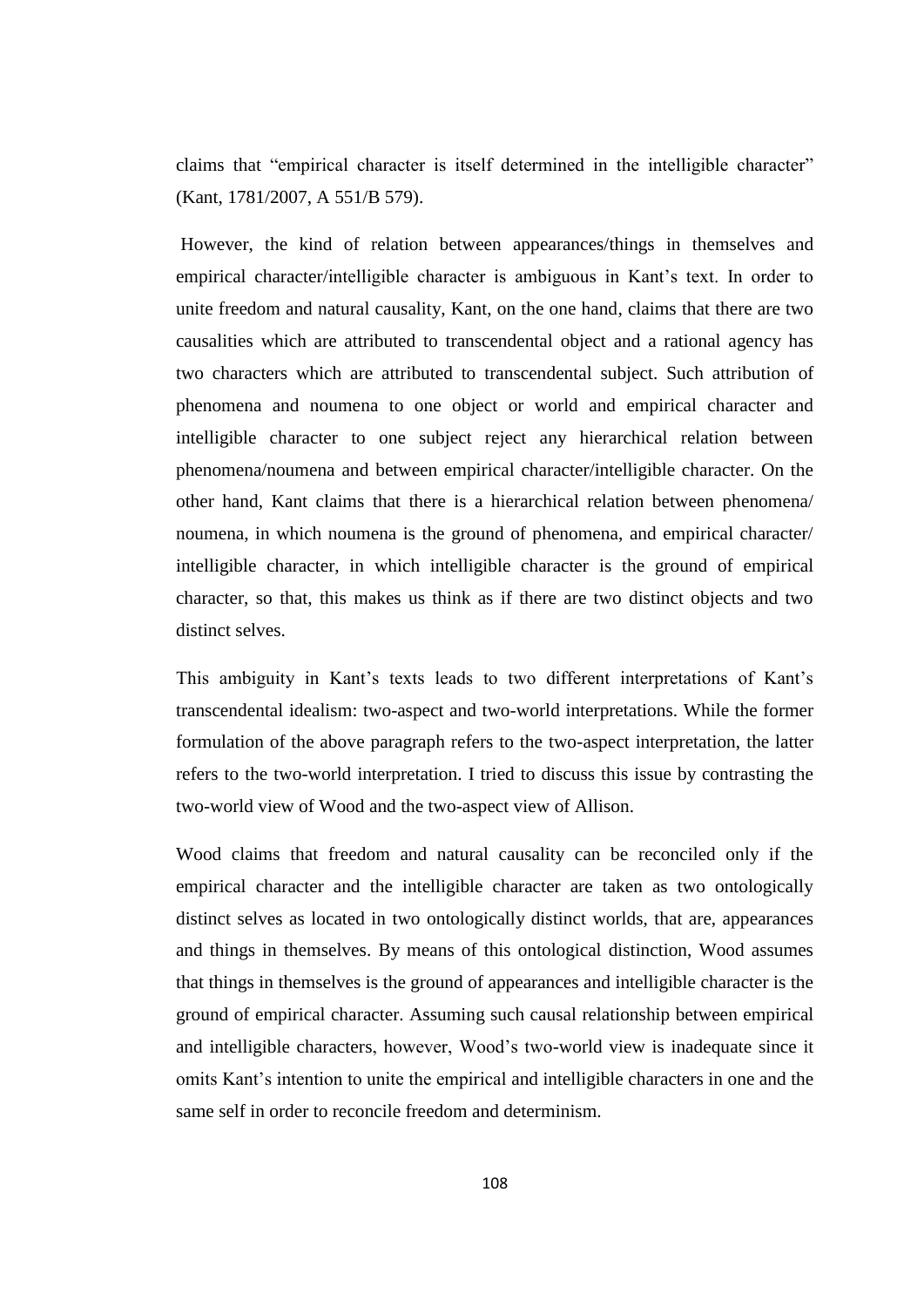claims that "empirical character is itself determined in the intelligible character" (Kant, 1781/2007, A 551/B 579).

However, the kind of relation between appearances/things in themselves and empirical character/intelligible character is ambiguous in Kant's text. In order to unite freedom and natural causality, Kant, on the one hand, claims that there are two causalities which are attributed to transcendental object and a rational agency has two characters which are attributed to transcendental subject. Such attribution of phenomena and noumena to one object or world and empirical character and intelligible character to one subject reject any hierarchical relation between phenomena/noumena and between empirical character/intelligible character. On the other hand, Kant claims that there is a hierarchical relation between phenomena/ noumena, in which noumena is the ground of phenomena, and empirical character/ intelligible character, in which intelligible character is the ground of empirical character, so that, this makes us think as if there are two distinct objects and two distinct selves.

This ambiguity in Kant's texts leads to two different interpretations of Kant's transcendental idealism: two-aspect and two-world interpretations. While the former formulation of the above paragraph refers to the two-aspect interpretation, the latter refers to the two-world interpretation. I tried to discuss this issue by contrasting the two-world view of Wood and the two-aspect view of Allison.

Wood claims that freedom and natural causality can be reconciled only if the empirical character and the intelligible character are taken as two ontologically distinct selves as located in two ontologically distinct worlds, that are, appearances and things in themselves. By means of this ontological distinction, Wood assumes that things in themselves is the ground of appearances and intelligible character is the ground of empirical character. Assuming such causal relationship between empirical and intelligible characters, however, Wood's two-world view is inadequate since it omits Kant's intention to unite the empirical and intelligible characters in one and the same self in order to reconcile freedom and determinism.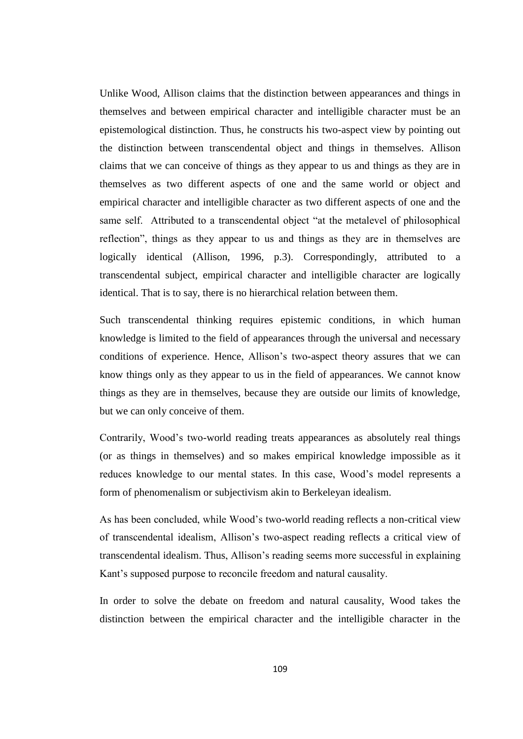Unlike Wood, Allison claims that the distinction between appearances and things in themselves and between empirical character and intelligible character must be an epistemological distinction. Thus, he constructs his two-aspect view by pointing out the distinction between transcendental object and things in themselves. Allison claims that we can conceive of things as they appear to us and things as they are in themselves as two different aspects of one and the same world or object and empirical character and intelligible character as two different aspects of one and the same self. Attributed to a transcendental object "at the metalevel of philosophical reflection", things as they appear to us and things as they are in themselves are logically identical (Allison, 1996, p.3). Correspondingly, attributed to a transcendental subject, empirical character and intelligible character are logically identical. That is to say, there is no hierarchical relation between them.

Such transcendental thinking requires epistemic conditions, in which human knowledge is limited to the field of appearances through the universal and necessary conditions of experience. Hence, Allison's two-aspect theory assures that we can know things only as they appear to us in the field of appearances. We cannot know things as they are in themselves, because they are outside our limits of knowledge, but we can only conceive of them.

Contrarily, Wood's two-world reading treats appearances as absolutely real things (or as things in themselves) and so makes empirical knowledge impossible as it reduces knowledge to our mental states. In this case, Wood's model represents a form of phenomenalism or subjectivism akin to Berkeleyan idealism.

As has been concluded, while Wood's two-world reading reflects a non-critical view of transcendental idealism, Allison's two-aspect reading reflects a critical view of transcendental idealism. Thus, Allison's reading seems more successful in explaining Kant's supposed purpose to reconcile freedom and natural causality.

In order to solve the debate on freedom and natural causality, Wood takes the distinction between the empirical character and the intelligible character in the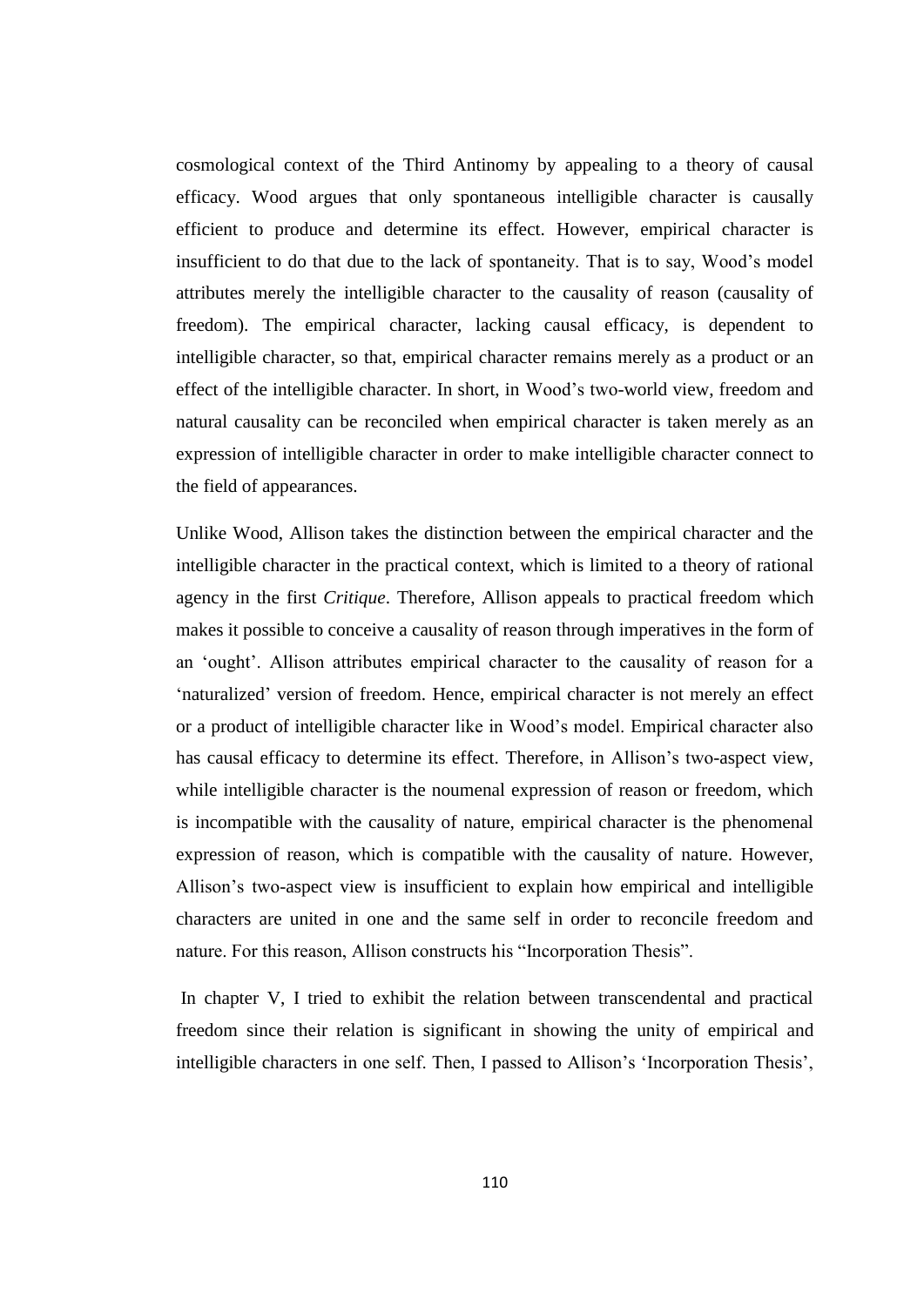cosmological context of the Third Antinomy by appealing to a theory of causal efficacy. Wood argues that only spontaneous intelligible character is causally efficient to produce and determine its effect. However, empirical character is insufficient to do that due to the lack of spontaneity. That is to say, Wood's model attributes merely the intelligible character to the causality of reason (causality of freedom). The empirical character, lacking causal efficacy, is dependent to intelligible character, so that, empirical character remains merely as a product or an effect of the intelligible character. In short, in Wood's two-world view, freedom and natural causality can be reconciled when empirical character is taken merely as an expression of intelligible character in order to make intelligible character connect to the field of appearances.

Unlike Wood, Allison takes the distinction between the empirical character and the intelligible character in the practical context, which is limited to a theory of rational agency in the first *Critique*. Therefore, Allison appeals to practical freedom which makes it possible to conceive a causality of reason through imperatives in the form of an 'ought'. Allison attributes empirical character to the causality of reason for a 'naturalized' version of freedom. Hence, empirical character is not merely an effect or a product of intelligible character like in Wood's model. Empirical character also has causal efficacy to determine its effect. Therefore, in Allison's two-aspect view, while intelligible character is the noumenal expression of reason or freedom, which is incompatible with the causality of nature, empirical character is the phenomenal expression of reason, which is compatible with the causality of nature. However, Allison's two-aspect view is insufficient to explain how empirical and intelligible characters are united in one and the same self in order to reconcile freedom and nature. For this reason, Allison constructs his "Incorporation Thesis".

In chapter V, I tried to exhibit the relation between transcendental and practical freedom since their relation is significant in showing the unity of empirical and intelligible characters in one self. Then, I passed to Allison's 'Incorporation Thesis',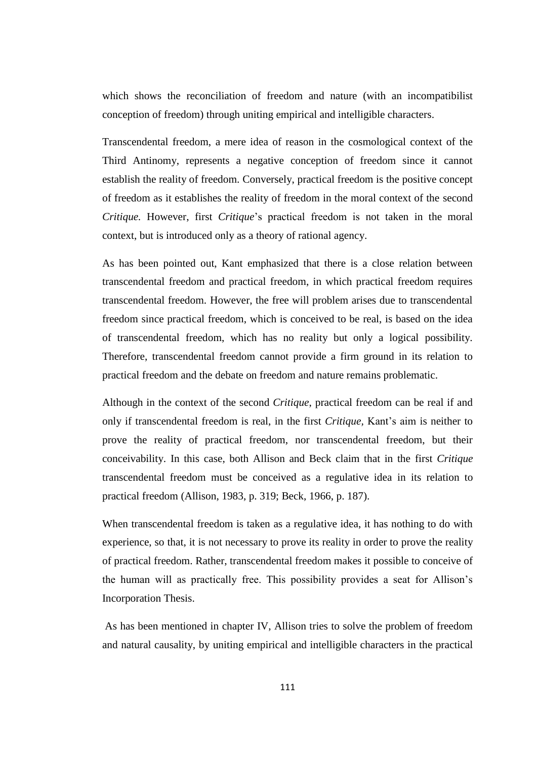which shows the reconciliation of freedom and nature (with an incompatibilist conception of freedom) through uniting empirical and intelligible characters.

Transcendental freedom, a mere idea of reason in the cosmological context of the Third Antinomy, represents a negative conception of freedom since it cannot establish the reality of freedom. Conversely, practical freedom is the positive concept of freedom as it establishes the reality of freedom in the moral context of the second *Critique.* However, first *Critique*'s practical freedom is not taken in the moral context, but is introduced only as a theory of rational agency.

As has been pointed out, Kant emphasized that there is a close relation between transcendental freedom and practical freedom, in which practical freedom requires transcendental freedom. However, the free will problem arises due to transcendental freedom since practical freedom, which is conceived to be real, is based on the idea of transcendental freedom, which has no reality but only a logical possibility. Therefore, transcendental freedom cannot provide a firm ground in its relation to practical freedom and the debate on freedom and nature remains problematic.

Although in the context of the second *Critique*, practical freedom can be real if and only if transcendental freedom is real, in the first *Critique*, Kant's aim is neither to prove the reality of practical freedom, nor transcendental freedom, but their conceivability. In this case, both Allison and Beck claim that in the first *Critique* transcendental freedom must be conceived as a regulative idea in its relation to practical freedom (Allison, 1983, p. 319; Beck, 1966, p. 187).

When transcendental freedom is taken as a regulative idea, it has nothing to do with experience, so that, it is not necessary to prove its reality in order to prove the reality of practical freedom. Rather, transcendental freedom makes it possible to conceive of the human will as practically free. This possibility provides a seat for Allison's Incorporation Thesis.

As has been mentioned in chapter IV, Allison tries to solve the problem of freedom and natural causality, by uniting empirical and intelligible characters in the practical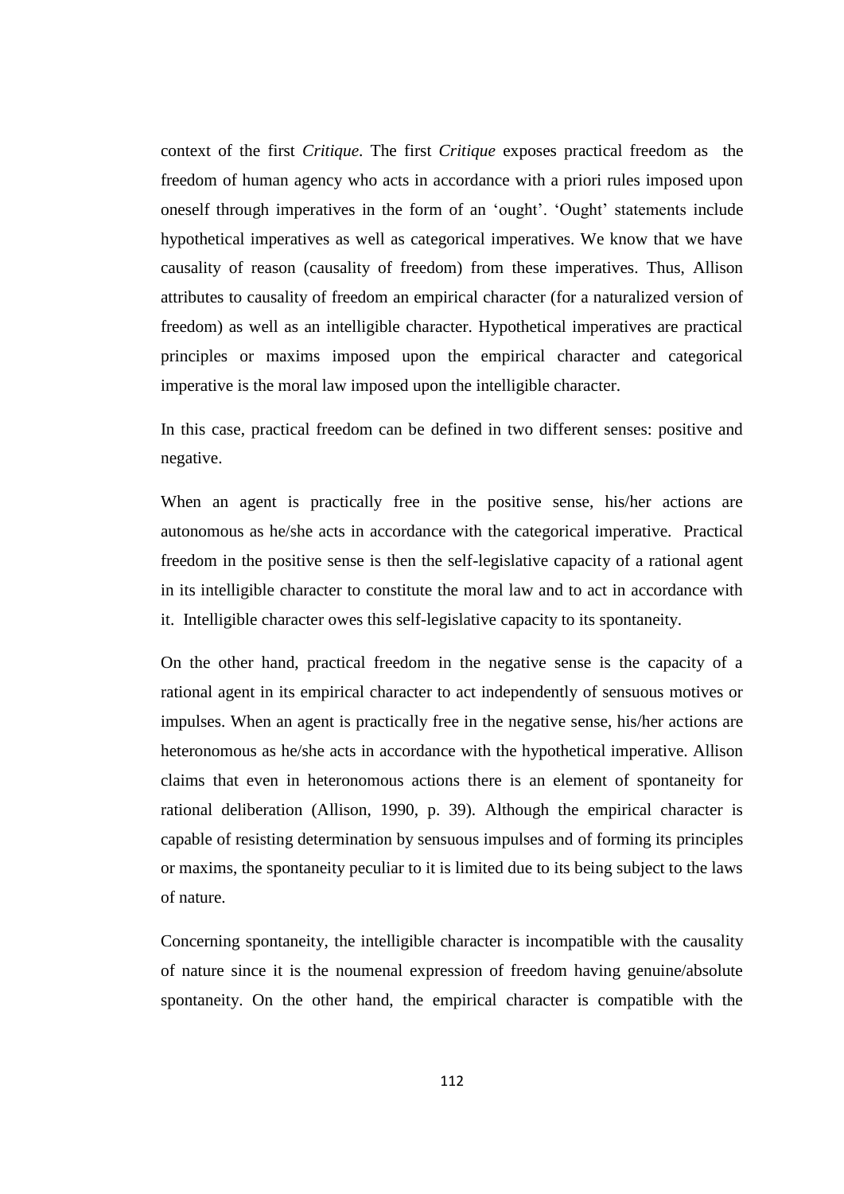context of the first *Critique*. The first *Critique* exposes practical freedom as the freedom of human agency who acts in accordance with a priori rules imposed upon oneself through imperatives in the form of an 'ought'. 'Ought' statements include hypothetical imperatives as well as categorical imperatives. We know that we have causality of reason (causality of freedom) from these imperatives. Thus, Allison attributes to causality of freedom an empirical character (for a naturalized version of freedom) as well as an intelligible character. Hypothetical imperatives are practical principles or maxims imposed upon the empirical character and categorical imperative is the moral law imposed upon the intelligible character.

In this case, practical freedom can be defined in two different senses: positive and negative.

When an agent is practically free in the positive sense, his/her actions are autonomous as he/she acts in accordance with the categorical imperative. Practical freedom in the positive sense is then the self-legislative capacity of a rational agent in its intelligible character to constitute the moral law and to act in accordance with it. Intelligible character owes this self-legislative capacity to its spontaneity.

On the other hand, practical freedom in the negative sense is the capacity of a rational agent in its empirical character to act independently of sensuous motives or impulses. When an agent is practically free in the negative sense, his/her actions are heteronomous as he/she acts in accordance with the hypothetical imperative. Allison claims that even in heteronomous actions there is an element of spontaneity for rational deliberation (Allison, 1990, p. 39). Although the empirical character is capable of resisting determination by sensuous impulses and of forming its principles or maxims, the spontaneity peculiar to it is limited due to its being subject to the laws of nature.

Concerning spontaneity, the intelligible character is incompatible with the causality of nature since it is the noumenal expression of freedom having genuine/absolute spontaneity. On the other hand, the empirical character is compatible with the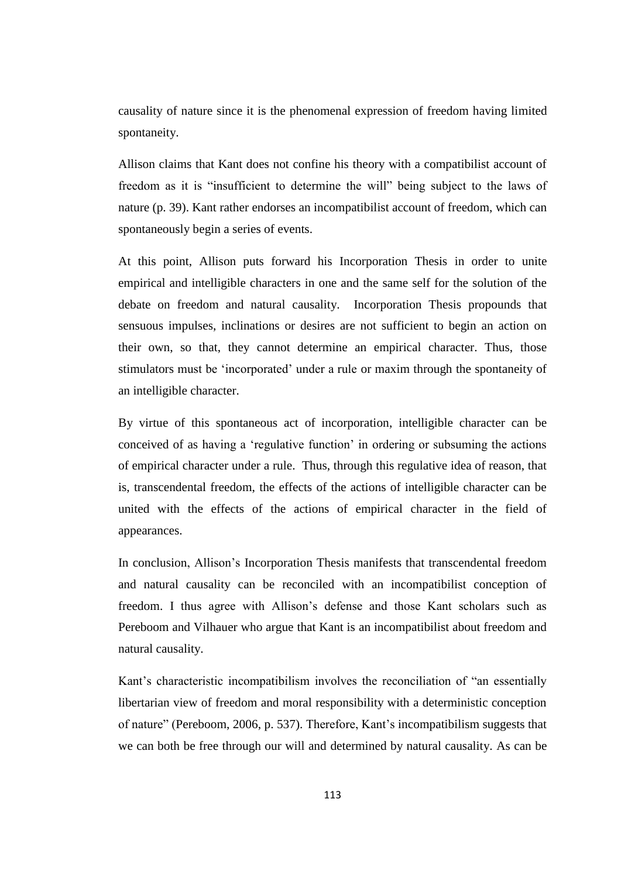causality of nature since it is the phenomenal expression of freedom having limited spontaneity.

Allison claims that Kant does not confine his theory with a compatibilist account of freedom as it is "insufficient to determine the will" being subject to the laws of nature (p. 39). Kant rather endorses an incompatibilist account of freedom, which can spontaneously begin a series of events.

At this point, Allison puts forward his Incorporation Thesis in order to unite empirical and intelligible characters in one and the same self for the solution of the debate on freedom and natural causality. Incorporation Thesis propounds that sensuous impulses, inclinations or desires are not sufficient to begin an action on their own, so that, they cannot determine an empirical character. Thus, those stimulators must be 'incorporated' under a rule or maxim through the spontaneity of an intelligible character.

By virtue of this spontaneous act of incorporation, intelligible character can be conceived of as having a 'regulative function' in ordering or subsuming the actions of empirical character under a rule. Thus, through this regulative idea of reason, that is, transcendental freedom, the effects of the actions of intelligible character can be united with the effects of the actions of empirical character in the field of appearances.

In conclusion, Allison's Incorporation Thesis manifests that transcendental freedom and natural causality can be reconciled with an incompatibilist conception of freedom. I thus agree with Allison's defense and those Kant scholars such as Pereboom and Vilhauer who argue that Kant is an incompatibilist about freedom and natural causality.

Kant's characteristic incompatibilism involves the reconciliation of "an essentially libertarian view of freedom and moral responsibility with a deterministic conception of nature" (Pereboom, 2006, p. 537). Therefore, Kant's incompatibilism suggests that we can both be free through our will and determined by natural causality. As can be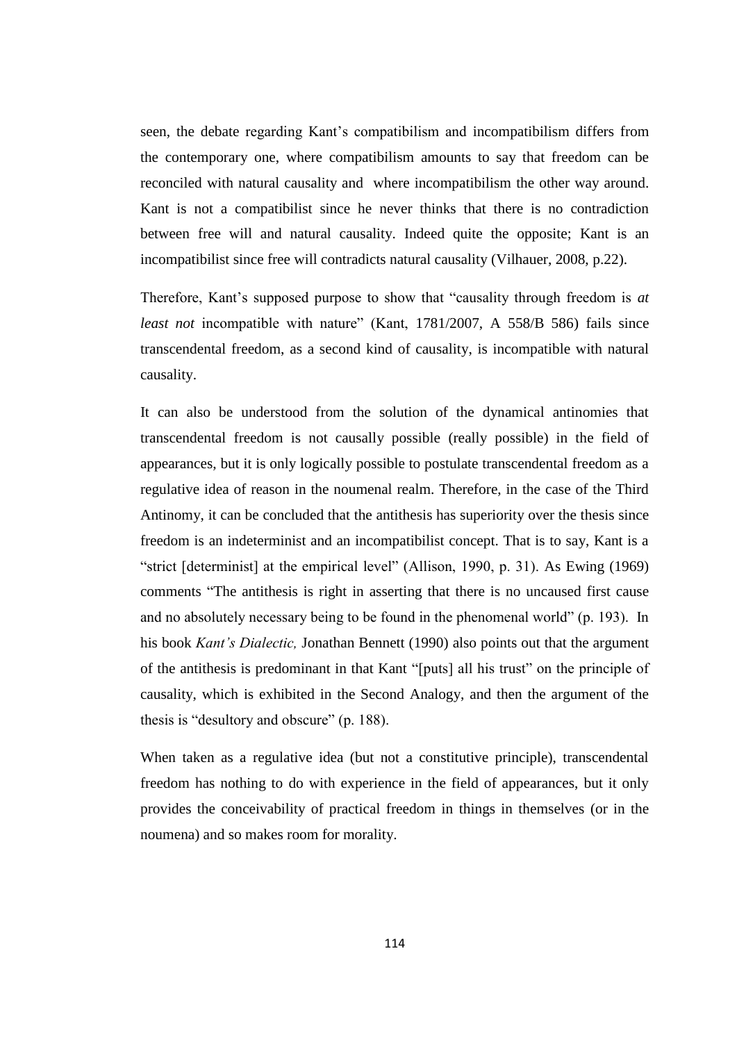seen, the debate regarding Kant's compatibilism and incompatibilism differs from the contemporary one, where compatibilism amounts to say that freedom can be reconciled with natural causality and where incompatibilism the other way around. Kant is not a compatibilist since he never thinks that there is no contradiction between free will and natural causality. Indeed quite the opposite; Kant is an incompatibilist since free will contradicts natural causality (Vilhauer, 2008, p.22).

Therefore, Kant's supposed purpose to show that "causality through freedom is *at least not* incompatible with nature" (Kant, 1781/2007, A 558/B 586) fails since transcendental freedom, as a second kind of causality, is incompatible with natural causality.

It can also be understood from the solution of the dynamical antinomies that transcendental freedom is not causally possible (really possible) in the field of appearances, but it is only logically possible to postulate transcendental freedom as a regulative idea of reason in the noumenal realm. Therefore, in the case of the Third Antinomy, it can be concluded that the antithesis has superiority over the thesis since freedom is an indeterminist and an incompatibilist concept. That is to say, Kant is a "strict [determinist] at the empirical level" (Allison, 1990, p. 31). As Ewing (1969) comments "The antithesis is right in asserting that there is no uncaused first cause and no absolutely necessary being to be found in the phenomenal world" (p. 193). In his book *Kant's Dialectic,* Jonathan Bennett (1990) also points out that the argument of the antithesis is predominant in that Kant "[puts] all his trust" on the principle of causality, which is exhibited in the Second Analogy, and then the argument of the thesis is "desultory and obscure" (p. 188).

When taken as a regulative idea (but not a constitutive principle), transcendental freedom has nothing to do with experience in the field of appearances, but it only provides the conceivability of practical freedom in things in themselves (or in the noumena) and so makes room for morality.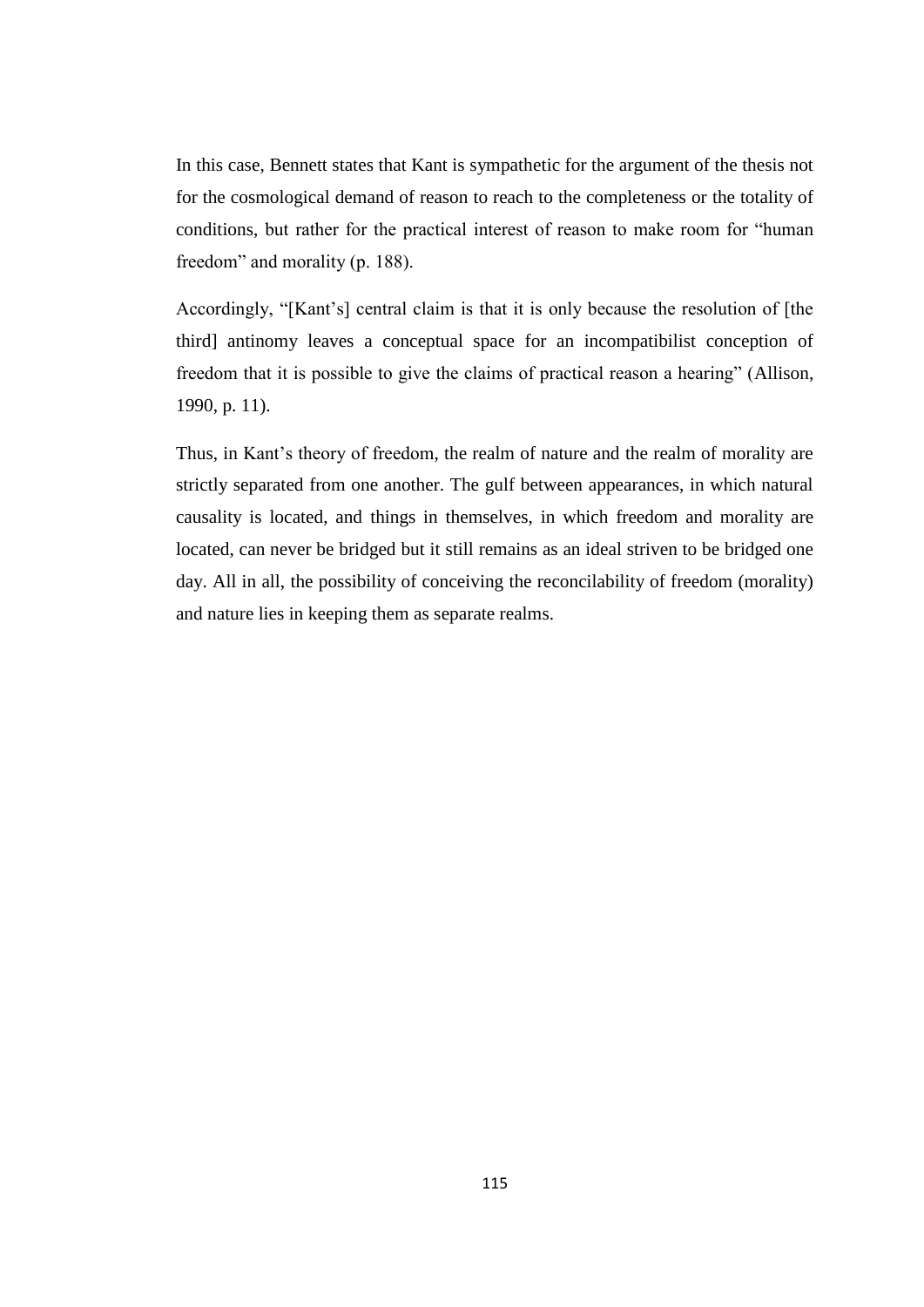In this case, Bennett states that Kant is sympathetic for the argument of the thesis not for the cosmological demand of reason to reach to the completeness or the totality of conditions, but rather for the practical interest of reason to make room for "human freedom" and morality (p. 188).

Accordingly, "[Kant's] central claim is that it is only because the resolution of [the third] antinomy leaves a conceptual space for an incompatibilist conception of freedom that it is possible to give the claims of practical reason a hearing" (Allison, 1990, p. 11).

Thus, in Kant's theory of freedom, the realm of nature and the realm of morality are strictly separated from one another. The gulf between appearances, in which natural causality is located, and things in themselves, in which freedom and morality are located, can never be bridged but it still remains as an ideal striven to be bridged one day. All in all, the possibility of conceiving the reconcilability of freedom (morality) and nature lies in keeping them as separate realms.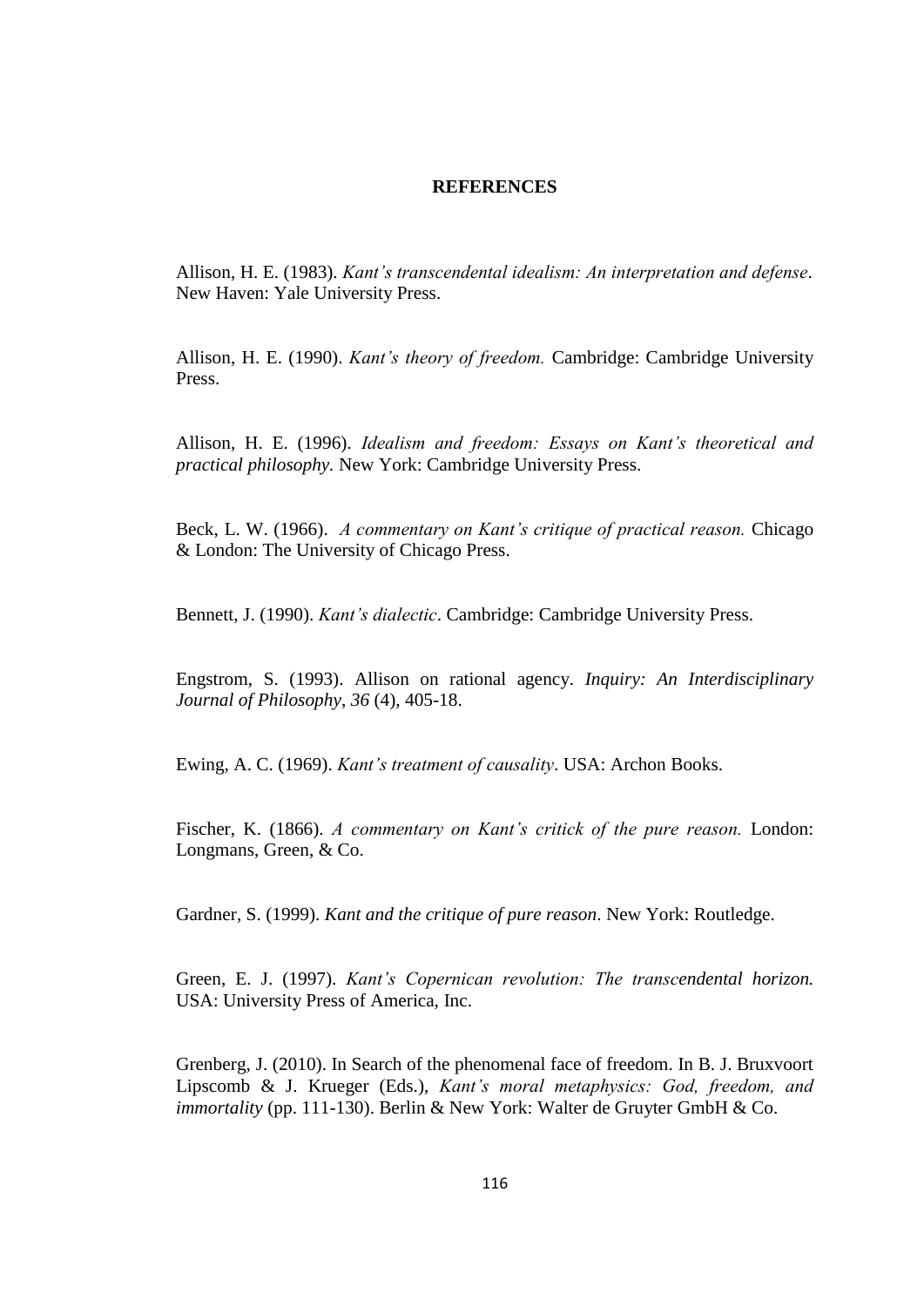## REFERENCES

Allison, H. E. (1983). *Kant's transcendental idealism: An interpretation and defense*. New Haven: Yale University Press.

Allison, H. E. (1990). *Kant's theory of freedom.* Cambridge: Cambridge University Press.

Allison, H. E. (1996). *Idealism and freedom: Essays on Kant's theoretical and practical philosophy.* New York: Cambridge University Press.

Beck, L. W. (1966). *A commentary on Kant's critique of practical reason.* Chicago & London: The University of Chicago Press.

Bennett, J. (1990). *Kant's dialectic*. Cambridge: Cambridge University Press.

Engstrom, S. (1993). Allison on rational agency. *Inquiry: An Interdisciplinary Journal of Philosophy*, *36* (4), 405-18.

Ewing, A. C. (1969). *Kant's treatment of causality*. USA: Archon Books.

Fischer, K. (1866). *A commentary on Kant's critick of the pure reason.* London: Longmans, Green, & Co.

Gardner, S. (1999). *Kant and the critique of pure reason*. New York: Routledge.

Green, E. J. (1997). *Kant's Copernican revolution: The transcendental horizon.* USA: University Press of America, Inc.

Grenberg, J. (2010). In Search of the phenomenal face of freedom. In B. J. Bruxvoort Lipscomb & J. Krueger (Eds.), *Kant's moral metaphysics: God, freedom, and immortality* (pp. 111-130). Berlin & New York: Walter de Gruyter GmbH & Co.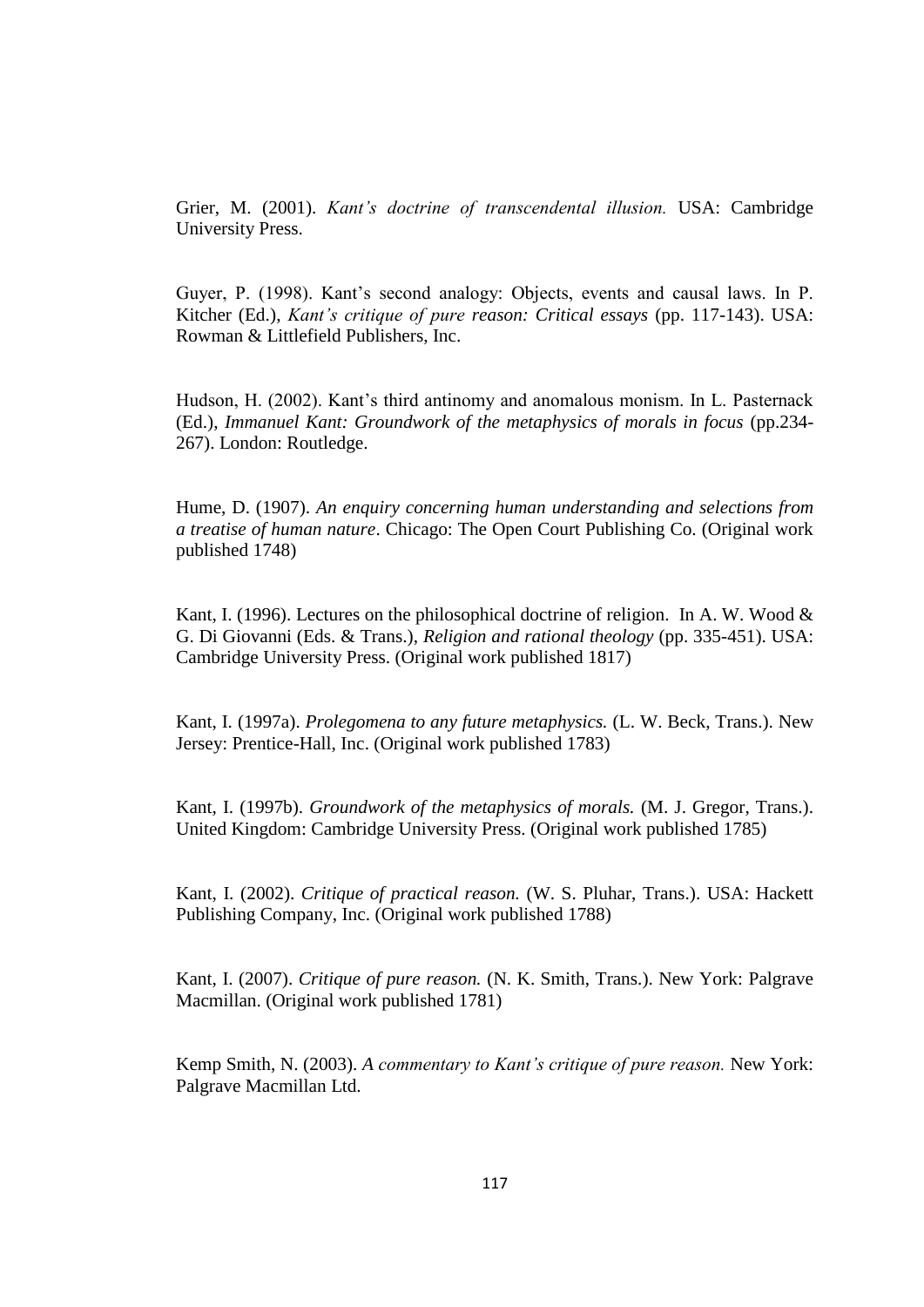Grier, M. (2001). *Kant's doctrine of transcendental illusion.* USA: Cambridge University Press.

Guyer, P. (1998). Kant's second analogy: Objects, events and causal laws. In P. Kitcher (Ed.), *Kant's critique of pure reason: Critical essays* (pp. 117-143). USA: Rowman & Littlefield Publishers, Inc.

Hudson, H. (2002). Kant's third antinomy and anomalous monism. In L. Pasternack (Ed.), *Immanuel Kant: Groundwork of the metaphysics of morals in focus* (pp.234-267). London: Routledge.

Hume, D. (1907). *An enquiry concerning human understanding and selections from a treatise of human nature*. Chicago: The Open Court Publishing Co. (Original work published 1748)

Kant, I. (1996). Lectures on the philosophical doctrine of religion. In A. W. Wood & G. Di Giovanni (Eds. & Trans.), *Religion and rational theology* (pp. 335-451). USA: Cambridge University Press. (Original work published 1817)

Kant, I. (1997a). *Prolegomena to any future metaphysics.* (L. W. Beck, Trans.). New Jersey: Prentice-Hall, Inc. (Original work published 1783)

Kant, I. (1997b). *Groundwork of the metaphysics of morals.* (M. J. Gregor, Trans.). United Kingdom: Cambridge University Press. (Original work published 1785)

Kant, I. (2002). *Critique of practical reason.* (W. S. Pluhar, Trans.). USA: Hackett Publishing Company, Inc. (Original work published 1788)

Kant, I. (2007). *Critique of pure reason.* (N. K. Smith, Trans.). New York: Palgrave Macmillan. (Original work published 1781)

Kemp Smith, N. (2003). *A commentary to Kant's critique of pure reason.* New York: Palgrave Macmillan Ltd.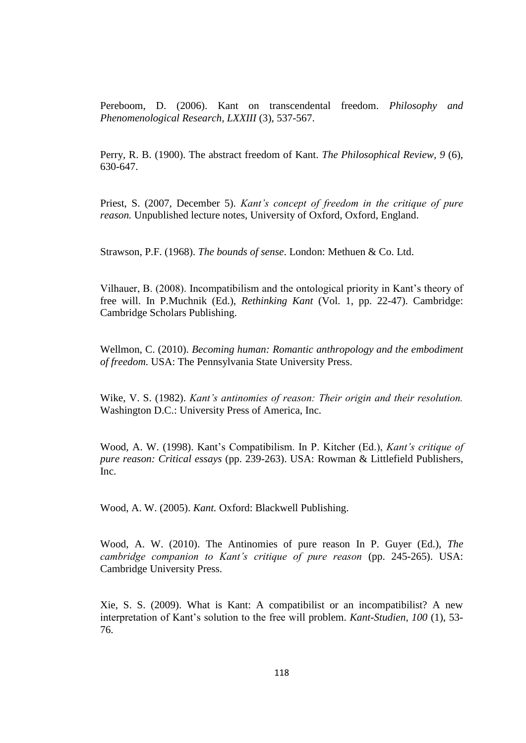Pereboom, D. (2006). Kant on transcendental freedom. *Philosophy and Phenomenological Research, LXXIII* (3), 537-567.

Perry, R. B. (1900). The abstract freedom of Kant. *The Philosophical Review, 9* (6), 630-647.

Priest, S. (2007, December 5). *Kant's concept of freedom in the critique of pure reason.* Unpublished lecture notes, University of Oxford, Oxford, England.

Strawson, P.F. (1968). *The bounds of sense*. London: Methuen & Co. Ltd.

Vilhauer, B. (2008). Incompatibilism and the ontological priority in Kant's theory of free will. In P.Muchnik (Ed.), *Rethinking Kant* (Vol. 1, pp. 22-47). Cambridge: Cambridge Scholars Publishing.

Wellmon, C. (2010). *Becoming human: Romantic anthropology and the embodiment of freedom.* USA: The Pennsylvania State University Press.

Wike, V. S. (1982). *Kant's antinomies of reason: Their origin and their resolution.* Washington D.C.: University Press of America, Inc.

Wood, A. W. (1998). Kant's Compatibilism. In P. Kitcher (Ed.), *Kant's critique of pure reason: Critical essays* (pp. 239-263). USA: Rowman & Littlefield Publishers, Inc.

Wood, A. W. (2005). *Kant.* Oxford: Blackwell Publishing.

Wood, A. W. (2010). The Antinomies of pure reason In P. Guyer (Ed.), *The cambridge companion to Kant's critique of pure reason* (pp. 245-265). USA: Cambridge University Press.

Xie, S. S. (2009). What is Kant: A compatibilist or an incompatibilist? A new interpretation of Kant's solution to the free will problem. *Kant-Studien, 100* (1), 53-76.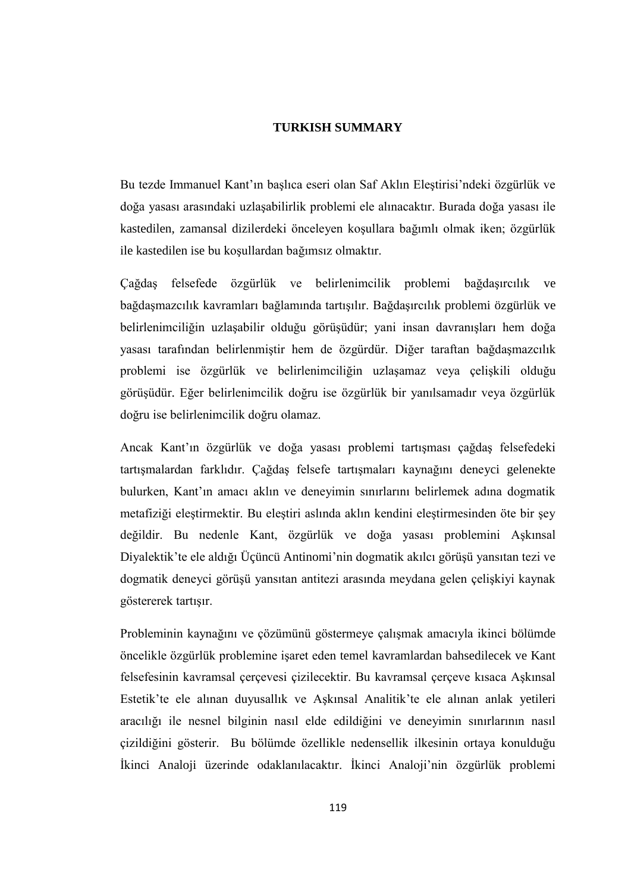# TURKISH SUMMARY

Bu tezde Immanuel Kant'ın başlıca eseri olan Saf Aklın Eleştirisi'ndeki özgürlük ve doğa yasası arasındaki uzlaşabilirlik problemi ele alınacaktır. Burada doğa yasası ile kastedilen, zamansal dizilerdeki önceleyen koşullara bağımlı olmak iken; özgürlük ile kastedilen ise bu koşullardan bağımsız olmaktır.

Çağdaş felsefede özgürlük ve belirlenimcilik problemi bağdaşırcılık ve bağdaşmazcılık kavramları bağlamında tartışılır. Bağdaşırcılık problemi özgürlük ve belirlenimciliğin uzlaşabilir olduğu görüşüdür; yani insan davranışları hem doğa yasası tarafından belirlenmiştir hem de özgürdür. Diğer taraftan bağdaşmazcılık problemi ise özgürlük ve belirlenimciliğin uzlaşamaz veya çelişkili olduğu görüşüdür. Eğer belirlenimcilik doğru ise özgürlük bir yanılsamadır veya özgürlük doğru ise belirlenimcilik doğru olamaz.

Ancak Kant'ın özgürlük ve doğa yasası problemi tartışması çağdaş felsefedeki tartışmalardan farklıdır. Çağdaş felsefe tartışmaları kaynağını deneyci gelenekte bulurken, Kant'ın amacı aklın ve deneyimin sınırlarını belirlemek adına dogmatik metafiziği eleştirmektir. Bu eleştiri aslında aklın kendini eleştirmesinden öte bir şey değildir. Bu nedenle Kant, özgürlük ve doğa yasası problemini Aşkınsal Diyalektik'te ele aldığı Üçüncü Antinomi'nin dogmatik akılcı görüşü yansıtan tezi ve dogmatik deneyci görüşü yansıtan antitezi arasında meydana gelen çelişkiyi kaynak göstererek tartışır.

Probleminin kaynağını ve çözümünü göstermeye çalışmak amacıyla ikinci bölümde öncelikle özgürlük problemine işaret eden temel kavramlardan bahsedilecek ve Kant felsefesinin kavramsal çerçevesi çizilecektir. Bu kavramsal çerçeve kısaca Aşkınsal Estetik'te ele alınan duyusallık ve Aşkınsal Analitik'te ele alınan anlak yetileri aracılığı ile nesnel bilginin nasıl elde edildiğini ve deneyimin sınırlarının nasıl çizildiğini gösterir. Bu bölümde özellikle nedensellik ilkesinin ortaya konulduğu İkinci Analoji üzerinde odaklanılacaktır. İkinci Analoji'nin özgürlük problemi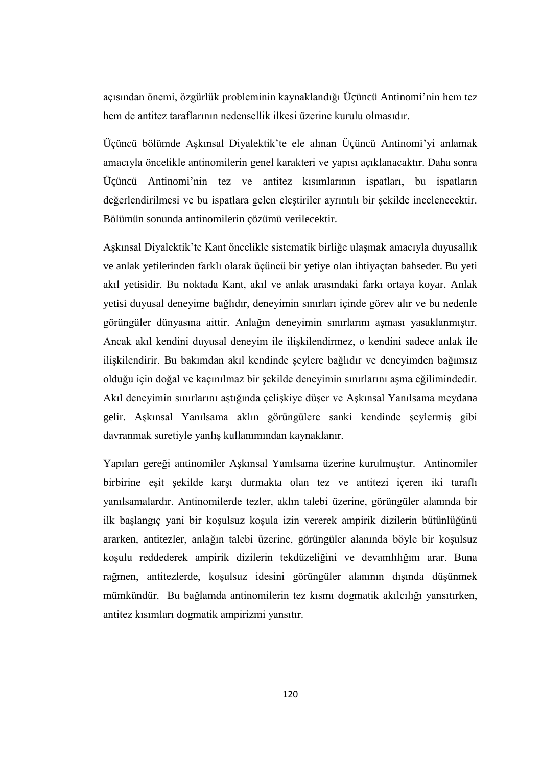açısından önemi, özgürlük probleminin kaynaklandığı Üçüncü Antinomi'nin hem tez hem de antitez taraflarının nedensellik ilkesi üzerine kurulu olmasıdır.

Üçüncü bölümde Aşkınsal Diyalektik'te ele alınan Üçüncü Antinomi'yi anlamak amacıyla öncelikle antinomilerin genel karakteri ve yapısı açıklanacaktır. Daha sonra Üçüncü Antinomi'nin tez ve antitez kısımlarının ispatları, bu ispatların değerlendirilmesi ve bu ispatlara gelen eleştiriler ayrıntılı bir şekilde incelenecektir. Bölümün sonunda antinomilerin çözümü verilecektir.

Aşkınsal Diyalektik'te Kant öncelikle sistematik birliğe ulaşmak amacıyla duyusallık ve anlak yetilerinden farklı olarak üçüncü bir yetiye olan ihtiyaçtan bahseder. Bu yeti akıl yetisidir. Bu noktada Kant, akıl ve anlak arasındaki farkı ortaya koyar. Anlak yetisi duyusal deneyime bağlıdır, deneyimin sınırları içinde görev alır ve bu nedenle görüngüler dünyasına aittir. Anlağın deneyimin sınırlarını aşması yasaklanmıştır. Ancak akıl kendini duyusal deneyim ile ilişkilendirmez, o kendini sadece anlak ile ilişkilendirir. Bu bakımdan akıl kendinde şeylere bağlıdır ve deneyimden bağımsız olduğu için doğal ve kaçınılmaz bir şekilde deneyimin sınırlarını aşma eğilimindedir. Akıl deneyimin sınırlarını aştığında çelişkiye düşer ve Aşkınsal Yanılsama meydana gelir. Aşkınsal Yanılsama aklın görüngülere sanki kendinde şeylermiş gibi davranmak suretiyle yanlış kullanımından kaynaklanır.

Yapıları gereği antinomiler Aşkınsal Yanılsama üzerine kurulmuştur. Antinomiler birbirine eşit şekilde karşı durmakta olan tez ve antitezi içeren iki taraflı yanılsamalardır. Antinomilerde tezler, aklın talebi üzerine, görüngüler alanında bir ilk başlangıç yani bir koşulsuz koşula izin vererek ampirik dizilerin bütünlüğünü ararken, antitezler, anlağın talebi üzerine, görüngüler alanında böyle bir koşulsuz koşulu reddederek ampirik dizilerin tekdüzeliğini ve devamlılığını arar. Buna rağmen, antitezlerde, koşulsuz idesini görüngüler alanının dışında düşünmek mümkündür. Bu bağlamda antinomilerin tez kısmı dogmatik akılcılığı yansıtırken, antitez kısımları dogmatik ampirizmi yansıtır.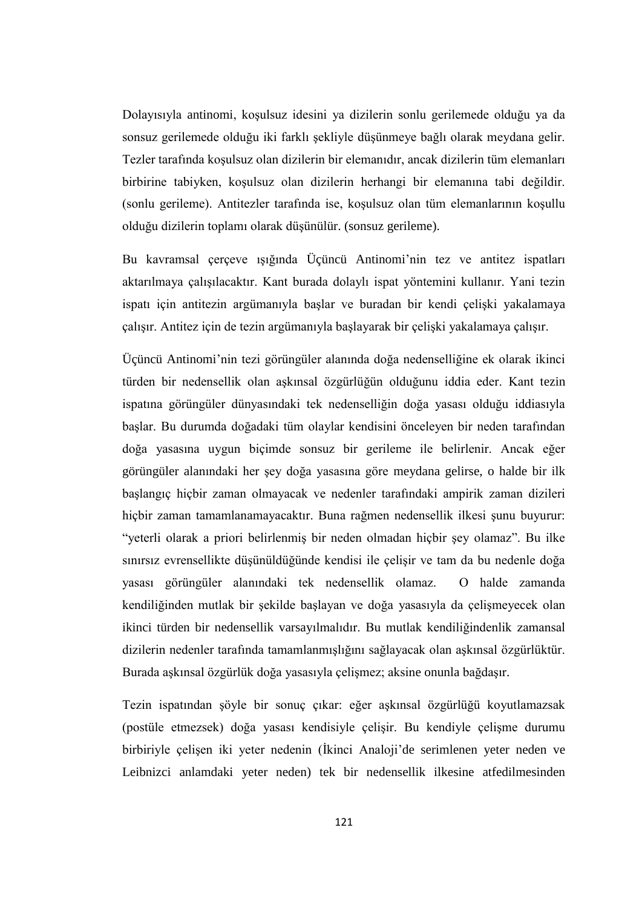Dolayısıyla antinomi, koşulsuz idesini ya dizilerin sonlu gerilemede olduğu ya da sonsuz gerilemede olduğu iki farklı şekliyle düşünmeye bağlı olarak meydana gelir. Tezler tarafında koşulsuz olan dizilerin bir elemanıdır, ancak dizilerin tüm elemanları birbirine tabiyken, koşulsuz olan dizilerin herhangi bir elemanına tabi değildir. (sonlu gerileme). Antitezler tarafında ise, koşulsuz olan tüm elemanlarının koşullu olduğu dizilerin toplamı olarak düşünülür. (sonsuz gerileme).

Bu kavramsal çerçeve ışığında Üçüncü Antinomi'nin tez ve antitez ispatları aktarılmaya çalışılacaktır. Kant burada dolaylı ispat yöntemini kullanır. Yani tezin ispatı için antitezin argümanıyla başlar ve buradan bir kendi çelişki yakalamaya çalışır. Antitez için de tezin argümanıyla başlayarak bir çelişki yakalamaya çalışır.

Üçüncü Antinomi'nin tezi görüngüler alanında doğa nedenselliğine ek olarak ikinci türden bir nedensellik olan aşkınsal özgürlüğün olduğunu iddia eder. Kant tezin ispatına görüngüler dünyasındaki tek nedenselliğin doğa yasası olduğu iddiasıyla başlar. Bu durumda doğadaki tüm olaylar kendisini önceleyen bir neden tarafından doğa yasasına uygun biçimde sonsuz bir gerileme ile belirlenir. Ancak eğer görüngüler alanındaki her şey doğa yasasına göre meydana gelirse, o halde bir ilk başlangıç hiçbir zaman olmayacak ve nedenler tarafındaki ampirik zaman dizileri hiçbir zaman tamamlanamayacaktır. Buna rağmen nedensellik ilkesi şunu buyurur: "yeterli olarak a priori belirlenmiş bir neden olmadan hiçbir şey olamaz". Bu ilke sınırsız evrensellikte düşünüldüğünde kendisi ile çelişir ve tam da bu nedenle doğa yasası görüngüler alanındaki tek nedensellik olamaz. O halde zamanda kendiliğinden mutlak bir şekilde başlayan ve doğa yasasıyla da çelişmeyecek olan ikinci türden bir nedensellik varsayılmalıdır. Bu mutlak kendiliğindenlik zamansal dizilerin nedenler tarafında tamamlanmışlığını sağlayacak olan aşkınsal özgürlüktür. Burada aşkınsal özgürlük doğa yasasıyla çelişmez; aksine onunla bağdaşır.

Tezin ispatından şöyle bir sonuç çıkar: eğer aşkınsal özgürlüğü koyutlamazsak (postüle etmezsek) doğa yasası kendisiyle çelişir. Bu kendiyle çelişme durumu birbiriyle çelişen iki yeter nedenin (İkinci Analoji'de serimlenen yeter neden ve Leibnizci anlamdaki yeter neden) tek bir nedensellik ilkesine atfedilmesinden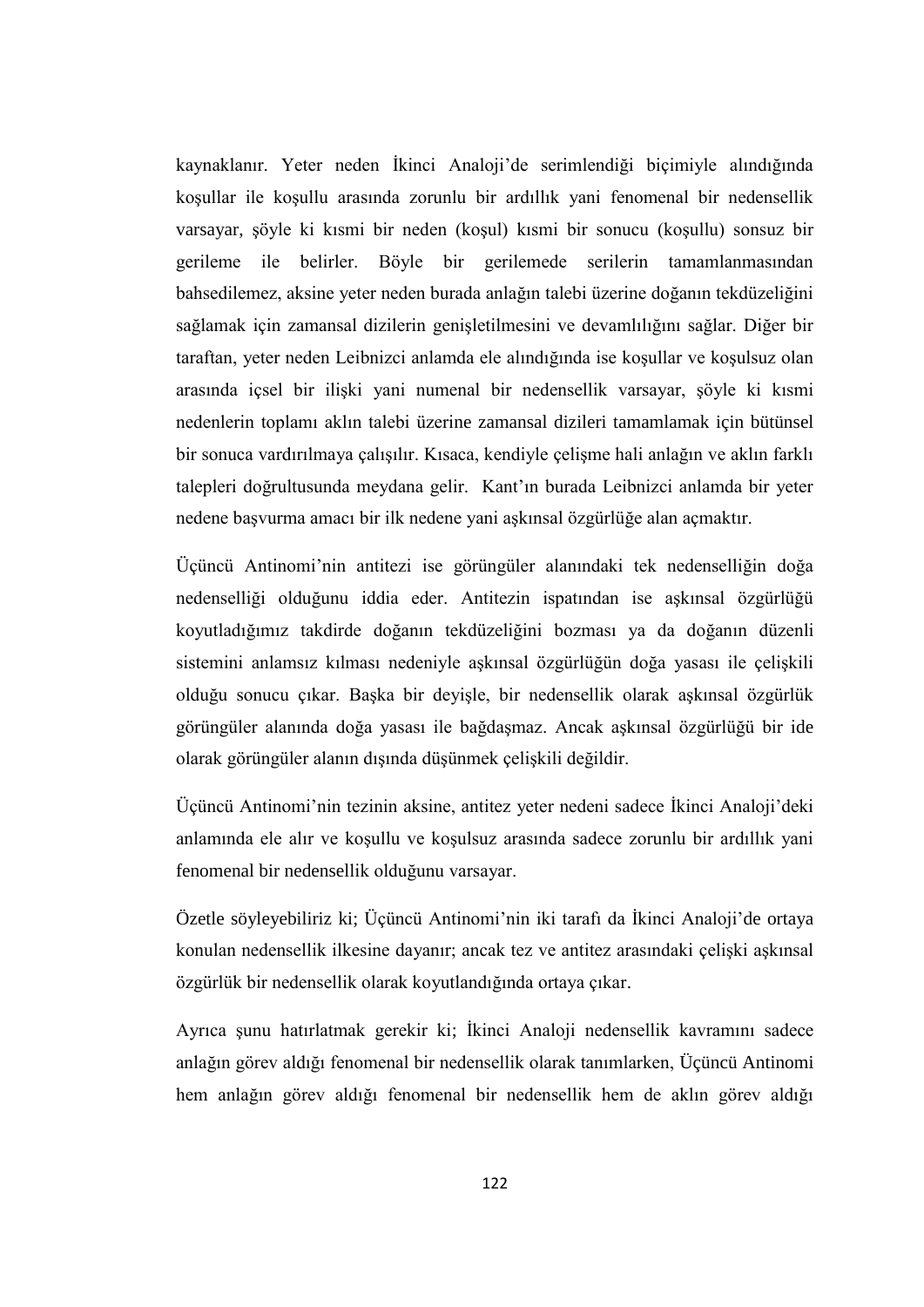kaynaklanır. Yeter neden İkinci Analoji'de serimlendiği biçimiyle alındığında koşullar ile koşullu arasında zorunlu bir ardıllık yani fenomenal bir nedensellik varsayar, şöyle ki kısmi bir neden (koşul) kısmi bir sonucu (koşullu) sonsuz bir gerileme ile belirler. Böyle bir gerilemede serilerin tamamlanmasından bahsedilemez, aksine yeter neden burada anlağın talebi üzerine doğanın tekdüzeliğini sağlamak için zamansal dizilerin genişletilmesini ve devamlılığını sağlar. Diğer bir taraftan, yeter neden Leibnizci anlamda ele alındığında ise koşullar ve koşulsuz olan arasında içsel bir ilişki yani numenal bir nedensellik varsayar, şöyle ki kısmi nedenlerin toplamı aklın talebi üzerine zamansal dizileri tamamlamak için bütünsel bir sonuca vardırılmaya çalışılır. Kısaca, kendiyle çelişme hali anlağın ve aklın farklı talepleri doğrultusunda meydana gelir. Kant'ın burada Leibnizci anlamda bir yeter nedene başvurma amacı bir ilk nedene yani aşkınsal özgürlüğe alan açmaktır.

Üçüncü Antinomi'nin antitezi ise görüngüler alanındaki tek nedenselliğin doğa nedenselliği olduğunu iddia eder. Antitezin ispatından ise aşkınsal özgürlüğü koyutladığımız takdirde doğanın tekdüzeliğini bozması ya da doğanın düzenli sistemini anlamsız kılması nedeniyle aşkınsal özgürlüğün doğa yasası ile çelişkili olduğu sonucu çıkar. Başka bir deyişle, bir nedensellik olarak aşkınsal özgürlük görüngüler alanında doğa yasası ile bağdaşmaz. Ancak aşkınsal özgürlüğü bir ide olarak görüngüler alanın dışında düşünmek çelişkili değildir.

Üçüncü Antinomi'nin tezinin aksine, antitez yeter nedeni sadece İkinci Analoji'deki anlamında ele alır ve koşullu ve koşulsuz arasında sadece zorunlu bir ardıllık yani fenomenal bir nedensellik olduğunu varsayar.

Özetle söyleyebiliriz ki; Üçüncü Antinomi'nin iki tarafı da İkinci Analoji'de ortaya konulan nedensellik ilkesine dayanır; ancak tez ve antitez arasındaki çelişki aşkınsal özgürlük bir nedensellik olarak koyutlandığında ortaya çıkar.

Ayrıca şunu hatırlatmak gerekir ki; İkinci Analoji nedensellik kavramını sadece anlağın görev aldığı fenomenal bir nedensellik olarak tanımlarken, Üçüncü Antinomi hem anlağın görev aldığı fenomenal bir nedensellik hem de aklın görev aldığı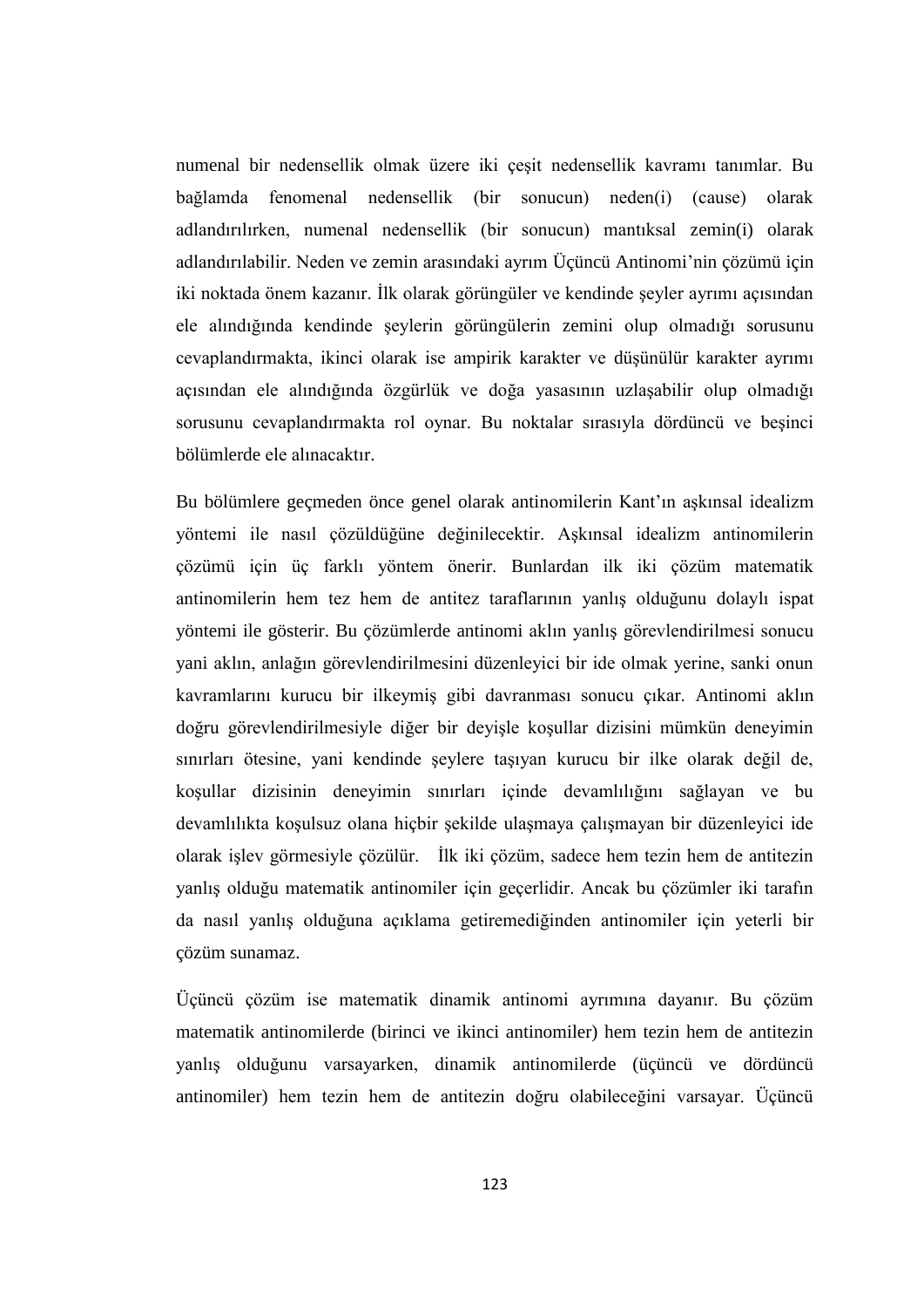numenal bir nedensellik olmak üzere iki çeşit nedensellik kavramı tanımlar. Bu bağlamda fenomenal nedensellik (bir sonucun) neden(i) (cause) olarak adlandırılırken, numenal nedensellik (bir sonucun) mantıksal zemin(i) olarak adlandırılabilir. Neden ve zemin arasındaki ayrım Üçüncü Antinomi'nin çözümü için iki noktada önem kazanır. İlk olarak görüngüler ve kendinde şeyler ayrımı açısından ele alındığında kendinde şeylerin görüngülerin zemini olup olmadığı sorusunu cevaplandırmakta, ikinci olarak ise ampirik karakter ve düşünülür karakter ayrımı açısından ele alındığında özgürlük ve doğa yasasının uzlaşabilir olup olmadığı sorusunu cevaplandırmakta rol oynar. Bu noktalar sırasıyla dördüncü ve beşinci bölümlerde ele alınacaktır.

Bu bölümlere geçmeden önce genel olarak antinomilerin Kant'ın aşkınsal idealizm yöntemi ile nasıl çözüldüğüne değinilecektir. Aşkınsal idealizm antinomilerin çözümü için üç farklı yöntem önerir. Bunlardan ilk iki çözüm matematik antinomilerin hem tez hem de antitez taraflarının yanlış olduğunu dolaylı ispat yöntemi ile gösterir. Bu çözümlerde antinomi aklın yanlış görevlendirilmesi sonucu yani aklın, anlağın görevlendirilmesini düzenleyici bir ide olmak yerine, sanki onun kavramlarını kurucu bir ilkeymiş gibi davranması sonucu çıkar. Antinomi aklın doğru görevlendirilmesiyle diğer bir deyişle koşullar dizisini mümkün deneyimin sınırları ötesine, yani kendinde şeylere taşıyan kurucu bir ilke olarak değil de, koşullar dizisinin deneyimin sınırları içinde devamlılığını sağlayan ve bu devamlılıkta koşulsuz olana hiçbir şekilde ulaşmaya çalışmayan bir düzenleyici ide olarak işlev görmesiyle çözülür. İlk iki çözüm, sadece hem tezin hem de antitezin yanlış olduğu matematik antinomiler için geçerlidir. Ancak bu çözümler iki tarafın da nasıl yanlış olduğuna açıklama getiremediğinden antinomiler için yeterli bir çözüm sunamaz.

Üçüncü çözüm ise matematik dinamik antinomi ayrımına dayanır. Bu çözüm matematik antinomilerde (birinci ve ikinci antinomiler) hem tezin hem de antitezin yanlış olduğunu varsayarken, dinamik antinomilerde (üçüncü ve dördüncü antinomiler) hem tezin hem de antitezin doğru olabileceğini varsayar. Üçüncü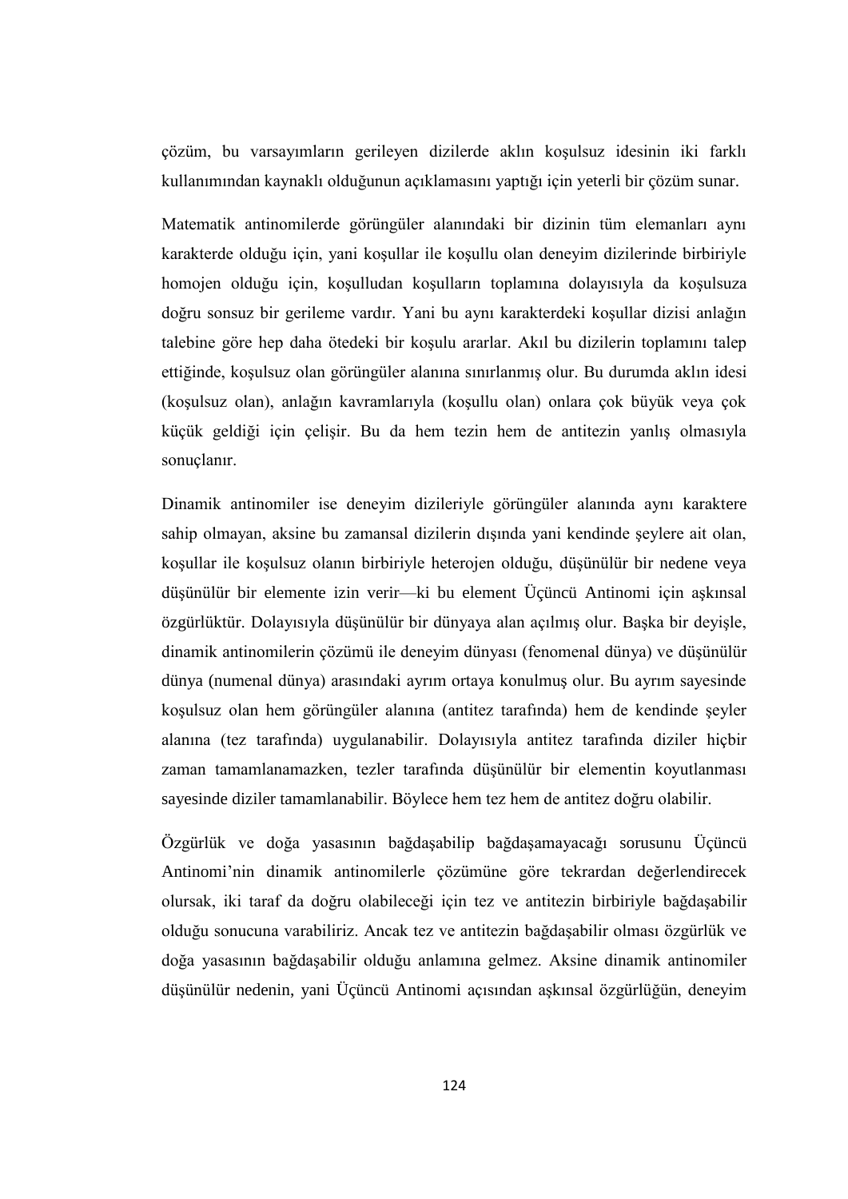çözüm, bu varsayımların gerileyen dizilerde aklın koşulsuz idesinin iki farklı kullanımından kaynaklı olduğunun açıklamasını yaptığı için yeterli bir çözüm sunar.

Matematik antinomilerde görüngüler alanındaki bir dizinin tüm elemanları aynı karakterde olduğu için, yani koşullar ile koşullu olan deneyim dizilerinde birbiriyle homojen olduğu için, koşulludan koşulların toplamına dolayısıyla da koşulsuza doğru sonsuz bir gerileme vardır. Yani bu aynı karakterdeki koşullar dizisi anlağın talebine göre hep daha ötedeki bir koşulu ararlar. Akıl bu dizilerin toplamını talep ettiğinde, koşulsuz olan görüngüler alanına sınırlanmış olur. Bu durumda aklın idesi (koşulsuz olan), anlağın kavramlarıyla (koşullu olan) onlara çok büyük veya çok küçük geldiği için çelişir. Bu da hem tezin hem de antitezin yanlış olmasıyla sonuçlanır.

Dinamik antinomiler ise deneyim dizileriyle görüngüler alanında aynı karaktere sahip olmayan, aksine bu zamansal dizilerin dışında yani kendinde şeylere ait olan, koşullar ile koşulsuz olanın birbiriyle heterojen olduğu, düşünülür bir nedene veya düşünülür bir elemente izin verir—ki bu element Üçüncü Antinomi için aşkınsal özgürlüktür. Dolayısıyla düşünülür bir dünyaya alan açılmış olur. Başka bir deyişle, dinamik antinomilerin çözümü ile deneyim dünyası (fenomenal dünya) ve düşünülür dünya (numenal dünya) arasındaki ayrım ortaya konulmuş olur. Bu ayrım sayesinde koşulsuz olan hem görüngüler alanına (antitez tarafında) hem de kendinde şeyler alanına (tez tarafında) uygulanabilir. Dolayısıyla antitez tarafında diziler hiçbir zaman tamamlanamazken, tezler tarafında düşünülür bir elementin koyutlanması sayesinde diziler tamamlanabilir. Böylece hem tez hem de antitez doğru olabilir.

Özgürlük ve doğa yasasının bağdaşabilip bağdaşamayacağı sorusunu Üçüncü Antinomi'nin dinamik antinomilerle çözümüne göre tekrardan değerlendirecek olursak, iki taraf da doğru olabileceği için tez ve antitezin birbiriyle bağdaşabilir olduğu sonucuna varabiliriz. Ancak tez ve antitezin bağdaşabilir olması özgürlük ve doğa yasasının bağdaşabilir olduğu anlamına gelmez. Aksine dinamik antinomiler düşünülür nedenin, yani Üçüncü Antinomi açısından aşkınsal özgürlüğün, deneyim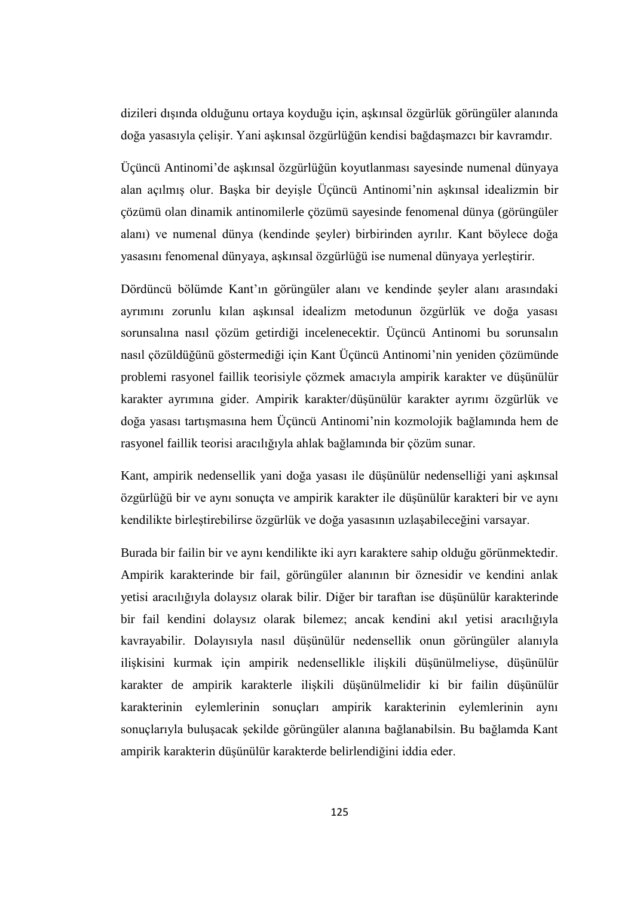dizileri dışında olduğunu ortaya koyduğu için, aşkınsal özgürlük görüngüler alanında doğa yasasıyla çelişir. Yani aşkınsal özgürlüğün kendisi bağdaşmazcı bir kavramdır.

Üçüncü Antinomi'de aşkınsal özgürlüğün koyutlanması sayesinde numenal dünyaya alan açılmış olur. Başka bir deyişle Üçüncü Antinomi'nin aşkınsal idealizmin bir çözümü olan dinamik antinomilerle çözümü sayesinde fenomenal dünya (görüngüler alanı) ve numenal dünya (kendinde şeyler) birbirinden ayrılır. Kant böylece doğa yasasını fenomenal dünyaya, aşkınsal özgürlüğü ise numenal dünyaya yerleştirir.

Dördüncü bölümde Kant'ın görüngüler alanı ve kendinde şeyler alanı arasındaki ayrımını zorunlu kılan aşkınsal idealizm metodunun özgürlük ve doğa yasası sorunsalına nasıl çözüm getirdiği incelenecektir. Üçüncü Antinomi bu sorunsalın nasıl çözüldüğünü göstermediği için Kant Üçüncü Antinomi'nin yeniden çözümünde problemi rasyonel faillik teorisiyle çözmek amacıyla ampirik karakter ve düşünülür karakter ayrımına gider. Ampirik karakter/düşünülür karakter ayrımı özgürlük ve doğa yasası tartışmasına hem Üçüncü Antinomi'nin kozmolojik bağlamında hem de rasyonel faillik teorisi aracılığıyla ahlak bağlamında bir çözüm sunar.

Kant, ampirik nedensellik yani doğa yasası ile düşünülür nedenselliği yani aşkınsal özgürlüğü bir ve aynı sonuçta ve ampirik karakter ile düşünülür karakteri bir ve aynı kendilikte birleştirebilirse özgürlük ve doğa yasasının uzlaşabileceğini varsayar.

Burada bir failin bir ve aynı kendilikte iki ayrı karaktere sahip olduğu görünmektedir. Ampirik karakterinde bir fail, görüngüler alanının bir öznesidir ve kendini anlak yetisi aracılığıyla dolaysız olarak bilir. Diğer bir taraftan ise düşünülür karakterinde bir fail kendini dolaysız olarak bilemez; ancak kendini akıl yetisi aracılığıyla kavrayabilir. Dolayısıyla nasıl düşünülür nedensellik onun görüngüler alanıyla ilişkisini kurmak için ampirik nedensellikle ilişkili düşünülmeliyse, düşünülür karakter de ampirik karakterle ilişkili düşünülmelidir ki bir failin düşünülür karakterinin eylemlerinin sonuçları ampirik karakterinin eylemlerinin aynı sonuçlarıyla buluşacak şekilde görüngüler alanına bağlanabilsin. Bu bağlamda Kant ampirik karakterin düşünülür karakterde belirlendiğini iddia eder.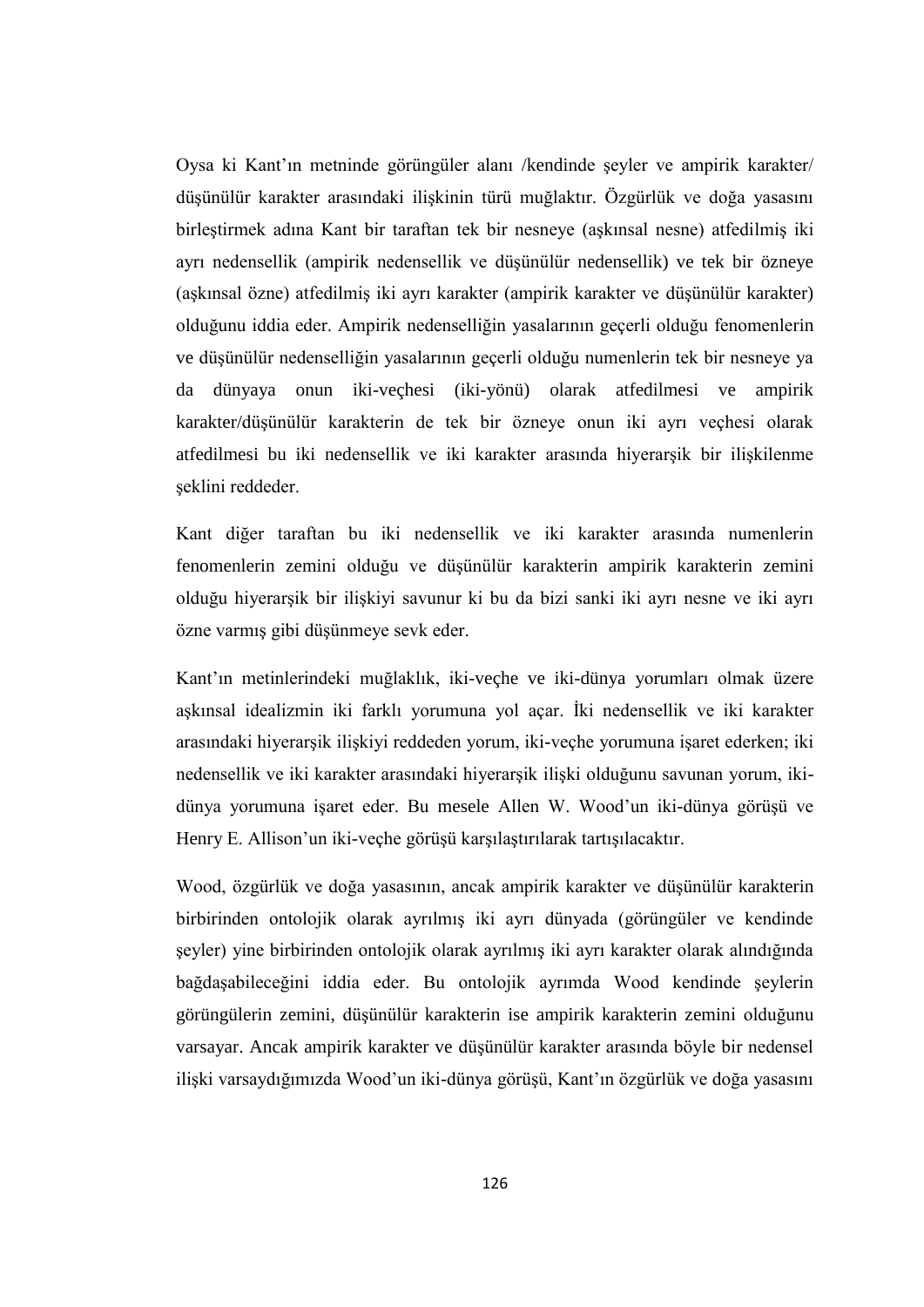Oysa ki Kant'ın metninde görüngüler alanı /kendinde şeyler ve ampirik karakter/ düşünülür karakter arasındaki ilişkinin türü muğlaktır. Özgürlük ve doğa yasasını birleştirmek adına Kant bir taraftan tek bir nesneye (aşkınsal nesne) atfedilmiş iki ayrı nedensellik (ampirik nedensellik ve düşünülür nedensellik) ve tek bir özneye (aşkınsal özne) atfedilmiş iki ayrı karakter (ampirik karakter ve düşünülür karakter) olduğunu iddia eder. Ampirik nedenselliğin yasalarının geçerli olduğu fenomenlerin ve düşünülür nedenselliğin yasalarının geçerli olduğu numenlerin tek bir nesneye ya da dünyaya onun iki-veçhesi (iki-yönü) olarak atfedilmesi ve ampirik karakter/düşünülür karakterin de tek bir özneye onun iki ayrı veçhesi olarak atfedilmesi bu iki nedensellik ve iki karakter arasında hiyerarşik bir ilişkilenme şeklini reddeder.

Kant diğer taraftan bu iki nedensellik ve iki karakter arasında numenlerin fenomenlerin zemini olduğu ve düşünülür karakterin ampirik karakterin zemini olduğu hiyerarşik bir ilişkiyi savunur ki bu da bizi sanki iki ayrı nesne ve iki ayrı özne varmış gibi düşünmeye sevk eder.

Kant'ın metinlerindeki muğlaklık, iki-veçhe ve iki-dünya yorumları olmak üzere aşkınsal idealizmin iki farklı yorumuna yol açar. İki nedensellik ve iki karakter arasındaki hiyerarşik ilişkiyi reddeden yorum, iki-veçhe yorumuna işaret ederken; iki nedensellik ve iki karakter arasındaki hiyerarşik ilişki olduğunu savunan yorum, iki-dünya yorumuna işaret eder. Bu mesele Allen W. Wood'un iki-dünya görüşü ve Henry E. Allison'un iki-veçhe görüşü karşılaştırılarak tartışılacaktır.

Wood, özgürlük ve doğa yasasının, ancak ampirik karakter ve düşünülür karakterin birbirinden ontolojik olarak ayrılmış iki ayrı dünyada (görüngüler ve kendinde şeyler) yine birbirinden ontolojik olarak ayrılmış iki ayrı karakter olarak alındığında bağdaşabileceğini iddia eder. Bu ontolojik ayrımda Wood kendinde şeylerin görüngülerin zemini, düşünülür karakterin ise ampirik karakterin zemini olduğunu varsayar. Ancak ampirik karakter ve düşünülür karakter arasında böyle bir nedensel ilişki varsaydığımızda Wood'un iki-dünya görüşü, Kant'ın özgürlük ve doğa yasasını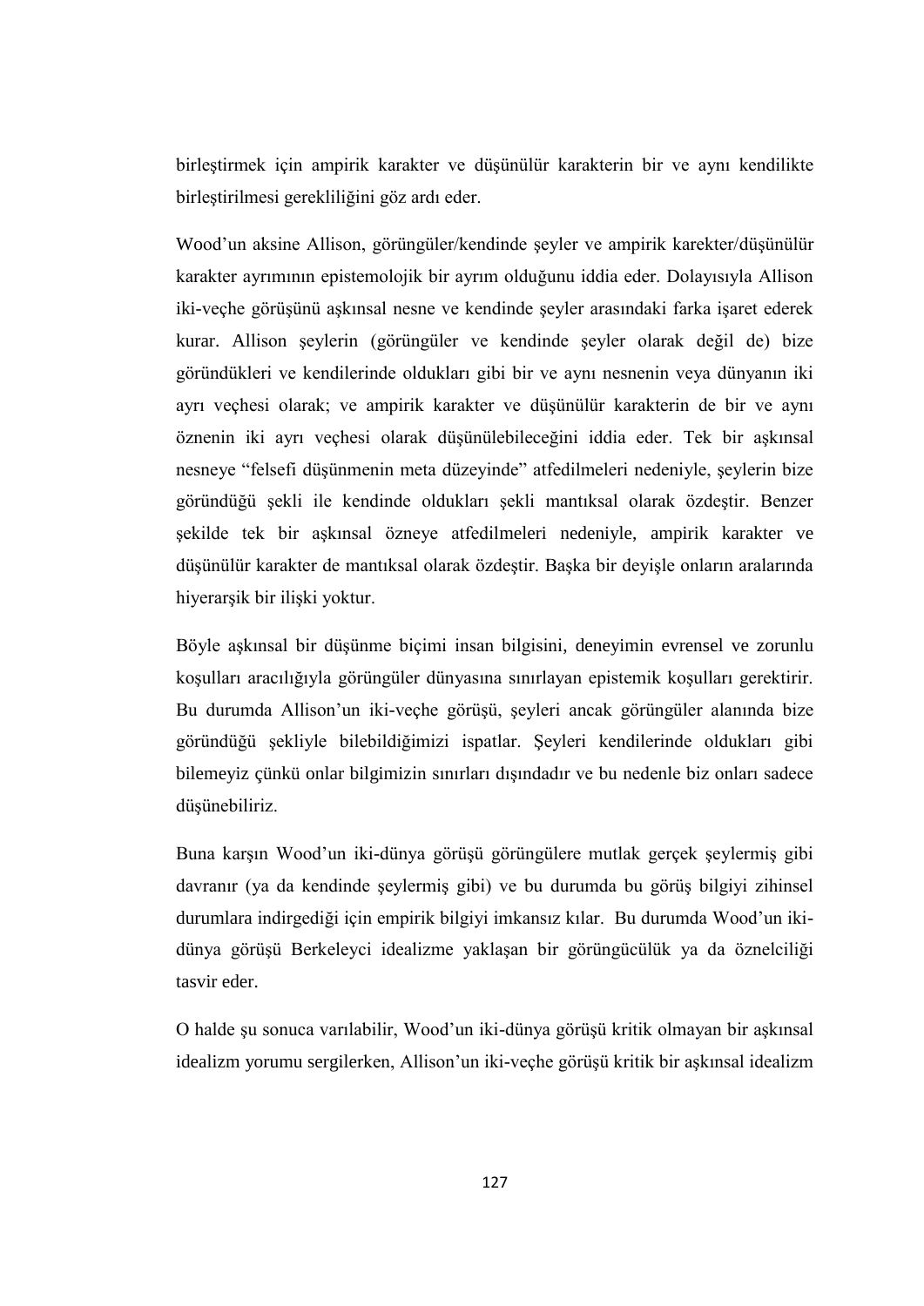birleştirmek için ampirik karakter ve düşünülür karakterin bir ve aynı kendilikte birleştirilmesi gerekliliğini göz ardı eder.

Wood'un aksine Allison, görüngüler/kendinde şeyler ve ampirik karekter/düşünülür karakter ayrımının epistemolojik bir ayrım olduğunu iddia eder. Dolayısıyla Allison iki-veçhe görüşünü aşkınsal nesne ve kendinde şeyler arasındaki farka işaret ederek kurar. Allison şeylerin (görüngüler ve kendinde şeyler olarak değil de) bize göründükleri ve kendilerinde oldukları gibi bir ve aynı nesnenin veya dünyanın iki ayrı veçhesi olarak; ve ampirik karakter ve düşünülür karakterin de bir ve aynı öznenin iki ayrı veçhesi olarak düşünülebileceğini iddia eder. Tek bir aşkınsal nesneye "felsefi düşünmenin meta düzeyinde" atfedilmeleri nedeniyle, şeylerin bize göründüğü şekli ile kendinde oldukları şekli mantıksal olarak özdeştir. Benzer şekilde tek bir aşkınsal özneye atfedilmeleri nedeniyle, ampirik karakter ve düşünülür karakter de mantıksal olarak özdeştir. Başka bir deyişle onların aralarında hiyerarşik bir ilişki yoktur.

Böyle aşkınsal bir düşünme biçimi insan bilgisini, deneyimin evrensel ve zorunlu koşulları aracılığıyla görüngüler dünyasına sınırlayan epistemik koşulları gerektirir. Bu durumda Allison'un iki-veçhe görüşü, şeyleri ancak görüngüler alanında bize göründüğü şekliyle bilebildiğimizi ispatlar. Şeyleri kendilerinde oldukları gibi bilemeyiz çünkü onlar bilgimizin sınırları dışındadır ve bu nedenle biz onları sadece düşünebiliriz.

Buna karşın Wood'un iki-dünya görüşü görüngülere mutlak gerçek şeylermiş gibi davranır (ya da kendinde şeylermiş gibi) ve bu durumda bu görüş bilgiyi zihinsel durumlara indirgediği için empirik bilgiyi imkansız kılar. Bu durumda Wood'un iki-dünya görüşü Berkeleyci idealizme yaklaşan bir görüngücülük ya da öznelciliği tasvir eder.

O halde şu sonuca varılabilir, Wood'un iki-dünya görüşü kritik olmayan bir aşkınsal idealizm yorumu sergilerken, Allison'un iki-veçhe görüşü kritik bir aşkınsal idealizm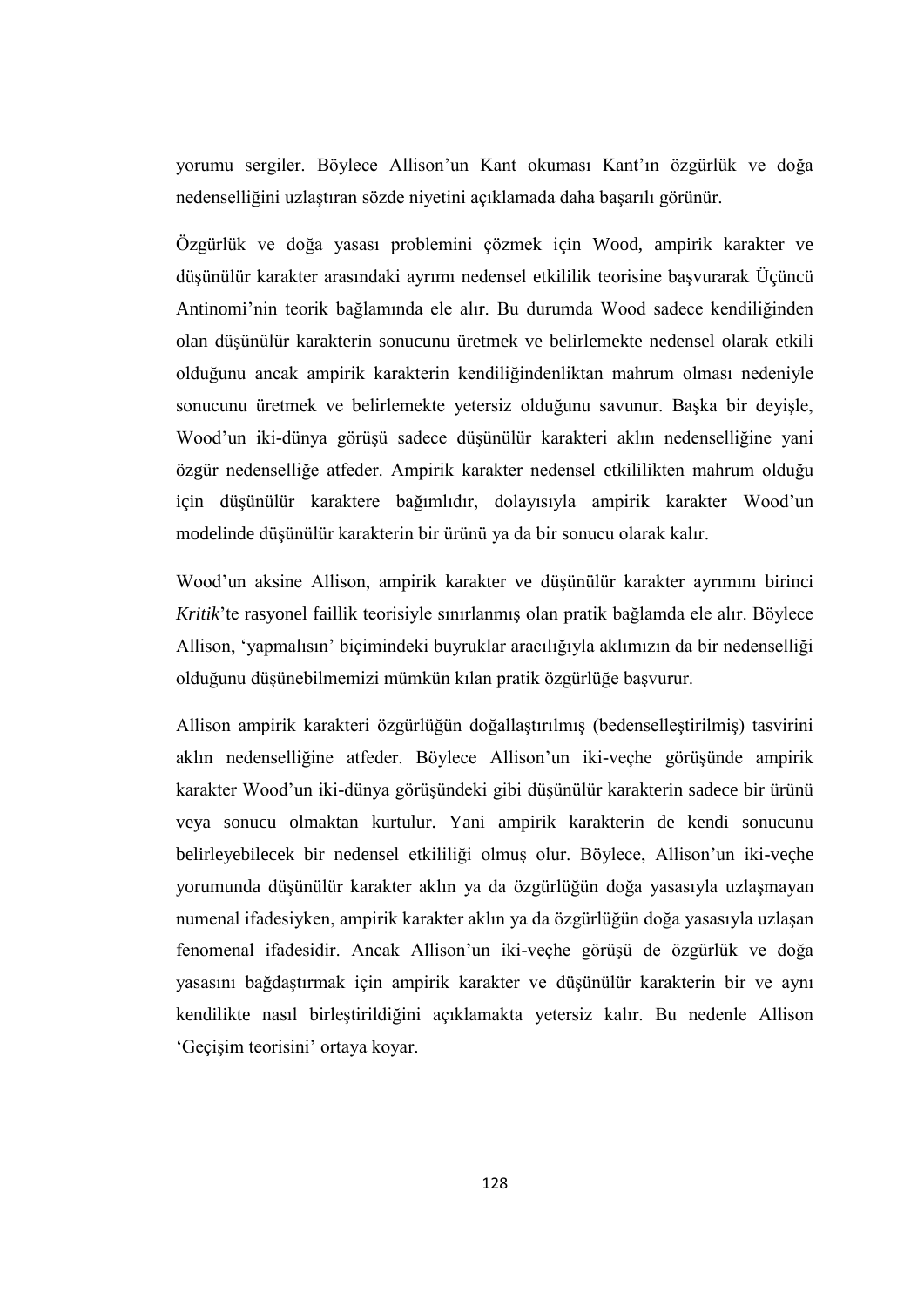yorumu sergiler. Böylece Allison’un Kant okuması Kant’ın özgürlük ve doğa nedenselliğini uzlaştıran sözde niyetini açıklamada daha başarılı görünür.

Özgürlük ve doğa yasası problemini çözmek için Wood, ampirik karakter ve düşünülür karakter arasındaki ayrımı nedensel etkililik teorisine başvurarak Üçüncü Antinomi’nin teorik bağlamında ele alır. Bu durumda Wood sadece kendiliğinden olan düşünülür karakterin sonucunu üretmek ve belirlemekte nedensel olarak etkili olduğunu ancak ampirik karakterin kendiliğindenliktan mahrum olması nedeniyle sonucunu üretmek ve belirlemekte yetersiz olduğunu savunur. Başka bir deyişle, Wood’un iki-dünya görüşü sadece düşünülür karakteri aklın nedenselliğine yani özgür nedenselliğe atfeder. Ampirik karakter nedensel etkililikten mahrum olduğu için düşünülür karaktere bağımlıdır, dolayısıyla ampirik karakter Wood’un modelinde düşünülür karakterin bir ürünü ya da bir sonucu olarak kalır.

Wood’un aksine Allison, ampirik karakter ve düşünülür karakter ayrımını birinci *Kritik*’te rasyonel faillik teorisiyle sınırlanmış olan pratik bağlamda ele alır. Böylece Allison, ‘yapmalısın’ biçimindeki buyruklar aracılığıyla aklımızın da bir nedenselliği olduğunu düşünebilmemizi mümkün kılan pratik özgürlüğe başvurur.

Allison ampirik karakteri özgürlüğün doğallaştırılmış (bedenselleştirilmiş) tasvirini aklın nedenselliğine atfeder. Böylece Allison’un iki-veçhe görüşünde ampirik karakter Wood’un iki-dünya görüşündeki gibi düşünülür karakterin sadece bir ürünü veya sonucu olmaktan kurtulur. Yani ampirik karakterin de kendi sonucunu belirleyebilecek bir nedensel etkililiği olmuş olur. Böylece, Allison’un iki-veçhe yorumunda düşünülür karakter aklın ya da özgürlüğün doğa yasasıyla uzlaşmayan numenal ifadesiyken, ampirik karakter aklın ya da özgürlüğün doğa yasasıyla uzlaşan fenomenal ifadesidir. Ancak Allison’un iki-veçhe görüşü de özgürlük ve doğa yasasını bağdaştırmak için ampirik karakter ve düşünülür karakterin bir ve aynı kendilikte nasıl birleştirildiğini açıklamakta yetersiz kalır. Bu nedenle Allison ‘Geçişim teorisini’ ortaya koyar.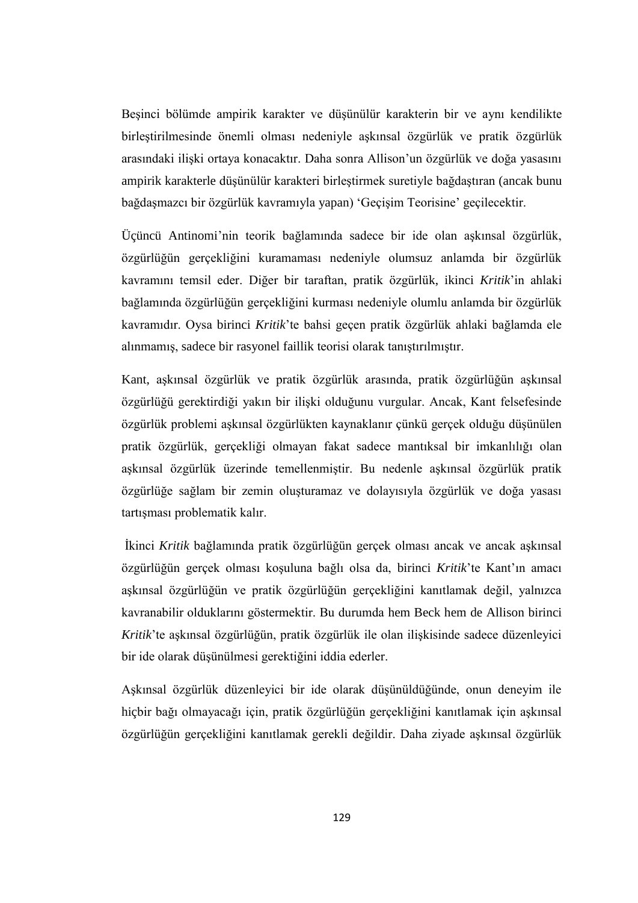Beşinci bölümde ampirik karakter ve düşünülür karakterin bir ve aynı kendilikte birleştirilmesinde önemli olması nedeniyle aşkınsal özgürlük ve pratik özgürlük arasındaki ilişki ortaya konacaktır. Daha sonra Allison'un özgürlük ve doğa yasasını ampirik karakterle düşünülür karakteri birleştirmek suretiyle bağdaştıran (ancak bunu bağdaşmazcı bir özgürlük kavramıyla yapan) 'Geçişim Teorisine' geçilecektir.

Üçüncü Antinomi'nin teorik bağlamında sadece bir ide olan aşkınsal özgürlük, özgürlüğün gerçekliğini kuramaması nedeniyle olumsuz anlamda bir özgürlük kavramını temsil eder. Diğer bir taraftan, pratik özgürlük, ikinci *Kritik*'in ahlaki bağlamında özgürlüğün gerçekliğini kurması nedeniyle olumlu anlamda bir özgürlük kavramıdır. Oysa birinci *Kritik*'te bahsi geçen pratik özgürlük ahlaki bağlamda ele alınmamış, sadece bir rasyonel faillik teorisi olarak tanıştırılmıştır.

Kant, aşkınsal özgürlük ve pratik özgürlük arasında, pratik özgürlüğün aşkınsal özgürlüğü gerektirdiği yakın bir ilişki olduğunu vurgular. Ancak, Kant felsefesinde özgürlük problemi aşkınsal özgürlükten kaynaklanır çünkü gerçek olduğu düşünülen pratik özgürlük, gerçekliği olmayan fakat sadece mantıksal bir imkanlılığı olan aşkınsal özgürlük üzerinde temellenmiştir. Bu nedenle aşkınsal özgürlük pratik özgürlüğe sağlam bir zemin oluşturamaz ve dolayısıyla özgürlük ve doğa yasası tartışması problematik kalır.

İkinci *Kritik* bağlamında pratik özgürlüğün gerçek olması ancak ve ancak aşkınsal özgürlüğün gerçek olması koşuluna bağlı olsa da, birinci *Kritik*'te Kant'ın amacı aşkınsal özgürlüğün ve pratik özgürlüğün gerçekliğini kanıtlamak değil, yalnızca kavranabilir olduklarını göstermektir. Bu durumda hem Beck hem de Allison birinci *Kritik*'te aşkınsal özgürlüğün, pratik özgürlük ile olan ilişkisinde sadece düzenleyici bir ide olarak düşünülmesi gerektiğini iddia ederler.

Aşkınsal özgürlük düzenleyici bir ide olarak düşünüldüğünde, onun deneyim ile hiçbir bağı olmayacağı için, pratik özgürlüğün gerçekliğini kanıtlamak için aşkınsal özgürlüğün gerçekliğini kanıtlamak gerekli değildir. Daha ziyade aşkınsal özgürlük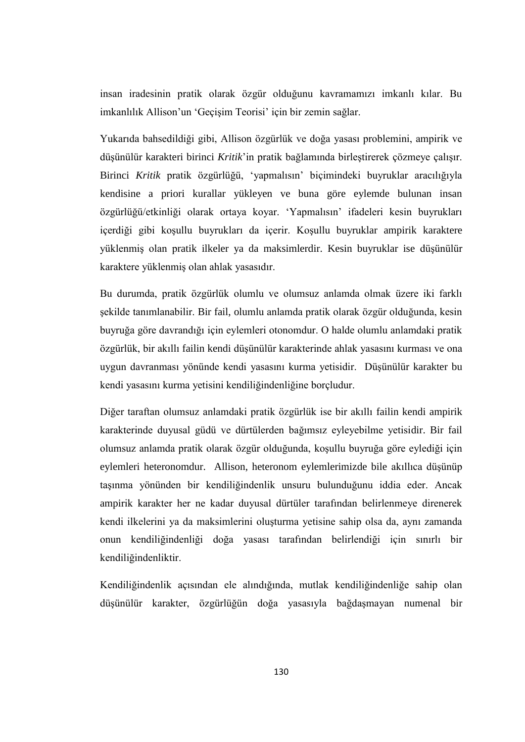insan iradesinin pratik olarak özgür olduğunu kavramamızı imkanlı kılar. Bu imkanlılık Allison'un 'Geçişim Teorisi' için bir zemin sağlar.

Yukarıda bahsedildiği gibi, Allison özgürlük ve doğa yasası problemini, ampirik ve düşünülür karakteri birinci *Kritik*'in pratik bağlamında birleştirerek çözmeye çalışır. Birinci *Kritik* pratik özgürlüğü, 'yapmalısın' biçimindeki buyruklar aracılığıyla kendisine a priori kurallar yükleyen ve buna göre eylemde bulunan insan özgürlüğü/etkinliği olarak ortaya koyar. 'Yapmalısın' ifadeleri kesin buyrukları içerdiği gibi koşullu buyrukları da içerir. Koşullu buyruklar ampirik karaktere yüklenmiş olan pratik ilkeler ya da maksimlerdir. Kesin buyruklar ise düşünülür karaktere yüklenmiş olan ahlak yasasıdır.

Bu durumda, pratik özgürlük olumlu ve olumsuz anlamda olmak üzere iki farklı şekilde tanımlanabilir. Bir fail, olumlu anlamda pratik olarak özgür olduğunda, kesin buyruğa göre davrandığı için eylemleri otonomdur. O halde olumlu anlamdaki pratik özgürlük, bir akıllı failin kendi düşünülür karakterinde ahlak yasasını kurması ve ona uygun davranması yönünde kendi yasasını kurma yetisidir. Düşünülür karakter bu kendi yasasını kurma yetisini kendiliğindenliğine borçludur.

Diğer taraftan olumsuz anlamdaki pratik özgürlük ise bir akıllı failin kendi ampirik karakterinde duyusal güdü ve dürtülerden bağımsız eyleyebilme yetisidir. Bir fail olumsuz anlamda pratik olarak özgür olduğunda, koşullu buyruğa göre eylediği için eylemleri heteronomdur. Allison, heteronom eylemlerimizde bile akıllıca düşünüp taşınma yönünden bir kendiliğindenlik unsuru bulunduğunu iddia eder. Ancak ampirik karakter her ne kadar duyusal dürtüler tarafından belirlenmeye direnerek kendi ilkelerini ya da maksimlerini oluşturma yetisine sahip olsa da, aynı zamanda onun kendiliğindenliği doğa yasası tarafından belirlendiği için sınırlı bir kendiliğindenliktir.

Kendiliğindenlik açısından ele alındığında, mutlak kendiliğindenliğe sahip olan düşünülür karakter, özgürlüğün doğa yasasıyla bağdaşmayan numenal bir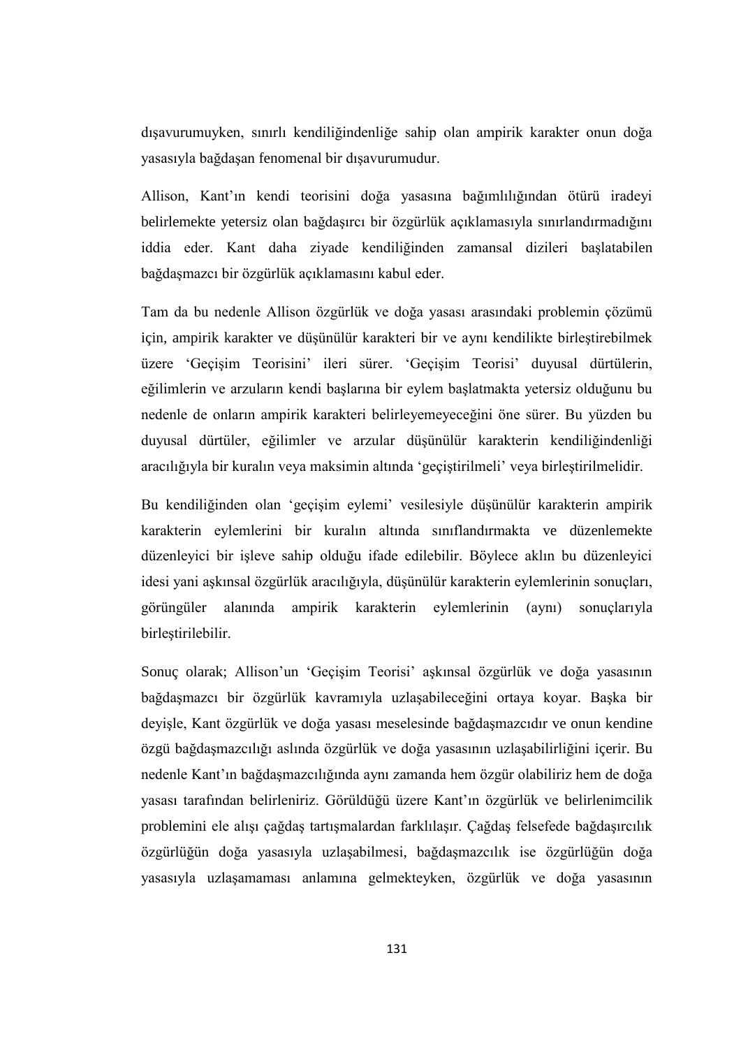dışavurumuyken, sınırlı kendiliğindenliğe sahip olan ampirik karakter onun doğa yasasıyla bağdaşan fenomenal bir dışavurumudur.

Allison, Kant'ın kendi teorisini doğa yasasına bağımlılığından ötürü iradeyi belirlemekte yetersiz olan bağdaşırcı bir özgürlük açıklamasıyla sınırlandırmadığını iddia eder. Kant daha ziyade kendiliğinden zamansal dizileri başlatabilen bağdaşmazcı bir özgürlük açıklamasını kabul eder.

Tam da bu nedenle Allison özgürlük ve doğa yasası arasındaki problemin çözümü için, ampirik karakter ve düşünülür karakteri bir ve aynı kendilikte birleştirebilmek üzere 'Geçişim Teorisini' ileri sürer. 'Geçişim Teorisi' duyusal dürtülerin, eğilimlerin ve arzuların kendi başlarına bir eylem başlatmakta yetersiz olduğunu bu nedenle de onların ampirik karakteri belirleyemeyeceğini öne sürer. Bu yüzden bu duyusal dürtüler, eğilimler ve arzular düşünülür karakterin kendiliğindenliği aracılığıyla bir kuralın veya maksimin altında 'geçiştirilmeli' veya birleştirilmelidir.

Bu kendiliğinden olan 'geçişim eylemi' vesilesiyle düşünülür karakterin ampirik karakterin eylemlerini bir kuralın altında sınıflandırmakta ve düzenlemekte düzenleyici bir işleve sahip olduğu ifade edilebilir. Böylece aklın bu düzenleyici idesi yani aşkınsal özgürlük aracılığıyla, düşünülür karakterin eylemlerinin sonuçları, görüngüler alanında ampirik karakterin eylemlerinin (aynı) sonuçlarıyla birleştirilebilir.

Sonuç olarak; Allison'un 'Geçişim Teorisi' aşkınsal özgürlük ve doğa yasasının bağdaşmazcı bir özgürlük kavramıyla uzlaşabileceğini ortaya koyar. Başka bir deyişle, Kant özgürlük ve doğa yasası meselesinde bağdaşmazcıdır ve onun kendine özgü bağdaşmazcılığı aslında özgürlük ve doğa yasasının uzlaşabilirliğini içerir. Bu nedenle Kant'ın bağdaşmazcılığında aynı zamanda hem özgür olabiliriz hem de doğa yasası tarafından belirleniriz. Görüldüğü üzere Kant'ın özgürlük ve belirlenimcilik problemini ele alışı çağdaş tartışmalardan farklılaşır. Çağdaş felsefede bağdaşırcılık özgürlüğün doğa yasasıyla uzlaşabilmesi, bağdaşmazcılık ise özgürlüğün doğa yasasıyla uzlaşamaması anlamına gelmekteyken, özgürlük ve doğa yasasının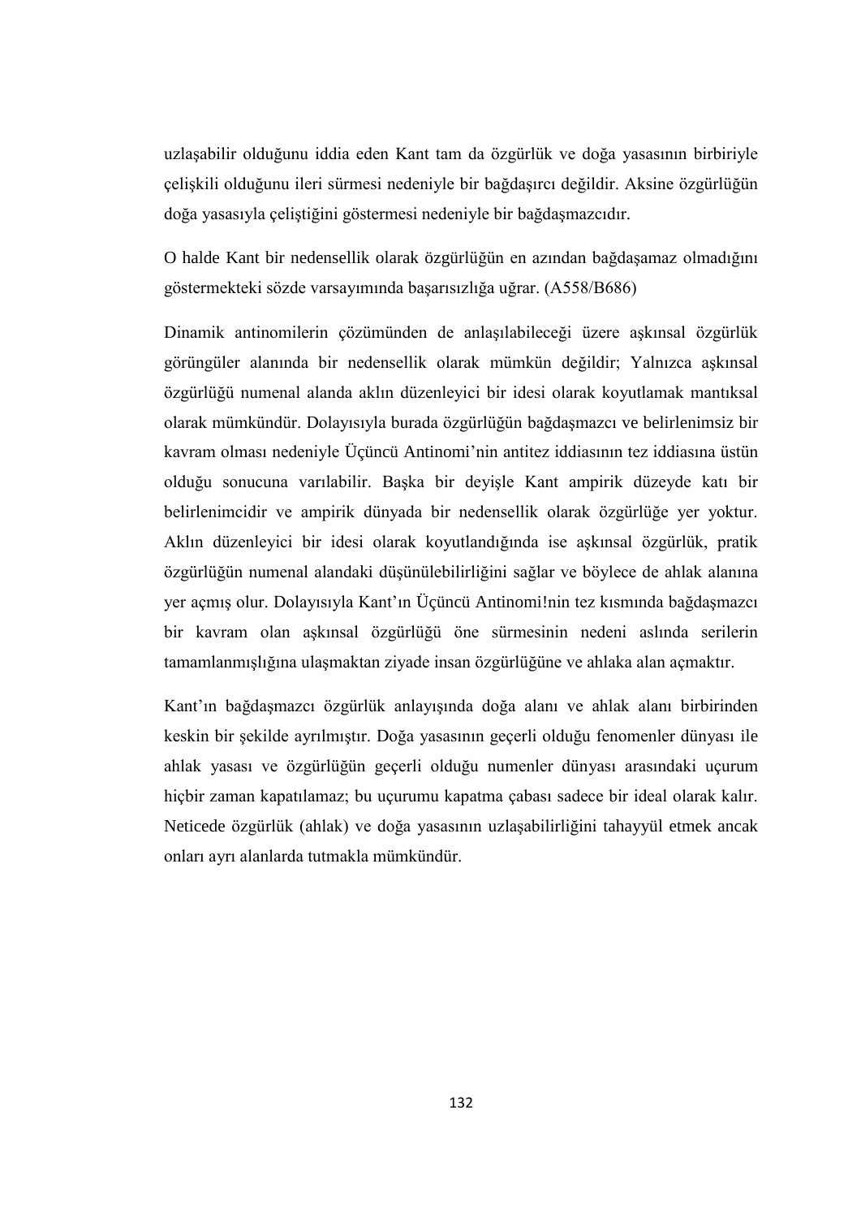uzlaşabilir olduğunu iddia eden Kant tam da özgürlük ve doğa yasasının birbiriyle çelişkili olduğunu ileri sürmesi nedeniyle bir bağdaşırcı değildir. Aksine özgürlüğün doğa yasasıyla çeliştiğini göstermesi nedeniyle bir bağdaşmazcıdır.

O halde Kant bir nedensellik olarak özgürlüğün en azından bağdaşamaz olmadığını göstermekteki sözde varsayımında başarısızlığa uğrar. (A558/B686)

Dinamik antinomilerin çözümünden de anlaşılabileceği üzere aşkınsal özgürlük görüngüler alanında bir nedensellik olarak mümkün değildir; Yalnızca aşkınsal özgürlüğü numenal alanda aklın düzenleyici bir idesi olarak koyutlamak mantıksal olarak mümkündür. Dolayısıyla burada özgürlüğün bağdaşmazcı ve belirlenimsiz bir kavram olması nedeniyle Üçüncü Antinomi'nin antitez iddiasının tez iddiasına üstün olduğu sonucuna varılabilir. Başka bir deyişle Kant ampirik düzeyde katı bir belirlenimcidir ve ampirik dünyada bir nedensellik olarak özgürlüğe yer yoktur. Aklın düzenleyici bir idesi olarak koyutlandığında ise aşkınsal özgürlük, pratik özgürlüğün numenal alandaki düşünülebilirliğini sağlar ve böylece de ahlak alanına yer açmış olur. Dolayısıyla Kant'ın Üçüncü Antinomi!nin tez kısmında bağdaşmazcı bir kavram olan aşkınsal özgürlüğü öne sürmesinin nedeni aslında serilerin tamamlanmışlığına ulaşmaktan ziyade insan özgürlüğüne ve ahlaka alan açmaktır.

Kant'ın bağdaşmazcı özgürlük anlayışında doğa alanı ve ahlak alanı birbirinden keskin bir şekilde ayrılmıştır. Doğa yasasının geçerli olduğu fenomenler dünyası ile ahlak yasası ve özgürlüğün geçerli olduğu numenler dünyası arasındaki uçurum hiçbir zaman kapatılamaz; bu uçurumu kapatma çabası sadece bir ideal olarak kalır. Neticede özgürlük (ahlak) ve doğa yasasının uzlaşabilirliğini tahayyül etmek ancak onları ayrı alanlarda tutmakla mümkündür.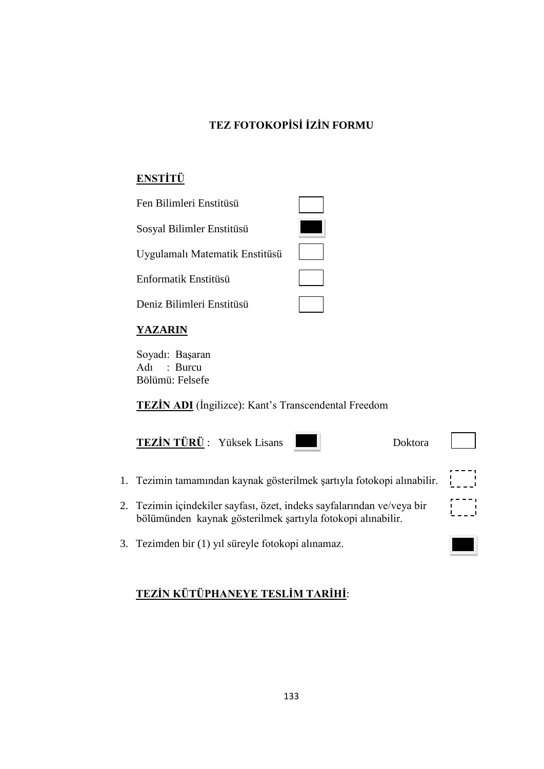**TEZ FOTOKOPİSİ İZİN FORMU**

**ENSTİTÜ**

Fen Bilimleri Enstitüsü ☐

Sosyal Bilimler Enstitüsü ■

Uygulamalı Matematik Enstitüsü ☐

Enformatik Enstitüsü ☐

Deniz Bilimleri Enstitüsü ☐

**YAZARIN**

Soyadı: Başaran
Adı : Burcu
Bölümü: Felsefe

**TEZİN ADI** (İngilizce): Kant's Transcendental Freedom

**TEZİN TÜRÜ** : Yüksek Lisans ■ Doktora ☐

1. Tezimin tamamından kaynak gösterilmek şartıyla fotokopi alınabilir. ☐
2. Tezimin içindekiler sayfası, özet, indeks sayfalarından ve/veya bir bölümünden kaynak gösterilmek şartıyla fotokopi alınabilir. ☐
3. Tezimden bir (1) yıl süreyle fotokopi alınamaz. ■

**TEZİN KÜTÜPHANEYE TESLİM TARİHİ**: